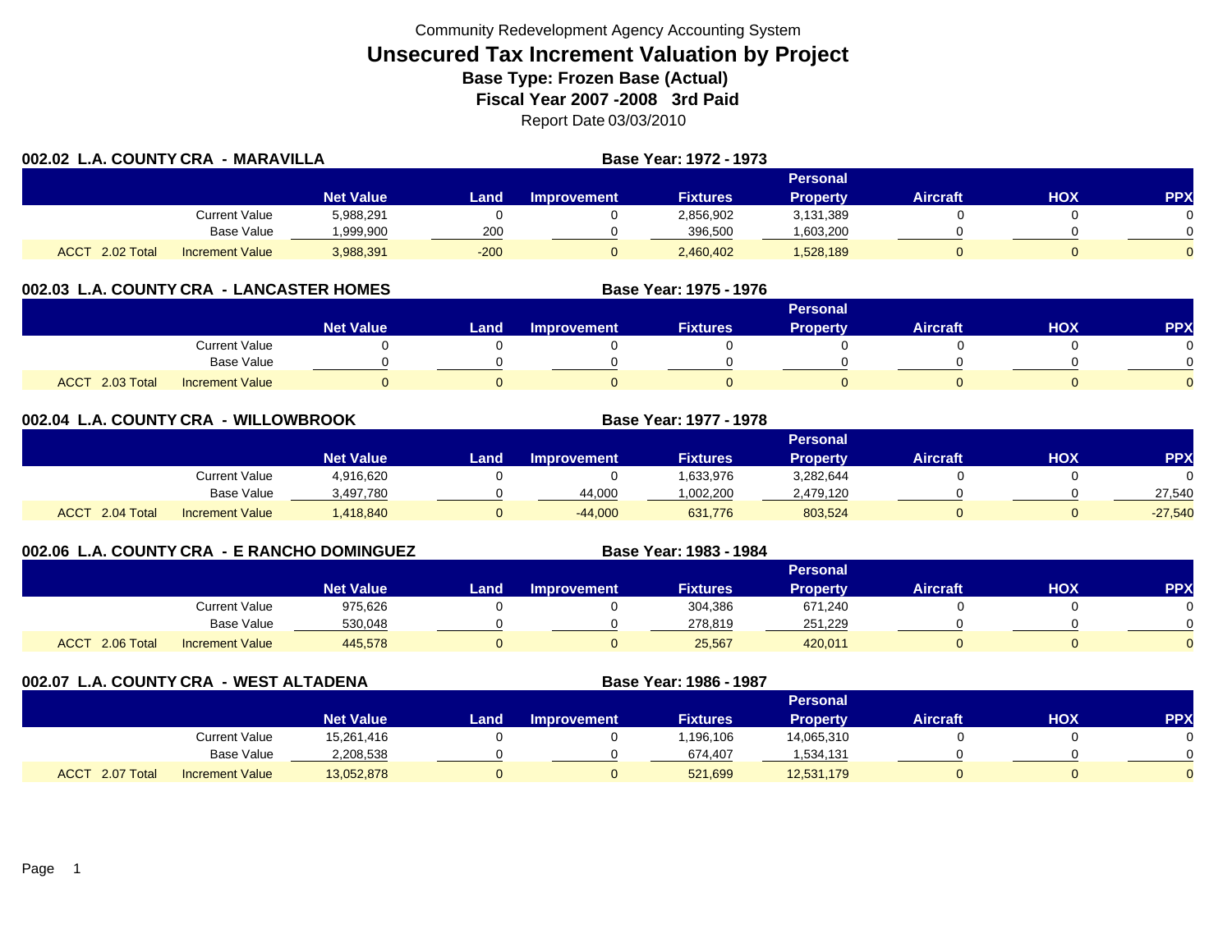Community Redevelopment Agency Accounting System

# Unsecured Tax Increment Valuation by Project

**Base Type: Frozen Base (Actual)**

**Fiscal Year 2007 -2008 3rd Paid**

Report Date 03/03/2010

## 002.02 L.A. COUNTY CRA - MARAVILLA

**Base Year: 1972 - 1973**

| | | Net Value | Land | Improvement | Fixtures | Personal Property | Aircraft | HOX | PPX |
|---|---|---|---|---|---|---|---|---|---|
| | Current Value | 5,988,291 | 0 | 0 | 2,856,902 | 3,131,389 | 0 | 0 | 0 |
| | Base Value | 1,999,900 | 200 | 0 | 396,500 | 1,603,200 | 0 | 0 | 0 |
| ACCT 2.02 Total | Increment Value | 3,988,391 | -200 | 0 | 2,460,402 | 1,528,189 | 0 | 0 | 0 |

## 002.03 L.A. COUNTY CRA - LANCASTER HOMES

**Base Year: 1975 - 1976**

| | | Net Value | Land | Improvement | Fixtures | Personal Property | Aircraft | HOX | PPX |
|---|---|---|---|---|---|---|---|---|---|
| | Current Value | 0 | 0 | 0 | 0 | 0 | 0 | 0 | 0 |
| | Base Value | 0 | 0 | 0 | 0 | 0 | 0 | 0 | 0 |
| ACCT 2.03 Total | Increment Value | 0 | 0 | 0 | 0 | 0 | 0 | 0 | 0 |

## 002.04 L.A. COUNTY CRA - WILLOWBROOK

**Base Year: 1977 - 1978**

| | | Net Value | Land | Improvement | Fixtures | Personal Property | Aircraft | HOX | PPX |
|---|---|---|---|---|---|---|---|---|---|
| | Current Value | 4,916,620 | 0 | 0 | 1,633,976 | 3,282,644 | 0 | 0 | 0 |
| | Base Value | 3,497,780 | 0 | 44,000 | 1,002,200 | 2,479,120 | 0 | 0 | 27,540 |
| ACCT 2.04 Total | Increment Value | 1,418,840 | 0 | -44,000 | 631,776 | 803,524 | 0 | 0 | -27,540 |

## 002.06 L.A. COUNTY CRA - E RANCHO DOMINGUEZ

**Base Year: 1983 - 1984**

| | | Net Value | Land | Improvement | Fixtures | Personal Property | Aircraft | HOX | PPX |
|---|---|---|---|---|---|---|---|---|---|
| | Current Value | 975,626 | 0 | 0 | 304,386 | 671,240 | 0 | 0 | 0 |
| | Base Value | 530,048 | 0 | 0 | 278,819 | 251,229 | 0 | 0 | 0 |
| ACCT 2.06 Total | Increment Value | 445,578 | 0 | 0 | 25,567 | 420,011 | 0 | 0 | 0 |

## 002.07 L.A. COUNTY CRA - WEST ALTADENA

**Base Year: 1986 - 1987**

| | | Net Value | Land | Improvement | Fixtures | Personal Property | Aircraft | HOX | PPX |
|---|---|---|---|---|---|---|---|---|---|
| | Current Value | 15,261,416 | 0 | 0 | 1,196,106 | 14,065,310 | 0 | 0 | 0 |
| | Base Value | 2,208,538 | 0 | 0 | 674,407 | 1,534,131 | 0 | 0 | 0 |
| ACCT 2.07 Total | Increment Value | 13,052,878 | 0 | 0 | 521,699 | 12,531,179 | 0 | 0 | 0 |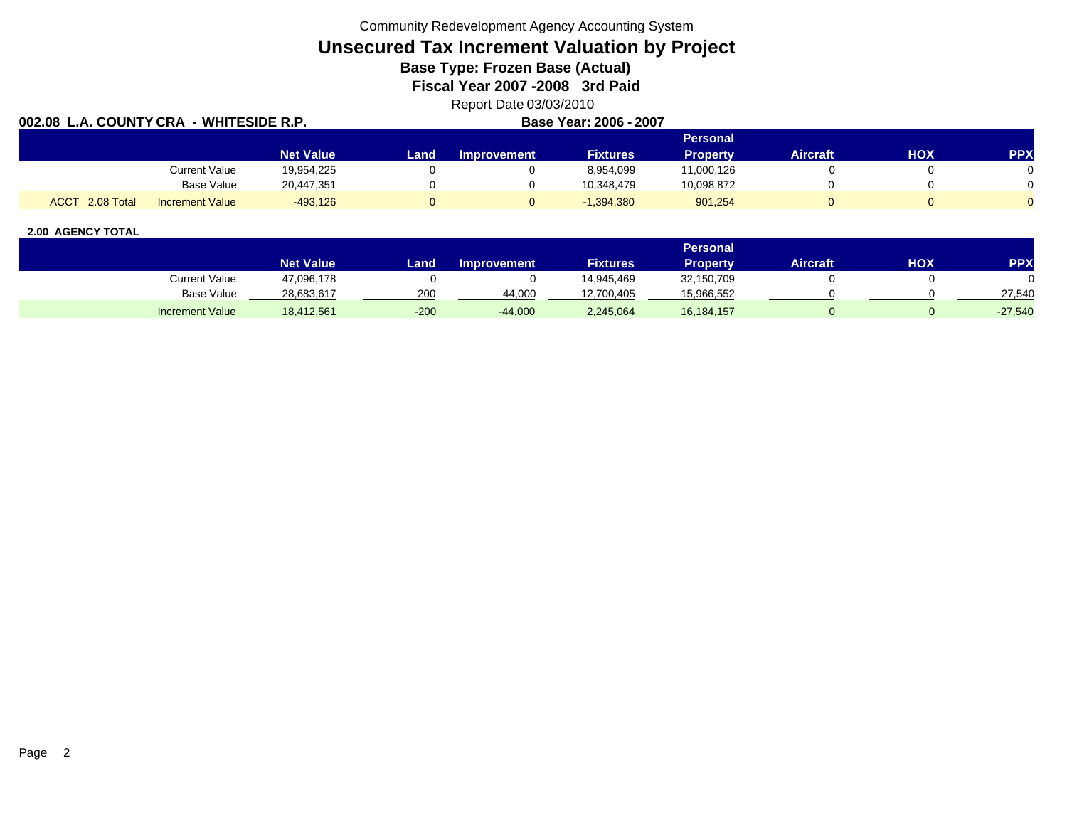Community Redevelopment Agency Accounting System

# Unsecured Tax Increment Valuation by Project

**Base Type: Frozen Base (Actual)**

**Fiscal Year 2007 -2008 3rd Paid**

Report Date 03/03/2010

**002.08 L.A. COUNTY CRA - WHITESIDE R.P.** **Base Year: 2006 - 2007**

| | | Net Value | Land | Improvement | Fixtures | Personal Property | Aircraft | HOX | PPX |
|---|---|---|---|---|---|---|---|---|---|
| | Current Value | 19,954,225 | 0 | 0 | 8,954,099 | 11,000,126 | 0 | 0 | 0 |
| | Base Value | 20,447,351 | 0 | 0 | 10,348,479 | 10,098,872 | 0 | 0 | 0 |
| ACCT 2.08 Total | Increment Value | -493,126 | 0 | 0 | -1,394,380 | 901,254 | 0 | 0 | 0 |

**2.00 AGENCY TOTAL**

| | Net Value | Land | Improvement | Fixtures | Personal Property | Aircraft | HOX | PPX |
|---|---|---|---|---|---|---|---|---|
| Current Value | 47,096,178 | 0 | 0 | 14,945,469 | 32,150,709 | 0 | 0 | 0 |
| Base Value | 28,683,617 | 200 | 44,000 | 12,700,405 | 15,966,552 | 0 | 0 | 27,540 |
| Increment Value | 18,412,561 | -200 | -44,000 | 2,245,064 | 16,184,157 | 0 | 0 | -27,540 |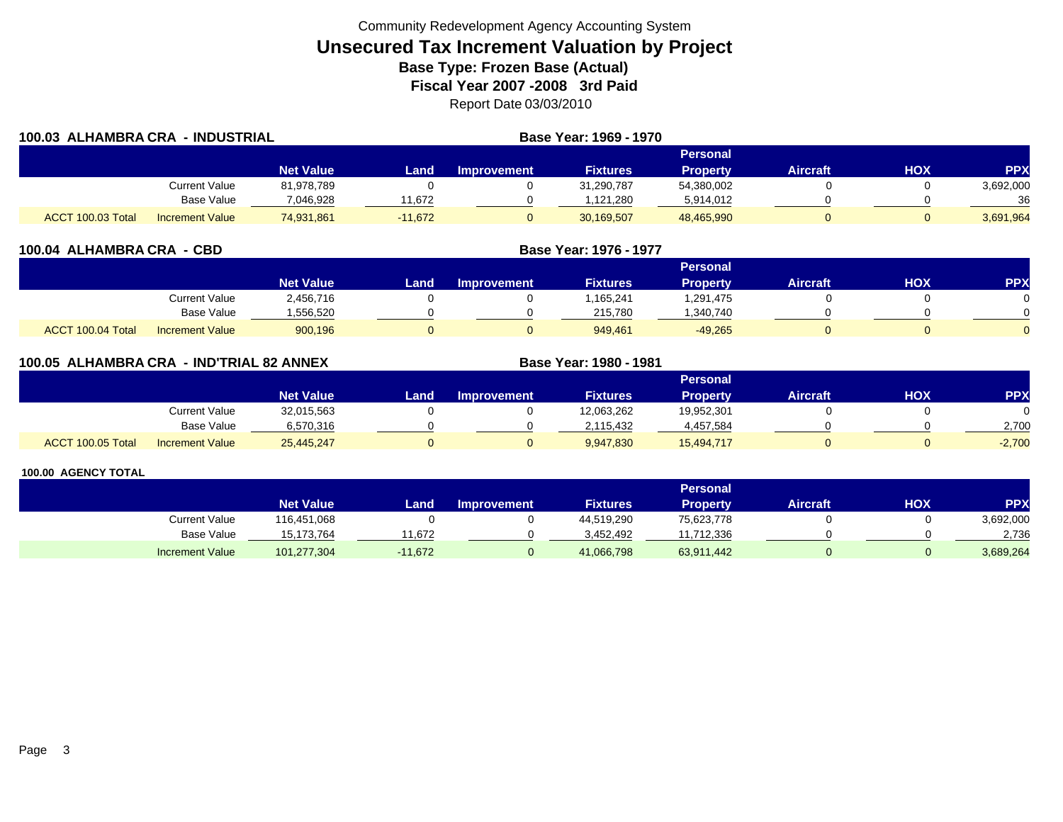Community Redevelopment Agency Accounting System

# Unsecured Tax Increment Valuation by Project

**Base Type: Frozen Base (Actual)**

**Fiscal Year 2007 -2008 3rd Paid**

Report Date 03/03/2010

## 100.03 ALHAMBRA CRA - INDUSTRIAL

**Base Year: 1969 - 1970**

| | | Net Value | Land | Improvement | Fixtures | Personal Property | Aircraft | HOX | PPX |
|---|---|---|---|---|---|---|---|---|---|
| | Current Value | 81,978,789 | 0 | 0 | 31,290,787 | 54,380,002 | 0 | 0 | 3,692,000 |
| | Base Value | 7,046,928 | 11,672 | 0 | 1,121,280 | 5,914,012 | 0 | 0 | 36 |
| ACCT 100.03 Total | Increment Value | 74,931,861 | -11,672 | 0 | 30,169,507 | 48,465,990 | 0 | 0 | 3,691,964 |

## 100.04 ALHAMBRA CRA - CBD

**Base Year: 1976 - 1977**

| | | Net Value | Land | Improvement | Fixtures | Personal Property | Aircraft | HOX | PPX |
|---|---|---|---|---|---|---|---|---|---|
| | Current Value | 2,456,716 | 0 | 0 | 1,165,241 | 1,291,475 | 0 | 0 | 0 |
| | Base Value | 1,556,520 | 0 | 0 | 215,780 | 1,340,740 | 0 | 0 | 0 |
| ACCT 100.04 Total | Increment Value | 900,196 | 0 | 0 | 949,461 | -49,265 | 0 | 0 | 0 |

## 100.05 ALHAMBRA CRA - IND'TRIAL 82 ANNEX

**Base Year: 1980 - 1981**

| | | Net Value | Land | Improvement | Fixtures | Personal Property | Aircraft | HOX | PPX |
|---|---|---|---|---|---|---|---|---|---|
| | Current Value | 32,015,563 | 0 | 0 | 12,063,262 | 19,952,301 | 0 | 0 | 0 |
| | Base Value | 6,570,316 | 0 | 0 | 2,115,432 | 4,457,584 | 0 | 0 | 2,700 |
| ACCT 100.05 Total | Increment Value | 25,445,247 | 0 | 0 | 9,947,830 | 15,494,717 | 0 | 0 | -2,700 |

## 100.00 AGENCY TOTAL

| | Net Value | Land | Improvement | Fixtures | Personal Property | Aircraft | HOX | PPX |
|---|---|---|---|---|---|---|---|---|
| Current Value | 116,451,068 | 0 | 0 | 44,519,290 | 75,623,778 | 0 | 0 | 3,692,000 |
| Base Value | 15,173,764 | 11,672 | 0 | 3,452,492 | 11,712,336 | 0 | 0 | 2,736 |
| Increment Value | 101,277,304 | -11,672 | 0 | 41,066,798 | 63,911,442 | 0 | 0 | 3,689,264 |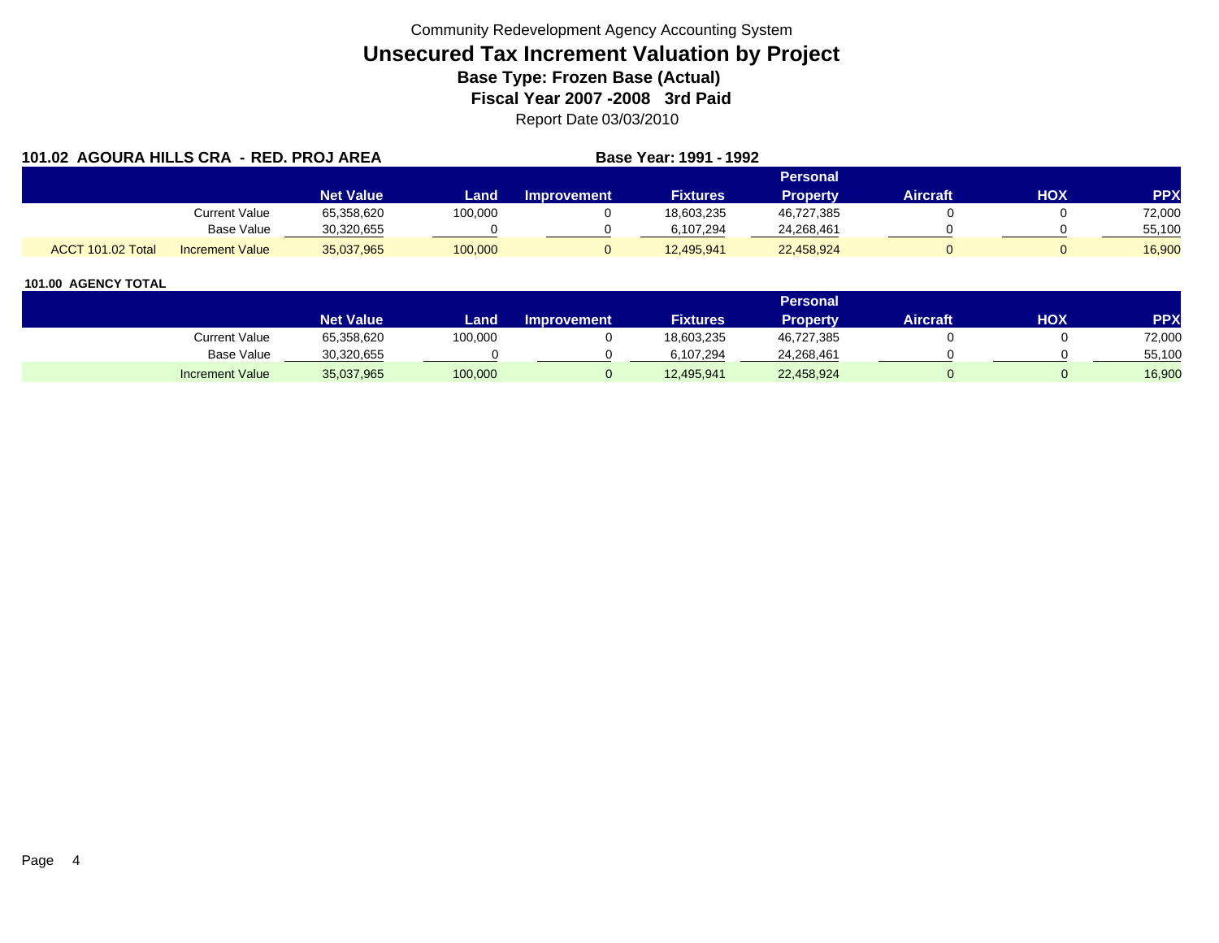Community Redevelopment Agency Accounting System

# Unsecured Tax Increment Valuation by Project

**Base Type: Frozen Base (Actual)**

**Fiscal Year 2007 -2008 3rd Paid**

Report Date 03/03/2010

**101.02 AGOURA HILLS CRA - RED. PROJ AREA** **Base Year: 1991 - 1992**

| | | Net Value | Land | Improvement | Fixtures | Personal Property | Aircraft | HOX | PPX |
|---|---|---|---|---|---|---|---|---|---|
| | Current Value | 65,358,620 | 100,000 | 0 | 18,603,235 | 46,727,385 | 0 | 0 | 72,000 |
| | Base Value | 30,320,655 | 0 | 0 | 6,107,294 | 24,268,461 | 0 | 0 | 55,100 |
| ACCT 101.02 Total | Increment Value | 35,037,965 | 100,000 | 0 | 12,495,941 | 22,458,924 | 0 | 0 | 16,900 |

**101.00 AGENCY TOTAL**

| | Net Value | Land | Improvement | Fixtures | Personal Property | Aircraft | HOX | PPX |
|---|---|---|---|---|---|---|---|---|
| Current Value | 65,358,620 | 100,000 | 0 | 18,603,235 | 46,727,385 | 0 | 0 | 72,000 |
| Base Value | 30,320,655 | 0 | 0 | 6,107,294 | 24,268,461 | 0 | 0 | 55,100 |
| Increment Value | 35,037,965 | 100,000 | 0 | 12,495,941 | 22,458,924 | 0 | 0 | 16,900 |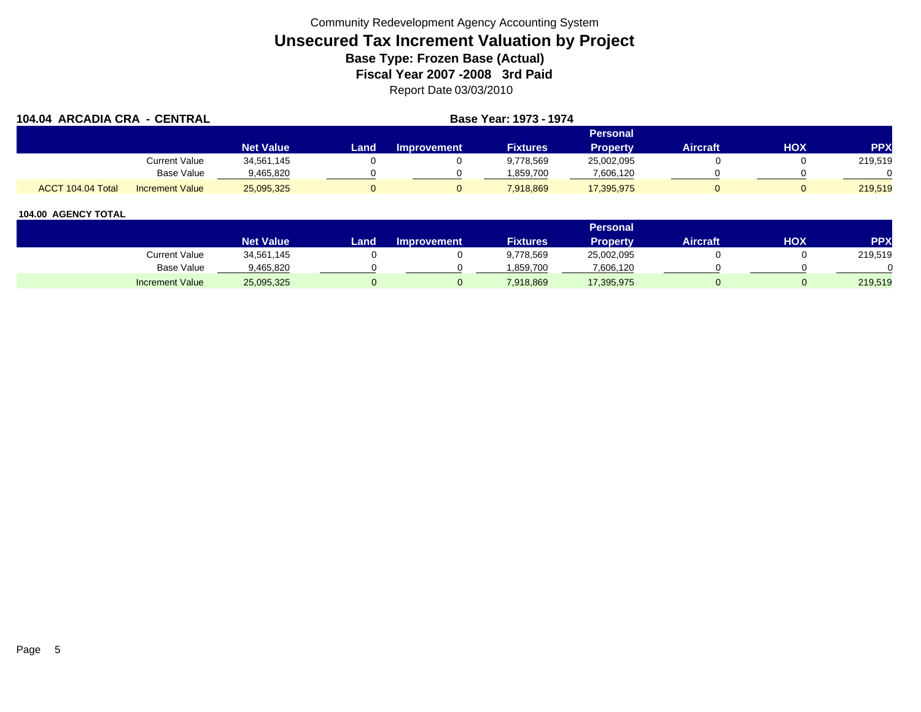Community Redevelopment Agency Accounting System

# Unsecured Tax Increment Valuation by Project

### Base Type: Frozen Base (Actual)

### Fiscal Year 2007 -2008 3rd Paid

Report Date 03/03/2010

**104.04 ARCADIA CRA - CENTRAL** **Base Year: 1973 - 1974**

| | | Net Value | Land | Improvement | Fixtures | Personal Property | Aircraft | HOX | PPX |
|---|---|---|---|---|---|---|---|---|---|
| | Current Value | 34,561,145 | 0 | 0 | 9,778,569 | 25,002,095 | 0 | 0 | 219,519 |
| | Base Value | 9,465,820 | 0 | 0 | 1,859,700 | 7,606,120 | 0 | 0 | 0 |
| ACCT 104.04 Total | Increment Value | 25,095,325 | 0 | 0 | 7,918,869 | 17,395,975 | 0 | 0 | 219,519 |

**104.00 AGENCY TOTAL**

| | | Net Value | Land | Improvement | Fixtures | Personal Property | Aircraft | HOX | PPX |
|---|---|---|---|---|---|---|---|---|---|
| | Current Value | 34,561,145 | 0 | 0 | 9,778,569 | 25,002,095 | 0 | 0 | 219,519 |
| | Base Value | 9,465,820 | 0 | 0 | 1,859,700 | 7,606,120 | 0 | 0 | 0 |
| | Increment Value | 25,095,325 | 0 | 0 | 7,918,869 | 17,395,975 | 0 | 0 | 219,519 |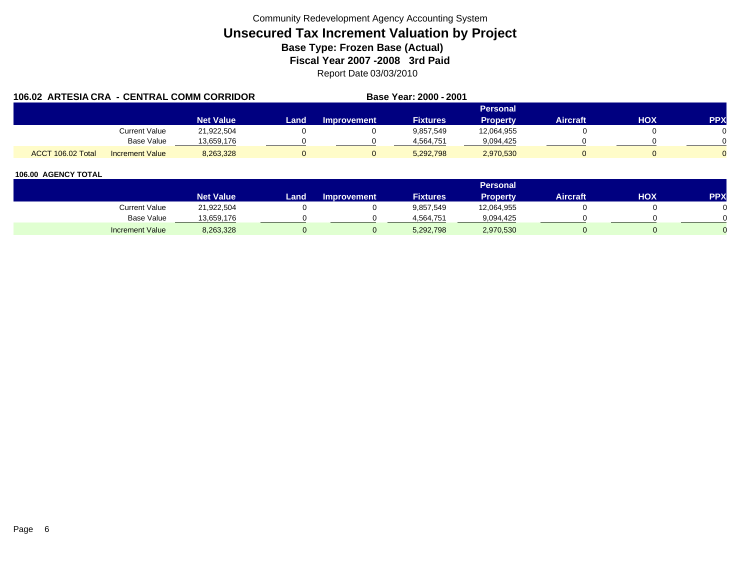Community Redevelopment Agency Accounting System

# Unsecured Tax Increment Valuation by Project

### Base Type: Frozen Base (Actual)

### Fiscal Year 2007 -2008 3rd Paid

Report Date 03/03/2010

**106.02 ARTESIA CRA - CENTRAL COMM CORRIDOR** **Base Year: 2000 - 2001**

| | | Net Value | Land | Improvement | Fixtures | Personal Property | Aircraft | HOX | PPX |
|---|---|---|---|---|---|---|---|---|---|
| | Current Value | 21,922,504 | 0 | 0 | 9,857,549 | 12,064,955 | 0 | 0 | 0 |
| | Base Value | 13,659,176 | 0 | 0 | 4,564,751 | 9,094,425 | 0 | 0 | 0 |
| ACCT 106.02 Total | Increment Value | 8,263,328 | 0 | 0 | 5,292,798 | 2,970,530 | 0 | 0 | 0 |

**106.00 AGENCY TOTAL**

| | Net Value | Land | Improvement | Fixtures | Personal Property | Aircraft | HOX | PPX |
|---|---|---|---|---|---|---|---|---|
| Current Value | 21,922,504 | 0 | 0 | 9,857,549 | 12,064,955 | 0 | 0 | 0 |
| Base Value | 13,659,176 | 0 | 0 | 4,564,751 | 9,094,425 | 0 | 0 | 0 |
| Increment Value | 8,263,328 | 0 | 0 | 5,292,798 | 2,970,530 | 0 | 0 | 0 |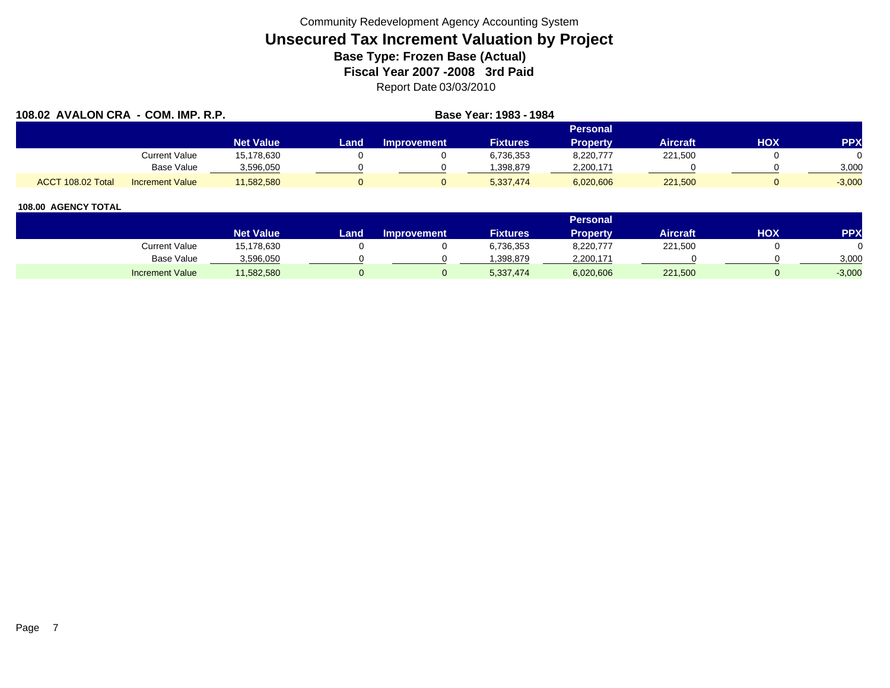Community Redevelopment Agency Accounting System

# Unsecured Tax Increment Valuation by Project

### Base Type: Frozen Base (Actual)

### Fiscal Year 2007 -2008 3rd Paid

Report Date 03/03/2010

**108.02 AVALON CRA - COM. IMP. R.P.** **Base Year: 1983 - 1984**

| | | Net Value | Land | Improvement | Fixtures | Personal Property | Aircraft | HOX | PPX |
|---|---|---|---|---|---|---|---|---|---|
| | Current Value | 15,178,630 | 0 | 0 | 6,736,353 | 8,220,777 | 221,500 | 0 | 0 |
| | Base Value | 3,596,050 | 0 | 0 | 1,398,879 | 2,200,171 | 0 | 0 | 3,000 |
| ACCT 108.02 Total | Increment Value | 11,582,580 | 0 | 0 | 5,337,474 | 6,020,606 | 221,500 | 0 | -3,000 |

**108.00 AGENCY TOTAL**

| | Net Value | Land | Improvement | Fixtures | Personal Property | Aircraft | HOX | PPX |
|---|---|---|---|---|---|---|---|---|
| Current Value | 15,178,630 | 0 | 0 | 6,736,353 | 8,220,777 | 221,500 | 0 | 0 |
| Base Value | 3,596,050 | 0 | 0 | 1,398,879 | 2,200,171 | 0 | 0 | 3,000 |
| Increment Value | 11,582,580 | 0 | 0 | 5,337,474 | 6,020,606 | 221,500 | 0 | -3,000 |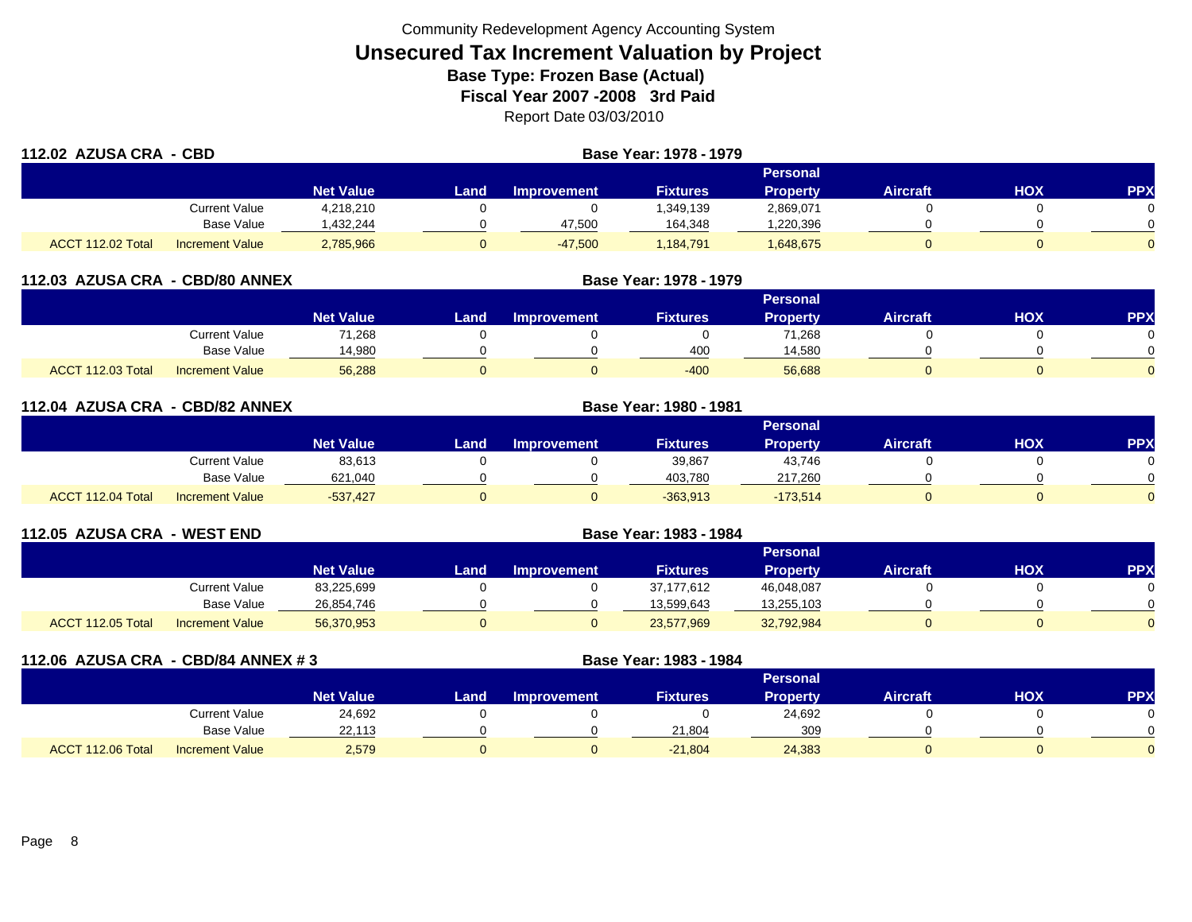Community Redevelopment Agency Accounting System

# Unsecured Tax Increment Valuation by Project

**Base Type: Frozen Base (Actual)**

**Fiscal Year 2007 -2008 3rd Paid**

Report Date 03/03/2010

## 112.02 AZUSA CRA - CBD

**Base Year: 1978 - 1979**

| | | Net Value | Land | Improvement | Fixtures | Personal Property | Aircraft | HOX | PPX |
|---|---|---|---|---|---|---|---|---|---|
| | Current Value | 4,218,210 | 0 | 0 | 1,349,139 | 2,869,071 | 0 | 0 | 0 |
| | Base Value | 1,432,244 | 0 | 47,500 | 164,348 | 1,220,396 | 0 | 0 | 0 |
| ACCT 112.02 Total | Increment Value | 2,785,966 | 0 | -47,500 | 1,184,791 | 1,648,675 | 0 | 0 | 0 |

## 112.03 AZUSA CRA - CBD/80 ANNEX

**Base Year: 1978 - 1979**

| | | Net Value | Land | Improvement | Fixtures | Personal Property | Aircraft | HOX | PPX |
|---|---|---|---|---|---|---|---|---|---|
| | Current Value | 71,268 | 0 | 0 | 0 | 71,268 | 0 | 0 | 0 |
| | Base Value | 14,980 | 0 | 0 | 400 | 14,580 | 0 | 0 | 0 |
| ACCT 112.03 Total | Increment Value | 56,288 | 0 | 0 | -400 | 56,688 | 0 | 0 | 0 |

## 112.04 AZUSA CRA - CBD/82 ANNEX

**Base Year: 1980 - 1981**

| | | Net Value | Land | Improvement | Fixtures | Personal Property | Aircraft | HOX | PPX |
|---|---|---|---|---|---|---|---|---|---|
| | Current Value | 83,613 | 0 | 0 | 39,867 | 43,746 | 0 | 0 | 0 |
| | Base Value | 621,040 | 0 | 0 | 403,780 | 217,260 | 0 | 0 | 0 |
| ACCT 112.04 Total | Increment Value | -537,427 | 0 | 0 | -363,913 | -173,514 | 0 | 0 | 0 |

## 112.05 AZUSA CRA - WEST END

**Base Year: 1983 - 1984**

| | | Net Value | Land | Improvement | Fixtures | Personal Property | Aircraft | HOX | PPX |
|---|---|---|---|---|---|---|---|---|---|
| | Current Value | 83,225,699 | 0 | 0 | 37,177,612 | 46,048,087 | 0 | 0 | 0 |
| | Base Value | 26,854,746 | 0 | 0 | 13,599,643 | 13,255,103 | 0 | 0 | 0 |
| ACCT 112.05 Total | Increment Value | 56,370,953 | 0 | 0 | 23,577,969 | 32,792,984 | 0 | 0 | 0 |

## 112.06 AZUSA CRA - CBD/84 ANNEX # 3

**Base Year: 1983 - 1984**

| | | Net Value | Land | Improvement | Fixtures | Personal Property | Aircraft | HOX | PPX |
|---|---|---|---|---|---|---|---|---|---|
| | Current Value | 24,692 | 0 | 0 | 0 | 24,692 | 0 | 0 | 0 |
| | Base Value | 22,113 | 0 | 0 | 21,804 | 309 | 0 | 0 | 0 |
| ACCT 112.06 Total | Increment Value | 2,579 | 0 | 0 | -21,804 | 24,383 | 0 | 0 | 0 |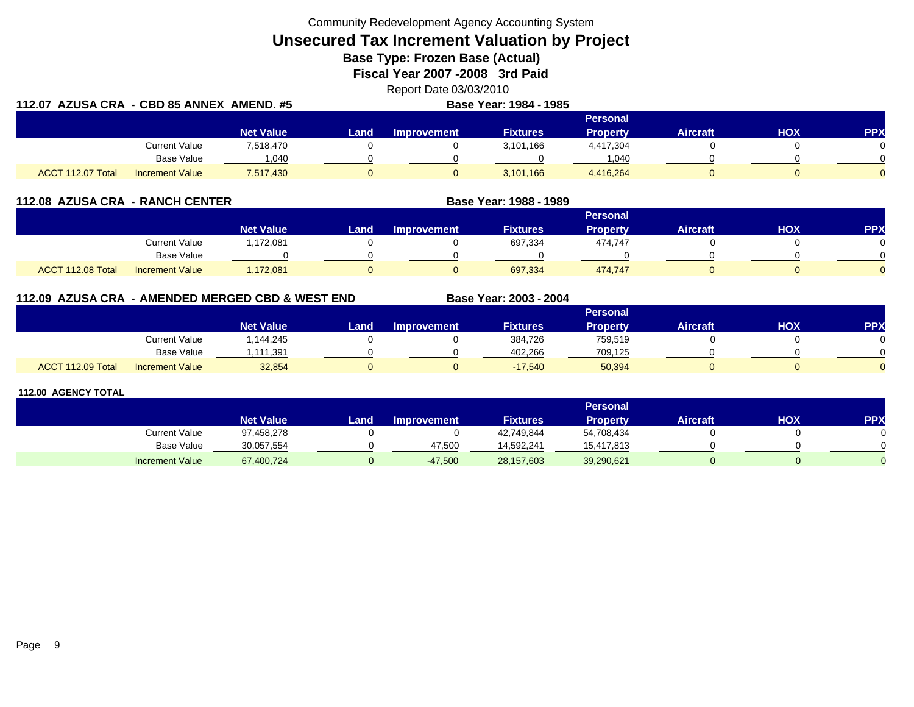Community Redevelopment Agency Accounting System

# Unsecured Tax Increment Valuation by Project

## Base Type: Frozen Base (Actual)

## Fiscal Year 2007 -2008 3rd Paid

Report Date 03/03/2010

### 112.07 AZUSA CRA - CBD 85 ANNEX AMEND. #5

**Base Year: 1984 - 1985**

| | | Net Value | Land | Improvement | Fixtures | Personal Property | Aircraft | HOX | PPX |
|---|---|---|---|---|---|---|---|---|---|
| | Current Value | 7,518,470 | 0 | 0 | 3,101,166 | 4,417,304 | 0 | 0 | 0 |
| | Base Value | 1,040 | 0 | 0 | 0 | 1,040 | 0 | 0 | 0 |
| ACCT 112.07 Total | Increment Value | 7,517,430 | 0 | 0 | 3,101,166 | 4,416,264 | 0 | 0 | 0 |

### 112.08 AZUSA CRA - RANCH CENTER

**Base Year: 1988 - 1989**

| | | Net Value | Land | Improvement | Fixtures | Personal Property | Aircraft | HOX | PPX |
|---|---|---|---|---|---|---|---|---|---|
| | Current Value | 1,172,081 | 0 | 0 | 697,334 | 474,747 | 0 | 0 | 0 |
| | Base Value | 0 | 0 | 0 | 0 | 0 | 0 | 0 | 0 |
| ACCT 112.08 Total | Increment Value | 1,172,081 | 0 | 0 | 697,334 | 474,747 | 0 | 0 | 0 |

### 112.09 AZUSA CRA - AMENDED MERGED CBD & WEST END

**Base Year: 2003 - 2004**

| | | Net Value | Land | Improvement | Fixtures | Personal Property | Aircraft | HOX | PPX |
|---|---|---|---|---|---|---|---|---|---|
| | Current Value | 1,144,245 | 0 | 0 | 384,726 | 759,519 | 0 | 0 | 0 |
| | Base Value | 1,111,391 | 0 | 0 | 402,266 | 709,125 | 0 | 0 | 0 |
| ACCT 112.09 Total | Increment Value | 32,854 | 0 | 0 | -17,540 | 50,394 | 0 | 0 | 0 |

### 112.00 AGENCY TOTAL

| | Net Value | Land | Improvement | Fixtures | Personal Property | Aircraft | HOX | PPX |
|---|---|---|---|---|---|---|---|---|
| Current Value | 97,458,278 | 0 | 0 | 42,749,844 | 54,708,434 | 0 | 0 | 0 |
| Base Value | 30,057,554 | 0 | 47,500 | 14,592,241 | 15,417,813 | 0 | 0 | 0 |
| Increment Value | 67,400,724 | 0 | -47,500 | 28,157,603 | 39,290,621 | 0 | 0 | 0 |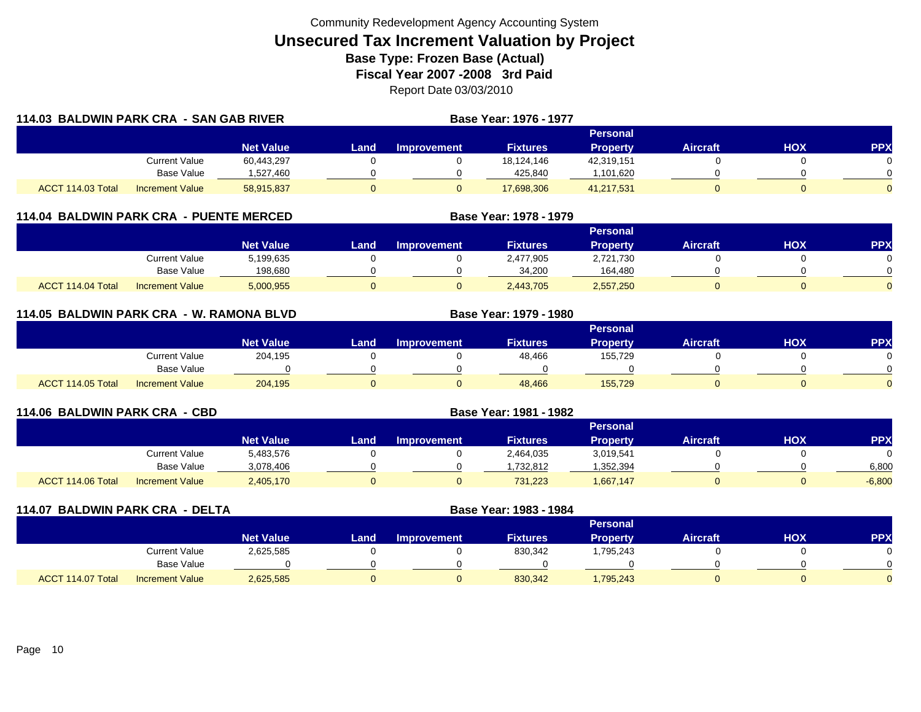Community Redevelopment Agency Accounting System

# Unsecured Tax Increment Valuation by Project

**Base Type: Frozen Base (Actual)**

**Fiscal Year 2007 -2008 3rd Paid**

Report Date 03/03/2010

## 114.03 BALDWIN PARK CRA - SAN GAB RIVER

**Base Year: 1976 - 1977**

| | | Net Value | Land | Improvement | Fixtures | Personal Property | Aircraft | HOX | PPX |
|---|---|---|---|---|---|---|---|---|---|
| | Current Value | 60,443,297 | 0 | 0 | 18,124,146 | 42,319,151 | 0 | 0 | 0 |
| | Base Value | 1,527,460 | 0 | 0 | 425,840 | 1,101,620 | 0 | 0 | 0 |
| ACCT 114.03 Total | Increment Value | 58,915,837 | 0 | 0 | 17,698,306 | 41,217,531 | 0 | 0 | 0 |

## 114.04 BALDWIN PARK CRA - PUENTE MERCED

**Base Year: 1978 - 1979**

| | | Net Value | Land | Improvement | Fixtures | Personal Property | Aircraft | HOX | PPX |
|---|---|---|---|---|---|---|---|---|---|
| | Current Value | 5,199,635 | 0 | 0 | 2,477,905 | 2,721,730 | 0 | 0 | 0 |
| | Base Value | 198,680 | 0 | 0 | 34,200 | 164,480 | 0 | 0 | 0 |
| ACCT 114.04 Total | Increment Value | 5,000,955 | 0 | 0 | 2,443,705 | 2,557,250 | 0 | 0 | 0 |

## 114.05 BALDWIN PARK CRA - W. RAMONA BLVD

**Base Year: 1979 - 1980**

| | | Net Value | Land | Improvement | Fixtures | Personal Property | Aircraft | HOX | PPX |
|---|---|---|---|---|---|---|---|---|---|
| | Current Value | 204,195 | 0 | 0 | 48,466 | 155,729 | 0 | 0 | 0 |
| | Base Value | 0 | 0 | 0 | 0 | 0 | 0 | 0 | 0 |
| ACCT 114.05 Total | Increment Value | 204,195 | 0 | 0 | 48,466 | 155,729 | 0 | 0 | 0 |

## 114.06 BALDWIN PARK CRA - CBD

**Base Year: 1981 - 1982**

| | | Net Value | Land | Improvement | Fixtures | Personal Property | Aircraft | HOX | PPX |
|---|---|---|---|---|---|---|---|---|---|
| | Current Value | 5,483,576 | 0 | 0 | 2,464,035 | 3,019,541 | 0 | 0 | 0 |
| | Base Value | 3,078,406 | 0 | 0 | 1,732,812 | 1,352,394 | 0 | 0 | 6,800 |
| ACCT 114.06 Total | Increment Value | 2,405,170 | 0 | 0 | 731,223 | 1,667,147 | 0 | 0 | -6,800 |

## 114.07 BALDWIN PARK CRA - DELTA

**Base Year: 1983 - 1984**

| | | Net Value | Land | Improvement | Fixtures | Personal Property | Aircraft | HOX | PPX |
|---|---|---|---|---|---|---|---|---|---|
| | Current Value | 2,625,585 | 0 | 0 | 830,342 | 1,795,243 | 0 | 0 | 0 |
| | Base Value | 0 | 0 | 0 | 0 | 0 | 0 | 0 | 0 |
| ACCT 114.07 Total | Increment Value | 2,625,585 | 0 | 0 | 830,342 | 1,795,243 | 0 | 0 | 0 |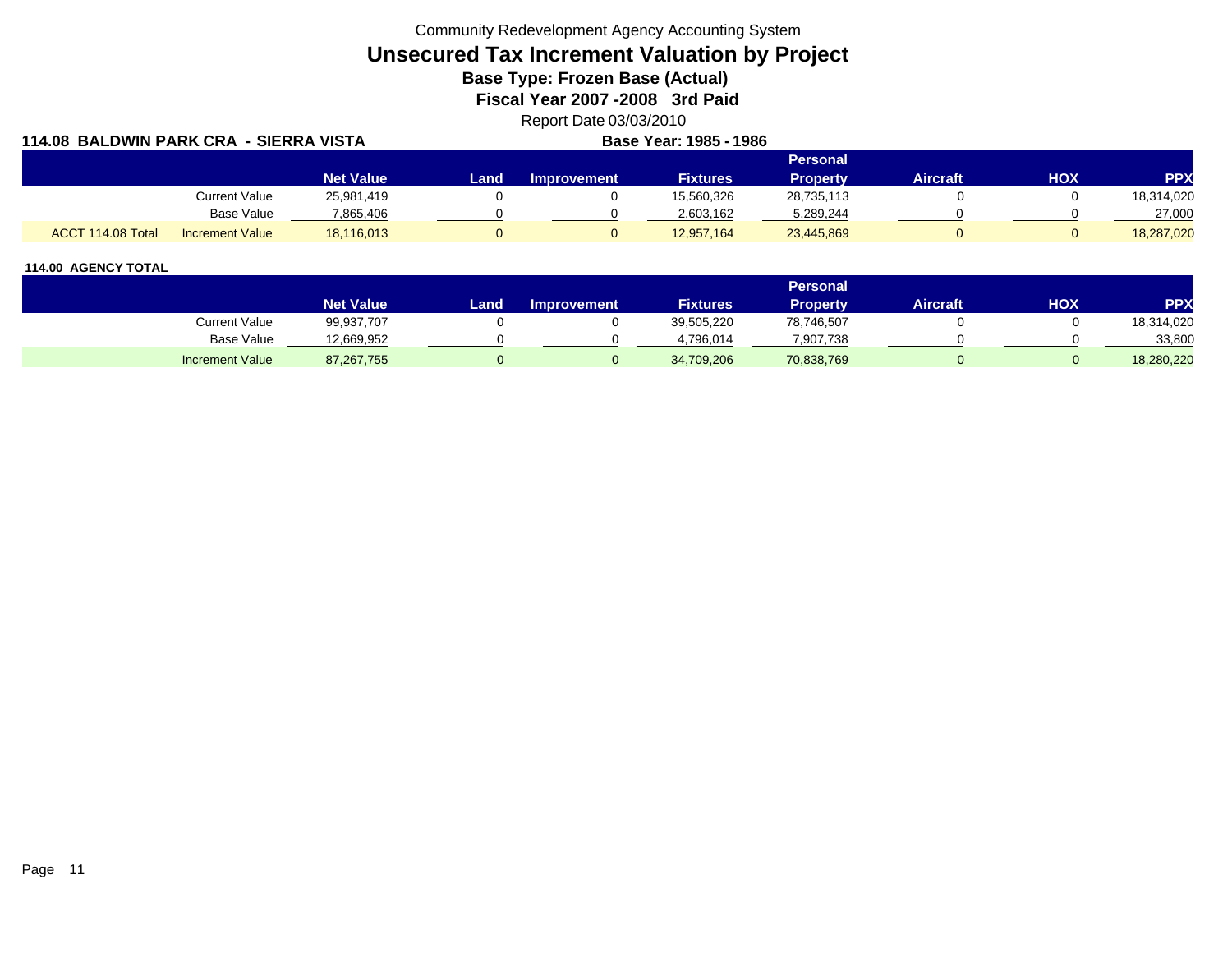Community Redevelopment Agency Accounting System

# Unsecured Tax Increment Valuation by Project

## Base Type: Frozen Base (Actual)

## Fiscal Year 2007 -2008 3rd Paid

Report Date 03/03/2010

**114.08 BALDWIN PARK CRA - SIERRA VISTA** **Base Year: 1985 - 1986**

| | | Net Value | Land | Improvement | Fixtures | Personal Property | Aircraft | HOX | PPX |
|---|---|---|---|---|---|---|---|---|---|
| | Current Value | 25,981,419 | 0 | 0 | 15,560,326 | 28,735,113 | 0 | 0 | 18,314,020 |
| | Base Value | 7,865,406 | 0 | 0 | 2,603,162 | 5,289,244 | 0 | 0 | 27,000 |
| ACCT 114.08 Total | Increment Value | 18,116,013 | 0 | 0 | 12,957,164 | 23,445,869 | 0 | 0 | 18,287,020 |

**114.00 AGENCY TOTAL**

| | Net Value | Land | Improvement | Fixtures | Personal Property | Aircraft | HOX | PPX |
|---|---|---|---|---|---|---|---|---|
| Current Value | 99,937,707 | 0 | 0 | 39,505,220 | 78,746,507 | 0 | 0 | 18,314,020 |
| Base Value | 12,669,952 | 0 | 0 | 4,796,014 | 7,907,738 | 0 | 0 | 33,800 |
| Increment Value | 87,267,755 | 0 | 0 | 34,709,206 | 70,838,769 | 0 | 0 | 18,280,220 |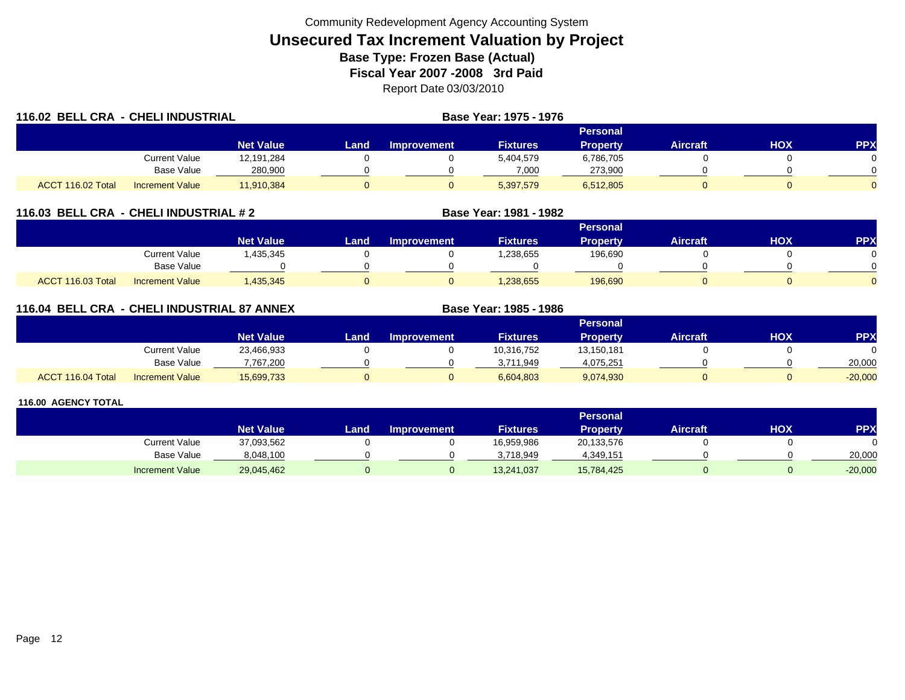Community Redevelopment Agency Accounting System

# Unsecured Tax Increment Valuation by Project

### Base Type: Frozen Base (Actual)

### Fiscal Year 2007 -2008 3rd Paid

Report Date 03/03/2010

## 116.02 BELL CRA - CHELI INDUSTRIAL

**Base Year: 1975 - 1976**

| | | Net Value | Land | Improvement | Fixtures | Personal Property | Aircraft | HOX | PPX |
|---|---|---|---|---|---|---|---|---|---|
| | Current Value | 12,191,284 | 0 | 0 | 5,404,579 | 6,786,705 | 0 | 0 | 0 |
| | Base Value | 280,900 | 0 | 0 | 7,000 | 273,900 | 0 | 0 | 0 |
| ACCT 116.02 Total | Increment Value | 11,910,384 | 0 | 0 | 5,397,579 | 6,512,805 | 0 | 0 | 0 |

## 116.03 BELL CRA - CHELI INDUSTRIAL # 2

**Base Year: 1981 - 1982**

| | | Net Value | Land | Improvement | Fixtures | Personal Property | Aircraft | HOX | PPX |
|---|---|---|---|---|---|---|---|---|---|
| | Current Value | 1,435,345 | 0 | 0 | 1,238,655 | 196,690 | 0 | 0 | 0 |
| | Base Value | 0 | 0 | 0 | 0 | 0 | 0 | 0 | 0 |
| ACCT 116.03 Total | Increment Value | 1,435,345 | 0 | 0 | 1,238,655 | 196,690 | 0 | 0 | 0 |

## 116.04 BELL CRA - CHELI INDUSTRIAL 87 ANNEX

**Base Year: 1985 - 1986**

| | | Net Value | Land | Improvement | Fixtures | Personal Property | Aircraft | HOX | PPX |
|---|---|---|---|---|---|---|---|---|---|
| | Current Value | 23,466,933 | 0 | 0 | 10,316,752 | 13,150,181 | 0 | 0 | 0 |
| | Base Value | 7,767,200 | 0 | 0 | 3,711,949 | 4,075,251 | 0 | 0 | 20,000 |
| ACCT 116.04 Total | Increment Value | 15,699,733 | 0 | 0 | 6,604,803 | 9,074,930 | 0 | 0 | -20,000 |

## 116.00 AGENCY TOTAL

| | | Net Value | Land | Improvement | Fixtures | Personal Property | Aircraft | HOX | PPX |
|---|---|---|---|---|---|---|---|---|---|
| | Current Value | 37,093,562 | 0 | 0 | 16,959,986 | 20,133,576 | 0 | 0 | 0 |
| | Base Value | 8,048,100 | 0 | 0 | 3,718,949 | 4,349,151 | 0 | 0 | 20,000 |
| | Increment Value | 29,045,462 | 0 | 0 | 13,241,037 | 15,784,425 | 0 | 0 | -20,000 |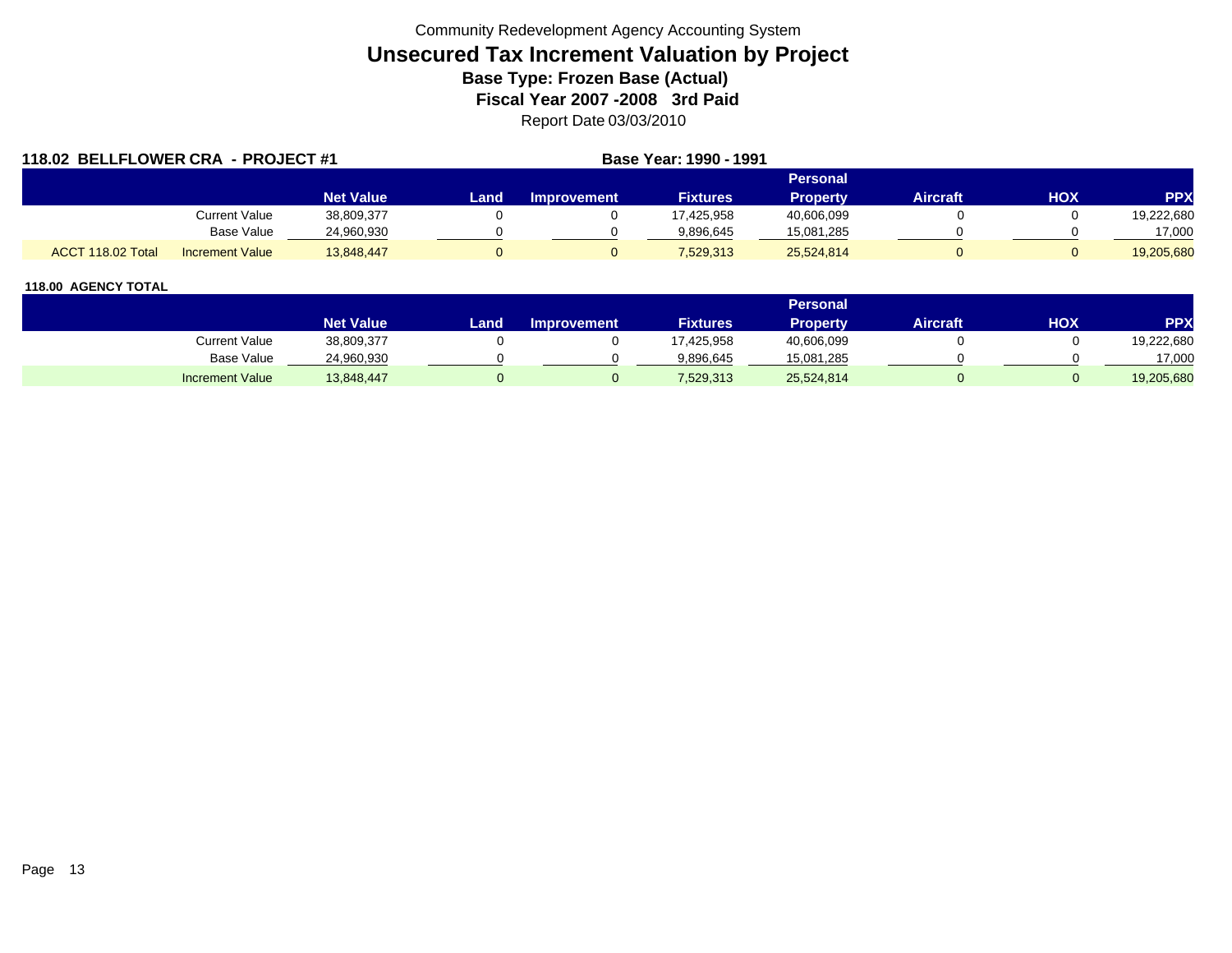Community Redevelopment Agency Accounting System

# Unsecured Tax Increment Valuation by Project

**Base Type: Frozen Base (Actual)**

**Fiscal Year 2007 -2008 3rd Paid**

Report Date 03/03/2010

**118.02 BELLFLOWER CRA - PROJECT #1** **Base Year: 1990 - 1991**

| | | Net Value | Land | Improvement | Fixtures | Personal Property | Aircraft | HOX | PPX |
|---|---|---|---|---|---|---|---|---|---|
| | Current Value | 38,809,377 | 0 | 0 | 17,425,958 | 40,606,099 | 0 | 0 | 19,222,680 |
| | Base Value | 24,960,930 | 0 | 0 | 9,896,645 | 15,081,285 | 0 | 0 | 17,000 |
| ACCT 118.02 Total | Increment Value | 13,848,447 | 0 | 0 | 7,529,313 | 25,524,814 | 0 | 0 | 19,205,680 |

**118.00 AGENCY TOTAL**

| | Net Value | Land | Improvement | Fixtures | Personal Property | Aircraft | HOX | PPX |
|---|---|---|---|---|---|---|---|---|
| Current Value | 38,809,377 | 0 | 0 | 17,425,958 | 40,606,099 | 0 | 0 | 19,222,680 |
| Base Value | 24,960,930 | 0 | 0 | 9,896,645 | 15,081,285 | 0 | 0 | 17,000 |
| Increment Value | 13,848,447 | 0 | 0 | 7,529,313 | 25,524,814 | 0 | 0 | 19,205,680 |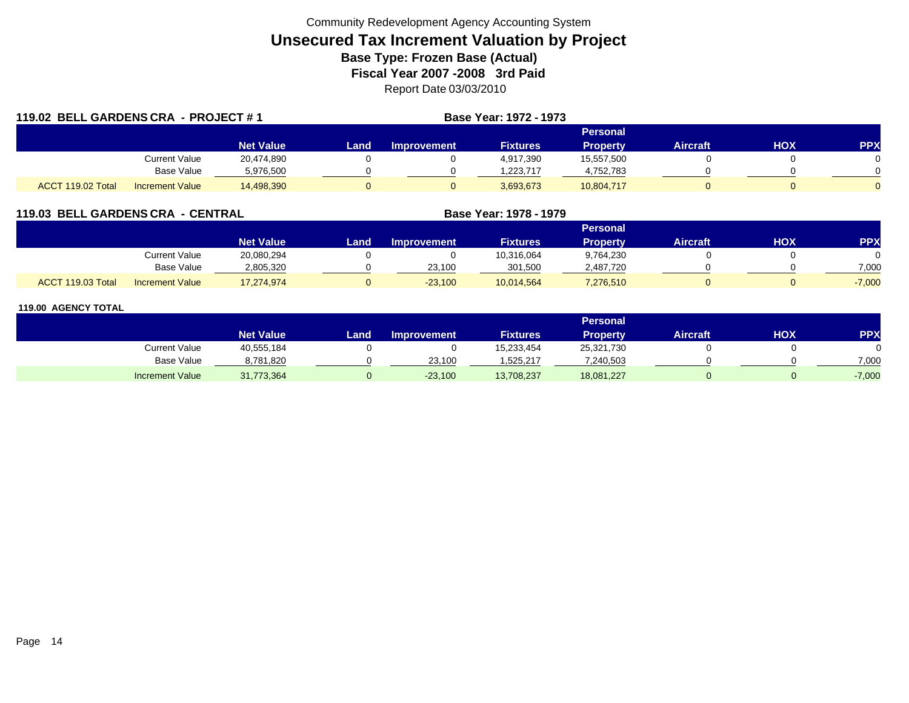Community Redevelopment Agency Accounting System

# Unsecured Tax Increment Valuation by Project

**Base Type: Frozen Base (Actual)**

**Fiscal Year 2007 -2008 3rd Paid**

Report Date 03/03/2010

## 119.02 BELL GARDENS CRA - PROJECT # 1

**Base Year: 1972 - 1973**

| | | Net Value | Land | Improvement | Fixtures | Personal Property | Aircraft | HOX | PPX |
|---|---|---|---|---|---|---|---|---|---|
| | Current Value | 20,474,890 | 0 | 0 | 4,917,390 | 15,557,500 | 0 | 0 | 0 |
| | Base Value | 5,976,500 | 0 | 0 | 1,223,717 | 4,752,783 | 0 | 0 | 0 |
| ACCT 119.02 Total | Increment Value | 14,498,390 | 0 | 0 | 3,693,673 | 10,804,717 | 0 | 0 | 0 |

## 119.03 BELL GARDENS CRA - CENTRAL

**Base Year: 1978 - 1979**

| | | Net Value | Land | Improvement | Fixtures | Personal Property | Aircraft | HOX | PPX |
|---|---|---|---|---|---|---|---|---|---|
| | Current Value | 20,080,294 | 0 | 0 | 10,316,064 | 9,764,230 | 0 | 0 | 0 |
| | Base Value | 2,805,320 | 0 | 23,100 | 301,500 | 2,487,720 | 0 | 0 | 7,000 |
| ACCT 119.03 Total | Increment Value | 17,274,974 | 0 | -23,100 | 10,014,564 | 7,276,510 | 0 | 0 | -7,000 |

## 119.00 AGENCY TOTAL

| | Net Value | Land | Improvement | Fixtures | Personal Property | Aircraft | HOX | PPX |
|---|---|---|---|---|---|---|---|---|
| Current Value | 40,555,184 | 0 | 0 | 15,233,454 | 25,321,730 | 0 | 0 | 0 |
| Base Value | 8,781,820 | 0 | 23,100 | 1,525,217 | 7,240,503 | 0 | 0 | 7,000 |
| Increment Value | 31,773,364 | 0 | -23,100 | 13,708,237 | 18,081,227 | 0 | 0 | -7,000 |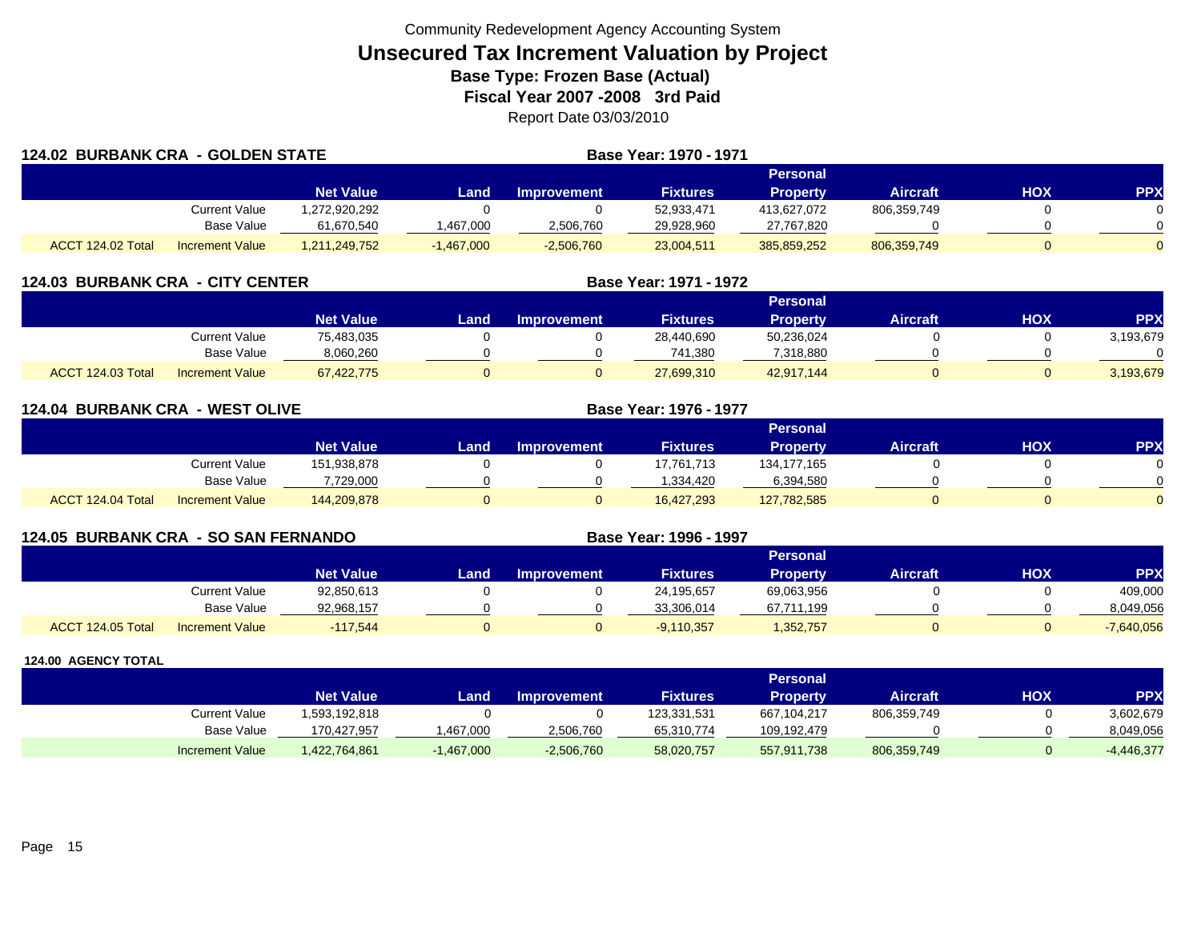Community Redevelopment Agency Accounting System

# Unsecured Tax Increment Valuation by Project

**Base Type: Frozen Base (Actual)**

**Fiscal Year 2007 -2008 3rd Paid**

Report Date 03/03/2010

## 124.02 BURBANK CRA - GOLDEN STATE

**Base Year: 1970 - 1971**

| | | Net Value | Land | Improvement | Fixtures | Personal Property | Aircraft | HOX | PPX |
|---|---|---|---|---|---|---|---|---|---|
| | Current Value | 1,272,920,292 | 0 | 0 | 52,933,471 | 413,627,072 | 806,359,749 | 0 | 0 |
| | Base Value | 61,670,540 | 1,467,000 | 2,506,760 | 29,928,960 | 27,767,820 | 0 | 0 | 0 |
| ACCT 124.02 Total | Increment Value | 1,211,249,752 | -1,467,000 | -2,506,760 | 23,004,511 | 385,859,252 | 806,359,749 | 0 | 0 |

## 124.03 BURBANK CRA - CITY CENTER

**Base Year: 1971 - 1972**

| | | Net Value | Land | Improvement | Fixtures | Personal Property | Aircraft | HOX | PPX |
|---|---|---|---|---|---|---|---|---|---|
| | Current Value | 75,483,035 | 0 | 0 | 28,440,690 | 50,236,024 | 0 | 0 | 3,193,679 |
| | Base Value | 8,060,260 | 0 | 0 | 741,380 | 7,318,880 | 0 | 0 | 0 |
| ACCT 124.03 Total | Increment Value | 67,422,775 | 0 | 0 | 27,699,310 | 42,917,144 | 0 | 0 | 3,193,679 |

## 124.04 BURBANK CRA - WEST OLIVE

**Base Year: 1976 - 1977**

| | | Net Value | Land | Improvement | Fixtures | Personal Property | Aircraft | HOX | PPX |
|---|---|---|---|---|---|---|---|---|---|
| | Current Value | 151,938,878 | 0 | 0 | 17,761,713 | 134,177,165 | 0 | 0 | 0 |
| | Base Value | 7,729,000 | 0 | 0 | 1,334,420 | 6,394,580 | 0 | 0 | 0 |
| ACCT 124.04 Total | Increment Value | 144,209,878 | 0 | 0 | 16,427,293 | 127,782,585 | 0 | 0 | 0 |

## 124.05 BURBANK CRA - SO SAN FERNANDO

**Base Year: 1996 - 1997**

| | | Net Value | Land | Improvement | Fixtures | Personal Property | Aircraft | HOX | PPX |
|---|---|---|---|---|---|---|---|---|---|
| | Current Value | 92,850,613 | 0 | 0 | 24,195,657 | 69,063,956 | 0 | 0 | 409,000 |
| | Base Value | 92,968,157 | 0 | 0 | 33,306,014 | 67,711,199 | 0 | 0 | 8,049,056 |
| ACCT 124.05 Total | Increment Value | -117,544 | 0 | 0 | -9,110,357 | 1,352,757 | 0 | 0 | -7,640,056 |

## 124.00 AGENCY TOTAL

| | Net Value | Land | Improvement | Fixtures | Personal Property | Aircraft | HOX | PPX |
|---|---|---|---|---|---|---|---|---|
| Current Value | 1,593,192,818 | 0 | 0 | 123,331,531 | 667,104,217 | 806,359,749 | 0 | 3,602,679 |
| Base Value | 170,427,957 | 1,467,000 | 2,506,760 | 65,310,774 | 109,192,479 | 0 | 0 | 8,049,056 |
| Increment Value | 1,422,764,861 | -1,467,000 | -2,506,760 | 58,020,757 | 557,911,738 | 806,359,749 | 0 | -4,446,377 |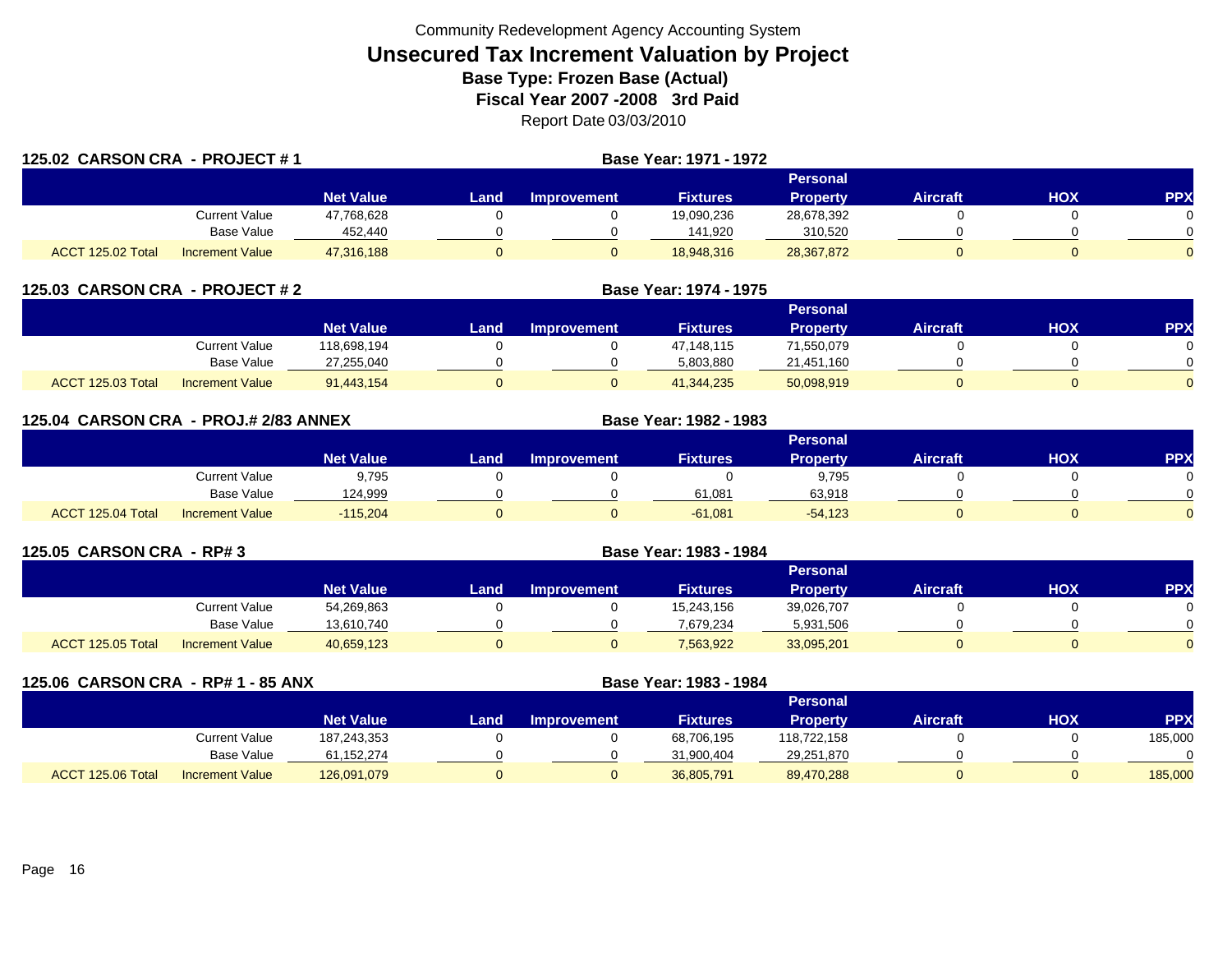Community Redevelopment Agency Accounting System

# Unsecured Tax Increment Valuation by Project

## Base Type: Frozen Base (Actual)

## Fiscal Year 2007 -2008 3rd Paid

Report Date 03/03/2010

### 125.02 CARSON CRA - PROJECT # 1 — Base Year: 1971 - 1972

| | | Net Value | Land | Improvement | Fixtures | Personal Property | Aircraft | HOX | PPX |
|---|---|---|---|---|---|---|---|---|---|
| | Current Value | 47,768,628 | 0 | 0 | 19,090,236 | 28,678,392 | 0 | 0 | 0 |
| | Base Value | 452,440 | 0 | 0 | 141,920 | 310,520 | 0 | 0 | 0 |
| ACCT 125.02 Total | Increment Value | 47,316,188 | 0 | 0 | 18,948,316 | 28,367,872 | 0 | 0 | 0 |

### 125.03 CARSON CRA - PROJECT # 2 — Base Year: 1974 - 1975

| | | Net Value | Land | Improvement | Fixtures | Personal Property | Aircraft | HOX | PPX |
|---|---|---|---|---|---|---|---|---|---|
| | Current Value | 118,698,194 | 0 | 0 | 47,148,115 | 71,550,079 | 0 | 0 | 0 |
| | Base Value | 27,255,040 | 0 | 0 | 5,803,880 | 21,451,160 | 0 | 0 | 0 |
| ACCT 125.03 Total | Increment Value | 91,443,154 | 0 | 0 | 41,344,235 | 50,098,919 | 0 | 0 | 0 |

### 125.04 CARSON CRA - PROJ.# 2/83 ANNEX — Base Year: 1982 - 1983

| | | Net Value | Land | Improvement | Fixtures | Personal Property | Aircraft | HOX | PPX |
|---|---|---|---|---|---|---|---|---|---|
| | Current Value | 9,795 | 0 | 0 | 0 | 9,795 | 0 | 0 | 0 |
| | Base Value | 124,999 | 0 | 0 | 61,081 | 63,918 | 0 | 0 | 0 |
| ACCT 125.04 Total | Increment Value | -115,204 | 0 | 0 | -61,081 | -54,123 | 0 | 0 | 0 |

### 125.05 CARSON CRA - RP# 3 — Base Year: 1983 - 1984

| | | Net Value | Land | Improvement | Fixtures | Personal Property | Aircraft | HOX | PPX |
|---|---|---|---|---|---|---|---|---|---|
| | Current Value | 54,269,863 | 0 | 0 | 15,243,156 | 39,026,707 | 0 | 0 | 0 |
| | Base Value | 13,610,740 | 0 | 0 | 7,679,234 | 5,931,506 | 0 | 0 | 0 |
| ACCT 125.05 Total | Increment Value | 40,659,123 | 0 | 0 | 7,563,922 | 33,095,201 | 0 | 0 | 0 |

### 125.06 CARSON CRA - RP# 1 - 85 ANX — Base Year: 1983 - 1984

| | | Net Value | Land | Improvement | Fixtures | Personal Property | Aircraft | HOX | PPX |
|---|---|---|---|---|---|---|---|---|---|
| | Current Value | 187,243,353 | 0 | 0 | 68,706,195 | 118,722,158 | 0 | 0 | 185,000 |
| | Base Value | 61,152,274 | 0 | 0 | 31,900,404 | 29,251,870 | 0 | 0 | 0 |
| ACCT 125.06 Total | Increment Value | 126,091,079 | 0 | 0 | 36,805,791 | 89,470,288 | 0 | 0 | 185,000 |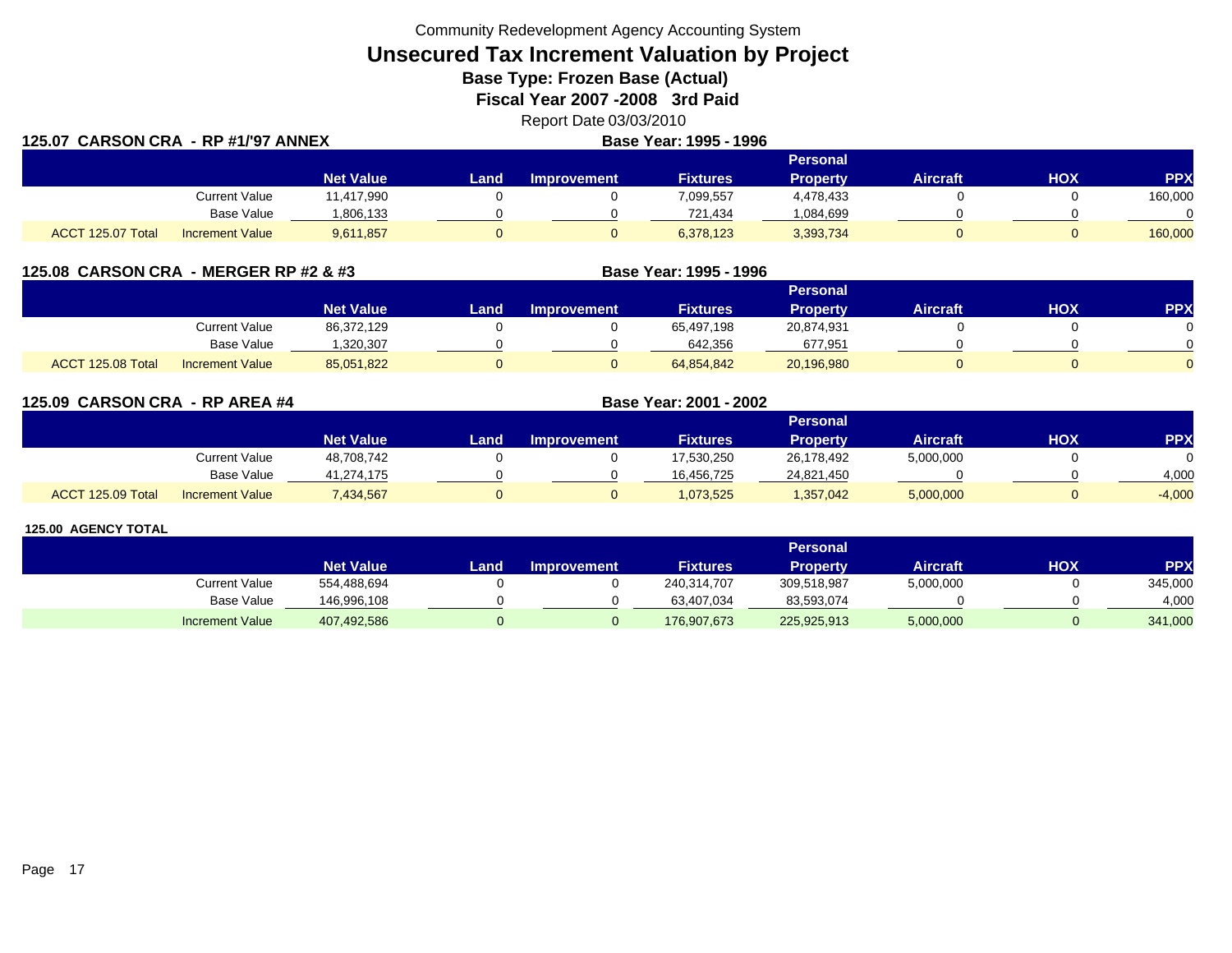Community Redevelopment Agency Accounting System

# Unsecured Tax Increment Valuation by Project

## Base Type: Frozen Base (Actual)

## Fiscal Year 2007 -2008 3rd Paid

Report Date 03/03/2010

### 125.07 CARSON CRA - RP #1/'97 ANNEX

**Base Year: 1995 - 1996**

| | | Net Value | Land | Improvement | Fixtures | Personal Property | Aircraft | HOX | PPX |
|---|---|---|---|---|---|---|---|---|---|
| | Current Value | 11,417,990 | 0 | 0 | 7,099,557 | 4,478,433 | 0 | 0 | 160,000 |
| | Base Value | 1,806,133 | 0 | 0 | 721,434 | 1,084,699 | 0 | 0 | 0 |
| ACCT 125.07 Total | Increment Value | 9,611,857 | 0 | 0 | 6,378,123 | 3,393,734 | 0 | 0 | 160,000 |

### 125.08 CARSON CRA - MERGER RP #2 & #3

**Base Year: 1995 - 1996**

| | | Net Value | Land | Improvement | Fixtures | Personal Property | Aircraft | HOX | PPX |
|---|---|---|---|---|---|---|---|---|---|
| | Current Value | 86,372,129 | 0 | 0 | 65,497,198 | 20,874,931 | 0 | 0 | 0 |
| | Base Value | 1,320,307 | 0 | 0 | 642,356 | 677,951 | 0 | 0 | 0 |
| ACCT 125.08 Total | Increment Value | 85,051,822 | 0 | 0 | 64,854,842 | 20,196,980 | 0 | 0 | 0 |

### 125.09 CARSON CRA - RP AREA #4

**Base Year: 2001 - 2002**

| | | Net Value | Land | Improvement | Fixtures | Personal Property | Aircraft | HOX | PPX |
|---|---|---|---|---|---|---|---|---|---|
| | Current Value | 48,708,742 | 0 | 0 | 17,530,250 | 26,178,492 | 5,000,000 | 0 | 0 |
| | Base Value | 41,274,175 | 0 | 0 | 16,456,725 | 24,821,450 | 0 | 0 | 4,000 |
| ACCT 125.09 Total | Increment Value | 7,434,567 | 0 | 0 | 1,073,525 | 1,357,042 | 5,000,000 | 0 | -4,000 |

### 125.00 AGENCY TOTAL

| | | Net Value | Land | Improvement | Fixtures | Personal Property | Aircraft | HOX | PPX |
|---|---|---|---|---|---|---|---|---|---|
| | Current Value | 554,488,694 | 0 | 0 | 240,314,707 | 309,518,987 | 5,000,000 | 0 | 345,000 |
| | Base Value | 146,996,108 | 0 | 0 | 63,407,034 | 83,593,074 | 0 | 0 | 4,000 |
| | Increment Value | 407,492,586 | 0 | 0 | 176,907,673 | 225,925,913 | 5,000,000 | 0 | 341,000 |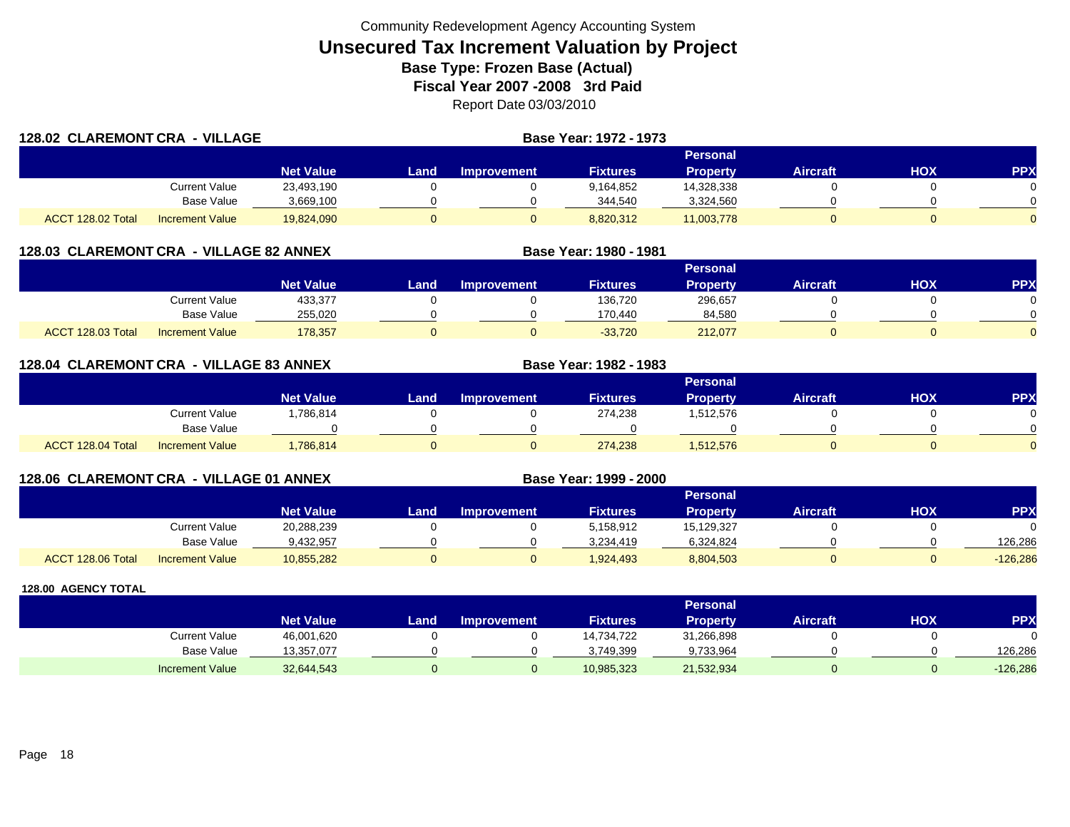Community Redevelopment Agency Accounting System

# Unsecured Tax Increment Valuation by Project

## Base Type: Frozen Base (Actual)

## Fiscal Year 2007 -2008 3rd Paid

Report Date 03/03/2010

### 128.02 CLAREMONT CRA - VILLAGE

**Base Year: 1972 - 1973**

| | | Net Value | Land | Improvement | Fixtures | Personal Property | Aircraft | HOX | PPX |
|---|---|---|---|---|---|---|---|---|---|
| | Current Value | 23,493,190 | 0 | 0 | 9,164,852 | 14,328,338 | 0 | 0 | 0 |
| | Base Value | 3,669,100 | 0 | 0 | 344,540 | 3,324,560 | 0 | 0 | 0 |
| ACCT 128.02 Total | Increment Value | 19,824,090 | 0 | 0 | 8,820,312 | 11,003,778 | 0 | 0 | 0 |

### 128.03 CLAREMONT CRA - VILLAGE 82 ANNEX

**Base Year: 1980 - 1981**

| | | Net Value | Land | Improvement | Fixtures | Personal Property | Aircraft | HOX | PPX |
|---|---|---|---|---|---|---|---|---|---|
| | Current Value | 433,377 | 0 | 0 | 136,720 | 296,657 | 0 | 0 | 0 |
| | Base Value | 255,020 | 0 | 0 | 170,440 | 84,580 | 0 | 0 | 0 |
| ACCT 128.03 Total | Increment Value | 178,357 | 0 | 0 | -33,720 | 212,077 | 0 | 0 | 0 |

### 128.04 CLAREMONT CRA - VILLAGE 83 ANNEX

**Base Year: 1982 - 1983**

| | | Net Value | Land | Improvement | Fixtures | Personal Property | Aircraft | HOX | PPX |
|---|---|---|---|---|---|---|---|---|---|
| | Current Value | 1,786,814 | 0 | 0 | 274,238 | 1,512,576 | 0 | 0 | 0 |
| | Base Value | 0 | 0 | 0 | 0 | 0 | 0 | 0 | 0 |
| ACCT 128.04 Total | Increment Value | 1,786,814 | 0 | 0 | 274,238 | 1,512,576 | 0 | 0 | 0 |

### 128.06 CLAREMONT CRA - VILLAGE 01 ANNEX

**Base Year: 1999 - 2000**

| | | Net Value | Land | Improvement | Fixtures | Personal Property | Aircraft | HOX | PPX |
|---|---|---|---|---|---|---|---|---|---|
| | Current Value | 20,288,239 | 0 | 0 | 5,158,912 | 15,129,327 | 0 | 0 | 0 |
| | Base Value | 9,432,957 | 0 | 0 | 3,234,419 | 6,324,824 | 0 | 0 | 126,286 |
| ACCT 128.06 Total | Increment Value | 10,855,282 | 0 | 0 | 1,924,493 | 8,804,503 | 0 | 0 | -126,286 |

### 128.00 AGENCY TOTAL

| | Net Value | Land | Improvement | Fixtures | Personal Property | Aircraft | HOX | PPX |
|---|---|---|---|---|---|---|---|---|
| Current Value | 46,001,620 | 0 | 0 | 14,734,722 | 31,266,898 | 0 | 0 | 0 |
| Base Value | 13,357,077 | 0 | 0 | 3,749,399 | 9,733,964 | 0 | 0 | 126,286 |
| Increment Value | 32,644,543 | 0 | 0 | 10,985,323 | 21,532,934 | 0 | 0 | -126,286 |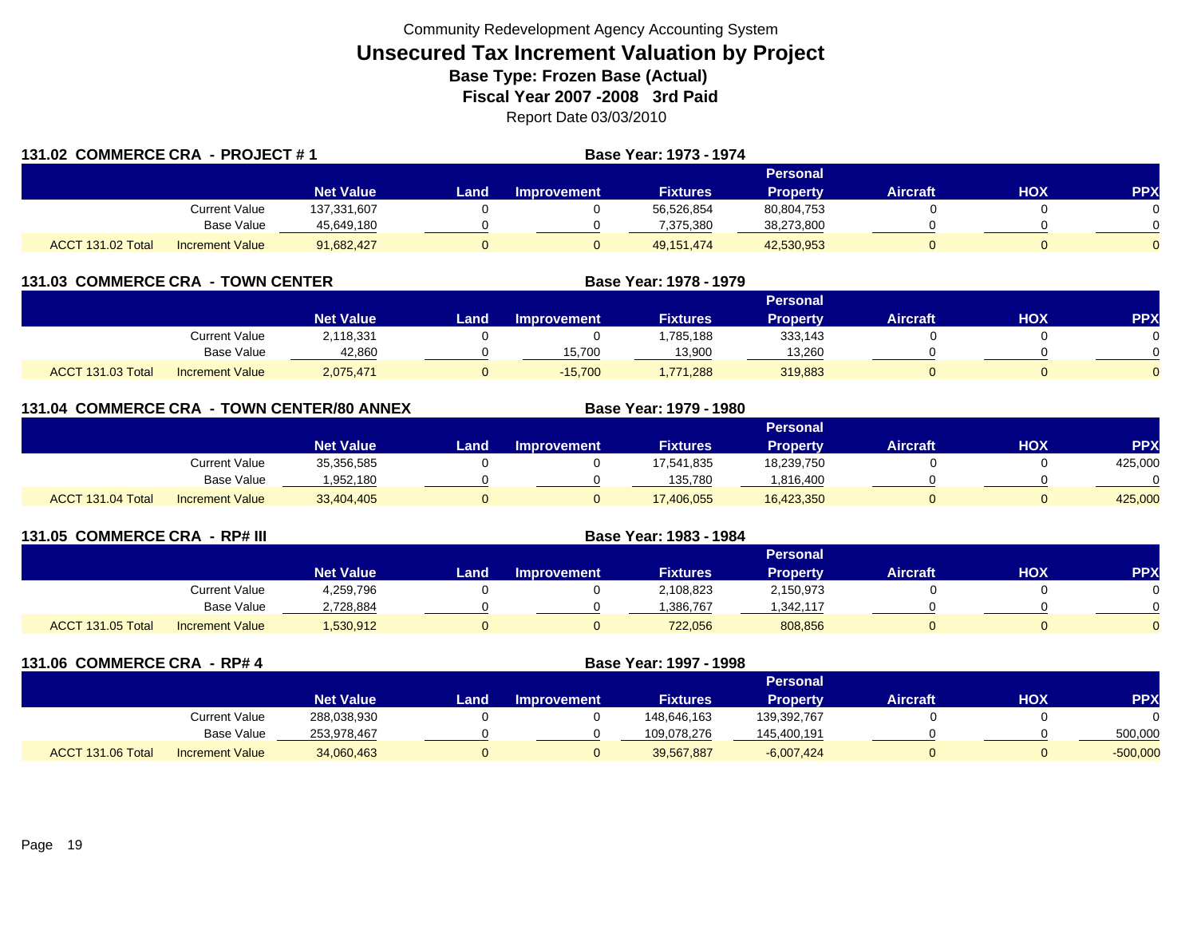Community Redevelopment Agency Accounting System

# Unsecured Tax Increment Valuation by Project

**Base Type: Frozen Base (Actual)**

**Fiscal Year 2007 -2008 3rd Paid**

Report Date 03/03/2010

## 131.02 COMMERCE CRA - PROJECT # 1

**Base Year: 1973 - 1974**

| | | Net Value | Land | Improvement | Fixtures | Personal Property | Aircraft | HOX | PPX |
|---|---|---|---|---|---|---|---|---|---|
| | Current Value | 137,331,607 | 0 | 0 | 56,526,854 | 80,804,753 | 0 | 0 | 0 |
| | Base Value | 45,649,180 | 0 | 0 | 7,375,380 | 38,273,800 | 0 | 0 | 0 |
| ACCT 131.02 Total | Increment Value | 91,682,427 | 0 | 0 | 49,151,474 | 42,530,953 | 0 | 0 | 0 |

## 131.03 COMMERCE CRA - TOWN CENTER

**Base Year: 1978 - 1979**

| | | Net Value | Land | Improvement | Fixtures | Personal Property | Aircraft | HOX | PPX |
|---|---|---|---|---|---|---|---|---|---|
| | Current Value | 2,118,331 | 0 | 0 | 1,785,188 | 333,143 | 0 | 0 | 0 |
| | Base Value | 42,860 | 0 | 15,700 | 13,900 | 13,260 | 0 | 0 | 0 |
| ACCT 131.03 Total | Increment Value | 2,075,471 | 0 | -15,700 | 1,771,288 | 319,883 | 0 | 0 | 0 |

## 131.04 COMMERCE CRA - TOWN CENTER/80 ANNEX

**Base Year: 1979 - 1980**

| | | Net Value | Land | Improvement | Fixtures | Personal Property | Aircraft | HOX | PPX |
|---|---|---|---|---|---|---|---|---|---|
| | Current Value | 35,356,585 | 0 | 0 | 17,541,835 | 18,239,750 | 0 | 0 | 425,000 |
| | Base Value | 1,952,180 | 0 | 0 | 135,780 | 1,816,400 | 0 | 0 | 0 |
| ACCT 131.04 Total | Increment Value | 33,404,405 | 0 | 0 | 17,406,055 | 16,423,350 | 0 | 0 | 425,000 |

## 131.05 COMMERCE CRA - RP# III

**Base Year: 1983 - 1984**

| | | Net Value | Land | Improvement | Fixtures | Personal Property | Aircraft | HOX | PPX |
|---|---|---|---|---|---|---|---|---|---|
| | Current Value | 4,259,796 | 0 | 0 | 2,108,823 | 2,150,973 | 0 | 0 | 0 |
| | Base Value | 2,728,884 | 0 | 0 | 1,386,767 | 1,342,117 | 0 | 0 | 0 |
| ACCT 131.05 Total | Increment Value | 1,530,912 | 0 | 0 | 722,056 | 808,856 | 0 | 0 | 0 |

## 131.06 COMMERCE CRA - RP# 4

**Base Year: 1997 - 1998**

| | | Net Value | Land | Improvement | Fixtures | Personal Property | Aircraft | HOX | PPX |
|---|---|---|---|---|---|---|---|---|---|
| | Current Value | 288,038,930 | 0 | 0 | 148,646,163 | 139,392,767 | 0 | 0 | 0 |
| | Base Value | 253,978,467 | 0 | 0 | 109,078,276 | 145,400,191 | 0 | 0 | 500,000 |
| ACCT 131.06 Total | Increment Value | 34,060,463 | 0 | 0 | 39,567,887 | -6,007,424 | 0 | 0 | -500,000 |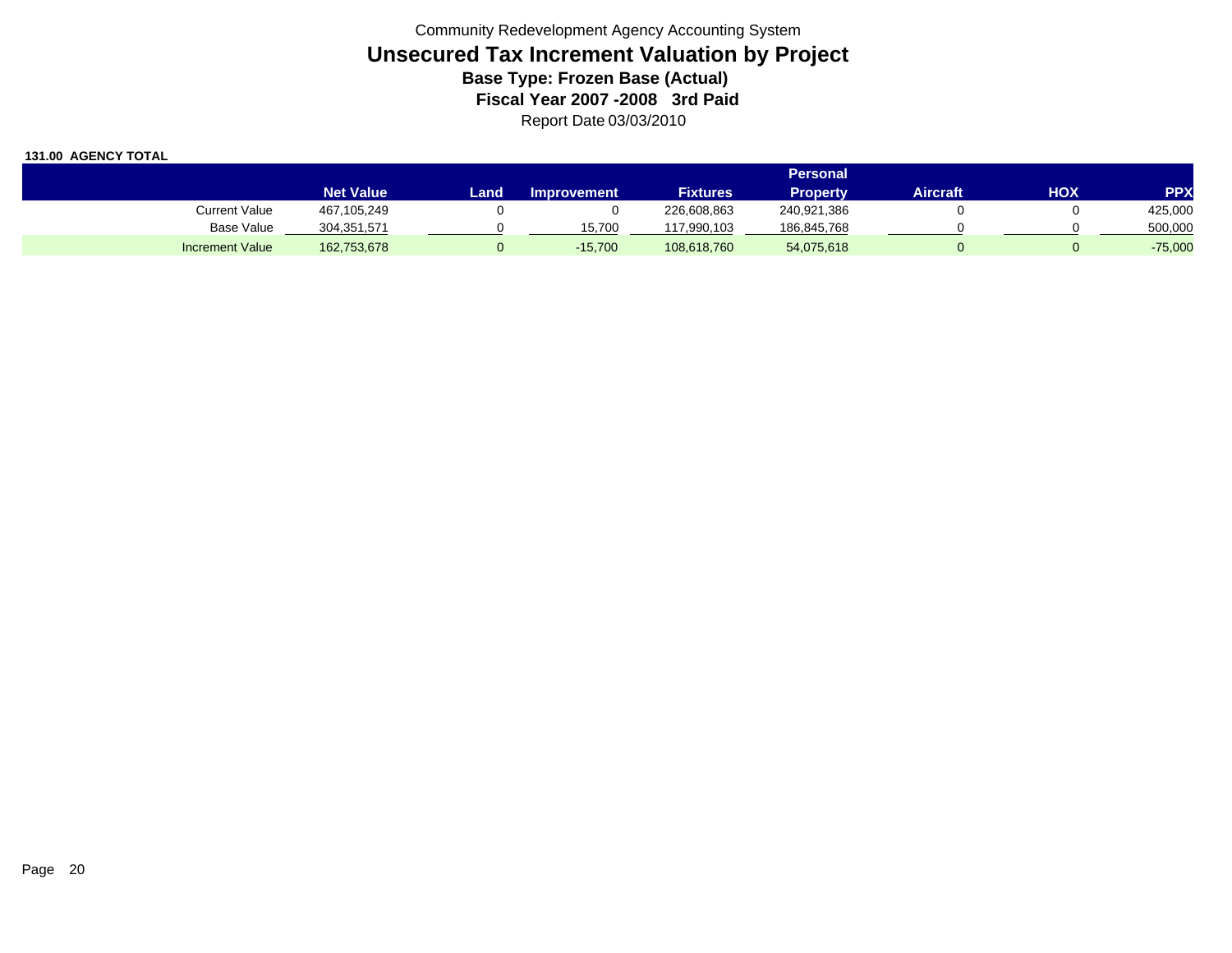Community Redevelopment Agency Accounting System

# Unsecured Tax Increment Valuation by Project

**Base Type: Frozen Base (Actual)**

**Fiscal Year 2007 -2008 3rd Paid**

Report Date 03/03/2010

**131.00 AGENCY TOTAL**

| | Net Value | Land | Improvement | Fixtures | Personal Property | Aircraft | HOX | PPX |
|---|---|---|---|---|---|---|---|---|
| Current Value | 467,105,249 | 0 | 0 | 226,608,863 | 240,921,386 | 0 | 0 | 425,000 |
| Base Value | 304,351,571 | 0 | 15,700 | 117,990,103 | 186,845,768 | 0 | 0 | 500,000 |
| Increment Value | 162,753,678 | 0 | -15,700 | 108,618,760 | 54,075,618 | 0 | 0 | -75,000 |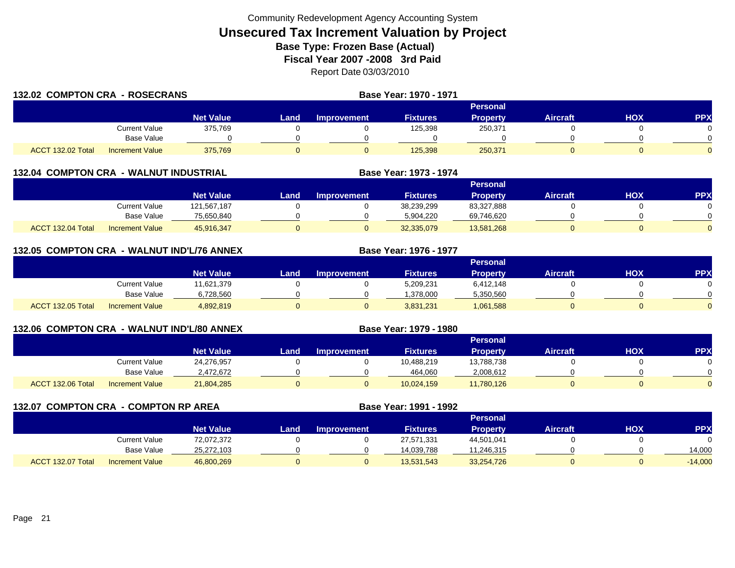Community Redevelopment Agency Accounting System

# Unsecured Tax Increment Valuation by Project

## Base Type: Frozen Base (Actual)

## Fiscal Year 2007 -2008 3rd Paid

Report Date 03/03/2010

### 132.02 COMPTON CRA - ROSECRANS

Base Year: 1970 - 1971

| | | Net Value | Land | Improvement | Fixtures | Personal Property | Aircraft | HOX | PPX |
|---|---|---|---|---|---|---|---|---|---|
| | Current Value | 375,769 | 0 | 0 | 125,398 | 250,371 | 0 | 0 | 0 |
| | Base Value | 0 | 0 | 0 | 0 | 0 | 0 | 0 | 0 |
| ACCT 132.02 Total | Increment Value | 375,769 | 0 | 0 | 125,398 | 250,371 | 0 | 0 | 0 |

### 132.04 COMPTON CRA - WALNUT INDUSTRIAL

Base Year: 1973 - 1974

| | | Net Value | Land | Improvement | Fixtures | Personal Property | Aircraft | HOX | PPX |
|---|---|---|---|---|---|---|---|---|---|
| | Current Value | 121,567,187 | 0 | 0 | 38,239,299 | 83,327,888 | 0 | 0 | 0 |
| | Base Value | 75,650,840 | 0 | 0 | 5,904,220 | 69,746,620 | 0 | 0 | 0 |
| ACCT 132.04 Total | Increment Value | 45,916,347 | 0 | 0 | 32,335,079 | 13,581,268 | 0 | 0 | 0 |

### 132.05 COMPTON CRA - WALNUT IND'L/76 ANNEX

Base Year: 1976 - 1977

| | | Net Value | Land | Improvement | Fixtures | Personal Property | Aircraft | HOX | PPX |
|---|---|---|---|---|---|---|---|---|---|
| | Current Value | 11,621,379 | 0 | 0 | 5,209,231 | 6,412,148 | 0 | 0 | 0 |
| | Base Value | 6,728,560 | 0 | 0 | 1,378,000 | 5,350,560 | 0 | 0 | 0 |
| ACCT 132.05 Total | Increment Value | 4,892,819 | 0 | 0 | 3,831,231 | 1,061,588 | 0 | 0 | 0 |

### 132.06 COMPTON CRA - WALNUT IND'L/80 ANNEX

Base Year: 1979 - 1980

| | | Net Value | Land | Improvement | Fixtures | Personal Property | Aircraft | HOX | PPX |
|---|---|---|---|---|---|---|---|---|---|
| | Current Value | 24,276,957 | 0 | 0 | 10,488,219 | 13,788,738 | 0 | 0 | 0 |
| | Base Value | 2,472,672 | 0 | 0 | 464,060 | 2,008,612 | 0 | 0 | 0 |
| ACCT 132.06 Total | Increment Value | 21,804,285 | 0 | 0 | 10,024,159 | 11,780,126 | 0 | 0 | 0 |

### 132.07 COMPTON CRA - COMPTON RP AREA

Base Year: 1991 - 1992

| | | Net Value | Land | Improvement | Fixtures | Personal Property | Aircraft | HOX | PPX |
|---|---|---|---|---|---|---|---|---|---|
| | Current Value | 72,072,372 | 0 | 0 | 27,571,331 | 44,501,041 | 0 | 0 | 0 |
| | Base Value | 25,272,103 | 0 | 0 | 14,039,788 | 11,246,315 | 0 | 0 | 14,000 |
| ACCT 132.07 Total | Increment Value | 46,800,269 | 0 | 0 | 13,531,543 | 33,254,726 | 0 | 0 | -14,000 |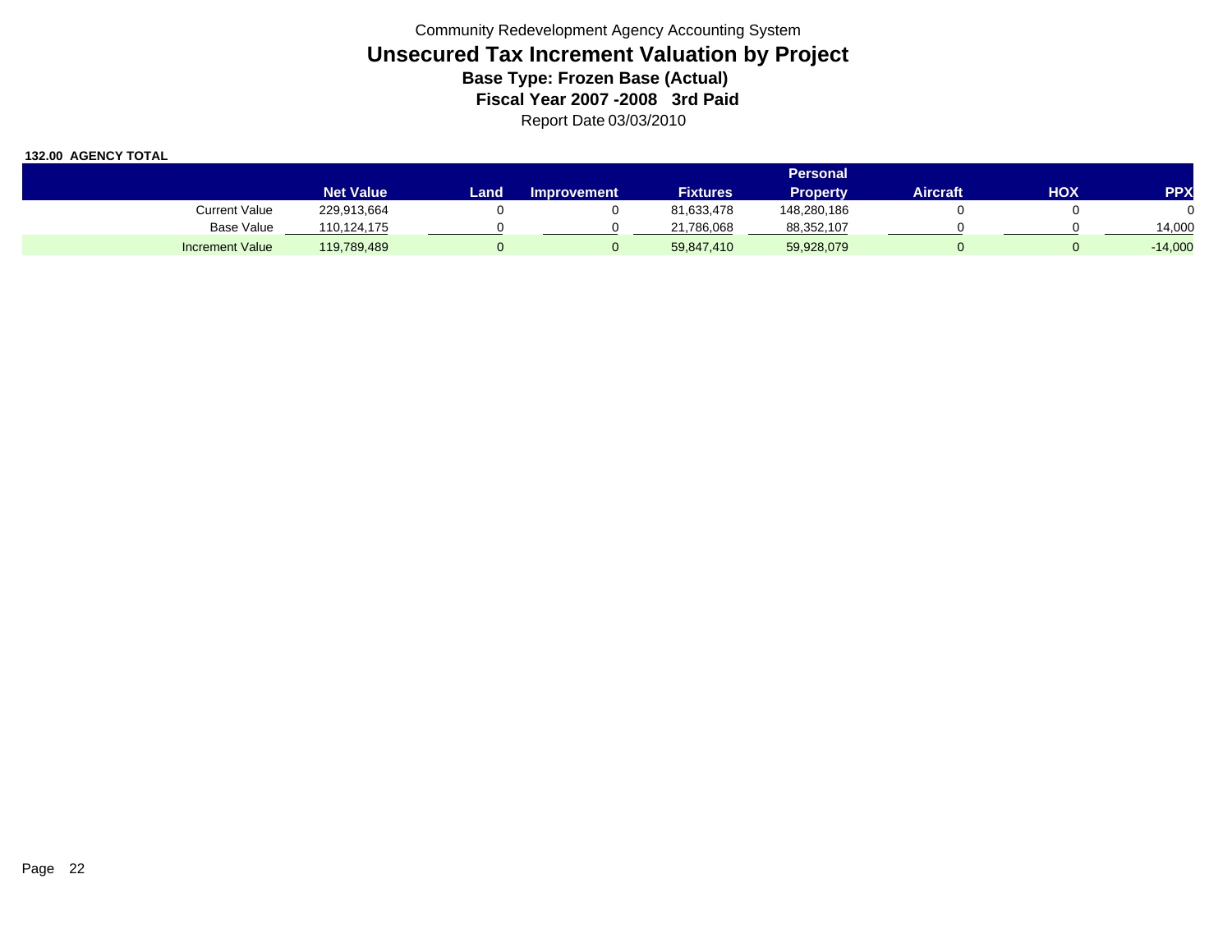Community Redevelopment Agency Accounting System

# Unsecured Tax Increment Valuation by Project

**Base Type: Frozen Base (Actual)**

**Fiscal Year 2007 -2008 3rd Paid**

Report Date 03/03/2010

**132.00 AGENCY TOTAL**

| | Net Value | Land | Improvement | Fixtures | Personal Property | Aircraft | HOX | PPX |
|---|---|---|---|---|---|---|---|---|
| Current Value | 229,913,664 | 0 | 0 | 81,633,478 | 148,280,186 | 0 | 0 | 0 |
| Base Value | 110,124,175 | 0 | 0 | 21,786,068 | 88,352,107 | 0 | 0 | 14,000 |
| Increment Value | 119,789,489 | 0 | 0 | 59,847,410 | 59,928,079 | 0 | 0 | -14,000 |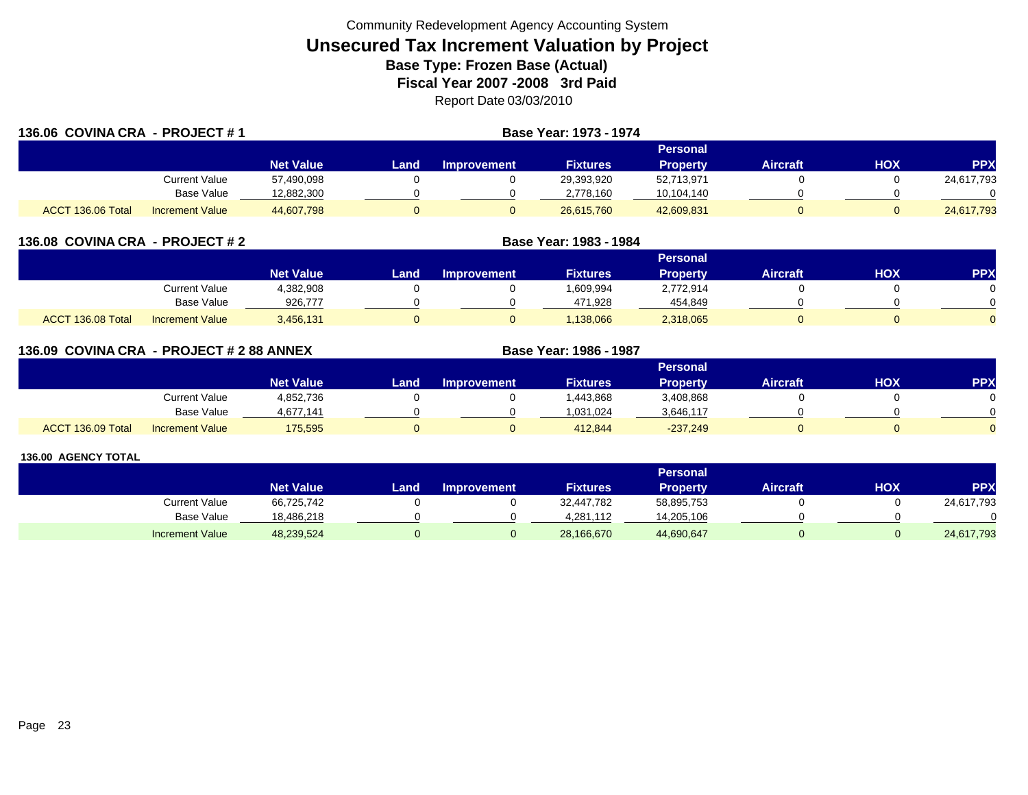Community Redevelopment Agency Accounting System

# Unsecured Tax Increment Valuation by Project

**Base Type: Frozen Base (Actual)**

**Fiscal Year 2007 -2008 3rd Paid**

Report Date 03/03/2010

## 136.06 COVINA CRA - PROJECT # 1

**Base Year: 1973 - 1974**

| | | Net Value | Land | Improvement | Fixtures | Personal Property | Aircraft | HOX | PPX |
|---|---|---|---|---|---|---|---|---|---|
| | Current Value | 57,490,098 | 0 | 0 | 29,393,920 | 52,713,971 | 0 | 0 | 24,617,793 |
| | Base Value | 12,882,300 | 0 | 0 | 2,778,160 | 10,104,140 | 0 | 0 | 0 |
| ACCT 136.06 Total | Increment Value | 44,607,798 | 0 | 0 | 26,615,760 | 42,609,831 | 0 | 0 | 24,617,793 |

## 136.08 COVINA CRA - PROJECT # 2

**Base Year: 1983 - 1984**

| | | Net Value | Land | Improvement | Fixtures | Personal Property | Aircraft | HOX | PPX |
|---|---|---|---|---|---|---|---|---|---|
| | Current Value | 4,382,908 | 0 | 0 | 1,609,994 | 2,772,914 | 0 | 0 | 0 |
| | Base Value | 926,777 | 0 | 0 | 471,928 | 454,849 | 0 | 0 | 0 |
| ACCT 136.08 Total | Increment Value | 3,456,131 | 0 | 0 | 1,138,066 | 2,318,065 | 0 | 0 | 0 |

## 136.09 COVINA CRA - PROJECT # 2 88 ANNEX

**Base Year: 1986 - 1987**

| | | Net Value | Land | Improvement | Fixtures | Personal Property | Aircraft | HOX | PPX |
|---|---|---|---|---|---|---|---|---|---|
| | Current Value | 4,852,736 | 0 | 0 | 1,443,868 | 3,408,868 | 0 | 0 | 0 |
| | Base Value | 4,677,141 | 0 | 0 | 1,031,024 | 3,646,117 | 0 | 0 | 0 |
| ACCT 136.09 Total | Increment Value | 175,595 | 0 | 0 | 412,844 | -237,249 | 0 | 0 | 0 |

## 136.00 AGENCY TOTAL

| | | Net Value | Land | Improvement | Fixtures | Personal Property | Aircraft | HOX | PPX |
|---|---|---|---|---|---|---|---|---|---|
| | Current Value | 66,725,742 | 0 | 0 | 32,447,782 | 58,895,753 | 0 | 0 | 24,617,793 |
| | Base Value | 18,486,218 | 0 | 0 | 4,281,112 | 14,205,106 | 0 | 0 | 0 |
| | Increment Value | 48,239,524 | 0 | 0 | 28,166,670 | 44,690,647 | 0 | 0 | 24,617,793 |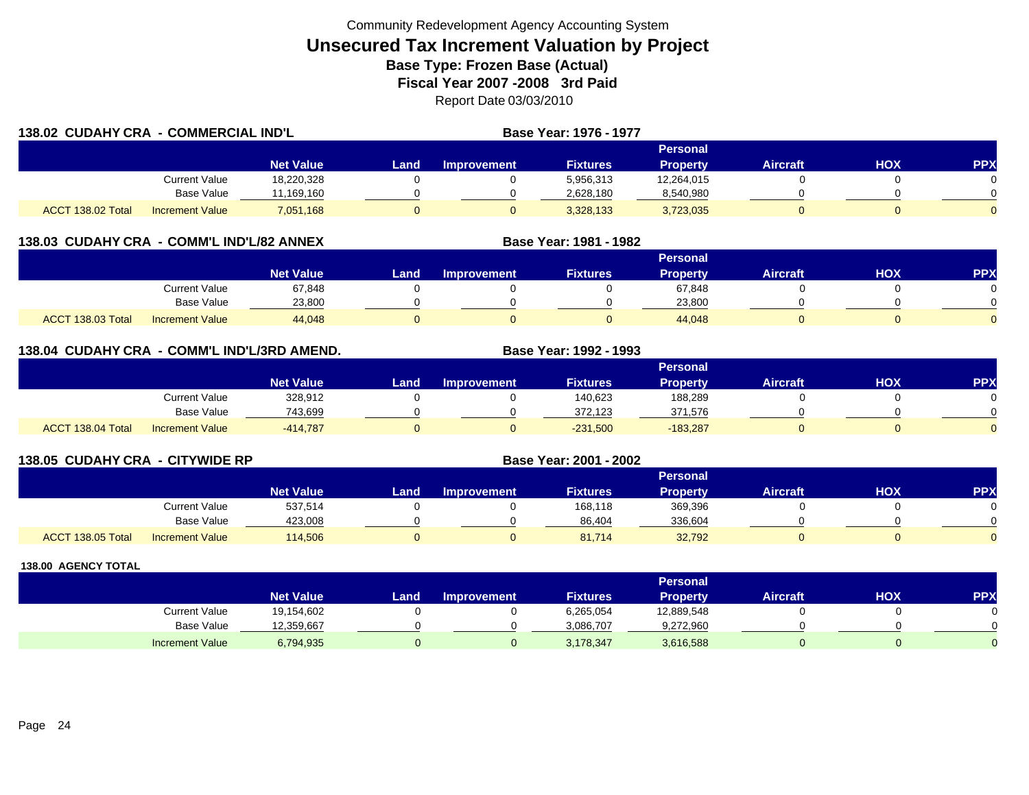Community Redevelopment Agency Accounting System

# Unsecured Tax Increment Valuation by Project

## Base Type: Frozen Base (Actual)

## Fiscal Year 2007 -2008 3rd Paid

Report Date 03/03/2010

### 138.02 CUDAHY CRA - COMMERCIAL IND'L

**Base Year: 1976 - 1977**

| | | Net Value | Land | Improvement | Fixtures | Personal Property | Aircraft | HOX | PPX |
|---|---|---|---|---|---|---|---|---|---|
| | Current Value | 18,220,328 | 0 | 0 | 5,956,313 | 12,264,015 | 0 | 0 | 0 |
| | Base Value | 11,169,160 | 0 | 0 | 2,628,180 | 8,540,980 | 0 | 0 | 0 |
| ACCT 138.02 Total | Increment Value | 7,051,168 | 0 | 0 | 3,328,133 | 3,723,035 | 0 | 0 | 0 |

### 138.03 CUDAHY CRA - COMM'L IND'L/82 ANNEX

**Base Year: 1981 - 1982**

| | | Net Value | Land | Improvement | Fixtures | Personal Property | Aircraft | HOX | PPX |
|---|---|---|---|---|---|---|---|---|---|
| | Current Value | 67,848 | 0 | 0 | 0 | 67,848 | 0 | 0 | 0 |
| | Base Value | 23,800 | 0 | 0 | 0 | 23,800 | 0 | 0 | 0 |
| ACCT 138.03 Total | Increment Value | 44,048 | 0 | 0 | 0 | 44,048 | 0 | 0 | 0 |

### 138.04 CUDAHY CRA - COMM'L IND'L/3RD AMEND.

**Base Year: 1992 - 1993**

| | | Net Value | Land | Improvement | Fixtures | Personal Property | Aircraft | HOX | PPX |
|---|---|---|---|---|---|---|---|---|---|
| | Current Value | 328,912 | 0 | 0 | 140,623 | 188,289 | 0 | 0 | 0 |
| | Base Value | 743,699 | 0 | 0 | 372,123 | 371,576 | 0 | 0 | 0 |
| ACCT 138.04 Total | Increment Value | -414,787 | 0 | 0 | -231,500 | -183,287 | 0 | 0 | 0 |

### 138.05 CUDAHY CRA - CITYWIDE RP

**Base Year: 2001 - 2002**

| | | Net Value | Land | Improvement | Fixtures | Personal Property | Aircraft | HOX | PPX |
|---|---|---|---|---|---|---|---|---|---|
| | Current Value | 537,514 | 0 | 0 | 168,118 | 369,396 | 0 | 0 | 0 |
| | Base Value | 423,008 | 0 | 0 | 86,404 | 336,604 | 0 | 0 | 0 |
| ACCT 138.05 Total | Increment Value | 114,506 | 0 | 0 | 81,714 | 32,792 | 0 | 0 | 0 |

### 138.00 AGENCY TOTAL

| | | Net Value | Land | Improvement | Fixtures | Personal Property | Aircraft | HOX | PPX |
|---|---|---|---|---|---|---|---|---|---|
| | Current Value | 19,154,602 | 0 | 0 | 6,265,054 | 12,889,548 | 0 | 0 | 0 |
| | Base Value | 12,359,667 | 0 | 0 | 3,086,707 | 9,272,960 | 0 | 0 | 0 |
| | Increment Value | 6,794,935 | 0 | 0 | 3,178,347 | 3,616,588 | 0 | 0 | 0 |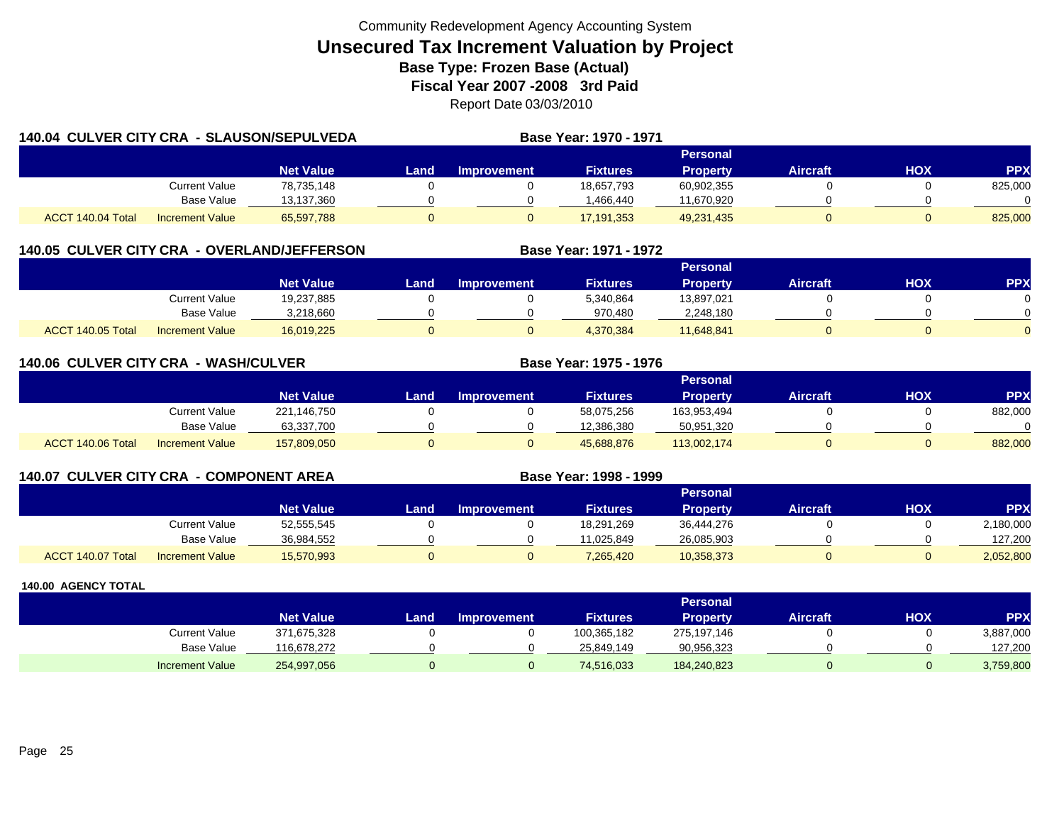Community Redevelopment Agency Accounting System

# Unsecured Tax Increment Valuation by Project

**Base Type: Frozen Base (Actual)**

**Fiscal Year 2007 -2008 3rd Paid**

Report Date 03/03/2010

## 140.04 CULVER CITY CRA - SLAUSON/SEPULVEDA

**Base Year: 1970 - 1971**

| | | Net Value | Land | Improvement | Fixtures | Personal Property | Aircraft | HOX | PPX |
|---|---|---|---|---|---|---|---|---|---|
| | Current Value | 78,735,148 | 0 | 0 | 18,657,793 | 60,902,355 | 0 | 0 | 825,000 |
| | Base Value | 13,137,360 | 0 | 0 | 1,466,440 | 11,670,920 | 0 | 0 | 0 |
| ACCT 140.04 Total | Increment Value | 65,597,788 | 0 | 0 | 17,191,353 | 49,231,435 | 0 | 0 | 825,000 |

## 140.05 CULVER CITY CRA - OVERLAND/JEFFERSON

**Base Year: 1971 - 1972**

| | | Net Value | Land | Improvement | Fixtures | Personal Property | Aircraft | HOX | PPX |
|---|---|---|---|---|---|---|---|---|---|
| | Current Value | 19,237,885 | 0 | 0 | 5,340,864 | 13,897,021 | 0 | 0 | 0 |
| | Base Value | 3,218,660 | 0 | 0 | 970,480 | 2,248,180 | 0 | 0 | 0 |
| ACCT 140.05 Total | Increment Value | 16,019,225 | 0 | 0 | 4,370,384 | 11,648,841 | 0 | 0 | 0 |

## 140.06 CULVER CITY CRA - WASH/CULVER

**Base Year: 1975 - 1976**

| | | Net Value | Land | Improvement | Fixtures | Personal Property | Aircraft | HOX | PPX |
|---|---|---|---|---|---|---|---|---|---|
| | Current Value | 221,146,750 | 0 | 0 | 58,075,256 | 163,953,494 | 0 | 0 | 882,000 |
| | Base Value | 63,337,700 | 0 | 0 | 12,386,380 | 50,951,320 | 0 | 0 | 0 |
| ACCT 140.06 Total | Increment Value | 157,809,050 | 0 | 0 | 45,688,876 | 113,002,174 | 0 | 0 | 882,000 |

## 140.07 CULVER CITY CRA - COMPONENT AREA

**Base Year: 1998 - 1999**

| | | Net Value | Land | Improvement | Fixtures | Personal Property | Aircraft | HOX | PPX |
|---|---|---|---|---|---|---|---|---|---|
| | Current Value | 52,555,545 | 0 | 0 | 18,291,269 | 36,444,276 | 0 | 0 | 2,180,000 |
| | Base Value | 36,984,552 | 0 | 0 | 11,025,849 | 26,085,903 | 0 | 0 | 127,200 |
| ACCT 140.07 Total | Increment Value | 15,570,993 | 0 | 0 | 7,265,420 | 10,358,373 | 0 | 0 | 2,052,800 |

## 140.00 AGENCY TOTAL

| | | Net Value | Land | Improvement | Fixtures | Personal Property | Aircraft | HOX | PPX |
|---|---|---|---|---|---|---|---|---|---|
| | Current Value | 371,675,328 | 0 | 0 | 100,365,182 | 275,197,146 | 0 | 0 | 3,887,000 |
| | Base Value | 116,678,272 | 0 | 0 | 25,849,149 | 90,956,323 | 0 | 0 | 127,200 |
| | Increment Value | 254,997,056 | 0 | 0 | 74,516,033 | 184,240,823 | 0 | 0 | 3,759,800 |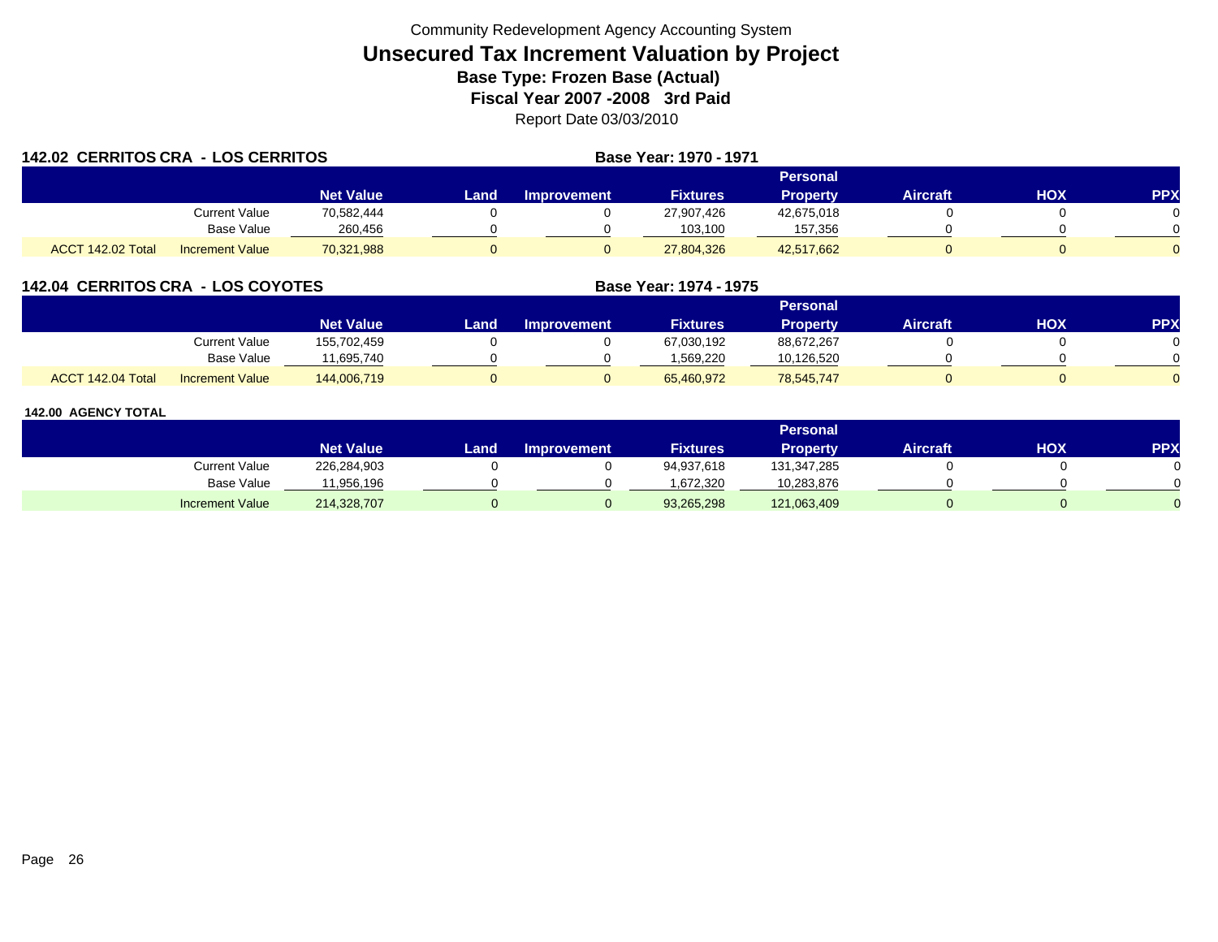Community Redevelopment Agency Accounting System

# Unsecured Tax Increment Valuation by Project

**Base Type: Frozen Base (Actual)**

**Fiscal Year 2007 -2008 3rd Paid**

Report Date 03/03/2010

## 142.02 CERRITOS CRA - LOS CERRITOS

**Base Year: 1970 - 1971**

| | | Net Value | Land | Improvement | Fixtures | Personal Property | Aircraft | HOX | PPX |
|---|---|---|---|---|---|---|---|---|---|
| | Current Value | 70,582,444 | 0 | 0 | 27,907,426 | 42,675,018 | 0 | 0 | 0 |
| | Base Value | 260,456 | 0 | 0 | 103,100 | 157,356 | 0 | 0 | 0 |
| ACCT 142.02 Total | Increment Value | 70,321,988 | 0 | 0 | 27,804,326 | 42,517,662 | 0 | 0 | 0 |

## 142.04 CERRITOS CRA - LOS COYOTES

**Base Year: 1974 - 1975**

| | | Net Value | Land | Improvement | Fixtures | Personal Property | Aircraft | HOX | PPX |
|---|---|---|---|---|---|---|---|---|---|
| | Current Value | 155,702,459 | 0 | 0 | 67,030,192 | 88,672,267 | 0 | 0 | 0 |
| | Base Value | 11,695,740 | 0 | 0 | 1,569,220 | 10,126,520 | 0 | 0 | 0 |
| ACCT 142.04 Total | Increment Value | 144,006,719 | 0 | 0 | 65,460,972 | 78,545,747 | 0 | 0 | 0 |

## 142.00 AGENCY TOTAL

| | Net Value | Land | Improvement | Fixtures | Personal Property | Aircraft | HOX | PPX |
|---|---|---|---|---|---|---|---|---|
| Current Value | 226,284,903 | 0 | 0 | 94,937,618 | 131,347,285 | 0 | 0 | 0 |
| Base Value | 11,956,196 | 0 | 0 | 1,672,320 | 10,283,876 | 0 | 0 | 0 |
| Increment Value | 214,328,707 | 0 | 0 | 93,265,298 | 121,063,409 | 0 | 0 | 0 |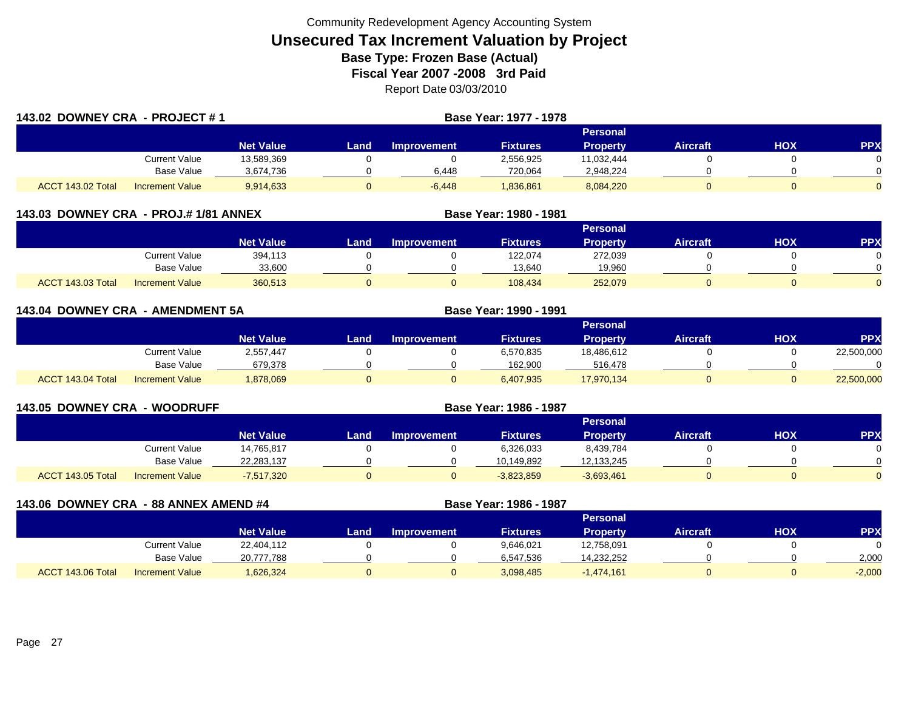Community Redevelopment Agency Accounting System

# Unsecured Tax Increment Valuation by Project

**Base Type: Frozen Base (Actual)**

**Fiscal Year 2007 -2008 3rd Paid**

Report Date 03/03/2010

## 143.02 DOWNEY CRA - PROJECT # 1

**Base Year: 1977 - 1978**

| | | Net Value | Land | Improvement | Fixtures | Personal Property | Aircraft | HOX | PPX |
|---|---|---|---|---|---|---|---|---|---|
| | Current Value | 13,589,369 | 0 | 0 | 2,556,925 | 11,032,444 | 0 | 0 | 0 |
| | Base Value | 3,674,736 | 0 | 6,448 | 720,064 | 2,948,224 | 0 | 0 | 0 |
| ACCT 143.02 Total | Increment Value | 9,914,633 | 0 | -6,448 | 1,836,861 | 8,084,220 | 0 | 0 | 0 |

## 143.03 DOWNEY CRA - PROJ.# 1/81 ANNEX

**Base Year: 1980 - 1981**

| | | Net Value | Land | Improvement | Fixtures | Personal Property | Aircraft | HOX | PPX |
|---|---|---|---|---|---|---|---|---|---|
| | Current Value | 394,113 | 0 | 0 | 122,074 | 272,039 | 0 | 0 | 0 |
| | Base Value | 33,600 | 0 | 0 | 13,640 | 19,960 | 0 | 0 | 0 |
| ACCT 143.03 Total | Increment Value | 360,513 | 0 | 0 | 108,434 | 252,079 | 0 | 0 | 0 |

## 143.04 DOWNEY CRA - AMENDMENT 5A

**Base Year: 1990 - 1991**

| | | Net Value | Land | Improvement | Fixtures | Personal Property | Aircraft | HOX | PPX |
|---|---|---|---|---|---|---|---|---|---|
| | Current Value | 2,557,447 | 0 | 0 | 6,570,835 | 18,486,612 | 0 | 0 | 22,500,000 |
| | Base Value | 679,378 | 0 | 0 | 162,900 | 516,478 | 0 | 0 | 0 |
| ACCT 143.04 Total | Increment Value | 1,878,069 | 0 | 0 | 6,407,935 | 17,970,134 | 0 | 0 | 22,500,000 |

## 143.05 DOWNEY CRA - WOODRUFF

**Base Year: 1986 - 1987**

| | | Net Value | Land | Improvement | Fixtures | Personal Property | Aircraft | HOX | PPX |
|---|---|---|---|---|---|---|---|---|---|
| | Current Value | 14,765,817 | 0 | 0 | 6,326,033 | 8,439,784 | 0 | 0 | 0 |
| | Base Value | 22,283,137 | 0 | 0 | 10,149,892 | 12,133,245 | 0 | 0 | 0 |
| ACCT 143.05 Total | Increment Value | -7,517,320 | 0 | 0 | -3,823,859 | -3,693,461 | 0 | 0 | 0 |

## 143.06 DOWNEY CRA - 88 ANNEX AMEND #4

**Base Year: 1986 - 1987**

| | | Net Value | Land | Improvement | Fixtures | Personal Property | Aircraft | HOX | PPX |
|---|---|---|---|---|---|---|---|---|---|
| | Current Value | 22,404,112 | 0 | 0 | 9,646,021 | 12,758,091 | 0 | 0 | 0 |
| | Base Value | 20,777,788 | 0 | 0 | 6,547,536 | 14,232,252 | 0 | 0 | 2,000 |
| ACCT 143.06 Total | Increment Value | 1,626,324 | 0 | 0 | 3,098,485 | -1,474,161 | 0 | 0 | -2,000 |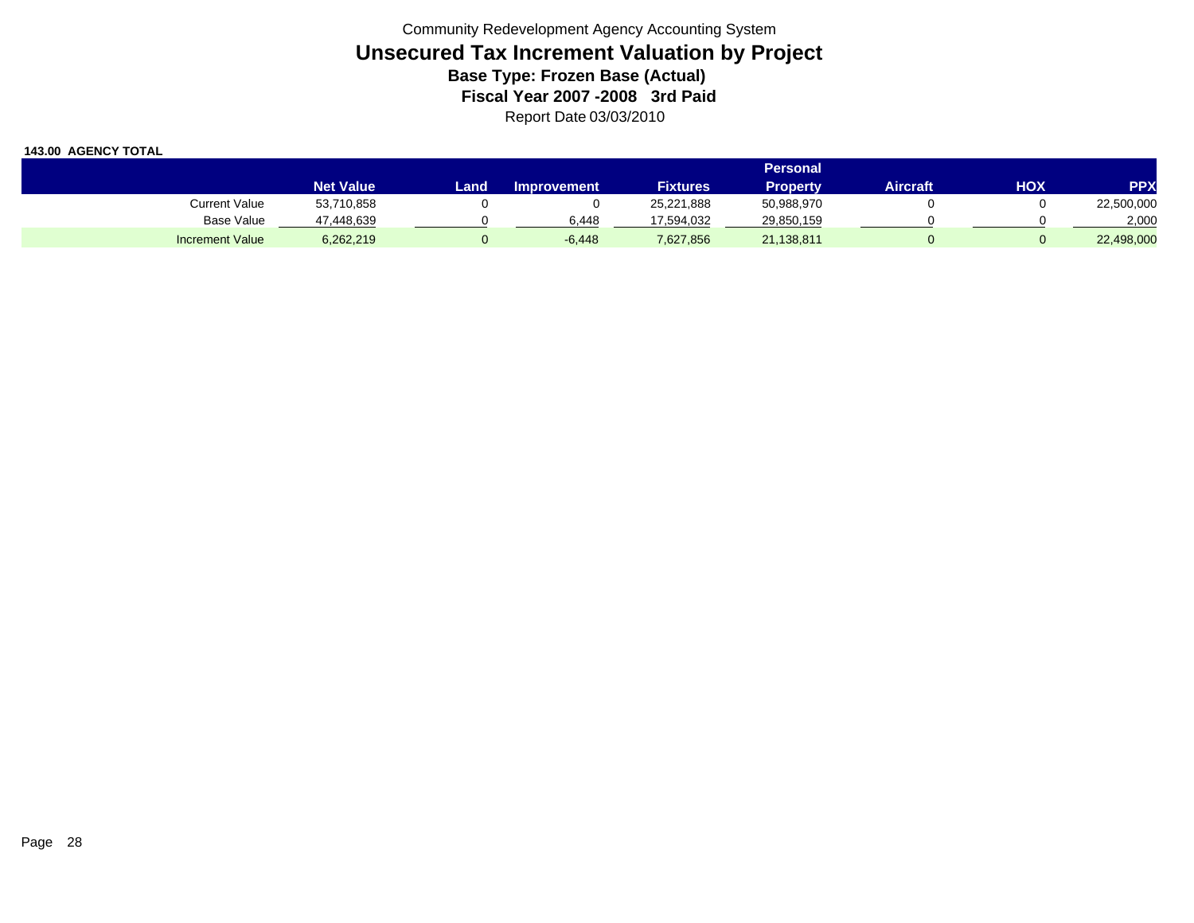Community Redevelopment Agency Accounting System

# Unsecured Tax Increment Valuation by Project

**Base Type: Frozen Base (Actual)**

**Fiscal Year 2007 -2008 3rd Paid**

Report Date 03/03/2010

**143.00 AGENCY TOTAL**

| | Net Value | Land | Improvement | Fixtures | Personal Property | Aircraft | HOX | PPX |
|---|---|---|---|---|---|---|---|---|
| Current Value | 53,710,858 | 0 | 0 | 25,221,888 | 50,988,970 | 0 | 0 | 22,500,000 |
| Base Value | 47,448,639 | 0 | 6,448 | 17,594,032 | 29,850,159 | 0 | 0 | 2,000 |
| Increment Value | 6,262,219 | 0 | -6,448 | 7,627,856 | 21,138,811 | 0 | 0 | 22,498,000 |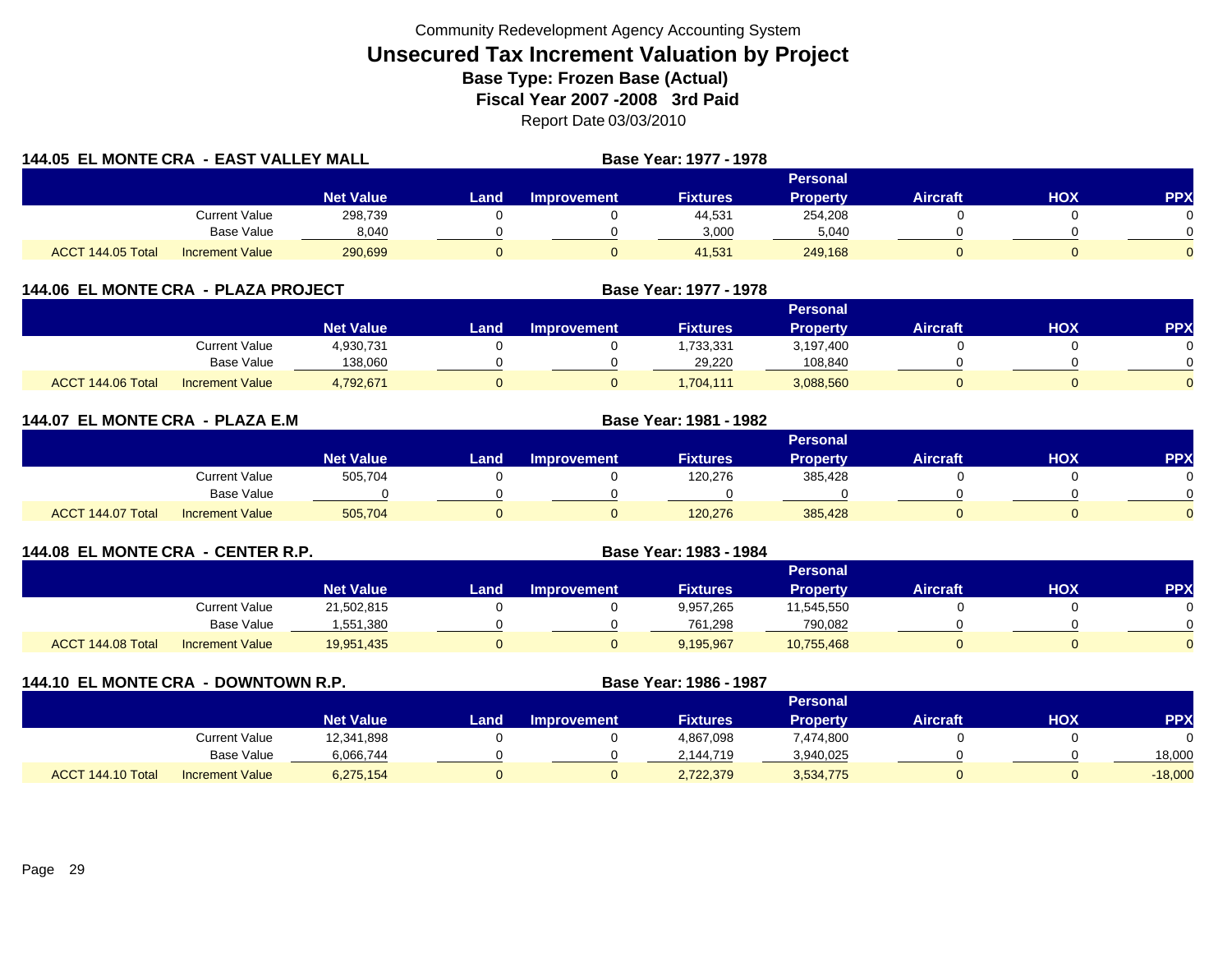Community Redevelopment Agency Accounting System

# Unsecured Tax Increment Valuation by Project

**Base Type: Frozen Base (Actual)**

**Fiscal Year 2007 -2008 3rd Paid**

Report Date 03/03/2010

## 144.05 EL MONTE CRA - EAST VALLEY MALL

**Base Year: 1977 - 1978**

| | | Net Value | Land | Improvement | Fixtures | Personal Property | Aircraft | HOX | PPX |
|---|---|---|---|---|---|---|---|---|---|
| | Current Value | 298,739 | 0 | 0 | 44,531 | 254,208 | 0 | 0 | 0 |
| | Base Value | 8,040 | 0 | 0 | 3,000 | 5,040 | 0 | 0 | 0 |
| ACCT 144.05 Total | Increment Value | 290,699 | 0 | 0 | 41,531 | 249,168 | 0 | 0 | 0 |

## 144.06 EL MONTE CRA - PLAZA PROJECT

**Base Year: 1977 - 1978**

| | | Net Value | Land | Improvement | Fixtures | Personal Property | Aircraft | HOX | PPX |
|---|---|---|---|---|---|---|---|---|---|
| | Current Value | 4,930,731 | 0 | 0 | 1,733,331 | 3,197,400 | 0 | 0 | 0 |
| | Base Value | 138,060 | 0 | 0 | 29,220 | 108,840 | 0 | 0 | 0 |
| ACCT 144.06 Total | Increment Value | 4,792,671 | 0 | 0 | 1,704,111 | 3,088,560 | 0 | 0 | 0 |

## 144.07 EL MONTE CRA - PLAZA E.M

**Base Year: 1981 - 1982**

| | | Net Value | Land | Improvement | Fixtures | Personal Property | Aircraft | HOX | PPX |
|---|---|---|---|---|---|---|---|---|---|
| | Current Value | 505,704 | 0 | 0 | 120,276 | 385,428 | 0 | 0 | 0 |
| | Base Value | 0 | 0 | 0 | 0 | 0 | 0 | 0 | 0 |
| ACCT 144.07 Total | Increment Value | 505,704 | 0 | 0 | 120,276 | 385,428 | 0 | 0 | 0 |

## 144.08 EL MONTE CRA - CENTER R.P.

**Base Year: 1983 - 1984**

| | | Net Value | Land | Improvement | Fixtures | Personal Property | Aircraft | HOX | PPX |
|---|---|---|---|---|---|---|---|---|---|
| | Current Value | 21,502,815 | 0 | 0 | 9,957,265 | 11,545,550 | 0 | 0 | 0 |
| | Base Value | 1,551,380 | 0 | 0 | 761,298 | 790,082 | 0 | 0 | 0 |
| ACCT 144.08 Total | Increment Value | 19,951,435 | 0 | 0 | 9,195,967 | 10,755,468 | 0 | 0 | 0 |

## 144.10 EL MONTE CRA - DOWNTOWN R.P.

**Base Year: 1986 - 1987**

| | | Net Value | Land | Improvement | Fixtures | Personal Property | Aircraft | HOX | PPX |
|---|---|---|---|---|---|---|---|---|---|
| | Current Value | 12,341,898 | 0 | 0 | 4,867,098 | 7,474,800 | 0 | 0 | 0 |
| | Base Value | 6,066,744 | 0 | 0 | 2,144,719 | 3,940,025 | 0 | 0 | 18,000 |
| ACCT 144.10 Total | Increment Value | 6,275,154 | 0 | 0 | 2,722,379 | 3,534,775 | 0 | 0 | -18,000 |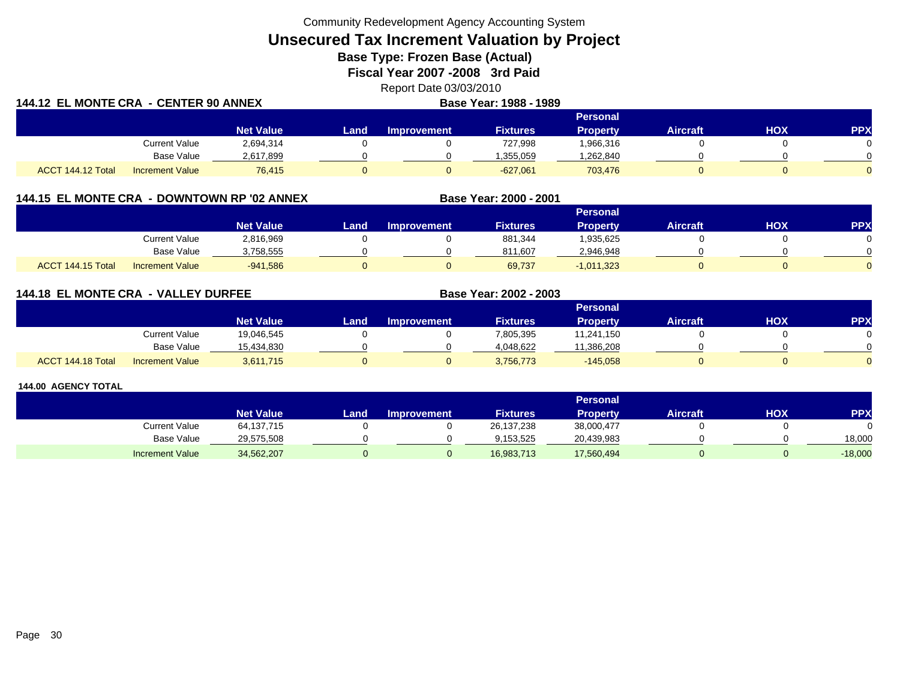Community Redevelopment Agency Accounting System

# Unsecured Tax Increment Valuation by Project

## Base Type: Frozen Base (Actual)

## Fiscal Year 2007 -2008 3rd Paid

Report Date 03/03/2010

### 144.12 EL MONTE CRA - CENTER 90 ANNEX

**Base Year: 1988 - 1989**

| | | Net Value | Land | Improvement | Fixtures | Personal Property | Aircraft | HOX | PPX |
|---|---|---|---|---|---|---|---|---|---|
| | Current Value | 2,694,314 | 0 | 0 | 727,998 | 1,966,316 | 0 | 0 | 0 |
| | Base Value | 2,617,899 | 0 | 0 | 1,355,059 | 1,262,840 | 0 | 0 | 0 |
| ACCT 144.12 Total | Increment Value | 76,415 | 0 | 0 | -627,061 | 703,476 | 0 | 0 | 0 |

### 144.15 EL MONTE CRA - DOWNTOWN RP '02 ANNEX

**Base Year: 2000 - 2001**

| | | Net Value | Land | Improvement | Fixtures | Personal Property | Aircraft | HOX | PPX |
|---|---|---|---|---|---|---|---|---|---|
| | Current Value | 2,816,969 | 0 | 0 | 881,344 | 1,935,625 | 0 | 0 | 0 |
| | Base Value | 3,758,555 | 0 | 0 | 811,607 | 2,946,948 | 0 | 0 | 0 |
| ACCT 144.15 Total | Increment Value | -941,586 | 0 | 0 | 69,737 | -1,011,323 | 0 | 0 | 0 |

### 144.18 EL MONTE CRA - VALLEY DURFEE

**Base Year: 2002 - 2003**

| | | Net Value | Land | Improvement | Fixtures | Personal Property | Aircraft | HOX | PPX |
|---|---|---|---|---|---|---|---|---|---|
| | Current Value | 19,046,545 | 0 | 0 | 7,805,395 | 11,241,150 | 0 | 0 | 0 |
| | Base Value | 15,434,830 | 0 | 0 | 4,048,622 | 11,386,208 | 0 | 0 | 0 |
| ACCT 144.18 Total | Increment Value | 3,611,715 | 0 | 0 | 3,756,773 | -145,058 | 0 | 0 | 0 |

### 144.00 AGENCY TOTAL

| | | Net Value | Land | Improvement | Fixtures | Personal Property | Aircraft | HOX | PPX |
|---|---|---|---|---|---|---|---|---|---|
| | Current Value | 64,137,715 | 0 | 0 | 26,137,238 | 38,000,477 | 0 | 0 | 0 |
| | Base Value | 29,575,508 | 0 | 0 | 9,153,525 | 20,439,983 | 0 | 0 | 18,000 |
| | Increment Value | 34,562,207 | 0 | 0 | 16,983,713 | 17,560,494 | 0 | 0 | -18,000 |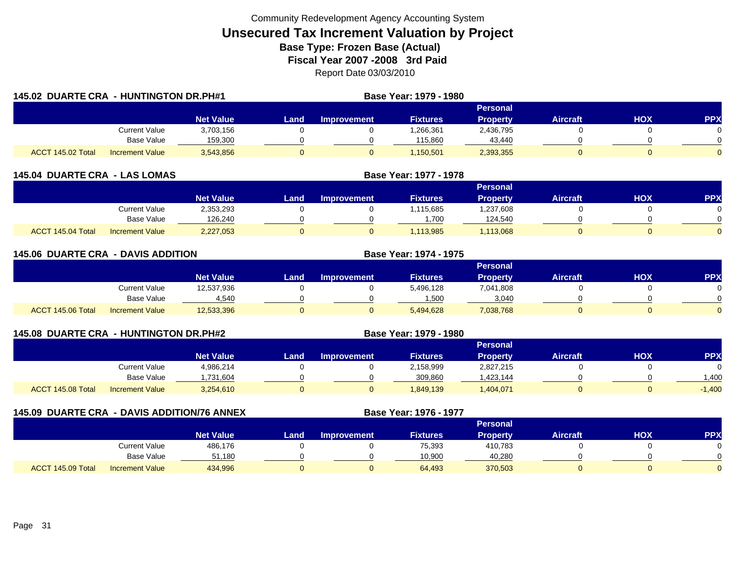Community Redevelopment Agency Accounting System

# Unsecured Tax Increment Valuation by Project

**Base Type: Frozen Base (Actual)**

**Fiscal Year 2007 -2008 3rd Paid**

Report Date 03/03/2010

## 145.02 DUARTE CRA - HUNTINGTON DR.PH#1

**Base Year: 1979 - 1980**

| | | Net Value | Land | Improvement | Fixtures | Personal Property | Aircraft | HOX | PPX |
|---|---|---|---|---|---|---|---|---|---|
| | Current Value | 3,703,156 | 0 | 0 | 1,266,361 | 2,436,795 | 0 | 0 | 0 |
| | Base Value | 159,300 | 0 | 0 | 115,860 | 43,440 | 0 | 0 | 0 |
| ACCT 145.02 Total | Increment Value | 3,543,856 | 0 | 0 | 1,150,501 | 2,393,355 | 0 | 0 | 0 |

## 145.04 DUARTE CRA - LAS LOMAS

**Base Year: 1977 - 1978**

| | | Net Value | Land | Improvement | Fixtures | Personal Property | Aircraft | HOX | PPX |
|---|---|---|---|---|---|---|---|---|---|
| | Current Value | 2,353,293 | 0 | 0 | 1,115,685 | 1,237,608 | 0 | 0 | 0 |
| | Base Value | 126,240 | 0 | 0 | 1,700 | 124,540 | 0 | 0 | 0 |
| ACCT 145.04 Total | Increment Value | 2,227,053 | 0 | 0 | 1,113,985 | 1,113,068 | 0 | 0 | 0 |

## 145.06 DUARTE CRA - DAVIS ADDITION

**Base Year: 1974 - 1975**

| | | Net Value | Land | Improvement | Fixtures | Personal Property | Aircraft | HOX | PPX |
|---|---|---|---|---|---|---|---|---|---|
| | Current Value | 12,537,936 | 0 | 0 | 5,496,128 | 7,041,808 | 0 | 0 | 0 |
| | Base Value | 4,540 | 0 | 0 | 1,500 | 3,040 | 0 | 0 | 0 |
| ACCT 145.06 Total | Increment Value | 12,533,396 | 0 | 0 | 5,494,628 | 7,038,768 | 0 | 0 | 0 |

## 145.08 DUARTE CRA - HUNTINGTON DR.PH#2

**Base Year: 1979 - 1980**

| | | Net Value | Land | Improvement | Fixtures | Personal Property | Aircraft | HOX | PPX |
|---|---|---|---|---|---|---|---|---|---|
| | Current Value | 4,986,214 | 0 | 0 | 2,158,999 | 2,827,215 | 0 | 0 | 0 |
| | Base Value | 1,731,604 | 0 | 0 | 309,860 | 1,423,144 | 0 | 0 | 1,400 |
| ACCT 145.08 Total | Increment Value | 3,254,610 | 0 | 0 | 1,849,139 | 1,404,071 | 0 | 0 | -1,400 |

## 145.09 DUARTE CRA - DAVIS ADDITION/76 ANNEX

**Base Year: 1976 - 1977**

| | | Net Value | Land | Improvement | Fixtures | Personal Property | Aircraft | HOX | PPX |
|---|---|---|---|---|---|---|---|---|---|
| | Current Value | 486,176 | 0 | 0 | 75,393 | 410,783 | 0 | 0 | 0 |
| | Base Value | 51,180 | 0 | 0 | 10,900 | 40,280 | 0 | 0 | 0 |
| ACCT 145.09 Total | Increment Value | 434,996 | 0 | 0 | 64,493 | 370,503 | 0 | 0 | 0 |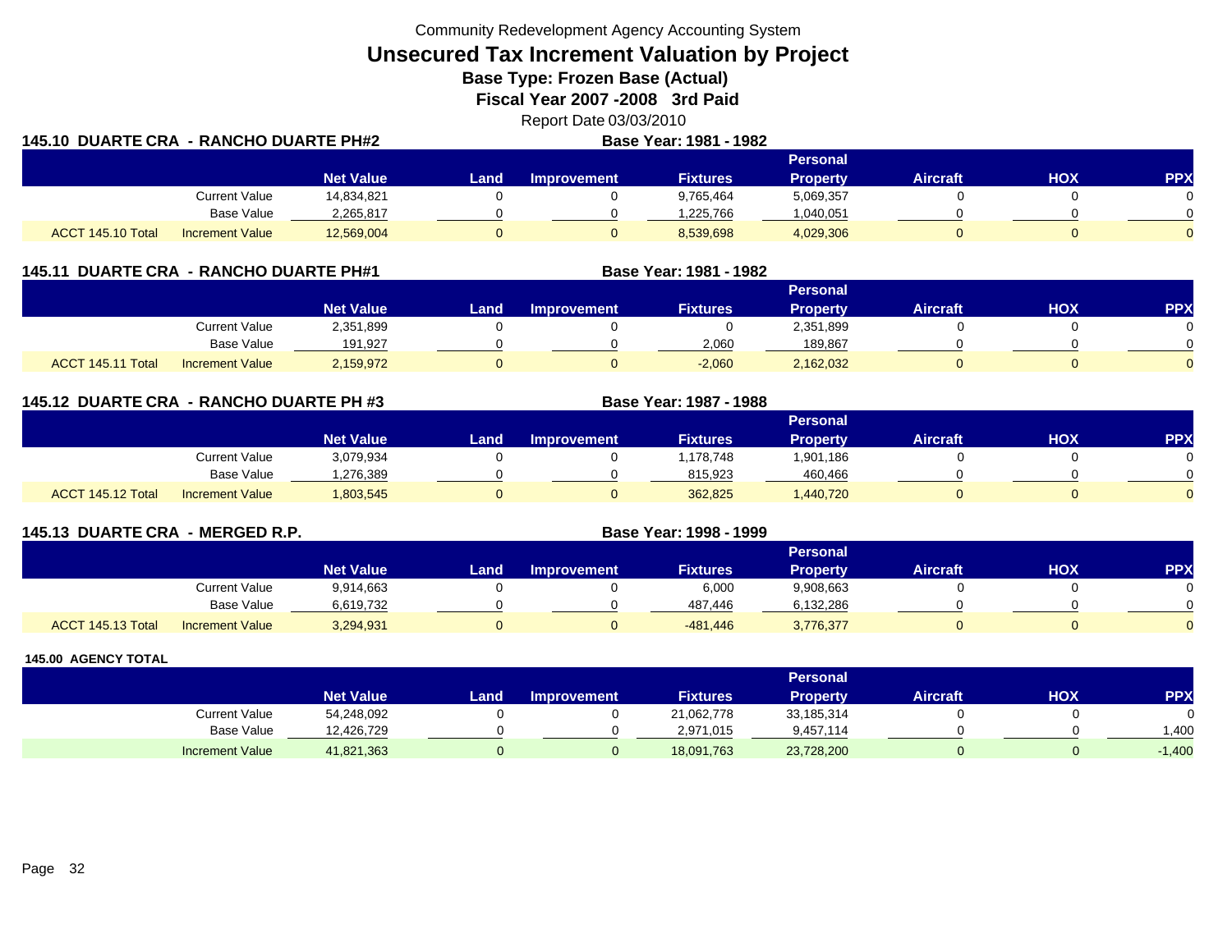Community Redevelopment Agency Accounting System

# Unsecured Tax Increment Valuation by Project

**Base Type: Frozen Base (Actual)**

**Fiscal Year 2007 -2008 3rd Paid**

Report Date 03/03/2010

## 145.10 DUARTE CRA - RANCHO DUARTE PH#2

**Base Year: 1981 - 1982**

| | | Net Value | Land | Improvement | Fixtures | Personal Property | Aircraft | HOX | PPX |
|---|---|---|---|---|---|---|---|---|---|
| | Current Value | 14,834,821 | 0 | 0 | 9,765,464 | 5,069,357 | 0 | 0 | 0 |
| | Base Value | 2,265,817 | 0 | 0 | 1,225,766 | 1,040,051 | 0 | 0 | 0 |
| ACCT 145.10 Total | Increment Value | 12,569,004 | 0 | 0 | 8,539,698 | 4,029,306 | 0 | 0 | 0 |

## 145.11 DUARTE CRA - RANCHO DUARTE PH#1

**Base Year: 1981 - 1982**

| | | Net Value | Land | Improvement | Fixtures | Personal Property | Aircraft | HOX | PPX |
|---|---|---|---|---|---|---|---|---|---|
| | Current Value | 2,351,899 | 0 | 0 | 0 | 2,351,899 | 0 | 0 | 0 |
| | Base Value | 191,927 | 0 | 0 | 2,060 | 189,867 | 0 | 0 | 0 |
| ACCT 145.11 Total | Increment Value | 2,159,972 | 0 | 0 | -2,060 | 2,162,032 | 0 | 0 | 0 |

## 145.12 DUARTE CRA - RANCHO DUARTE PH #3

**Base Year: 1987 - 1988**

| | | Net Value | Land | Improvement | Fixtures | Personal Property | Aircraft | HOX | PPX |
|---|---|---|---|---|---|---|---|---|---|
| | Current Value | 3,079,934 | 0 | 0 | 1,178,748 | 1,901,186 | 0 | 0 | 0 |
| | Base Value | 1,276,389 | 0 | 0 | 815,923 | 460,466 | 0 | 0 | 0 |
| ACCT 145.12 Total | Increment Value | 1,803,545 | 0 | 0 | 362,825 | 1,440,720 | 0 | 0 | 0 |

## 145.13 DUARTE CRA - MERGED R.P.

**Base Year: 1998 - 1999**

| | | Net Value | Land | Improvement | Fixtures | Personal Property | Aircraft | HOX | PPX |
|---|---|---|---|---|---|---|---|---|---|
| | Current Value | 9,914,663 | 0 | 0 | 6,000 | 9,908,663 | 0 | 0 | 0 |
| | Base Value | 6,619,732 | 0 | 0 | 487,446 | 6,132,286 | 0 | 0 | 0 |
| ACCT 145.13 Total | Increment Value | 3,294,931 | 0 | 0 | -481,446 | 3,776,377 | 0 | 0 | 0 |

## 145.00 AGENCY TOTAL

| | | Net Value | Land | Improvement | Fixtures | Personal Property | Aircraft | HOX | PPX |
|---|---|---|---|---|---|---|---|---|---|
| | Current Value | 54,248,092 | 0 | 0 | 21,062,778 | 33,185,314 | 0 | 0 | 0 |
| | Base Value | 12,426,729 | 0 | 0 | 2,971,015 | 9,457,114 | 0 | 0 | 1,400 |
| | Increment Value | 41,821,363 | 0 | 0 | 18,091,763 | 23,728,200 | 0 | 0 | -1,400 |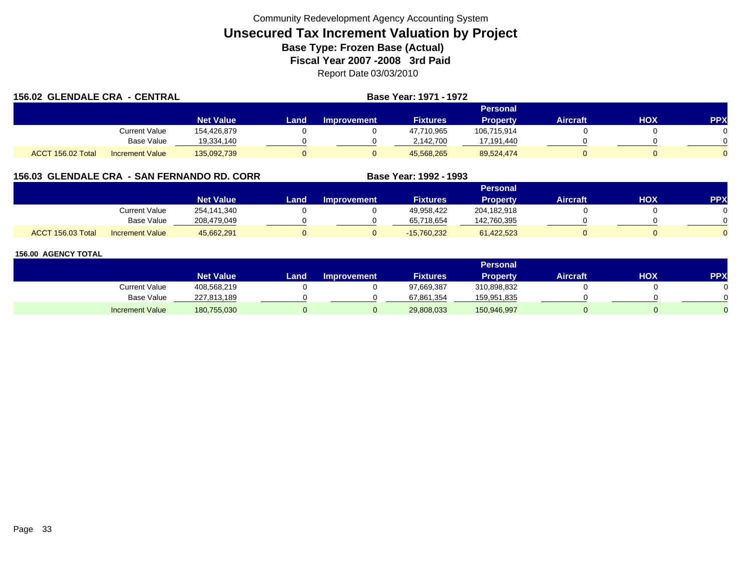Community Redevelopment Agency Accounting System

# Unsecured Tax Increment Valuation by Project

### Base Type: Frozen Base (Actual)

### Fiscal Year 2007 -2008 3rd Paid

Report Date 03/03/2010

**156.02 GLENDALE CRA - CENTRAL** **Base Year: 1971 - 1972**

| | | Net Value | Land | Improvement | Fixtures | Personal Property | Aircraft | HOX | PPX |
|---|---|---|---|---|---|---|---|---|---|
| | Current Value | 154,426,879 | 0 | 0 | 47,710,965 | 106,715,914 | 0 | 0 | 0 |
| | Base Value | 19,334,140 | 0 | 0 | 2,142,700 | 17,191,440 | 0 | 0 | 0 |
| ACCT 156.02 Total | Increment Value | 135,092,739 | 0 | 0 | 45,568,265 | 89,524,474 | 0 | 0 | 0 |

**156.03 GLENDALE CRA - SAN FERNANDO RD. CORR** **Base Year: 1992 - 1993**

| | | Net Value | Land | Improvement | Fixtures | Personal Property | Aircraft | HOX | PPX |
|---|---|---|---|---|---|---|---|---|---|
| | Current Value | 254,141,340 | 0 | 0 | 49,958,422 | 204,182,918 | 0 | 0 | 0 |
| | Base Value | 208,479,049 | 0 | 0 | 65,718,654 | 142,760,395 | 0 | 0 | 0 |
| ACCT 156.03 Total | Increment Value | 45,662,291 | 0 | 0 | -15,760,232 | 61,422,523 | 0 | 0 | 0 |

**156.00 AGENCY TOTAL**

| | | Net Value | Land | Improvement | Fixtures | Personal Property | Aircraft | HOX | PPX |
|---|---|---|---|---|---|---|---|---|---|
| | Current Value | 408,568,219 | 0 | 0 | 97,669,387 | 310,898,832 | 0 | 0 | 0 |
| | Base Value | 227,813,189 | 0 | 0 | 67,861,354 | 159,951,835 | 0 | 0 | 0 |
| | Increment Value | 180,755,030 | 0 | 0 | 29,808,033 | 150,946,997 | 0 | 0 | 0 |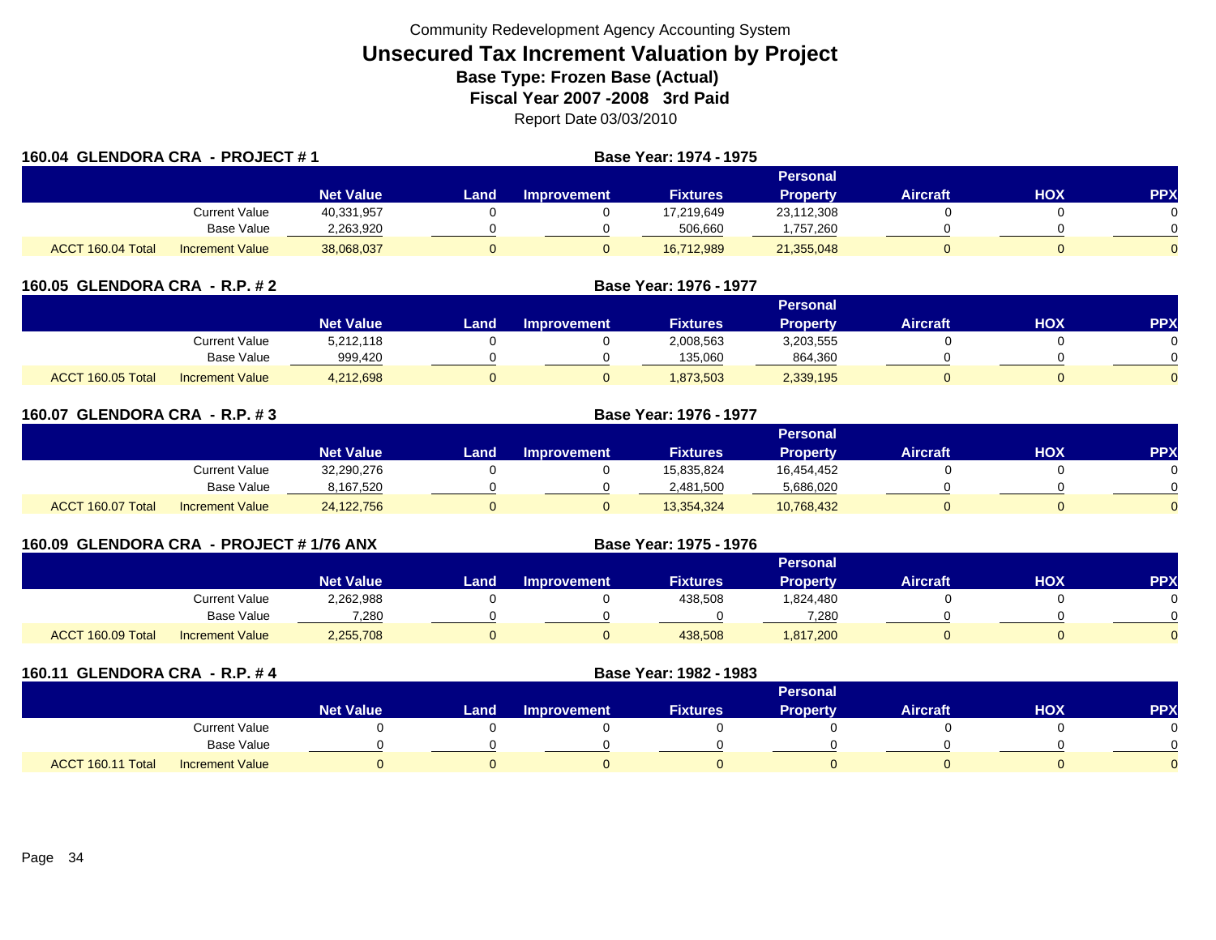Community Redevelopment Agency Accounting System

# Unsecured Tax Increment Valuation by Project

## Base Type: Frozen Base (Actual)

## Fiscal Year 2007 -2008 3rd Paid

Report Date 03/03/2010

### 160.04 GLENDORA CRA - PROJECT # 1

**Base Year: 1974 - 1975**

| | | Net Value | Land | Improvement | Fixtures | Personal Property | Aircraft | HOX | PPX |
|---|---|---|---|---|---|---|---|---|---|
| | Current Value | 40,331,957 | 0 | 0 | 17,219,649 | 23,112,308 | 0 | 0 | 0 |
| | Base Value | 2,263,920 | 0 | 0 | 506,660 | 1,757,260 | 0 | 0 | 0 |
| ACCT 160.04 Total | Increment Value | 38,068,037 | 0 | 0 | 16,712,989 | 21,355,048 | 0 | 0 | 0 |

### 160.05 GLENDORA CRA - R.P. # 2

**Base Year: 1976 - 1977**

| | | Net Value | Land | Improvement | Fixtures | Personal Property | Aircraft | HOX | PPX |
|---|---|---|---|---|---|---|---|---|---|
| | Current Value | 5,212,118 | 0 | 0 | 2,008,563 | 3,203,555 | 0 | 0 | 0 |
| | Base Value | 999,420 | 0 | 0 | 135,060 | 864,360 | 0 | 0 | 0 |
| ACCT 160.05 Total | Increment Value | 4,212,698 | 0 | 0 | 1,873,503 | 2,339,195 | 0 | 0 | 0 |

### 160.07 GLENDORA CRA - R.P. # 3

**Base Year: 1976 - 1977**

| | | Net Value | Land | Improvement | Fixtures | Personal Property | Aircraft | HOX | PPX |
|---|---|---|---|---|---|---|---|---|---|
| | Current Value | 32,290,276 | 0 | 0 | 15,835,824 | 16,454,452 | 0 | 0 | 0 |
| | Base Value | 8,167,520 | 0 | 0 | 2,481,500 | 5,686,020 | 0 | 0 | 0 |
| ACCT 160.07 Total | Increment Value | 24,122,756 | 0 | 0 | 13,354,324 | 10,768,432 | 0 | 0 | 0 |

### 160.09 GLENDORA CRA - PROJECT # 1/76 ANX

**Base Year: 1975 - 1976**

| | | Net Value | Land | Improvement | Fixtures | Personal Property | Aircraft | HOX | PPX |
|---|---|---|---|---|---|---|---|---|---|
| | Current Value | 2,262,988 | 0 | 0 | 438,508 | 1,824,480 | 0 | 0 | 0 |
| | Base Value | 7,280 | 0 | 0 | 0 | 7,280 | 0 | 0 | 0 |
| ACCT 160.09 Total | Increment Value | 2,255,708 | 0 | 0 | 438,508 | 1,817,200 | 0 | 0 | 0 |

### 160.11 GLENDORA CRA - R.P. # 4

**Base Year: 1982 - 1983**

| | | Net Value | Land | Improvement | Fixtures | Personal Property | Aircraft | HOX | PPX |
|---|---|---|---|---|---|---|---|---|---|
| | Current Value | 0 | 0 | 0 | 0 | 0 | 0 | 0 | 0 |
| | Base Value | 0 | 0 | 0 | 0 | 0 | 0 | 0 | 0 |
| ACCT 160.11 Total | Increment Value | 0 | 0 | 0 | 0 | 0 | 0 | 0 | 0 |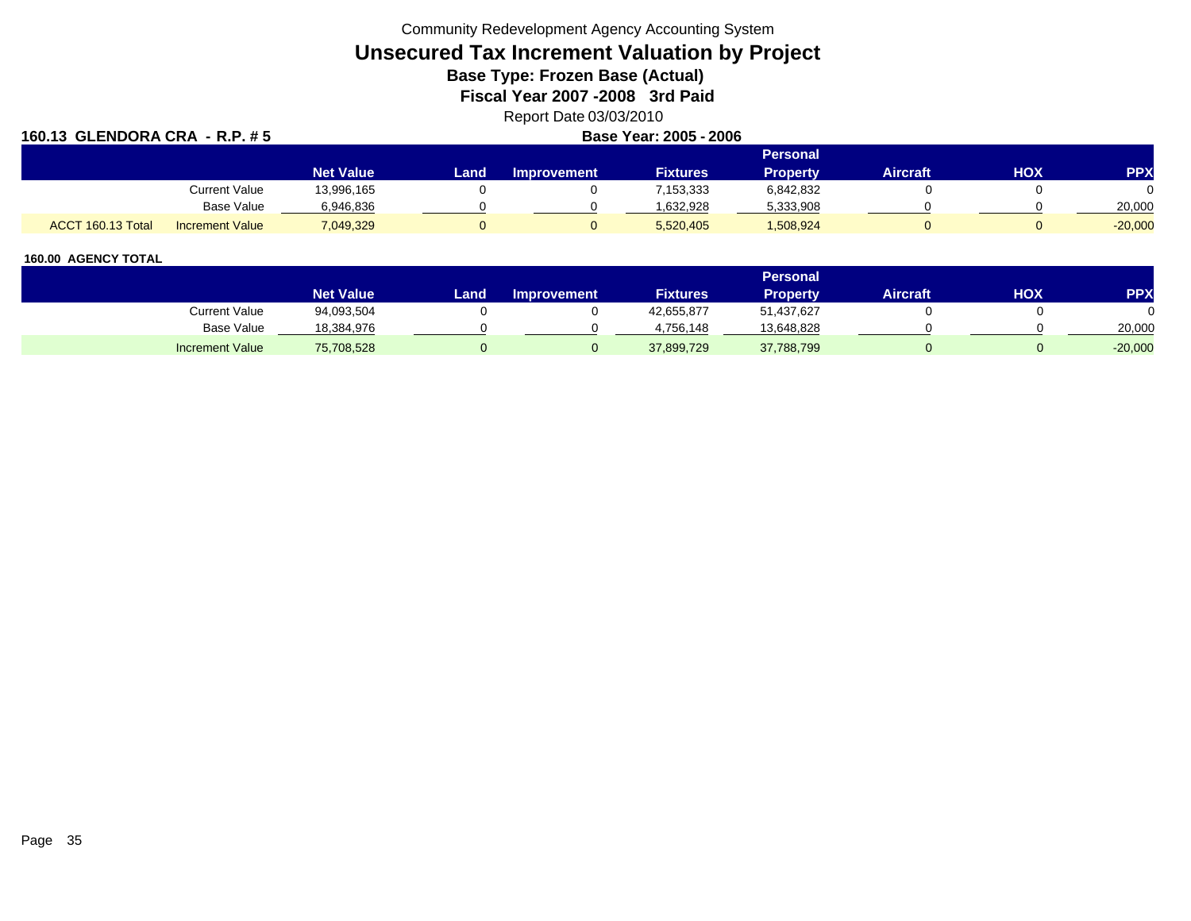Community Redevelopment Agency Accounting System

# Unsecured Tax Increment Valuation by Project

## Base Type: Frozen Base (Actual)

## Fiscal Year 2007 -2008 3rd Paid

Report Date 03/03/2010

**160.13 GLENDORA CRA - R.P. # 5** **Base Year: 2005 - 2006**

| | | Net Value | Land | Improvement | Fixtures | Personal Property | Aircraft | HOX | PPX |
|---|---|---|---|---|---|---|---|---|---|
| | Current Value | 13,996,165 | 0 | 0 | 7,153,333 | 6,842,832 | 0 | 0 | 0 |
| | Base Value | 6,946,836 | 0 | 0 | 1,632,928 | 5,333,908 | 0 | 0 | 20,000 |
| ACCT 160.13 Total | Increment Value | 7,049,329 | 0 | 0 | 5,520,405 | 1,508,924 | 0 | 0 | -20,000 |

**160.00 AGENCY TOTAL**

| | Net Value | Land | Improvement | Fixtures | Personal Property | Aircraft | HOX | PPX |
|---|---|---|---|---|---|---|---|---|
| Current Value | 94,093,504 | 0 | 0 | 42,655,877 | 51,437,627 | 0 | 0 | 0 |
| Base Value | 18,384,976 | 0 | 0 | 4,756,148 | 13,648,828 | 0 | 0 | 20,000 |
| Increment Value | 75,708,528 | 0 | 0 | 37,899,729 | 37,788,799 | 0 | 0 | -20,000 |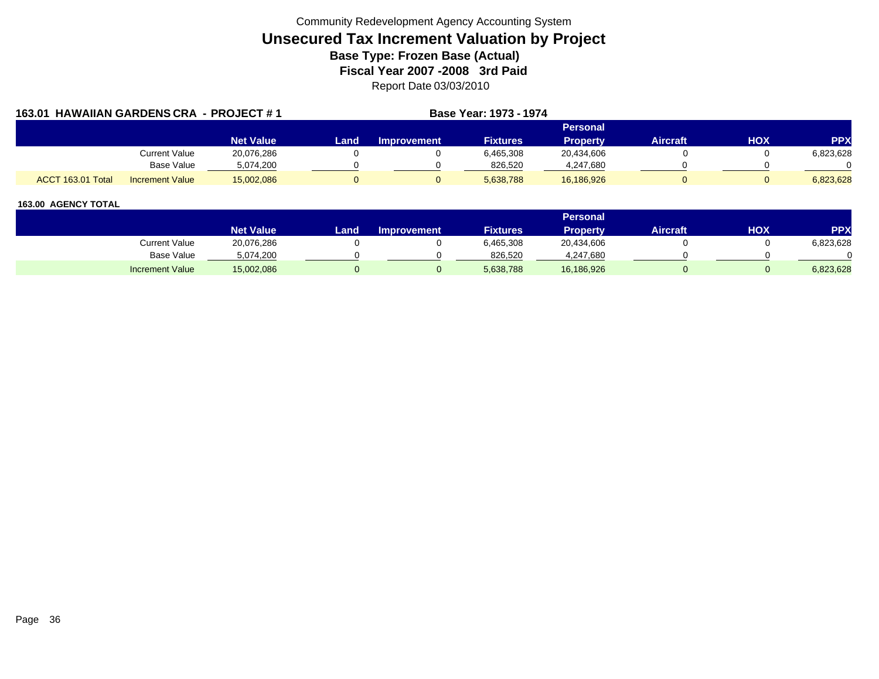Community Redevelopment Agency Accounting System

# Unsecured Tax Increment Valuation by Project

### Base Type: Frozen Base (Actual)

### Fiscal Year 2007 -2008 3rd Paid

Report Date 03/03/2010

**163.01 HAWAIIAN GARDENS CRA - PROJECT # 1** **Base Year: 1973 - 1974**

| | | Net Value | Land | Improvement | Fixtures | Personal Property | Aircraft | HOX | PPX |
|---|---|---|---|---|---|---|---|---|---|
| | Current Value | 20,076,286 | 0 | 0 | 6,465,308 | 20,434,606 | 0 | 0 | 6,823,628 |
| | Base Value | 5,074,200 | 0 | 0 | 826,520 | 4,247,680 | 0 | 0 | 0 |
| ACCT 163.01 Total | Increment Value | 15,002,086 | 0 | 0 | 5,638,788 | 16,186,926 | 0 | 0 | 6,823,628 |

**163.00 AGENCY TOTAL**

| | Net Value | Land | Improvement | Fixtures | Personal Property | Aircraft | HOX | PPX |
|---|---|---|---|---|---|---|---|---|
| Current Value | 20,076,286 | 0 | 0 | 6,465,308 | 20,434,606 | 0 | 0 | 6,823,628 |
| Base Value | 5,074,200 | 0 | 0 | 826,520 | 4,247,680 | 0 | 0 | 0 |
| Increment Value | 15,002,086 | 0 | 0 | 5,638,788 | 16,186,926 | 0 | 0 | 6,823,628 |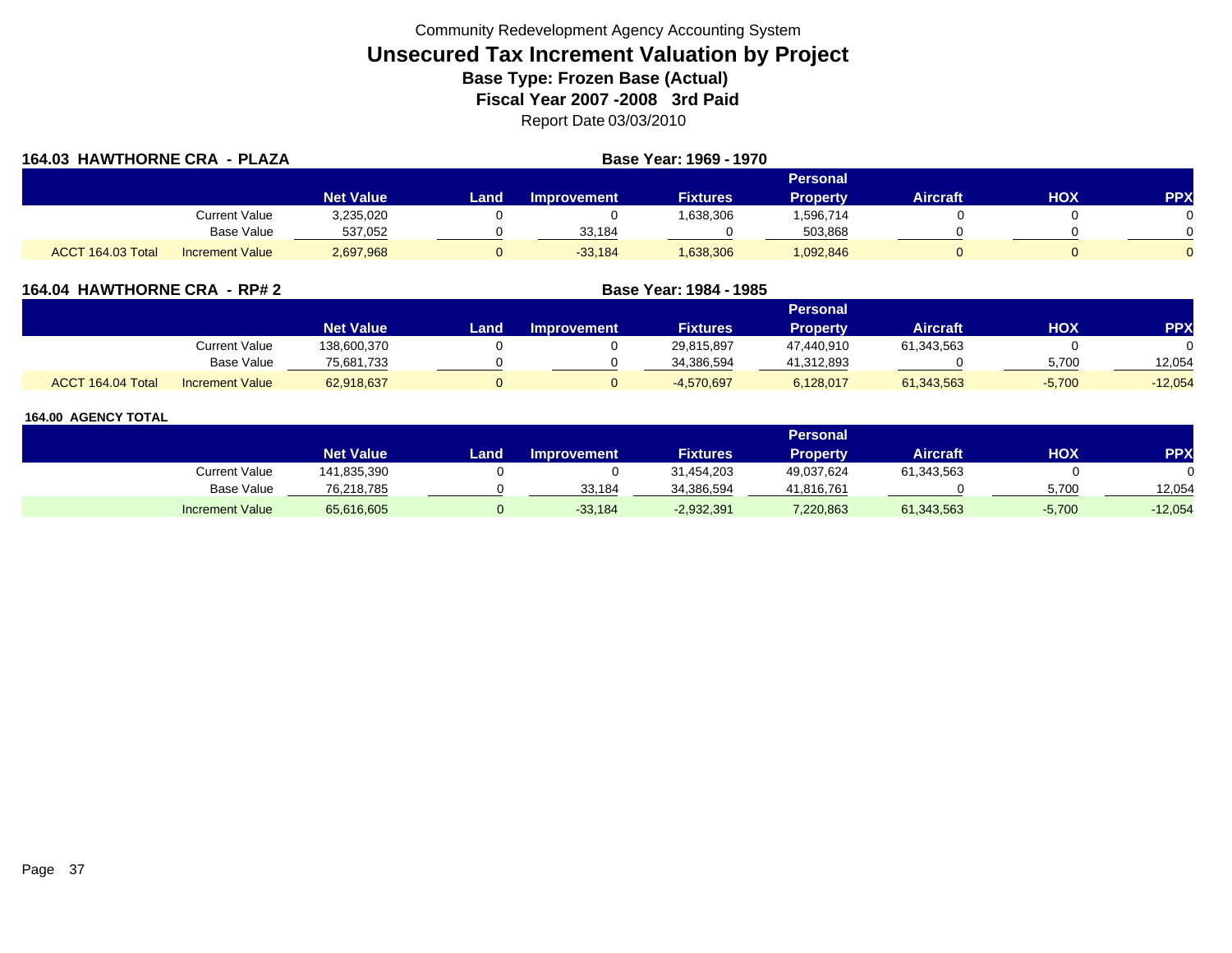Community Redevelopment Agency Accounting System

# Unsecured Tax Increment Valuation by Project

**Base Type: Frozen Base (Actual)**

**Fiscal Year 2007 -2008 3rd Paid**

Report Date 03/03/2010

## 164.03 HAWTHORNE CRA - PLAZA

**Base Year: 1969 - 1970**

| | | Net Value | Land | Improvement | Fixtures | Personal Property | Aircraft | HOX | PPX |
|---|---|---|---|---|---|---|---|---|---|
| | Current Value | 3,235,020 | 0 | 0 | 1,638,306 | 1,596,714 | 0 | 0 | 0 |
| | Base Value | 537,052 | 0 | 33,184 | 0 | 503,868 | 0 | 0 | 0 |
| ACCT 164.03 Total | Increment Value | 2,697,968 | 0 | -33,184 | 1,638,306 | 1,092,846 | 0 | 0 | 0 |

## 164.04 HAWTHORNE CRA - RP# 2

**Base Year: 1984 - 1985**

| | | Net Value | Land | Improvement | Fixtures | Personal Property | Aircraft | HOX | PPX |
|---|---|---|---|---|---|---|---|---|---|
| | Current Value | 138,600,370 | 0 | 0 | 29,815,897 | 47,440,910 | 61,343,563 | 0 | 0 |
| | Base Value | 75,681,733 | 0 | 0 | 34,386,594 | 41,312,893 | 0 | 5,700 | 12,054 |
| ACCT 164.04 Total | Increment Value | 62,918,637 | 0 | 0 | -4,570,697 | 6,128,017 | 61,343,563 | -5,700 | -12,054 |

## 164.00 AGENCY TOTAL

| | | Net Value | Land | Improvement | Fixtures | Personal Property | Aircraft | HOX | PPX |
|---|---|---|---|---|---|---|---|---|---|
| | Current Value | 141,835,390 | 0 | 0 | 31,454,203 | 49,037,624 | 61,343,563 | 0 | 0 |
| | Base Value | 76,218,785 | 0 | 33,184 | 34,386,594 | 41,816,761 | 0 | 5,700 | 12,054 |
| | Increment Value | 65,616,605 | 0 | -33,184 | -2,932,391 | 7,220,863 | 61,343,563 | -5,700 | -12,054 |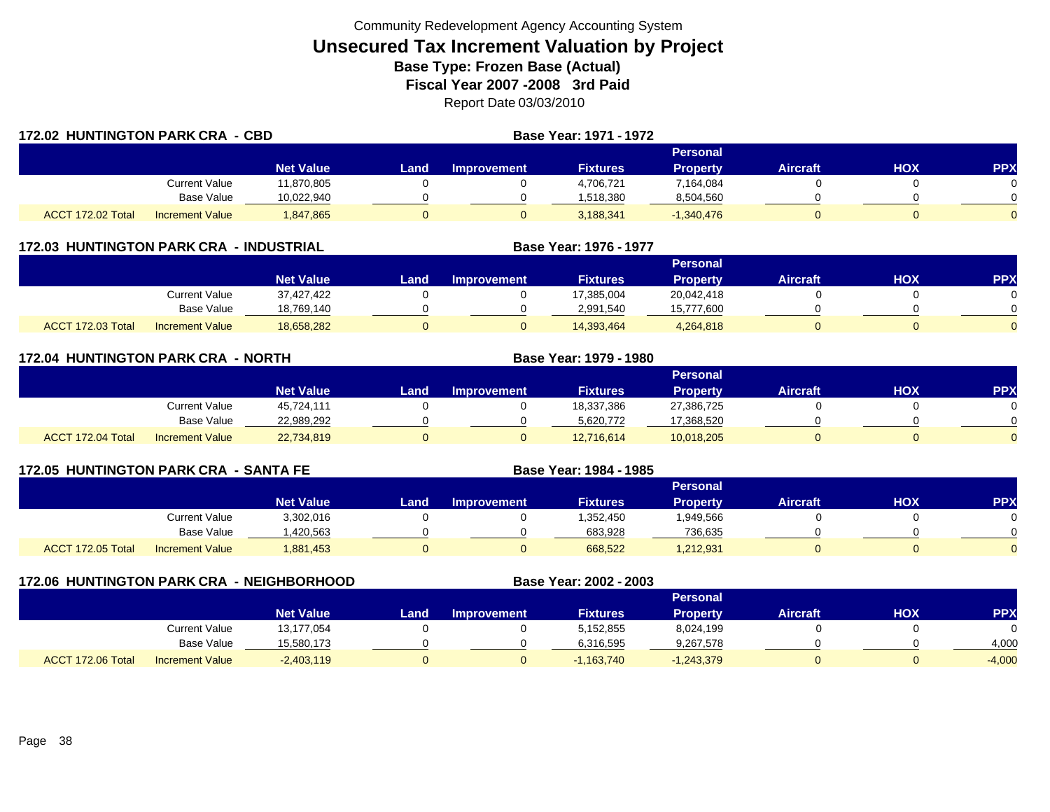Community Redevelopment Agency Accounting System

# Unsecured Tax Increment Valuation by Project

**Base Type: Frozen Base (Actual)**

**Fiscal Year 2007 -2008 3rd Paid**

Report Date 03/03/2010

## 172.02 HUNTINGTON PARK CRA - CBD

**Base Year: 1971 - 1972**

| | | Net Value | Land | Improvement | Fixtures | Personal Property | Aircraft | HOX | PPX |
|---|---|---|---|---|---|---|---|---|---|
| | Current Value | 11,870,805 | 0 | 0 | 4,706,721 | 7,164,084 | 0 | 0 | 0 |
| | Base Value | 10,022,940 | 0 | 0 | 1,518,380 | 8,504,560 | 0 | 0 | 0 |
| ACCT 172.02 Total | Increment Value | 1,847,865 | 0 | 0 | 3,188,341 | -1,340,476 | 0 | 0 | 0 |

## 172.03 HUNTINGTON PARK CRA - INDUSTRIAL

**Base Year: 1976 - 1977**

| | | Net Value | Land | Improvement | Fixtures | Personal Property | Aircraft | HOX | PPX |
|---|---|---|---|---|---|---|---|---|---|
| | Current Value | 37,427,422 | 0 | 0 | 17,385,004 | 20,042,418 | 0 | 0 | 0 |
| | Base Value | 18,769,140 | 0 | 0 | 2,991,540 | 15,777,600 | 0 | 0 | 0 |
| ACCT 172.03 Total | Increment Value | 18,658,282 | 0 | 0 | 14,393,464 | 4,264,818 | 0 | 0 | 0 |

## 172.04 HUNTINGTON PARK CRA - NORTH

**Base Year: 1979 - 1980**

| | | Net Value | Land | Improvement | Fixtures | Personal Property | Aircraft | HOX | PPX |
|---|---|---|---|---|---|---|---|---|---|
| | Current Value | 45,724,111 | 0 | 0 | 18,337,386 | 27,386,725 | 0 | 0 | 0 |
| | Base Value | 22,989,292 | 0 | 0 | 5,620,772 | 17,368,520 | 0 | 0 | 0 |
| ACCT 172.04 Total | Increment Value | 22,734,819 | 0 | 0 | 12,716,614 | 10,018,205 | 0 | 0 | 0 |

## 172.05 HUNTINGTON PARK CRA - SANTA FE

**Base Year: 1984 - 1985**

| | | Net Value | Land | Improvement | Fixtures | Personal Property | Aircraft | HOX | PPX |
|---|---|---|---|---|---|---|---|---|---|
| | Current Value | 3,302,016 | 0 | 0 | 1,352,450 | 1,949,566 | 0 | 0 | 0 |
| | Base Value | 1,420,563 | 0 | 0 | 683,928 | 736,635 | 0 | 0 | 0 |
| ACCT 172.05 Total | Increment Value | 1,881,453 | 0 | 0 | 668,522 | 1,212,931 | 0 | 0 | 0 |

## 172.06 HUNTINGTON PARK CRA - NEIGHBORHOOD

**Base Year: 2002 - 2003**

| | | Net Value | Land | Improvement | Fixtures | Personal Property | Aircraft | HOX | PPX |
|---|---|---|---|---|---|---|---|---|---|
| | Current Value | 13,177,054 | 0 | 0 | 5,152,855 | 8,024,199 | 0 | 0 | 0 |
| | Base Value | 15,580,173 | 0 | 0 | 6,316,595 | 9,267,578 | 0 | 0 | 4,000 |
| ACCT 172.06 Total | Increment Value | -2,403,119 | 0 | 0 | -1,163,740 | -1,243,379 | 0 | 0 | -4,000 |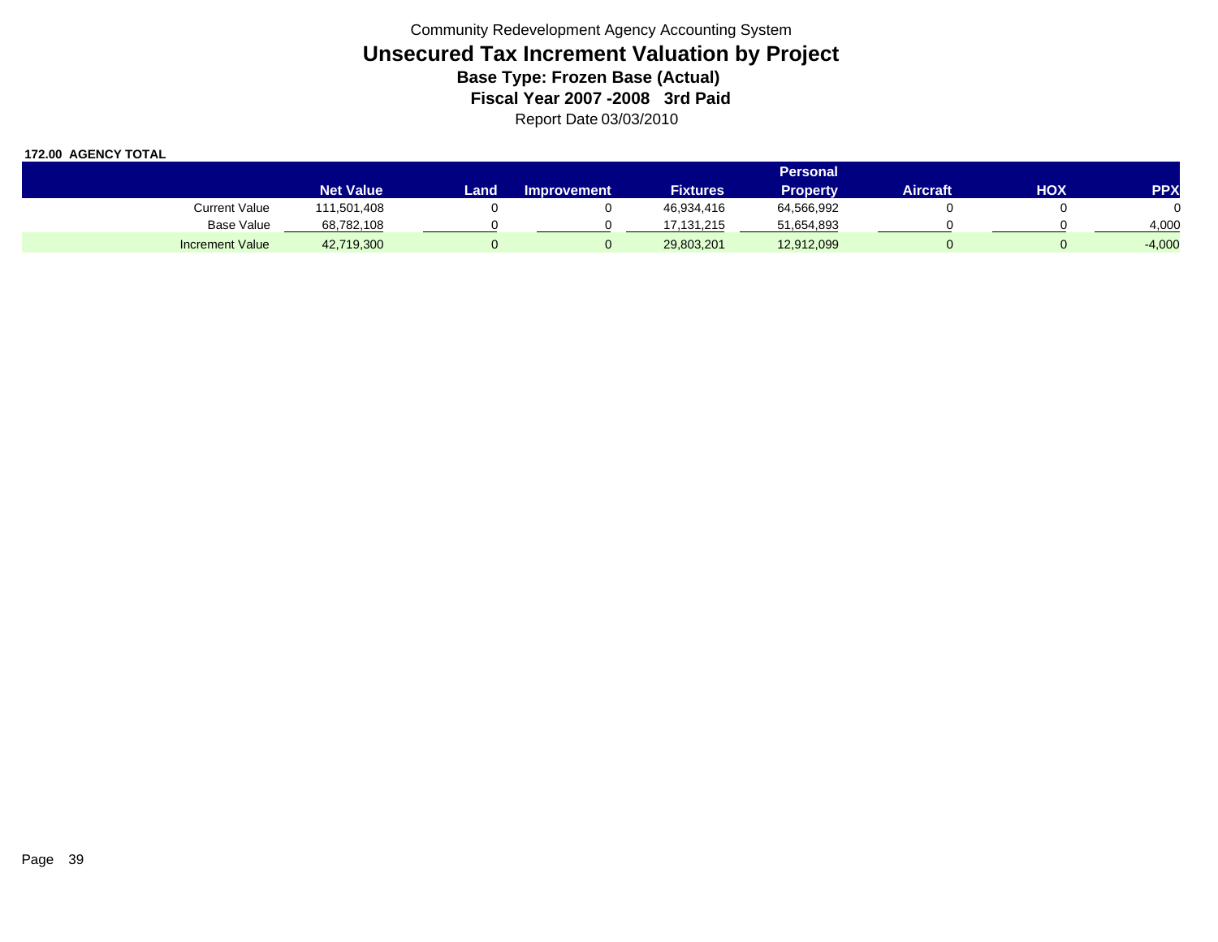Community Redevelopment Agency Accounting System

# Unsecured Tax Increment Valuation by Project

**Base Type: Frozen Base (Actual)**

**Fiscal Year 2007 -2008 3rd Paid**

Report Date 03/03/2010

**172.00 AGENCY TOTAL**

| | Net Value | Land | Improvement | Fixtures | Personal Property | Aircraft | HOX | PPX |
|---|---|---|---|---|---|---|---|---|
| Current Value | 111,501,408 | 0 | 0 | 46,934,416 | 64,566,992 | 0 | 0 | 0 |
| Base Value | 68,782,108 | 0 | 0 | 17,131,215 | 51,654,893 | 0 | 0 | 4,000 |
| Increment Value | 42,719,300 | 0 | 0 | 29,803,201 | 12,912,099 | 0 | 0 | -4,000 |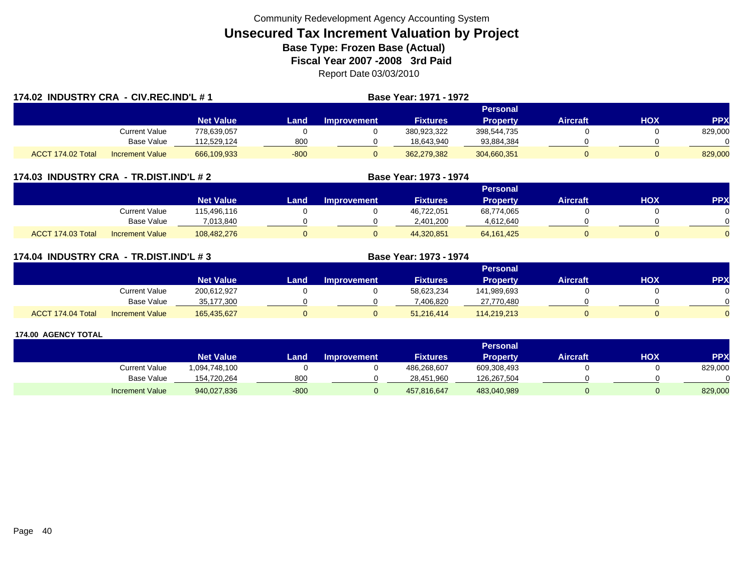Community Redevelopment Agency Accounting System

# Unsecured Tax Increment Valuation by Project

**Base Type: Frozen Base (Actual)**

**Fiscal Year 2007 -2008 3rd Paid**

Report Date 03/03/2010

### 174.02 INDUSTRY CRA - CIV.REC.IND'L # 1

**Base Year: 1971 - 1972**

| | | Net Value | Land | Improvement | Fixtures | Personal Property | Aircraft | HOX | PPX |
|---|---|---|---|---|---|---|---|---|---|
| | Current Value | 778,639,057 | 0 | 0 | 380,923,322 | 398,544,735 | 0 | 0 | 829,000 |
| | Base Value | 112,529,124 | 800 | 0 | 18,643,940 | 93,884,384 | 0 | 0 | 0 |
| ACCT 174.02 Total | Increment Value | 666,109,933 | -800 | 0 | 362,279,382 | 304,660,351 | 0 | 0 | 829,000 |

### 174.03 INDUSTRY CRA - TR.DIST.IND'L # 2

**Base Year: 1973 - 1974**

| | | Net Value | Land | Improvement | Fixtures | Personal Property | Aircraft | HOX | PPX |
|---|---|---|---|---|---|---|---|---|---|
| | Current Value | 115,496,116 | 0 | 0 | 46,722,051 | 68,774,065 | 0 | 0 | 0 |
| | Base Value | 7,013,840 | 0 | 0 | 2,401,200 | 4,612,640 | 0 | 0 | 0 |
| ACCT 174.03 Total | Increment Value | 108,482,276 | 0 | 0 | 44,320,851 | 64,161,425 | 0 | 0 | 0 |

### 174.04 INDUSTRY CRA - TR.DIST.IND'L # 3

**Base Year: 1973 - 1974**

| | | Net Value | Land | Improvement | Fixtures | Personal Property | Aircraft | HOX | PPX |
|---|---|---|---|---|---|---|---|---|---|
| | Current Value | 200,612,927 | 0 | 0 | 58,623,234 | 141,989,693 | 0 | 0 | 0 |
| | Base Value | 35,177,300 | 0 | 0 | 7,406,820 | 27,770,480 | 0 | 0 | 0 |
| ACCT 174.04 Total | Increment Value | 165,435,627 | 0 | 0 | 51,216,414 | 114,219,213 | 0 | 0 | 0 |

### 174.00 AGENCY TOTAL

| | | Net Value | Land | Improvement | Fixtures | Personal Property | Aircraft | HOX | PPX |
|---|---|---|---|---|---|---|---|---|---|
| | Current Value | 1,094,748,100 | 0 | 0 | 486,268,607 | 609,308,493 | 0 | 0 | 829,000 |
| | Base Value | 154,720,264 | 800 | 0 | 28,451,960 | 126,267,504 | 0 | 0 | 0 |
| | Increment Value | 940,027,836 | -800 | 0 | 457,816,647 | 483,040,989 | 0 | 0 | 829,000 |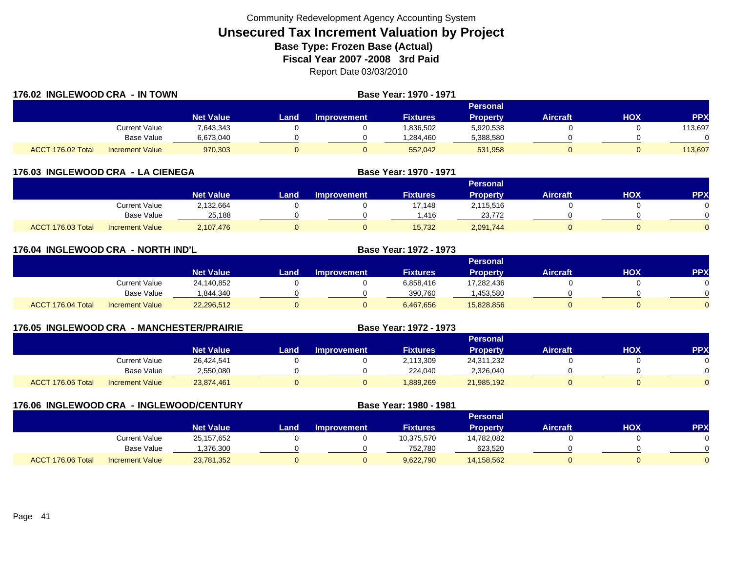Community Redevelopment Agency Accounting System

# Unsecured Tax Increment Valuation by Project

**Base Type: Frozen Base (Actual)**

**Fiscal Year 2007 -2008 3rd Paid**

Report Date 03/03/2010

## 176.02 INGLEWOOD CRA - IN TOWN

**Base Year: 1970 - 1971**

| | | Net Value | Land | Improvement | Fixtures | Personal Property | Aircraft | HOX | PPX |
|---|---|---|---|---|---|---|---|---|---|
| | Current Value | 7,643,343 | 0 | 0 | 1,836,502 | 5,920,538 | 0 | 0 | 113,697 |
| | Base Value | 6,673,040 | 0 | 0 | 1,284,460 | 5,388,580 | 0 | 0 | 0 |
| ACCT 176.02 Total | Increment Value | 970,303 | 0 | 0 | 552,042 | 531,958 | 0 | 0 | 113,697 |

## 176.03 INGLEWOOD CRA - LA CIENEGA

**Base Year: 1970 - 1971**

| | | Net Value | Land | Improvement | Fixtures | Personal Property | Aircraft | HOX | PPX |
|---|---|---|---|---|---|---|---|---|---|
| | Current Value | 2,132,664 | 0 | 0 | 17,148 | 2,115,516 | 0 | 0 | 0 |
| | Base Value | 25,188 | 0 | 0 | 1,416 | 23,772 | 0 | 0 | 0 |
| ACCT 176.03 Total | Increment Value | 2,107,476 | 0 | 0 | 15,732 | 2,091,744 | 0 | 0 | 0 |

## 176.04 INGLEWOOD CRA - NORTH IND'L

**Base Year: 1972 - 1973**

| | | Net Value | Land | Improvement | Fixtures | Personal Property | Aircraft | HOX | PPX |
|---|---|---|---|---|---|---|---|---|---|
| | Current Value | 24,140,852 | 0 | 0 | 6,858,416 | 17,282,436 | 0 | 0 | 0 |
| | Base Value | 1,844,340 | 0 | 0 | 390,760 | 1,453,580 | 0 | 0 | 0 |
| ACCT 176.04 Total | Increment Value | 22,296,512 | 0 | 0 | 6,467,656 | 15,828,856 | 0 | 0 | 0 |

## 176.05 INGLEWOOD CRA - MANCHESTER/PRAIRIE

**Base Year: 1972 - 1973**

| | | Net Value | Land | Improvement | Fixtures | Personal Property | Aircraft | HOX | PPX |
|---|---|---|---|---|---|---|---|---|---|
| | Current Value | 26,424,541 | 0 | 0 | 2,113,309 | 24,311,232 | 0 | 0 | 0 |
| | Base Value | 2,550,080 | 0 | 0 | 224,040 | 2,326,040 | 0 | 0 | 0 |
| ACCT 176.05 Total | Increment Value | 23,874,461 | 0 | 0 | 1,889,269 | 21,985,192 | 0 | 0 | 0 |

## 176.06 INGLEWOOD CRA - INGLEWOOD/CENTURY

**Base Year: 1980 - 1981**

| | | Net Value | Land | Improvement | Fixtures | Personal Property | Aircraft | HOX | PPX |
|---|---|---|---|---|---|---|---|---|---|
| | Current Value | 25,157,652 | 0 | 0 | 10,375,570 | 14,782,082 | 0 | 0 | 0 |
| | Base Value | 1,376,300 | 0 | 0 | 752,780 | 623,520 | 0 | 0 | 0 |
| ACCT 176.06 Total | Increment Value | 23,781,352 | 0 | 0 | 9,622,790 | 14,158,562 | 0 | 0 | 0 |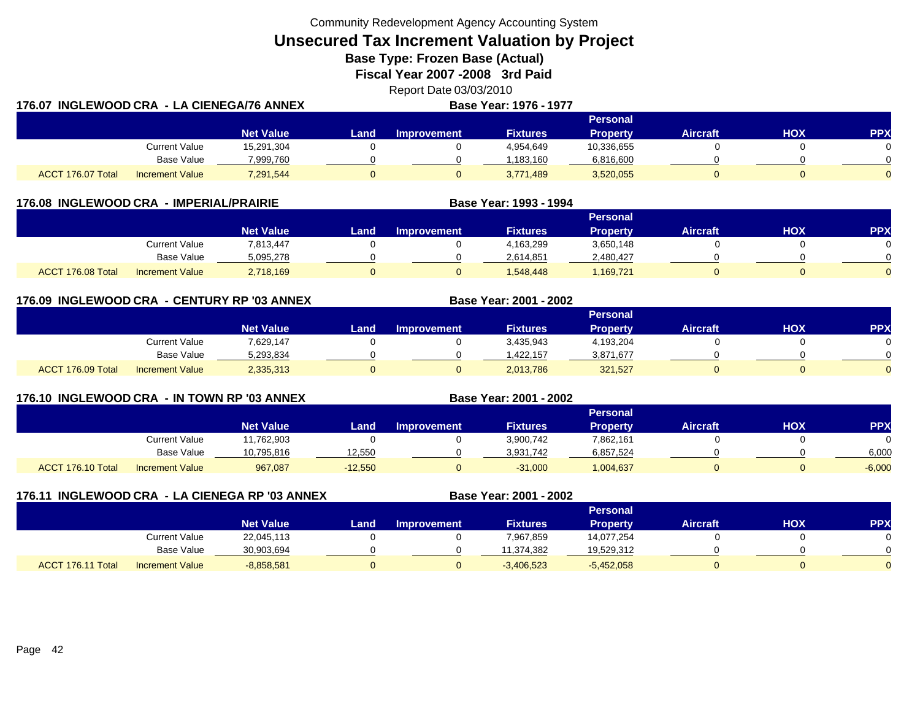Community Redevelopment Agency Accounting System

# Unsecured Tax Increment Valuation by Project

**Base Type: Frozen Base (Actual)**

**Fiscal Year 2007 -2008 3rd Paid**

Report Date 03/03/2010

## 176.07 INGLEWOOD CRA - LA CIENEGA/76 ANNEX

**Base Year: 1976 - 1977**

| | | Net Value | Land | Improvement | Fixtures | Personal Property | Aircraft | HOX | PPX |
|---|---|---|---|---|---|---|---|---|---|
| | Current Value | 15,291,304 | 0 | 0 | 4,954,649 | 10,336,655 | 0 | 0 | 0 |
| | Base Value | 7,999,760 | 0 | 0 | 1,183,160 | 6,816,600 | 0 | 0 | 0 |
| ACCT 176.07 Total | Increment Value | 7,291,544 | 0 | 0 | 3,771,489 | 3,520,055 | 0 | 0 | 0 |

## 176.08 INGLEWOOD CRA - IMPERIAL/PRAIRIE

**Base Year: 1993 - 1994**

| | | Net Value | Land | Improvement | Fixtures | Personal Property | Aircraft | HOX | PPX |
|---|---|---|---|---|---|---|---|---|---|
| | Current Value | 7,813,447 | 0 | 0 | 4,163,299 | 3,650,148 | 0 | 0 | 0 |
| | Base Value | 5,095,278 | 0 | 0 | 2,614,851 | 2,480,427 | 0 | 0 | 0 |
| ACCT 176.08 Total | Increment Value | 2,718,169 | 0 | 0 | 1,548,448 | 1,169,721 | 0 | 0 | 0 |

## 176.09 INGLEWOOD CRA - CENTURY RP '03 ANNEX

**Base Year: 2001 - 2002**

| | | Net Value | Land | Improvement | Fixtures | Personal Property | Aircraft | HOX | PPX |
|---|---|---|---|---|---|---|---|---|---|
| | Current Value | 7,629,147 | 0 | 0 | 3,435,943 | 4,193,204 | 0 | 0 | 0 |
| | Base Value | 5,293,834 | 0 | 0 | 1,422,157 | 3,871,677 | 0 | 0 | 0 |
| ACCT 176.09 Total | Increment Value | 2,335,313 | 0 | 0 | 2,013,786 | 321,527 | 0 | 0 | 0 |

## 176.10 INGLEWOOD CRA - IN TOWN RP '03 ANNEX

**Base Year: 2001 - 2002**

| | | Net Value | Land | Improvement | Fixtures | Personal Property | Aircraft | HOX | PPX |
|---|---|---|---|---|---|---|---|---|---|
| | Current Value | 11,762,903 | 0 | 0 | 3,900,742 | 7,862,161 | 0 | 0 | 0 |
| | Base Value | 10,795,816 | 12,550 | 0 | 3,931,742 | 6,857,524 | 0 | 0 | 6,000 |
| ACCT 176.10 Total | Increment Value | 967,087 | -12,550 | 0 | -31,000 | 1,004,637 | 0 | 0 | -6,000 |

## 176.11 INGLEWOOD CRA - LA CIENEGA RP '03 ANNEX

**Base Year: 2001 - 2002**

| | | Net Value | Land | Improvement | Fixtures | Personal Property | Aircraft | HOX | PPX |
|---|---|---|---|---|---|---|---|---|---|
| | Current Value | 22,045,113 | 0 | 0 | 7,967,859 | 14,077,254 | 0 | 0 | 0 |
| | Base Value | 30,903,694 | 0 | 0 | 11,374,382 | 19,529,312 | 0 | 0 | 0 |
| ACCT 176.11 Total | Increment Value | -8,858,581 | 0 | 0 | -3,406,523 | -5,452,058 | 0 | 0 | 0 |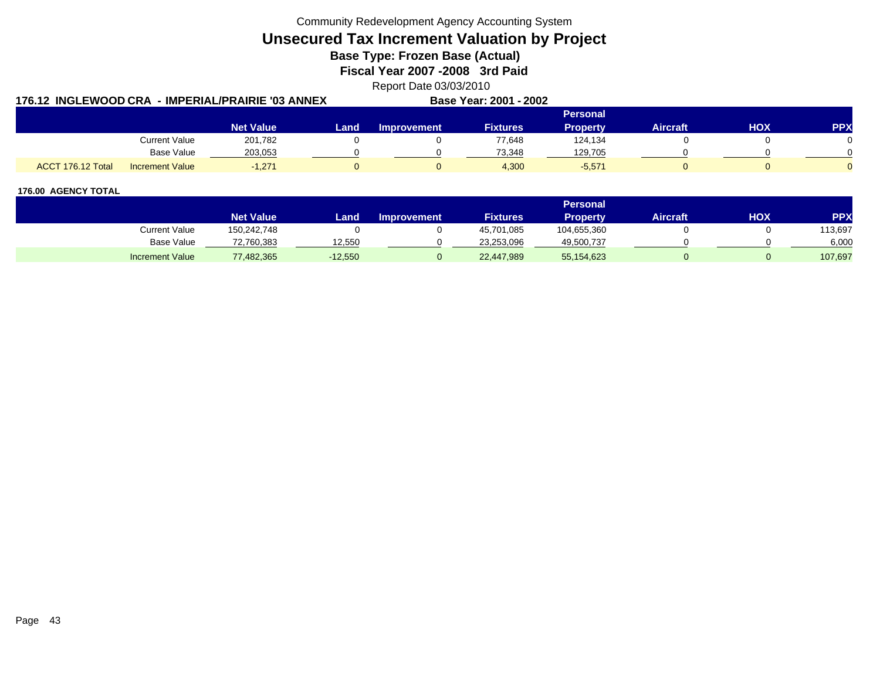Community Redevelopment Agency Accounting System

# Unsecured Tax Increment Valuation by Project

**Base Type: Frozen Base (Actual)**

**Fiscal Year 2007 -2008 3rd Paid**

Report Date 03/03/2010

**176.12 INGLEWOOD CRA - IMPERIAL/PRAIRIE '03 ANNEX** **Base Year: 2001 - 2002**

| | | Net Value | Land | Improvement | Fixtures | Personal Property | Aircraft | HOX | PPX |
|---|---|---|---|---|---|---|---|---|---|
| | Current Value | 201,782 | 0 | 0 | 77,648 | 124,134 | 0 | 0 | 0 |
| | Base Value | 203,053 | 0 | 0 | 73,348 | 129,705 | 0 | 0 | 0 |
| ACCT 176.12 Total | Increment Value | -1,271 | 0 | 0 | 4,300 | -5,571 | 0 | 0 | 0 |

**176.00 AGENCY TOTAL**

| | Net Value | Land | Improvement | Fixtures | Personal Property | Aircraft | HOX | PPX |
|---|---|---|---|---|---|---|---|---|
| Current Value | 150,242,748 | 0 | 0 | 45,701,085 | 104,655,360 | 0 | 0 | 113,697 |
| Base Value | 72,760,383 | 12,550 | 0 | 23,253,096 | 49,500,737 | 0 | 0 | 6,000 |
| Increment Value | 77,482,365 | -12,550 | 0 | 22,447,989 | 55,154,623 | 0 | 0 | 107,697 |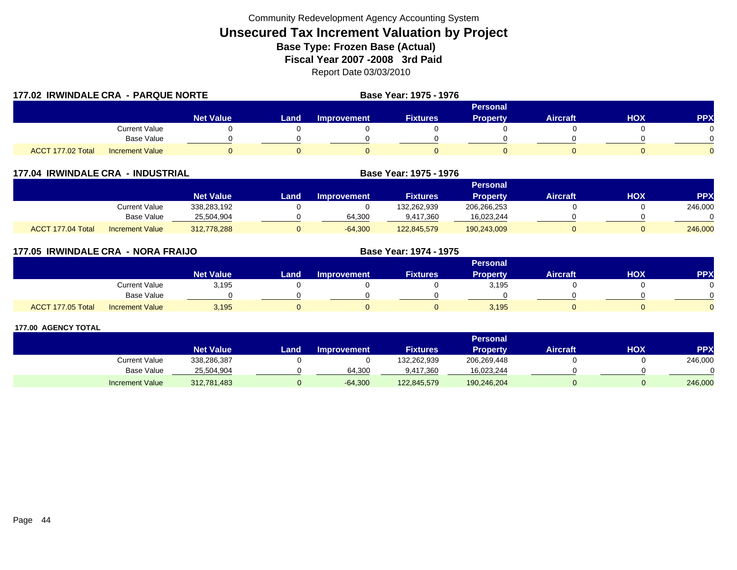Community Redevelopment Agency Accounting System

# Unsecured Tax Increment Valuation by Project

**Base Type: Frozen Base (Actual)**

**Fiscal Year 2007 -2008 3rd Paid**

Report Date 03/03/2010

## 177.02 IRWINDALE CRA - PARQUE NORTE

**Base Year: 1975 - 1976**

| | | Net Value | Land | Improvement | Fixtures | Personal Property | Aircraft | HOX | PPX |
|---|---|---|---|---|---|---|---|---|---|
| | Current Value | 0 | 0 | 0 | 0 | 0 | 0 | 0 | 0 |
| | Base Value | 0 | 0 | 0 | 0 | 0 | 0 | 0 | 0 |
| ACCT 177.02 Total | Increment Value | 0 | 0 | 0 | 0 | 0 | 0 | 0 | 0 |

## 177.04 IRWINDALE CRA - INDUSTRIAL

**Base Year: 1975 - 1976**

| | | Net Value | Land | Improvement | Fixtures | Personal Property | Aircraft | HOX | PPX |
|---|---|---|---|---|---|---|---|---|---|
| | Current Value | 338,283,192 | 0 | 0 | 132,262,939 | 206,266,253 | 0 | 0 | 246,000 |
| | Base Value | 25,504,904 | 0 | 64,300 | 9,417,360 | 16,023,244 | 0 | 0 | 0 |
| ACCT 177.04 Total | Increment Value | 312,778,288 | 0 | -64,300 | 122,845,579 | 190,243,009 | 0 | 0 | 246,000 |

## 177.05 IRWINDALE CRA - NORA FRAIJO

**Base Year: 1974 - 1975**

| | | Net Value | Land | Improvement | Fixtures | Personal Property | Aircraft | HOX | PPX |
|---|---|---|---|---|---|---|---|---|---|
| | Current Value | 3,195 | 0 | 0 | 0 | 3,195 | 0 | 0 | 0 |
| | Base Value | 0 | 0 | 0 | 0 | 0 | 0 | 0 | 0 |
| ACCT 177.05 Total | Increment Value | 3,195 | 0 | 0 | 0 | 3,195 | 0 | 0 | 0 |

## 177.00 AGENCY TOTAL

| | | Net Value | Land | Improvement | Fixtures | Personal Property | Aircraft | HOX | PPX |
|---|---|---|---|---|---|---|---|---|---|
| | Current Value | 338,286,387 | 0 | 0 | 132,262,939 | 206,269,448 | 0 | 0 | 246,000 |
| | Base Value | 25,504,904 | 0 | 64,300 | 9,417,360 | 16,023,244 | 0 | 0 | 0 |
| | Increment Value | 312,781,483 | 0 | -64,300 | 122,845,579 | 190,246,204 | 0 | 0 | 246,000 |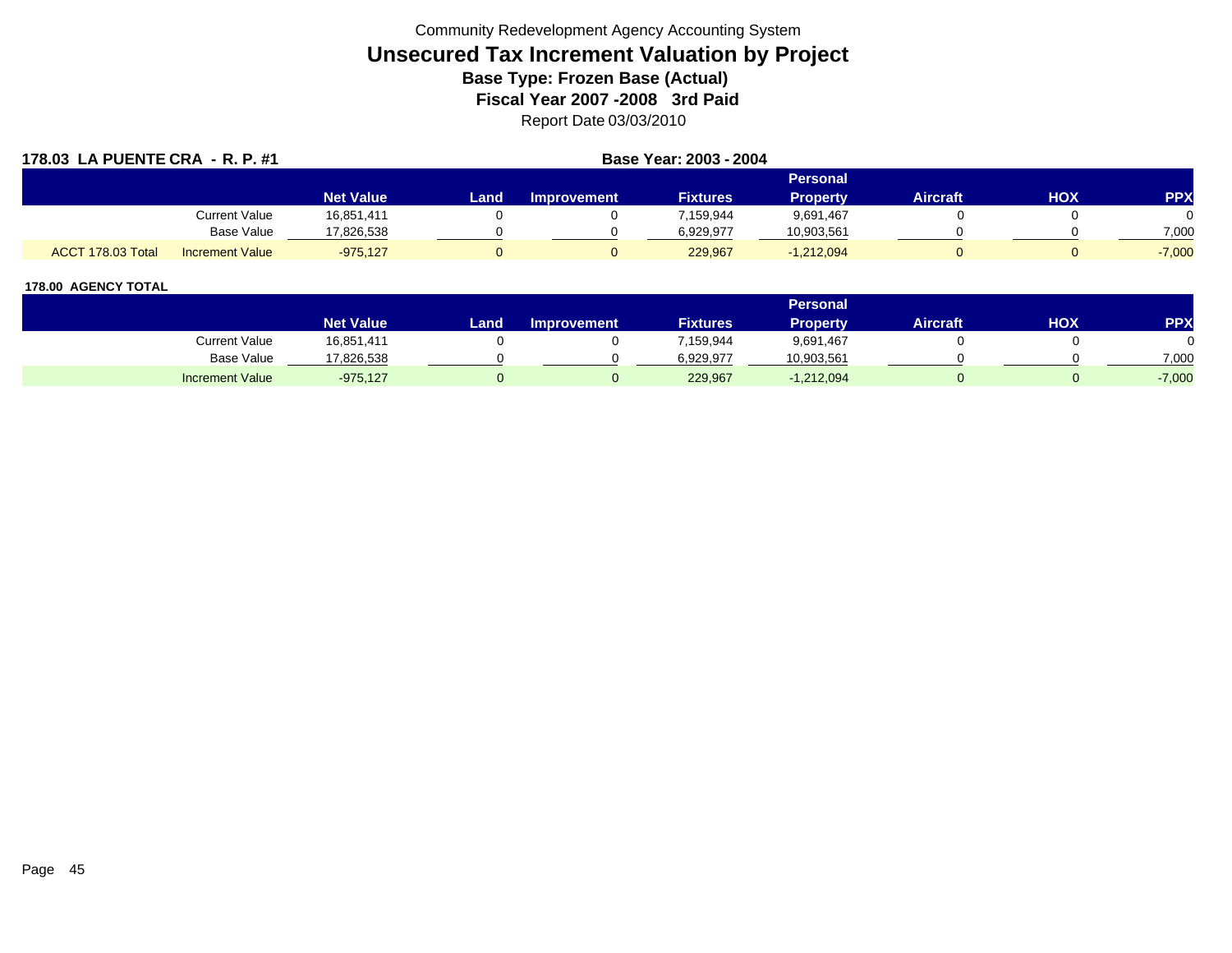Community Redevelopment Agency Accounting System

# Unsecured Tax Increment Valuation by Project

**Base Type: Frozen Base (Actual)**

**Fiscal Year 2007 -2008 3rd Paid**

Report Date 03/03/2010

**178.03 LA PUENTE CRA - R. P. #1** — **Base Year: 2003 - 2004**

| | | Net Value | Land | Improvement | Fixtures | Personal Property | Aircraft | HOX | PPX |
|---|---|---|---|---|---|---|---|---|---|
| | Current Value | 16,851,411 | 0 | 0 | 7,159,944 | 9,691,467 | 0 | 0 | 0 |
| | Base Value | 17,826,538 | 0 | 0 | 6,929,977 | 10,903,561 | 0 | 0 | 7,000 |
| ACCT 178.03 Total | Increment Value | -975,127 | 0 | 0 | 229,967 | -1,212,094 | 0 | 0 | -7,000 |

**178.00 AGENCY TOTAL**

| | Net Value | Land | Improvement | Fixtures | Personal Property | Aircraft | HOX | PPX |
|---|---|---|---|---|---|---|---|---|
| Current Value | 16,851,411 | 0 | 0 | 7,159,944 | 9,691,467 | 0 | 0 | 0 |
| Base Value | 17,826,538 | 0 | 0 | 6,929,977 | 10,903,561 | 0 | 0 | 7,000 |
| Increment Value | -975,127 | 0 | 0 | 229,967 | -1,212,094 | 0 | 0 | -7,000 |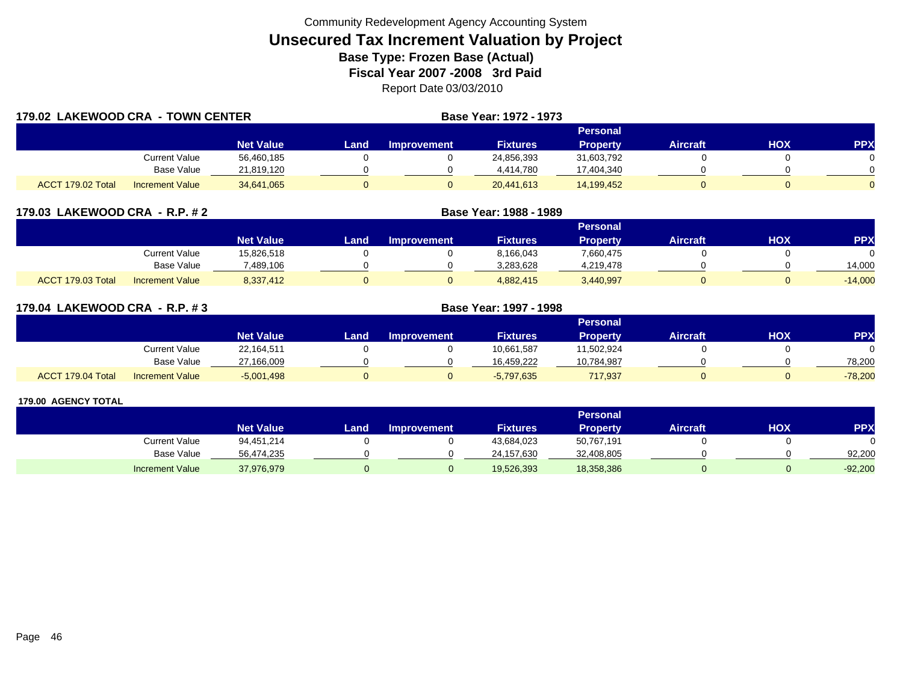Community Redevelopment Agency Accounting System

# Unsecured Tax Increment Valuation by Project

**Base Type: Frozen Base (Actual)**

**Fiscal Year 2007 -2008 3rd Paid**

Report Date 03/03/2010

**179.02 LAKEWOOD CRA - TOWN CENTER** — **Base Year: 1972 - 1973**

| | | Net Value | Land | Improvement | Fixtures | Personal Property | Aircraft | HOX | PPX |
|---|---|---|---|---|---|---|---|---|---|
| | Current Value | 56,460,185 | 0 | 0 | 24,856,393 | 31,603,792 | 0 | 0 | 0 |
| | Base Value | 21,819,120 | 0 | 0 | 4,414,780 | 17,404,340 | 0 | 0 | 0 |
| ACCT 179.02 Total | Increment Value | 34,641,065 | 0 | 0 | 20,441,613 | 14,199,452 | 0 | 0 | 0 |

**179.03 LAKEWOOD CRA - R.P. # 2** — **Base Year: 1988 - 1989**

| | | Net Value | Land | Improvement | Fixtures | Personal Property | Aircraft | HOX | PPX |
|---|---|---|---|---|---|---|---|---|---|
| | Current Value | 15,826,518 | 0 | 0 | 8,166,043 | 7,660,475 | 0 | 0 | 0 |
| | Base Value | 7,489,106 | 0 | 0 | 3,283,628 | 4,219,478 | 0 | 0 | 14,000 |
| ACCT 179.03 Total | Increment Value | 8,337,412 | 0 | 0 | 4,882,415 | 3,440,997 | 0 | 0 | -14,000 |

**179.04 LAKEWOOD CRA - R.P. # 3** — **Base Year: 1997 - 1998**

| | | Net Value | Land | Improvement | Fixtures | Personal Property | Aircraft | HOX | PPX |
|---|---|---|---|---|---|---|---|---|---|
| | Current Value | 22,164,511 | 0 | 0 | 10,661,587 | 11,502,924 | 0 | 0 | 0 |
| | Base Value | 27,166,009 | 0 | 0 | 16,459,222 | 10,784,987 | 0 | 0 | 78,200 |
| ACCT 179.04 Total | Increment Value | -5,001,498 | 0 | 0 | -5,797,635 | 717,937 | 0 | 0 | -78,200 |

**179.00 AGENCY TOTAL**

| | | Net Value | Land | Improvement | Fixtures | Personal Property | Aircraft | HOX | PPX |
|---|---|---|---|---|---|---|---|---|---|
| | Current Value | 94,451,214 | 0 | 0 | 43,684,023 | 50,767,191 | 0 | 0 | 0 |
| | Base Value | 56,474,235 | 0 | 0 | 24,157,630 | 32,408,805 | 0 | 0 | 92,200 |
| | Increment Value | 37,976,979 | 0 | 0 | 19,526,393 | 18,358,386 | 0 | 0 | -92,200 |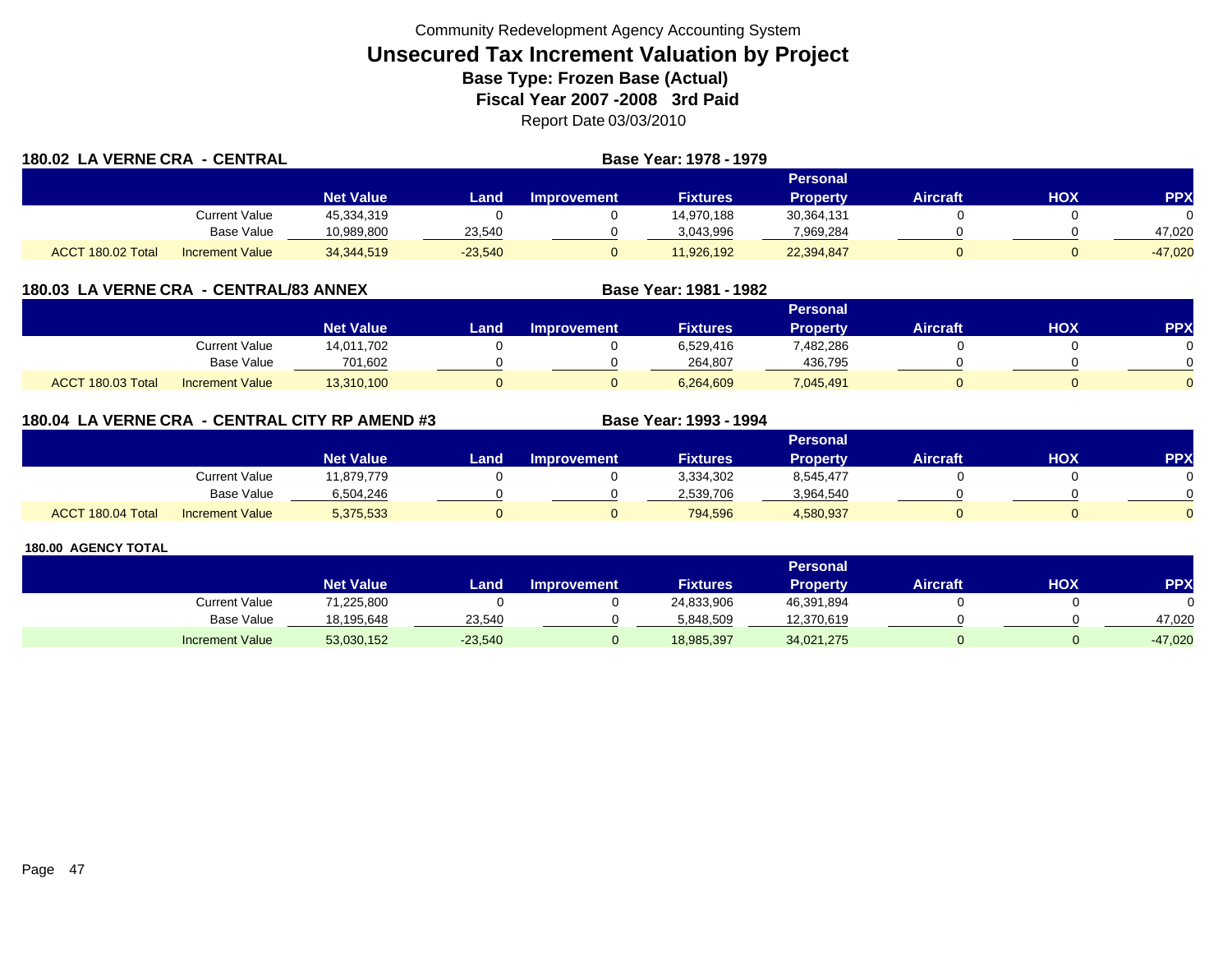Community Redevelopment Agency Accounting System

# Unsecured Tax Increment Valuation by Project

## Base Type: Frozen Base (Actual)

## Fiscal Year 2007 -2008 3rd Paid

Report Date 03/03/2010

### 180.02 LA VERNE CRA - CENTRAL

**Base Year: 1978 - 1979**

| | | Net Value | Land | Improvement | Fixtures | Personal Property | Aircraft | HOX | PPX |
|---|---|---|---|---|---|---|---|---|---|
| | Current Value | 45,334,319 | 0 | 0 | 14,970,188 | 30,364,131 | 0 | 0 | 0 |
| | Base Value | 10,989,800 | 23,540 | 0 | 3,043,996 | 7,969,284 | 0 | 0 | 47,020 |
| ACCT 180.02 Total | Increment Value | 34,344,519 | -23,540 | 0 | 11,926,192 | 22,394,847 | 0 | 0 | -47,020 |

### 180.03 LA VERNE CRA - CENTRAL/83 ANNEX

**Base Year: 1981 - 1982**

| | | Net Value | Land | Improvement | Fixtures | Personal Property | Aircraft | HOX | PPX |
|---|---|---|---|---|---|---|---|---|---|
| | Current Value | 14,011,702 | 0 | 0 | 6,529,416 | 7,482,286 | 0 | 0 | 0 |
| | Base Value | 701,602 | 0 | 0 | 264,807 | 436,795 | 0 | 0 | 0 |
| ACCT 180.03 Total | Increment Value | 13,310,100 | 0 | 0 | 6,264,609 | 7,045,491 | 0 | 0 | 0 |

### 180.04 LA VERNE CRA - CENTRAL CITY RP AMEND #3

**Base Year: 1993 - 1994**

| | | Net Value | Land | Improvement | Fixtures | Personal Property | Aircraft | HOX | PPX |
|---|---|---|---|---|---|---|---|---|---|
| | Current Value | 11,879,779 | 0 | 0 | 3,334,302 | 8,545,477 | 0 | 0 | 0 |
| | Base Value | 6,504,246 | 0 | 0 | 2,539,706 | 3,964,540 | 0 | 0 | 0 |
| ACCT 180.04 Total | Increment Value | 5,375,533 | 0 | 0 | 794,596 | 4,580,937 | 0 | 0 | 0 |

### 180.00 AGENCY TOTAL

| | | Net Value | Land | Improvement | Fixtures | Personal Property | Aircraft | HOX | PPX |
|---|---|---|---|---|---|---|---|---|---|
| | Current Value | 71,225,800 | 0 | 0 | 24,833,906 | 46,391,894 | 0 | 0 | 0 |
| | Base Value | 18,195,648 | 23,540 | 0 | 5,848,509 | 12,370,619 | 0 | 0 | 47,020 |
| | Increment Value | 53,030,152 | -23,540 | 0 | 18,985,397 | 34,021,275 | 0 | 0 | -47,020 |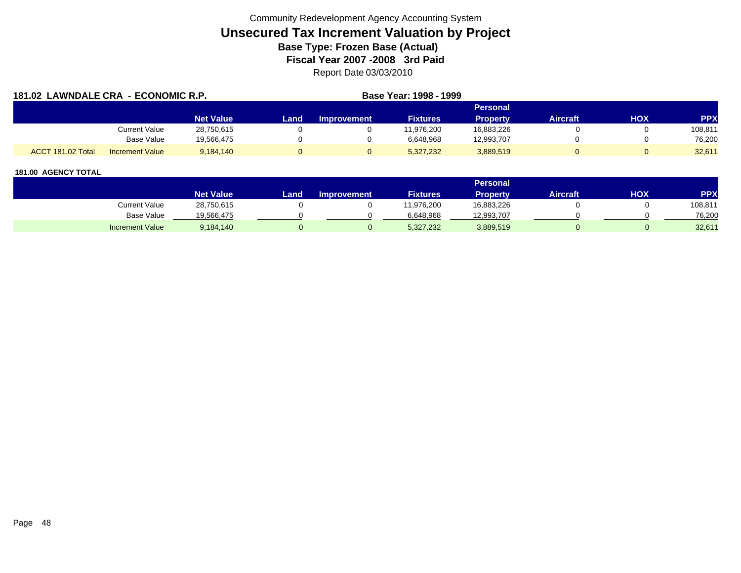Community Redevelopment Agency Accounting System

# Unsecured Tax Increment Valuation by Project

**Base Type: Frozen Base (Actual)**

**Fiscal Year 2007 -2008 3rd Paid**

Report Date 03/03/2010

## 181.02 LAWNDALE CRA - ECONOMIC R.P.

**Base Year: 1998 - 1999**

| | | Net Value | Land | Improvement | Fixtures | Personal Property | Aircraft | HOX | PPX |
|---|---|---|---|---|---|---|---|---|---|
| | Current Value | 28,750,615 | 0 | 0 | 11,976,200 | 16,883,226 | 0 | 0 | 108,811 |
| | Base Value | 19,566,475 | 0 | 0 | 6,648,968 | 12,993,707 | 0 | 0 | 76,200 |
| ACCT 181.02 Total | Increment Value | 9,184,140 | 0 | 0 | 5,327,232 | 3,889,519 | 0 | 0 | 32,611 |

## 181.00 AGENCY TOTAL

| | Net Value | Land | Improvement | Fixtures | Personal Property | Aircraft | HOX | PPX |
|---|---|---|---|---|---|---|---|---|
| Current Value | 28,750,615 | 0 | 0 | 11,976,200 | 16,883,226 | 0 | 0 | 108,811 |
| Base Value | 19,566,475 | 0 | 0 | 6,648,968 | 12,993,707 | 0 | 0 | 76,200 |
| Increment Value | 9,184,140 | 0 | 0 | 5,327,232 | 3,889,519 | 0 | 0 | 32,611 |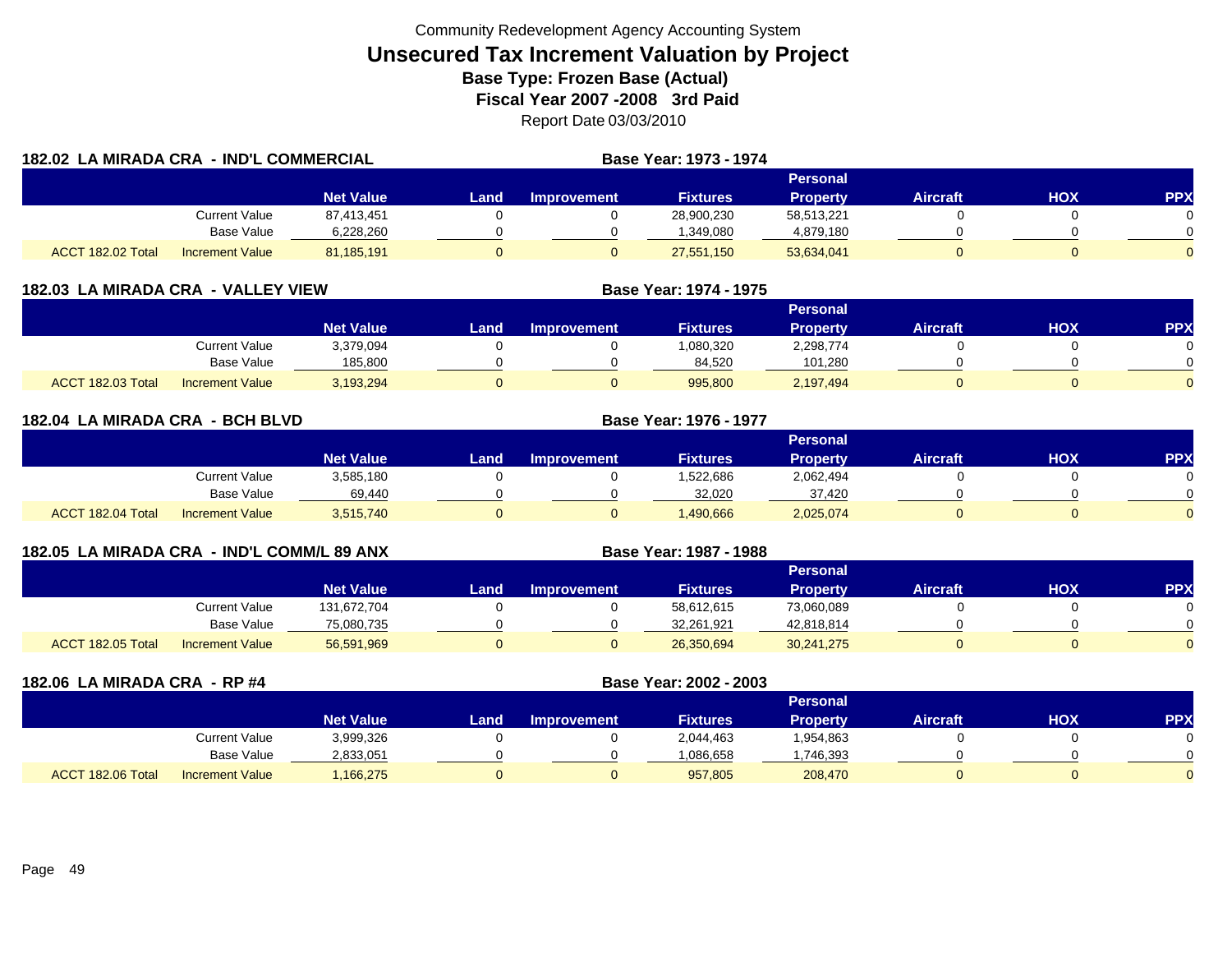Community Redevelopment Agency Accounting System

# Unsecured Tax Increment Valuation by Project

**Base Type: Frozen Base (Actual)**

**Fiscal Year 2007 -2008 3rd Paid**

Report Date 03/03/2010

## 182.02 LA MIRADA CRA - IND'L COMMERCIAL

**Base Year: 1973 - 1974**

| | | Net Value | Land | Improvement | Fixtures | Personal Property | Aircraft | HOX | PPX |
|---|---|---|---|---|---|---|---|---|---|
| | Current Value | 87,413,451 | 0 | 0 | 28,900,230 | 58,513,221 | 0 | 0 | 0 |
| | Base Value | 6,228,260 | 0 | 0 | 1,349,080 | 4,879,180 | 0 | 0 | 0 |
| ACCT 182.02 Total | Increment Value | 81,185,191 | 0 | 0 | 27,551,150 | 53,634,041 | 0 | 0 | 0 |

## 182.03 LA MIRADA CRA - VALLEY VIEW

**Base Year: 1974 - 1975**

| | | Net Value | Land | Improvement | Fixtures | Personal Property | Aircraft | HOX | PPX |
|---|---|---|---|---|---|---|---|---|---|
| | Current Value | 3,379,094 | 0 | 0 | 1,080,320 | 2,298,774 | 0 | 0 | 0 |
| | Base Value | 185,800 | 0 | 0 | 84,520 | 101,280 | 0 | 0 | 0 |
| ACCT 182.03 Total | Increment Value | 3,193,294 | 0 | 0 | 995,800 | 2,197,494 | 0 | 0 | 0 |

## 182.04 LA MIRADA CRA - BCH BLVD

**Base Year: 1976 - 1977**

| | | Net Value | Land | Improvement | Fixtures | Personal Property | Aircraft | HOX | PPX |
|---|---|---|---|---|---|---|---|---|---|
| | Current Value | 3,585,180 | 0 | 0 | 1,522,686 | 2,062,494 | 0 | 0 | 0 |
| | Base Value | 69,440 | 0 | 0 | 32,020 | 37,420 | 0 | 0 | 0 |
| ACCT 182.04 Total | Increment Value | 3,515,740 | 0 | 0 | 1,490,666 | 2,025,074 | 0 | 0 | 0 |

## 182.05 LA MIRADA CRA - IND'L COMM/L 89 ANX

**Base Year: 1987 - 1988**

| | | Net Value | Land | Improvement | Fixtures | Personal Property | Aircraft | HOX | PPX |
|---|---|---|---|---|---|---|---|---|---|
| | Current Value | 131,672,704 | 0 | 0 | 58,612,615 | 73,060,089 | 0 | 0 | 0 |
| | Base Value | 75,080,735 | 0 | 0 | 32,261,921 | 42,818,814 | 0 | 0 | 0 |
| ACCT 182.05 Total | Increment Value | 56,591,969 | 0 | 0 | 26,350,694 | 30,241,275 | 0 | 0 | 0 |

## 182.06 LA MIRADA CRA - RP #4

**Base Year: 2002 - 2003**

| | | Net Value | Land | Improvement | Fixtures | Personal Property | Aircraft | HOX | PPX |
|---|---|---|---|---|---|---|---|---|---|
| | Current Value | 3,999,326 | 0 | 0 | 2,044,463 | 1,954,863 | 0 | 0 | 0 |
| | Base Value | 2,833,051 | 0 | 0 | 1,086,658 | 1,746,393 | 0 | 0 | 0 |
| ACCT 182.06 Total | Increment Value | 1,166,275 | 0 | 0 | 957,805 | 208,470 | 0 | 0 | 0 |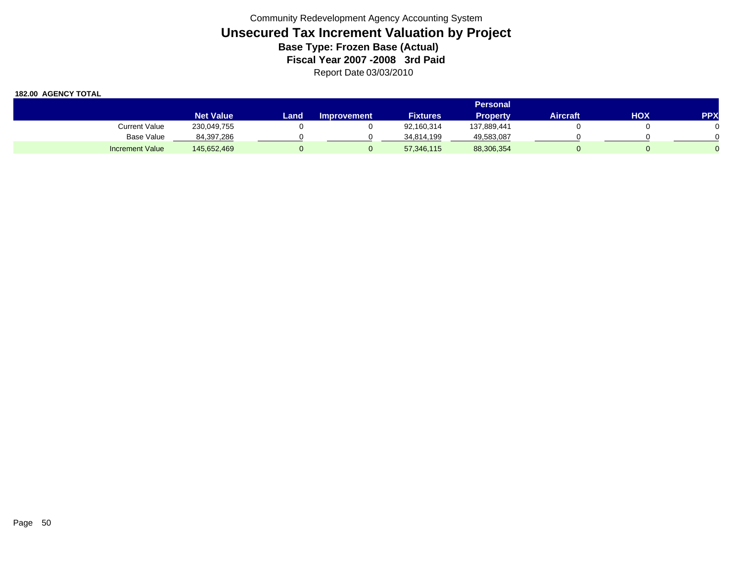Community Redevelopment Agency Accounting System

# Unsecured Tax Increment Valuation by Project

## Base Type: Frozen Base (Actual)

## Fiscal Year 2007 -2008 3rd Paid

Report Date 03/03/2010

**182.00 AGENCY TOTAL**

| | Net Value | Land | Improvement | Fixtures | Personal Property | Aircraft | HOX | PPX |
|---|---|---|---|---|---|---|---|---|
| Current Value | 230,049,755 | 0 | 0 | 92,160,314 | 137,889,441 | 0 | 0 | 0 |
| Base Value | 84,397,286 | 0 | 0 | 34,814,199 | 49,583,087 | 0 | 0 | 0 |
| Increment Value | 145,652,469 | 0 | 0 | 57,346,115 | 88,306,354 | 0 | 0 | 0 |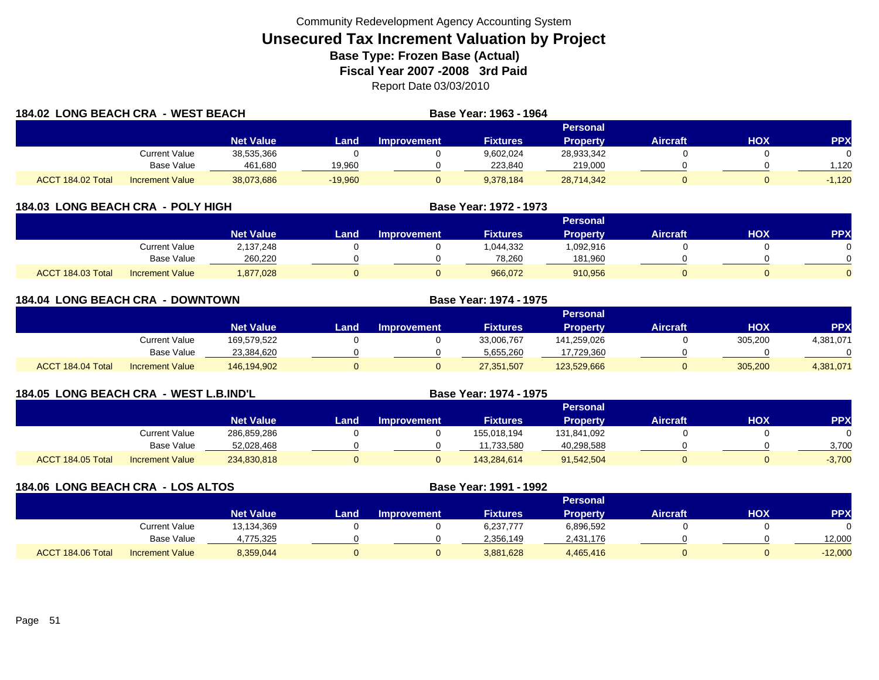Community Redevelopment Agency Accounting System

# Unsecured Tax Increment Valuation by Project

**Base Type: Frozen Base (Actual)**

**Fiscal Year 2007 -2008 3rd Paid**

Report Date 03/03/2010

## 184.02 LONG BEACH CRA - WEST BEACH

**Base Year: 1963 - 1964**

| | | Net Value | Land | Improvement | Fixtures | Personal Property | Aircraft | HOX | PPX |
|---|---|---|---|---|---|---|---|---|---|
| | Current Value | 38,535,366 | 0 | 0 | 9,602,024 | 28,933,342 | 0 | 0 | 0 |
| | Base Value | 461,680 | 19,960 | 0 | 223,840 | 219,000 | 0 | 0 | 1,120 |
| ACCT 184.02 Total | Increment Value | 38,073,686 | -19,960 | 0 | 9,378,184 | 28,714,342 | 0 | 0 | -1,120 |

## 184.03 LONG BEACH CRA - POLY HIGH

**Base Year: 1972 - 1973**

| | | Net Value | Land | Improvement | Fixtures | Personal Property | Aircraft | HOX | PPX |
|---|---|---|---|---|---|---|---|---|---|
| | Current Value | 2,137,248 | 0 | 0 | 1,044,332 | 1,092,916 | 0 | 0 | 0 |
| | Base Value | 260,220 | 0 | 0 | 78,260 | 181,960 | 0 | 0 | 0 |
| ACCT 184.03 Total | Increment Value | 1,877,028 | 0 | 0 | 966,072 | 910,956 | 0 | 0 | 0 |

## 184.04 LONG BEACH CRA - DOWNTOWN

**Base Year: 1974 - 1975**

| | | Net Value | Land | Improvement | Fixtures | Personal Property | Aircraft | HOX | PPX |
|---|---|---|---|---|---|---|---|---|---|
| | Current Value | 169,579,522 | 0 | 0 | 33,006,767 | 141,259,026 | 0 | 305,200 | 4,381,071 |
| | Base Value | 23,384,620 | 0 | 0 | 5,655,260 | 17,729,360 | 0 | 0 | 0 |
| ACCT 184.04 Total | Increment Value | 146,194,902 | 0 | 0 | 27,351,507 | 123,529,666 | 0 | 305,200 | 4,381,071 |

## 184.05 LONG BEACH CRA - WEST L.B.IND'L

**Base Year: 1974 - 1975**

| | | Net Value | Land | Improvement | Fixtures | Personal Property | Aircraft | HOX | PPX |
|---|---|---|---|---|---|---|---|---|---|
| | Current Value | 286,859,286 | 0 | 0 | 155,018,194 | 131,841,092 | 0 | 0 | 0 |
| | Base Value | 52,028,468 | 0 | 0 | 11,733,580 | 40,298,588 | 0 | 0 | 3,700 |
| ACCT 184.05 Total | Increment Value | 234,830,818 | 0 | 0 | 143,284,614 | 91,542,504 | 0 | 0 | -3,700 |

## 184.06 LONG BEACH CRA - LOS ALTOS

**Base Year: 1991 - 1992**

| | | Net Value | Land | Improvement | Fixtures | Personal Property | Aircraft | HOX | PPX |
|---|---|---|---|---|---|---|---|---|---|
| | Current Value | 13,134,369 | 0 | 0 | 6,237,777 | 6,896,592 | 0 | 0 | 0 |
| | Base Value | 4,775,325 | 0 | 0 | 2,356,149 | 2,431,176 | 0 | 0 | 12,000 |
| ACCT 184.06 Total | Increment Value | 8,359,044 | 0 | 0 | 3,881,628 | 4,465,416 | 0 | 0 | -12,000 |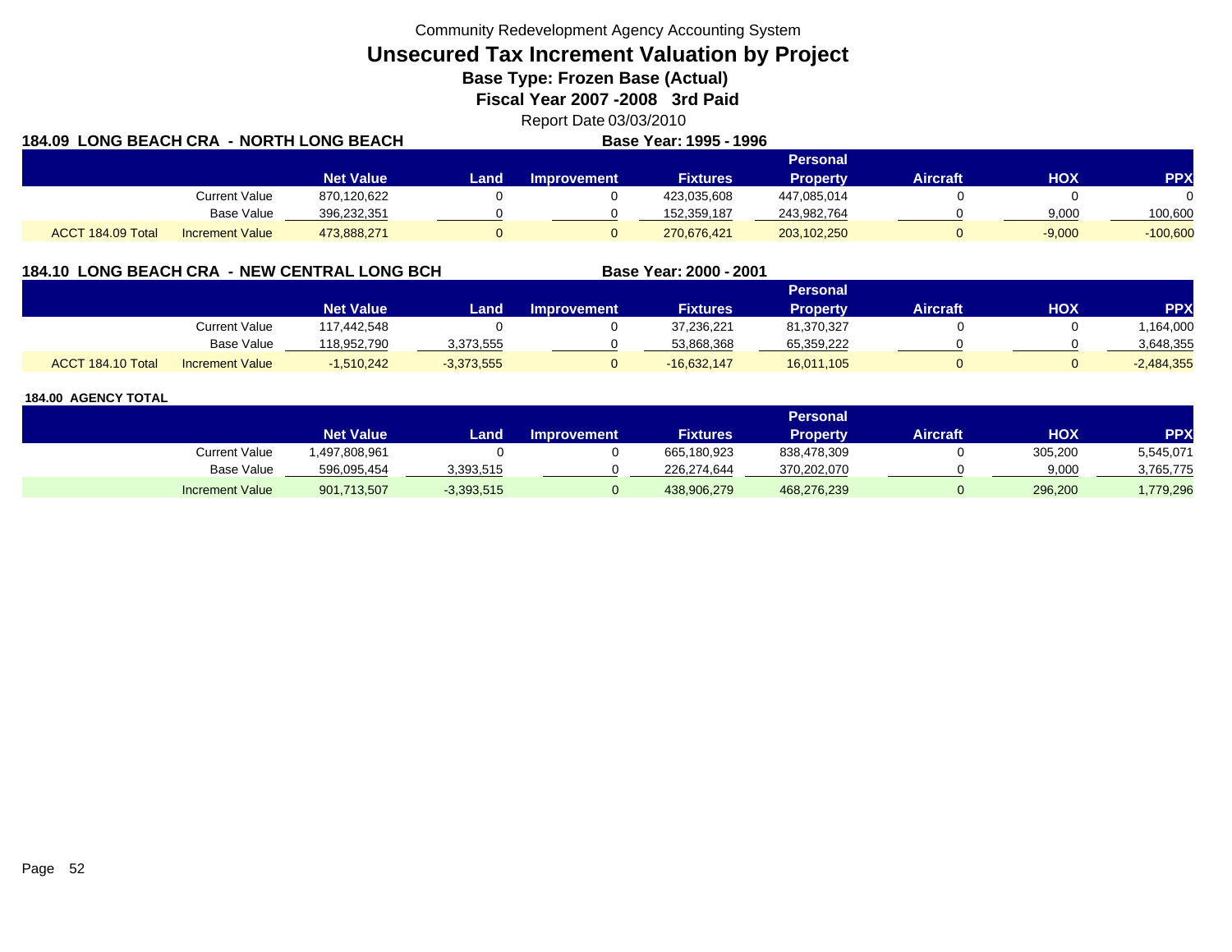Community Redevelopment Agency Accounting System

# Unsecured Tax Increment Valuation by Project

## Base Type: Frozen Base (Actual)

## Fiscal Year 2007 -2008 3rd Paid

Report Date 03/03/2010

### 184.09 LONG BEACH CRA - NORTH LONG BEACH

**Base Year: 1995 - 1996**

| | | Net Value | Land | Improvement | Fixtures | Personal Property | Aircraft | HOX | PPX |
|---|---|---|---|---|---|---|---|---|---|
| | Current Value | 870,120,622 | 0 | 0 | 423,035,608 | 447,085,014 | 0 | 0 | 0 |
| | Base Value | 396,232,351 | 0 | 0 | 152,359,187 | 243,982,764 | 0 | 9,000 | 100,600 |
| ACCT 184.09 Total | Increment Value | 473,888,271 | 0 | 0 | 270,676,421 | 203,102,250 | 0 | -9,000 | -100,600 |

### 184.10 LONG BEACH CRA - NEW CENTRAL LONG BCH

**Base Year: 2000 - 2001**

| | | Net Value | Land | Improvement | Fixtures | Personal Property | Aircraft | HOX | PPX |
|---|---|---|---|---|---|---|---|---|---|
| | Current Value | 117,442,548 | 0 | 0 | 37,236,221 | 81,370,327 | 0 | 0 | 1,164,000 |
| | Base Value | 118,952,790 | 3,373,555 | 0 | 53,868,368 | 65,359,222 | 0 | 0 | 3,648,355 |
| ACCT 184.10 Total | Increment Value | -1,510,242 | -3,373,555 | 0 | -16,632,147 | 16,011,105 | 0 | 0 | -2,484,355 |

### 184.00 AGENCY TOTAL

| | Net Value | Land | Improvement | Fixtures | Personal Property | Aircraft | HOX | PPX |
|---|---|---|---|---|---|---|---|---|
| Current Value | 1,497,808,961 | 0 | 0 | 665,180,923 | 838,478,309 | 0 | 305,200 | 5,545,071 |
| Base Value | 596,095,454 | 3,393,515 | 0 | 226,274,644 | 370,202,070 | 0 | 9,000 | 3,765,775 |
| Increment Value | 901,713,507 | -3,393,515 | 0 | 438,906,279 | 468,276,239 | 0 | 296,200 | 1,779,296 |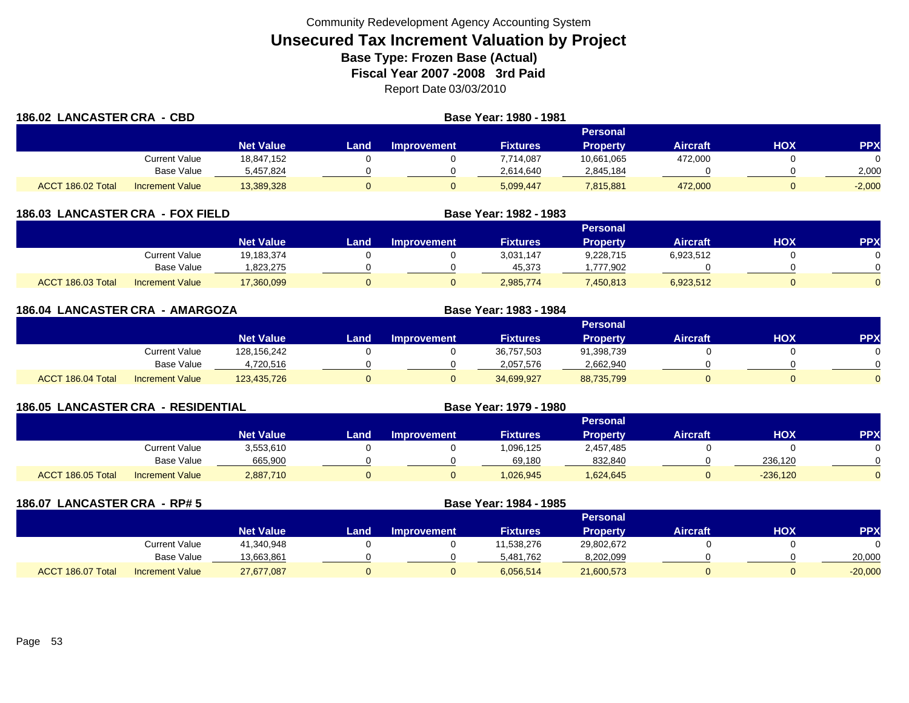Community Redevelopment Agency Accounting System

# Unsecured Tax Increment Valuation by Project

**Base Type: Frozen Base (Actual)**

**Fiscal Year 2007 -2008 3rd Paid**

Report Date 03/03/2010

## 186.02 LANCASTER CRA - CBD

**Base Year: 1980 - 1981**

| | | Net Value | Land | Improvement | Fixtures | Personal Property | Aircraft | HOX | PPX |
|---|---|---|---|---|---|---|---|---|---|
| | Current Value | 18,847,152 | 0 | 0 | 7,714,087 | 10,661,065 | 472,000 | 0 | 0 |
| | Base Value | 5,457,824 | 0 | 0 | 2,614,640 | 2,845,184 | 0 | 0 | 2,000 |
| ACCT 186.02 Total | Increment Value | 13,389,328 | 0 | 0 | 5,099,447 | 7,815,881 | 472,000 | 0 | -2,000 |

## 186.03 LANCASTER CRA - FOX FIELD

**Base Year: 1982 - 1983**

| | | Net Value | Land | Improvement | Fixtures | Personal Property | Aircraft | HOX | PPX |
|---|---|---|---|---|---|---|---|---|---|
| | Current Value | 19,183,374 | 0 | 0 | 3,031,147 | 9,228,715 | 6,923,512 | 0 | 0 |
| | Base Value | 1,823,275 | 0 | 0 | 45,373 | 1,777,902 | 0 | 0 | 0 |
| ACCT 186.03 Total | Increment Value | 17,360,099 | 0 | 0 | 2,985,774 | 7,450,813 | 6,923,512 | 0 | 0 |

## 186.04 LANCASTER CRA - AMARGOZA

**Base Year: 1983 - 1984**

| | | Net Value | Land | Improvement | Fixtures | Personal Property | Aircraft | HOX | PPX |
|---|---|---|---|---|---|---|---|---|---|
| | Current Value | 128,156,242 | 0 | 0 | 36,757,503 | 91,398,739 | 0 | 0 | 0 |
| | Base Value | 4,720,516 | 0 | 0 | 2,057,576 | 2,662,940 | 0 | 0 | 0 |
| ACCT 186.04 Total | Increment Value | 123,435,726 | 0 | 0 | 34,699,927 | 88,735,799 | 0 | 0 | 0 |

## 186.05 LANCASTER CRA - RESIDENTIAL

**Base Year: 1979 - 1980**

| | | Net Value | Land | Improvement | Fixtures | Personal Property | Aircraft | HOX | PPX |
|---|---|---|---|---|---|---|---|---|---|
| | Current Value | 3,553,610 | 0 | 0 | 1,096,125 | 2,457,485 | 0 | 0 | 0 |
| | Base Value | 665,900 | 0 | 0 | 69,180 | 832,840 | 0 | 236,120 | 0 |
| ACCT 186.05 Total | Increment Value | 2,887,710 | 0 | 0 | 1,026,945 | 1,624,645 | 0 | -236,120 | 0 |

## 186.07 LANCASTER CRA - RP# 5

**Base Year: 1984 - 1985**

| | | Net Value | Land | Improvement | Fixtures | Personal Property | Aircraft | HOX | PPX |
|---|---|---|---|---|---|---|---|---|---|
| | Current Value | 41,340,948 | 0 | 0 | 11,538,276 | 29,802,672 | 0 | 0 | 0 |
| | Base Value | 13,663,861 | 0 | 0 | 5,481,762 | 8,202,099 | 0 | 0 | 20,000 |
| ACCT 186.07 Total | Increment Value | 27,677,087 | 0 | 0 | 6,056,514 | 21,600,573 | 0 | 0 | -20,000 |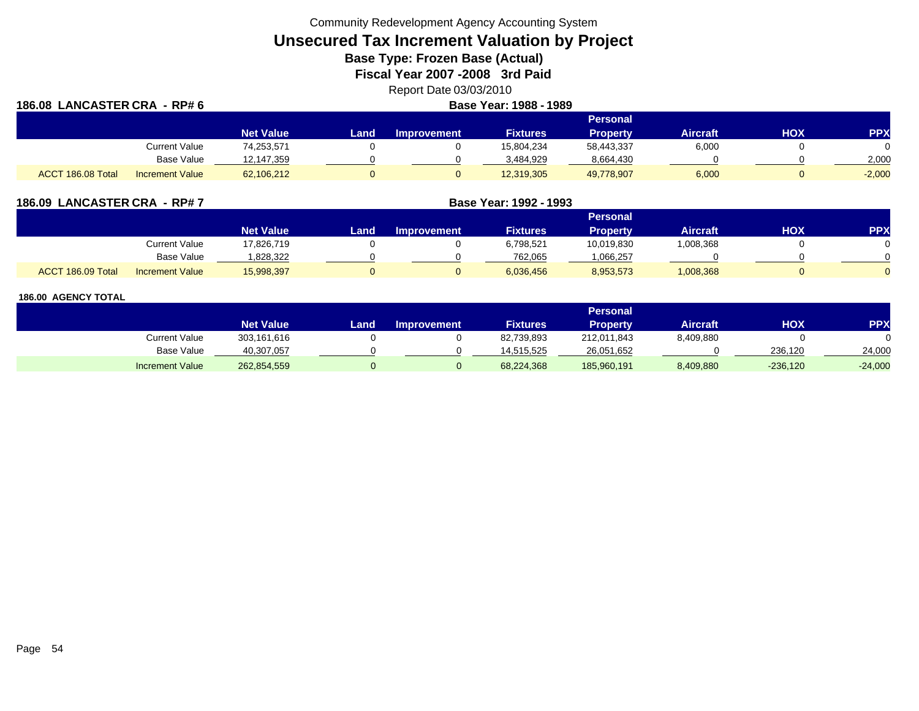Community Redevelopment Agency Accounting System

# Unsecured Tax Increment Valuation by Project

## Base Type: Frozen Base (Actual)

## Fiscal Year 2007 -2008 3rd Paid

Report Date 03/03/2010

### 186.08 LANCASTER CRA - RP# 6

**Base Year: 1988 - 1989**

| | | Net Value | Land | Improvement | Fixtures | Personal Property | Aircraft | HOX | PPX |
|---|---|---|---|---|---|---|---|---|---|
| | Current Value | 74,253,571 | 0 | 0 | 15,804,234 | 58,443,337 | 6,000 | 0 | 0 |
| | Base Value | 12,147,359 | 0 | 0 | 3,484,929 | 8,664,430 | 0 | 0 | 2,000 |
| ACCT 186.08 Total | Increment Value | 62,106,212 | 0 | 0 | 12,319,305 | 49,778,907 | 6,000 | 0 | -2,000 |

### 186.09 LANCASTER CRA - RP# 7

**Base Year: 1992 - 1993**

| | | Net Value | Land | Improvement | Fixtures | Personal Property | Aircraft | HOX | PPX |
|---|---|---|---|---|---|---|---|---|---|
| | Current Value | 17,826,719 | 0 | 0 | 6,798,521 | 10,019,830 | 1,008,368 | 0 | 0 |
| | Base Value | 1,828,322 | 0 | 0 | 762,065 | 1,066,257 | 0 | 0 | 0 |
| ACCT 186.09 Total | Increment Value | 15,998,397 | 0 | 0 | 6,036,456 | 8,953,573 | 1,008,368 | 0 | 0 |

### 186.00 AGENCY TOTAL

| | | Net Value | Land | Improvement | Fixtures | Personal Property | Aircraft | HOX | PPX |
|---|---|---|---|---|---|---|---|---|---|
| | Current Value | 303,161,616 | 0 | 0 | 82,739,893 | 212,011,843 | 8,409,880 | 0 | 0 |
| | Base Value | 40,307,057 | 0 | 0 | 14,515,525 | 26,051,652 | 0 | 236,120 | 24,000 |
| | Increment Value | 262,854,559 | 0 | 0 | 68,224,368 | 185,960,191 | 8,409,880 | -236,120 | -24,000 |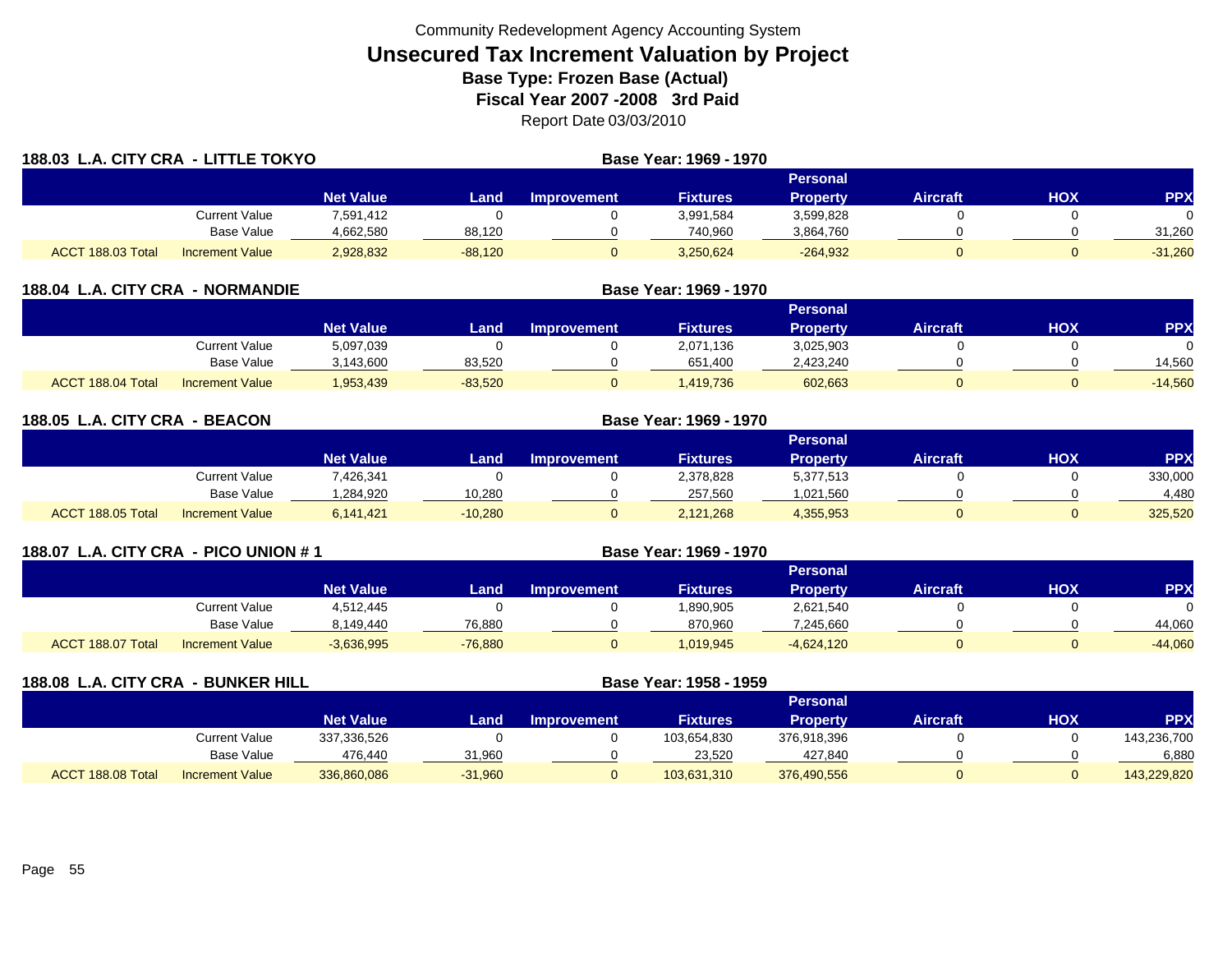Community Redevelopment Agency Accounting System

# Unsecured Tax Increment Valuation by Project

**Base Type: Frozen Base (Actual)**

**Fiscal Year 2007 -2008 3rd Paid**

Report Date 03/03/2010

## 188.03 L.A. CITY CRA - LITTLE TOKYO

**Base Year: 1969 - 1970**

| | | Net Value | Land | Improvement | Fixtures | Personal Property | Aircraft | HOX | PPX |
|---|---|---|---|---|---|---|---|---|---|
| | Current Value | 7,591,412 | 0 | 0 | 3,991,584 | 3,599,828 | 0 | 0 | 0 |
| | Base Value | 4,662,580 | 88,120 | 0 | 740,960 | 3,864,760 | 0 | 0 | 31,260 |
| ACCT 188.03 Total | Increment Value | 2,928,832 | -88,120 | 0 | 3,250,624 | -264,932 | 0 | 0 | -31,260 |

## 188.04 L.A. CITY CRA - NORMANDIE

**Base Year: 1969 - 1970**

| | | Net Value | Land | Improvement | Fixtures | Personal Property | Aircraft | HOX | PPX |
|---|---|---|---|---|---|---|---|---|---|
| | Current Value | 5,097,039 | 0 | 0 | 2,071,136 | 3,025,903 | 0 | 0 | 0 |
| | Base Value | 3,143,600 | 83,520 | 0 | 651,400 | 2,423,240 | 0 | 0 | 14,560 |
| ACCT 188.04 Total | Increment Value | 1,953,439 | -83,520 | 0 | 1,419,736 | 602,663 | 0 | 0 | -14,560 |

## 188.05 L.A. CITY CRA - BEACON

**Base Year: 1969 - 1970**

| | | Net Value | Land | Improvement | Fixtures | Personal Property | Aircraft | HOX | PPX |
|---|---|---|---|---|---|---|---|---|---|
| | Current Value | 7,426,341 | 0 | 0 | 2,378,828 | 5,377,513 | 0 | 0 | 330,000 |
| | Base Value | 1,284,920 | 10,280 | 0 | 257,560 | 1,021,560 | 0 | 0 | 4,480 |
| ACCT 188.05 Total | Increment Value | 6,141,421 | -10,280 | 0 | 2,121,268 | 4,355,953 | 0 | 0 | 325,520 |

## 188.07 L.A. CITY CRA - PICO UNION # 1

**Base Year: 1969 - 1970**

| | | Net Value | Land | Improvement | Fixtures | Personal Property | Aircraft | HOX | PPX |
|---|---|---|---|---|---|---|---|---|---|
| | Current Value | 4,512,445 | 0 | 0 | 1,890,905 | 2,621,540 | 0 | 0 | 0 |
| | Base Value | 8,149,440 | 76,880 | 0 | 870,960 | 7,245,660 | 0 | 0 | 44,060 |
| ACCT 188.07 Total | Increment Value | -3,636,995 | -76,880 | 0 | 1,019,945 | -4,624,120 | 0 | 0 | -44,060 |

## 188.08 L.A. CITY CRA - BUNKER HILL

**Base Year: 1958 - 1959**

| | | Net Value | Land | Improvement | Fixtures | Personal Property | Aircraft | HOX | PPX |
|---|---|---|---|---|---|---|---|---|---|
| | Current Value | 337,336,526 | 0 | 0 | 103,654,830 | 376,918,396 | 0 | 0 | 143,236,700 |
| | Base Value | 476,440 | 31,960 | 0 | 23,520 | 427,840 | 0 | 0 | 6,880 |
| ACCT 188.08 Total | Increment Value | 336,860,086 | -31,960 | 0 | 103,631,310 | 376,490,556 | 0 | 0 | 143,229,820 |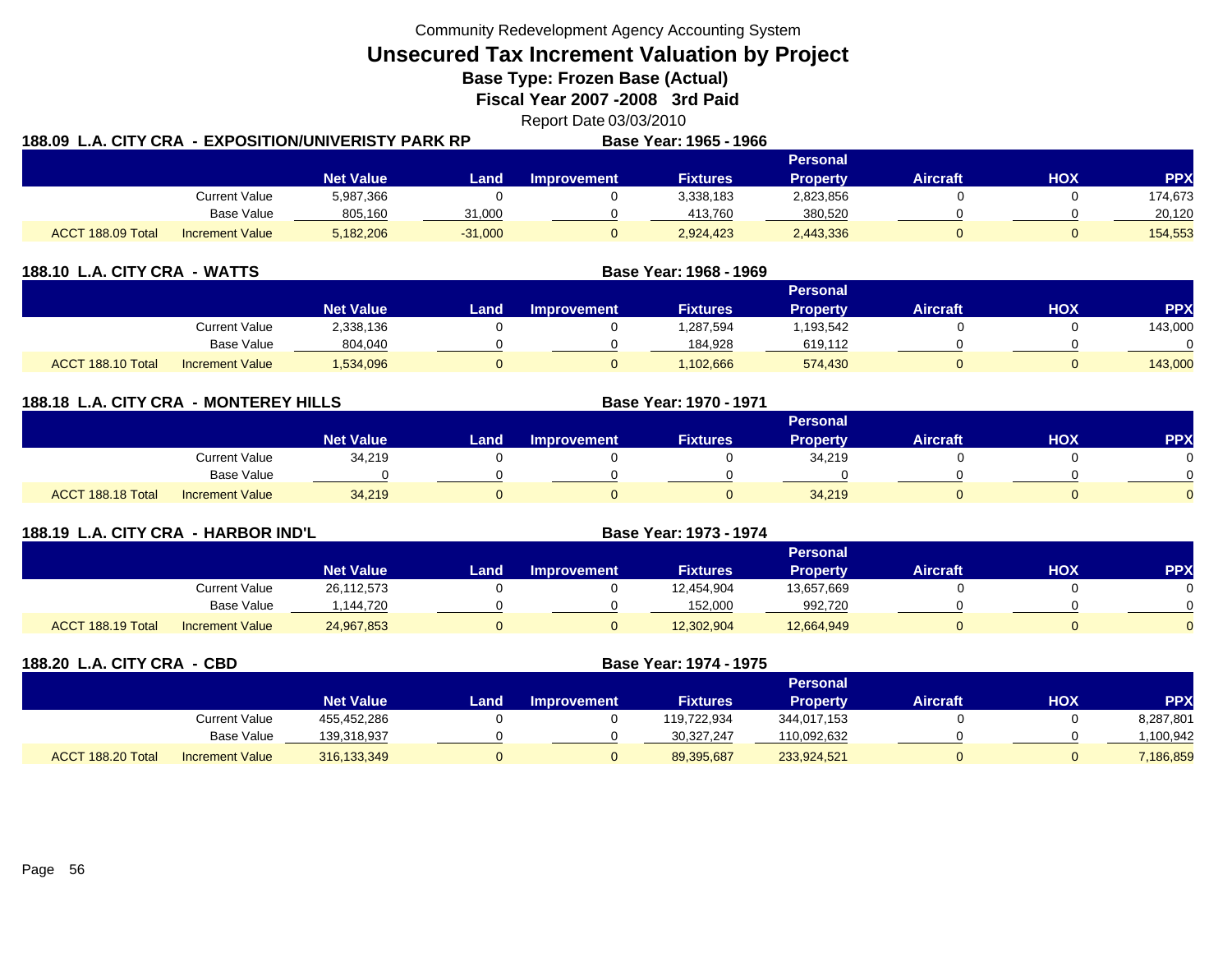Community Redevelopment Agency Accounting System

# Unsecured Tax Increment Valuation by Project

**Base Type: Frozen Base (Actual)**

**Fiscal Year 2007 -2008 3rd Paid**

Report Date 03/03/2010

## 188.09 L.A. CITY CRA - EXPOSITION/UNIVERISTY PARK RP

**Base Year: 1965 - 1966**

| | | Net Value | Land | Improvement | Fixtures | Personal Property | Aircraft | HOX | PPX |
|---|---|---|---|---|---|---|---|---|---|
| | Current Value | 5,987,366 | 0 | 0 | 3,338,183 | 2,823,856 | 0 | 0 | 174,673 |
| | Base Value | 805,160 | 31,000 | 0 | 413,760 | 380,520 | 0 | 0 | 20,120 |
| ACCT 188.09 Total | Increment Value | 5,182,206 | -31,000 | 0 | 2,924,423 | 2,443,336 | 0 | 0 | 154,553 |

## 188.10 L.A. CITY CRA - WATTS

**Base Year: 1968 - 1969**

| | | Net Value | Land | Improvement | Fixtures | Personal Property | Aircraft | HOX | PPX |
|---|---|---|---|---|---|---|---|---|---|
| | Current Value | 2,338,136 | 0 | 0 | 1,287,594 | 1,193,542 | 0 | 0 | 143,000 |
| | Base Value | 804,040 | 0 | 0 | 184,928 | 619,112 | 0 | 0 | 0 |
| ACCT 188.10 Total | Increment Value | 1,534,096 | 0 | 0 | 1,102,666 | 574,430 | 0 | 0 | 143,000 |

## 188.18 L.A. CITY CRA - MONTEREY HILLS

**Base Year: 1970 - 1971**

| | | Net Value | Land | Improvement | Fixtures | Personal Property | Aircraft | HOX | PPX |
|---|---|---|---|---|---|---|---|---|---|
| | Current Value | 34,219 | 0 | 0 | 0 | 34,219 | 0 | 0 | 0 |
| | Base Value | 0 | 0 | 0 | 0 | 0 | 0 | 0 | 0 |
| ACCT 188.18 Total | Increment Value | 34,219 | 0 | 0 | 0 | 34,219 | 0 | 0 | 0 |

## 188.19 L.A. CITY CRA - HARBOR IND'L

**Base Year: 1973 - 1974**

| | | Net Value | Land | Improvement | Fixtures | Personal Property | Aircraft | HOX | PPX |
|---|---|---|---|---|---|---|---|---|---|
| | Current Value | 26,112,573 | 0 | 0 | 12,454,904 | 13,657,669 | 0 | 0 | 0 |
| | Base Value | 1,144,720 | 0 | 0 | 152,000 | 992,720 | 0 | 0 | 0 |
| ACCT 188.19 Total | Increment Value | 24,967,853 | 0 | 0 | 12,302,904 | 12,664,949 | 0 | 0 | 0 |

## 188.20 L.A. CITY CRA - CBD

**Base Year: 1974 - 1975**

| | | Net Value | Land | Improvement | Fixtures | Personal Property | Aircraft | HOX | PPX |
|---|---|---|---|---|---|---|---|---|---|
| | Current Value | 455,452,286 | 0 | 0 | 119,722,934 | 344,017,153 | 0 | 0 | 8,287,801 |
| | Base Value | 139,318,937 | 0 | 0 | 30,327,247 | 110,092,632 | 0 | 0 | 1,100,942 |
| ACCT 188.20 Total | Increment Value | 316,133,349 | 0 | 0 | 89,395,687 | 233,924,521 | 0 | 0 | 7,186,859 |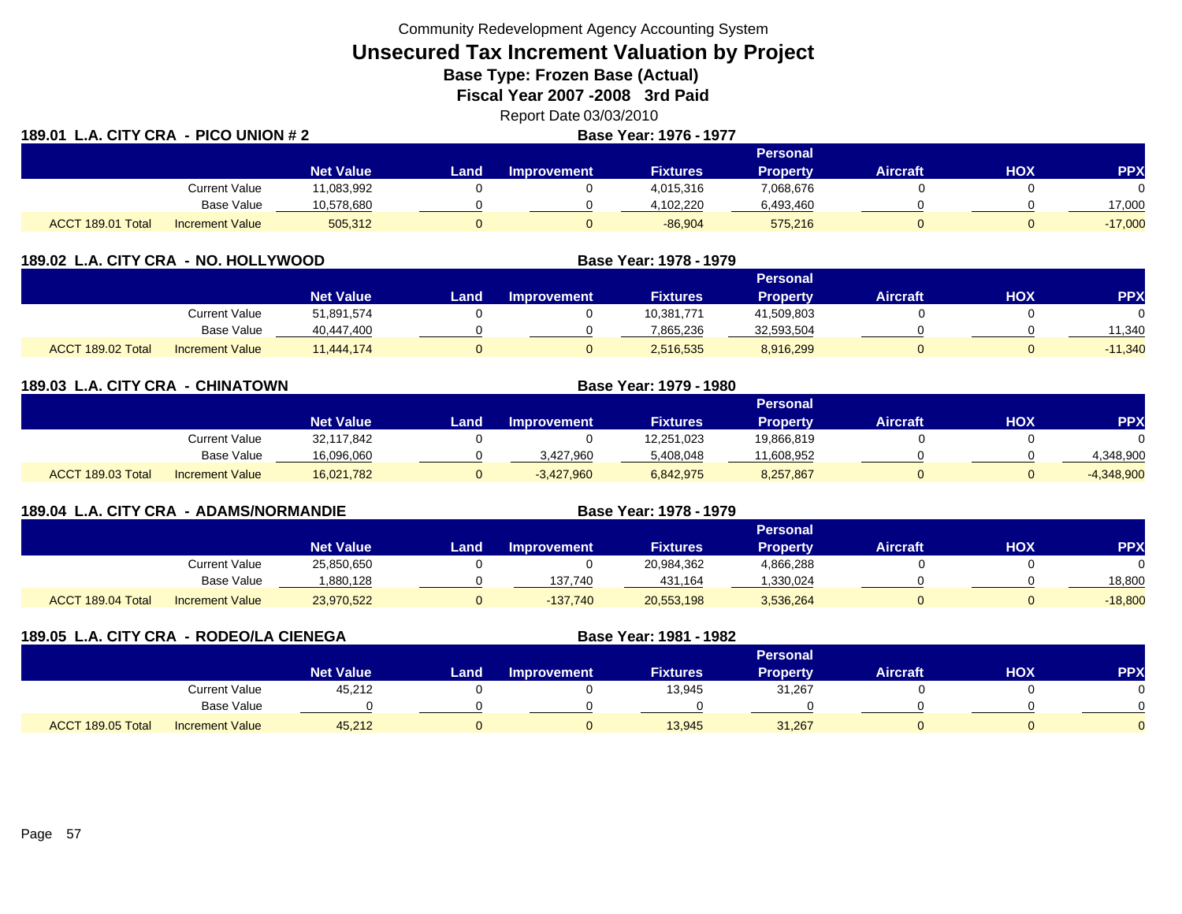Community Redevelopment Agency Accounting System

# Unsecured Tax Increment Valuation by Project

**Base Type: Frozen Base (Actual)**

**Fiscal Year 2007 -2008 3rd Paid**

Report Date 03/03/2010

## 189.01 L.A. CITY CRA - PICO UNION # 2

**Base Year: 1976 - 1977**

| | | Net Value | Land | Improvement | Fixtures | Personal Property | Aircraft | HOX | PPX |
|---|---|---|---|---|---|---|---|---|---|
| | Current Value | 11,083,992 | 0 | 0 | 4,015,316 | 7,068,676 | 0 | 0 | 0 |
| | Base Value | 10,578,680 | 0 | 0 | 4,102,220 | 6,493,460 | 0 | 0 | 17,000 |
| ACCT 189.01 Total | Increment Value | 505,312 | 0 | 0 | -86,904 | 575,216 | 0 | 0 | -17,000 |

## 189.02 L.A. CITY CRA - NO. HOLLYWOOD

**Base Year: 1978 - 1979**

| | | Net Value | Land | Improvement | Fixtures | Personal Property | Aircraft | HOX | PPX |
|---|---|---|---|---|---|---|---|---|---|
| | Current Value | 51,891,574 | 0 | 0 | 10,381,771 | 41,509,803 | 0 | 0 | 0 |
| | Base Value | 40,447,400 | 0 | 0 | 7,865,236 | 32,593,504 | 0 | 0 | 11,340 |
| ACCT 189.02 Total | Increment Value | 11,444,174 | 0 | 0 | 2,516,535 | 8,916,299 | 0 | 0 | -11,340 |

## 189.03 L.A. CITY CRA - CHINATOWN

**Base Year: 1979 - 1980**

| | | Net Value | Land | Improvement | Fixtures | Personal Property | Aircraft | HOX | PPX |
|---|---|---|---|---|---|---|---|---|---|
| | Current Value | 32,117,842 | 0 | 0 | 12,251,023 | 19,866,819 | 0 | 0 | 0 |
| | Base Value | 16,096,060 | 0 | 3,427,960 | 5,408,048 | 11,608,952 | 0 | 0 | 4,348,900 |
| ACCT 189.03 Total | Increment Value | 16,021,782 | 0 | -3,427,960 | 6,842,975 | 8,257,867 | 0 | 0 | -4,348,900 |

## 189.04 L.A. CITY CRA - ADAMS/NORMANDIE

**Base Year: 1978 - 1979**

| | | Net Value | Land | Improvement | Fixtures | Personal Property | Aircraft | HOX | PPX |
|---|---|---|---|---|---|---|---|---|---|
| | Current Value | 25,850,650 | 0 | 0 | 20,984,362 | 4,866,288 | 0 | 0 | 0 |
| | Base Value | 1,880,128 | 0 | 137,740 | 431,164 | 1,330,024 | 0 | 0 | 18,800 |
| ACCT 189.04 Total | Increment Value | 23,970,522 | 0 | -137,740 | 20,553,198 | 3,536,264 | 0 | 0 | -18,800 |

## 189.05 L.A. CITY CRA - RODEO/LA CIENEGA

**Base Year: 1981 - 1982**

| | | Net Value | Land | Improvement | Fixtures | Personal Property | Aircraft | HOX | PPX |
|---|---|---|---|---|---|---|---|---|---|
| | Current Value | 45,212 | 0 | 0 | 13,945 | 31,267 | 0 | 0 | 0 |
| | Base Value | 0 | 0 | 0 | 0 | 0 | 0 | 0 | 0 |
| ACCT 189.05 Total | Increment Value | 45,212 | 0 | 0 | 13,945 | 31,267 | 0 | 0 | 0 |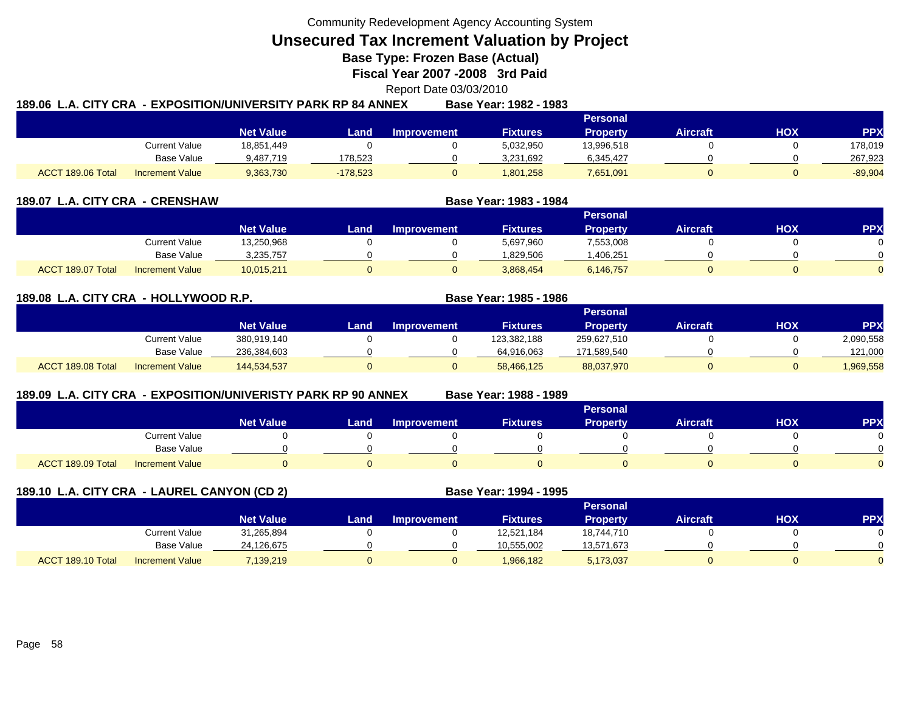Community Redevelopment Agency Accounting System

# Unsecured Tax Increment Valuation by Project

## Base Type: Frozen Base (Actual)

## Fiscal Year 2007 -2008 3rd Paid

Report Date 03/03/2010

### 189.06 L.A. CITY CRA - EXPOSITION/UNIVERSITY PARK RP 84 ANNEX — Base Year: 1982 - 1983

| | | Net Value | Land | Improvement | Fixtures | Personal Property | Aircraft | HOX | PPX |
|---|---|---|---|---|---|---|---|---|---|
| | Current Value | 18,851,449 | 0 | 0 | 5,032,950 | 13,996,518 | 0 | 0 | 178,019 |
| | Base Value | 9,487,719 | 178,523 | 0 | 3,231,692 | 6,345,427 | 0 | 0 | 267,923 |
| ACCT 189.06 Total | Increment Value | 9,363,730 | -178,523 | 0 | 1,801,258 | 7,651,091 | 0 | 0 | -89,904 |

### 189.07 L.A. CITY CRA - CRENSHAW — Base Year: 1983 - 1984

| | | Net Value | Land | Improvement | Fixtures | Personal Property | Aircraft | HOX | PPX |
|---|---|---|---|---|---|---|---|---|---|
| | Current Value | 13,250,968 | 0 | 0 | 5,697,960 | 7,553,008 | 0 | 0 | 0 |
| | Base Value | 3,235,757 | 0 | 0 | 1,829,506 | 1,406,251 | 0 | 0 | 0 |
| ACCT 189.07 Total | Increment Value | 10,015,211 | 0 | 0 | 3,868,454 | 6,146,757 | 0 | 0 | 0 |

### 189.08 L.A. CITY CRA - HOLLYWOOD R.P. — Base Year: 1985 - 1986

| | | Net Value | Land | Improvement | Fixtures | Personal Property | Aircraft | HOX | PPX |
|---|---|---|---|---|---|---|---|---|---|
| | Current Value | 380,919,140 | 0 | 0 | 123,382,188 | 259,627,510 | 0 | 0 | 2,090,558 |
| | Base Value | 236,384,603 | 0 | 0 | 64,916,063 | 171,589,540 | 0 | 0 | 121,000 |
| ACCT 189.08 Total | Increment Value | 144,534,537 | 0 | 0 | 58,466,125 | 88,037,970 | 0 | 0 | 1,969,558 |

### 189.09 L.A. CITY CRA - EXPOSITION/UNIVERISTY PARK RP 90 ANNEX — Base Year: 1988 - 1989

| | | Net Value | Land | Improvement | Fixtures | Personal Property | Aircraft | HOX | PPX |
|---|---|---|---|---|---|---|---|---|---|
| | Current Value | 0 | 0 | 0 | 0 | 0 | 0 | 0 | 0 |
| | Base Value | 0 | 0 | 0 | 0 | 0 | 0 | 0 | 0 |
| ACCT 189.09 Total | Increment Value | 0 | 0 | 0 | 0 | 0 | 0 | 0 | 0 |

### 189.10 L.A. CITY CRA - LAUREL CANYON (CD 2) — Base Year: 1994 - 1995

| | | Net Value | Land | Improvement | Fixtures | Personal Property | Aircraft | HOX | PPX |
|---|---|---|---|---|---|---|---|---|---|
| | Current Value | 31,265,894 | 0 | 0 | 12,521,184 | 18,744,710 | 0 | 0 | 0 |
| | Base Value | 24,126,675 | 0 | 0 | 10,555,002 | 13,571,673 | 0 | 0 | 0 |
| ACCT 189.10 Total | Increment Value | 7,139,219 | 0 | 0 | 1,966,182 | 5,173,037 | 0 | 0 | 0 |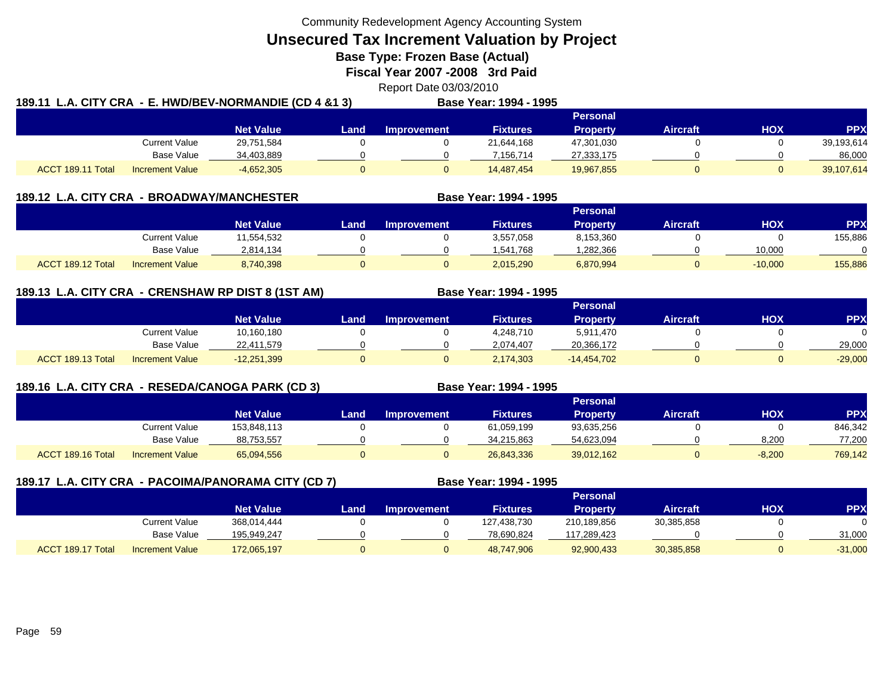Community Redevelopment Agency Accounting System

# Unsecured Tax Increment Valuation by Project

**Base Type: Frozen Base (Actual)**

**Fiscal Year 2007 -2008 3rd Paid**

Report Date 03/03/2010

## 189.11 L.A. CITY CRA - E. HWD/BEV-NORMANDIE (CD 4 &1 3)

**Base Year: 1994 - 1995**

| | | Net Value | Land | Improvement | Fixtures | Personal Property | Aircraft | HOX | PPX |
|---|---|---|---|---|---|---|---|---|---|
| | Current Value | 29,751,584 | 0 | 0 | 21,644,168 | 47,301,030 | 0 | 0 | 39,193,614 |
| | Base Value | 34,403,889 | 0 | 0 | 7,156,714 | 27,333,175 | 0 | 0 | 86,000 |
| ACCT 189.11 Total | Increment Value | -4,652,305 | 0 | 0 | 14,487,454 | 19,967,855 | 0 | 0 | 39,107,614 |

## 189.12 L.A. CITY CRA - BROADWAY/MANCHESTER

**Base Year: 1994 - 1995**

| | | Net Value | Land | Improvement | Fixtures | Personal Property | Aircraft | HOX | PPX |
|---|---|---|---|---|---|---|---|---|---|
| | Current Value | 11,554,532 | 0 | 0 | 3,557,058 | 8,153,360 | 0 | 0 | 155,886 |
| | Base Value | 2,814,134 | 0 | 0 | 1,541,768 | 1,282,366 | 0 | 10,000 | 0 |
| ACCT 189.12 Total | Increment Value | 8,740,398 | 0 | 0 | 2,015,290 | 6,870,994 | 0 | -10,000 | 155,886 |

## 189.13 L.A. CITY CRA - CRENSHAW RP DIST 8 (1ST AM)

**Base Year: 1994 - 1995**

| | | Net Value | Land | Improvement | Fixtures | Personal Property | Aircraft | HOX | PPX |
|---|---|---|---|---|---|---|---|---|---|
| | Current Value | 10,160,180 | 0 | 0 | 4,248,710 | 5,911,470 | 0 | 0 | 0 |
| | Base Value | 22,411,579 | 0 | 0 | 2,074,407 | 20,366,172 | 0 | 0 | 29,000 |
| ACCT 189.13 Total | Increment Value | -12,251,399 | 0 | 0 | 2,174,303 | -14,454,702 | 0 | 0 | -29,000 |

## 189.16 L.A. CITY CRA - RESEDA/CANOGA PARK (CD 3)

**Base Year: 1994 - 1995**

| | | Net Value | Land | Improvement | Fixtures | Personal Property | Aircraft | HOX | PPX |
|---|---|---|---|---|---|---|---|---|---|
| | Current Value | 153,848,113 | 0 | 0 | 61,059,199 | 93,635,256 | 0 | 0 | 846,342 |
| | Base Value | 88,753,557 | 0 | 0 | 34,215,863 | 54,623,094 | 0 | 8,200 | 77,200 |
| ACCT 189.16 Total | Increment Value | 65,094,556 | 0 | 0 | 26,843,336 | 39,012,162 | 0 | -8,200 | 769,142 |

## 189.17 L.A. CITY CRA - PACOIMA/PANORAMA CITY (CD 7)

**Base Year: 1994 - 1995**

| | | Net Value | Land | Improvement | Fixtures | Personal Property | Aircraft | HOX | PPX |
|---|---|---|---|---|---|---|---|---|---|
| | Current Value | 368,014,444 | 0 | 0 | 127,438,730 | 210,189,856 | 30,385,858 | 0 | 0 |
| | Base Value | 195,949,247 | 0 | 0 | 78,690,824 | 117,289,423 | 0 | 0 | 31,000 |
| ACCT 189.17 Total | Increment Value | 172,065,197 | 0 | 0 | 48,747,906 | 92,900,433 | 30,385,858 | 0 | -31,000 |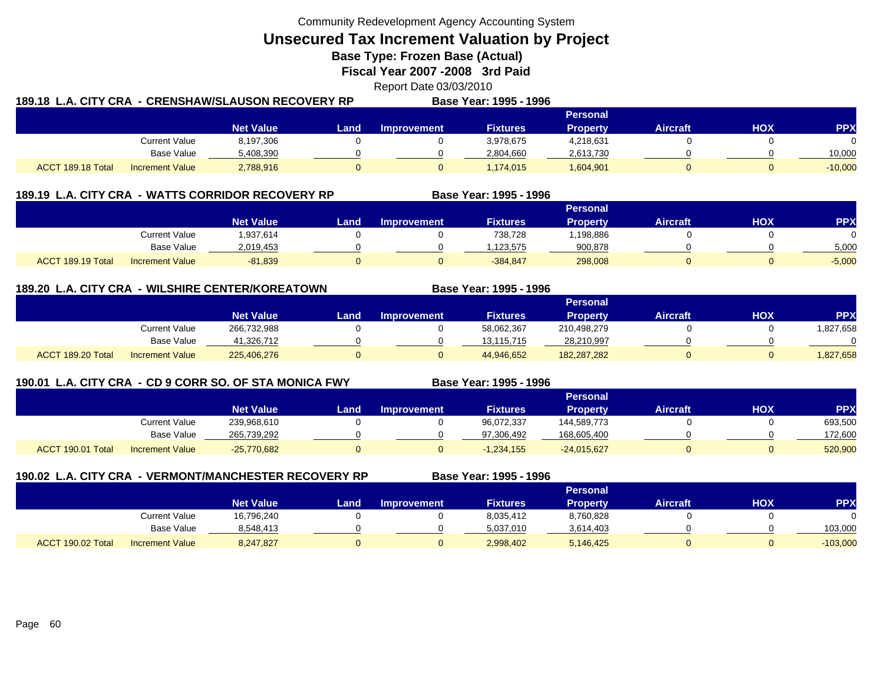Community Redevelopment Agency Accounting System

# Unsecured Tax Increment Valuation by Project

## Base Type: Frozen Base (Actual)

## Fiscal Year 2007 -2008 3rd Paid

Report Date 03/03/2010

### 189.18 L.A. CITY CRA - CRENSHAW/SLAUSON RECOVERY RP

**Base Year: 1995 - 1996**

| | | Net Value | Land | Improvement | Fixtures | Personal Property | Aircraft | HOX | PPX |
|---|---|---|---|---|---|---|---|---|---|
| | Current Value | 8,197,306 | 0 | 0 | 3,978,675 | 4,218,631 | 0 | 0 | 0 |
| | Base Value | 5,408,390 | 0 | 0 | 2,804,660 | 2,613,730 | 0 | 0 | 10,000 |
| ACCT 189.18 Total | Increment Value | 2,788,916 | 0 | 0 | 1,174,015 | 1,604,901 | 0 | 0 | -10,000 |

### 189.19 L.A. CITY CRA - WATTS CORRIDOR RECOVERY RP

**Base Year: 1995 - 1996**

| | | Net Value | Land | Improvement | Fixtures | Personal Property | Aircraft | HOX | PPX |
|---|---|---|---|---|---|---|---|---|---|
| | Current Value | 1,937,614 | 0 | 0 | 738,728 | 1,198,886 | 0 | 0 | 0 |
| | Base Value | 2,019,453 | 0 | 0 | 1,123,575 | 900,878 | 0 | 0 | 5,000 |
| ACCT 189.19 Total | Increment Value | -81,839 | 0 | 0 | -384,847 | 298,008 | 0 | 0 | -5,000 |

### 189.20 L.A. CITY CRA - WILSHIRE CENTER/KOREATOWN

**Base Year: 1995 - 1996**

| | | Net Value | Land | Improvement | Fixtures | Personal Property | Aircraft | HOX | PPX |
|---|---|---|---|---|---|---|---|---|---|
| | Current Value | 266,732,988 | 0 | 0 | 58,062,367 | 210,498,279 | 0 | 0 | 1,827,658 |
| | Base Value | 41,326,712 | 0 | 0 | 13,115,715 | 28,210,997 | 0 | 0 | 0 |
| ACCT 189.20 Total | Increment Value | 225,406,276 | 0 | 0 | 44,946,652 | 182,287,282 | 0 | 0 | 1,827,658 |

### 190.01 L.A. CITY CRA - CD 9 CORR SO. OF STA MONICA FWY

**Base Year: 1995 - 1996**

| | | Net Value | Land | Improvement | Fixtures | Personal Property | Aircraft | HOX | PPX |
|---|---|---|---|---|---|---|---|---|---|
| | Current Value | 239,968,610 | 0 | 0 | 96,072,337 | 144,589,773 | 0 | 0 | 693,500 |
| | Base Value | 265,739,292 | 0 | 0 | 97,306,492 | 168,605,400 | 0 | 0 | 172,600 |
| ACCT 190.01 Total | Increment Value | -25,770,682 | 0 | 0 | -1,234,155 | -24,015,627 | 0 | 0 | 520,900 |

### 190.02 L.A. CITY CRA - VERMONT/MANCHESTER RECOVERY RP

**Base Year: 1995 - 1996**

| | | Net Value | Land | Improvement | Fixtures | Personal Property | Aircraft | HOX | PPX |
|---|---|---|---|---|---|---|---|---|---|
| | Current Value | 16,796,240 | 0 | 0 | 8,035,412 | 8,760,828 | 0 | 0 | 0 |
| | Base Value | 8,548,413 | 0 | 0 | 5,037,010 | 3,614,403 | 0 | 0 | 103,000 |
| ACCT 190.02 Total | Increment Value | 8,247,827 | 0 | 0 | 2,998,402 | 5,146,425 | 0 | 0 | -103,000 |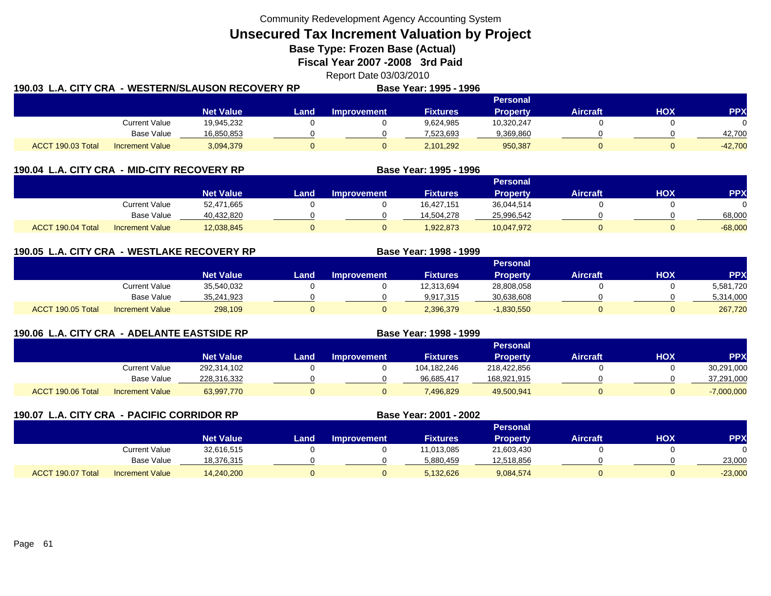Community Redevelopment Agency Accounting System

# Unsecured Tax Increment Valuation by Project

## Base Type: Frozen Base (Actual)

## Fiscal Year 2007 -2008 3rd Paid

Report Date 03/03/2010

### 190.03 L.A. CITY CRA - WESTERN/SLAUSON RECOVERY RP

**Base Year: 1995 - 1996**

| | | Net Value | Land | Improvement | Fixtures | Personal Property | Aircraft | HOX | PPX |
|---|---|---|---|---|---|---|---|---|---|
| | Current Value | 19,945,232 | 0 | 0 | 9,624,985 | 10,320,247 | 0 | 0 | 0 |
| | Base Value | 16,850,853 | 0 | 0 | 7,523,693 | 9,369,860 | 0 | 0 | 42,700 |
| ACCT 190.03 Total | Increment Value | 3,094,379 | 0 | 0 | 2,101,292 | 950,387 | 0 | 0 | -42,700 |

### 190.04 L.A. CITY CRA - MID-CITY RECOVERY RP

**Base Year: 1995 - 1996**

| | | Net Value | Land | Improvement | Fixtures | Personal Property | Aircraft | HOX | PPX |
|---|---|---|---|---|---|---|---|---|---|
| | Current Value | 52,471,665 | 0 | 0 | 16,427,151 | 36,044,514 | 0 | 0 | 0 |
| | Base Value | 40,432,820 | 0 | 0 | 14,504,278 | 25,996,542 | 0 | 0 | 68,000 |
| ACCT 190.04 Total | Increment Value | 12,038,845 | 0 | 0 | 1,922,873 | 10,047,972 | 0 | 0 | -68,000 |

### 190.05 L.A. CITY CRA - WESTLAKE RECOVERY RP

**Base Year: 1998 - 1999**

| | | Net Value | Land | Improvement | Fixtures | Personal Property | Aircraft | HOX | PPX |
|---|---|---|---|---|---|---|---|---|---|
| | Current Value | 35,540,032 | 0 | 0 | 12,313,694 | 28,808,058 | 0 | 0 | 5,581,720 |
| | Base Value | 35,241,923 | 0 | 0 | 9,917,315 | 30,638,608 | 0 | 0 | 5,314,000 |
| ACCT 190.05 Total | Increment Value | 298,109 | 0 | 0 | 2,396,379 | -1,830,550 | 0 | 0 | 267,720 |

### 190.06 L.A. CITY CRA - ADELANTE EASTSIDE RP

**Base Year: 1998 - 1999**

| | | Net Value | Land | Improvement | Fixtures | Personal Property | Aircraft | HOX | PPX |
|---|---|---|---|---|---|---|---|---|---|
| | Current Value | 292,314,102 | 0 | 0 | 104,182,246 | 218,422,856 | 0 | 0 | 30,291,000 |
| | Base Value | 228,316,332 | 0 | 0 | 96,685,417 | 168,921,915 | 0 | 0 | 37,291,000 |
| ACCT 190.06 Total | Increment Value | 63,997,770 | 0 | 0 | 7,496,829 | 49,500,941 | 0 | 0 | -7,000,000 |

### 190.07 L.A. CITY CRA - PACIFIC CORRIDOR RP

**Base Year: 2001 - 2002**

| | | Net Value | Land | Improvement | Fixtures | Personal Property | Aircraft | HOX | PPX |
|---|---|---|---|---|---|---|---|---|---|
| | Current Value | 32,616,515 | 0 | 0 | 11,013,085 | 21,603,430 | 0 | 0 | 0 |
| | Base Value | 18,376,315 | 0 | 0 | 5,880,459 | 12,518,856 | 0 | 0 | 23,000 |
| ACCT 190.07 Total | Increment Value | 14,240,200 | 0 | 0 | 5,132,626 | 9,084,574 | 0 | 0 | -23,000 |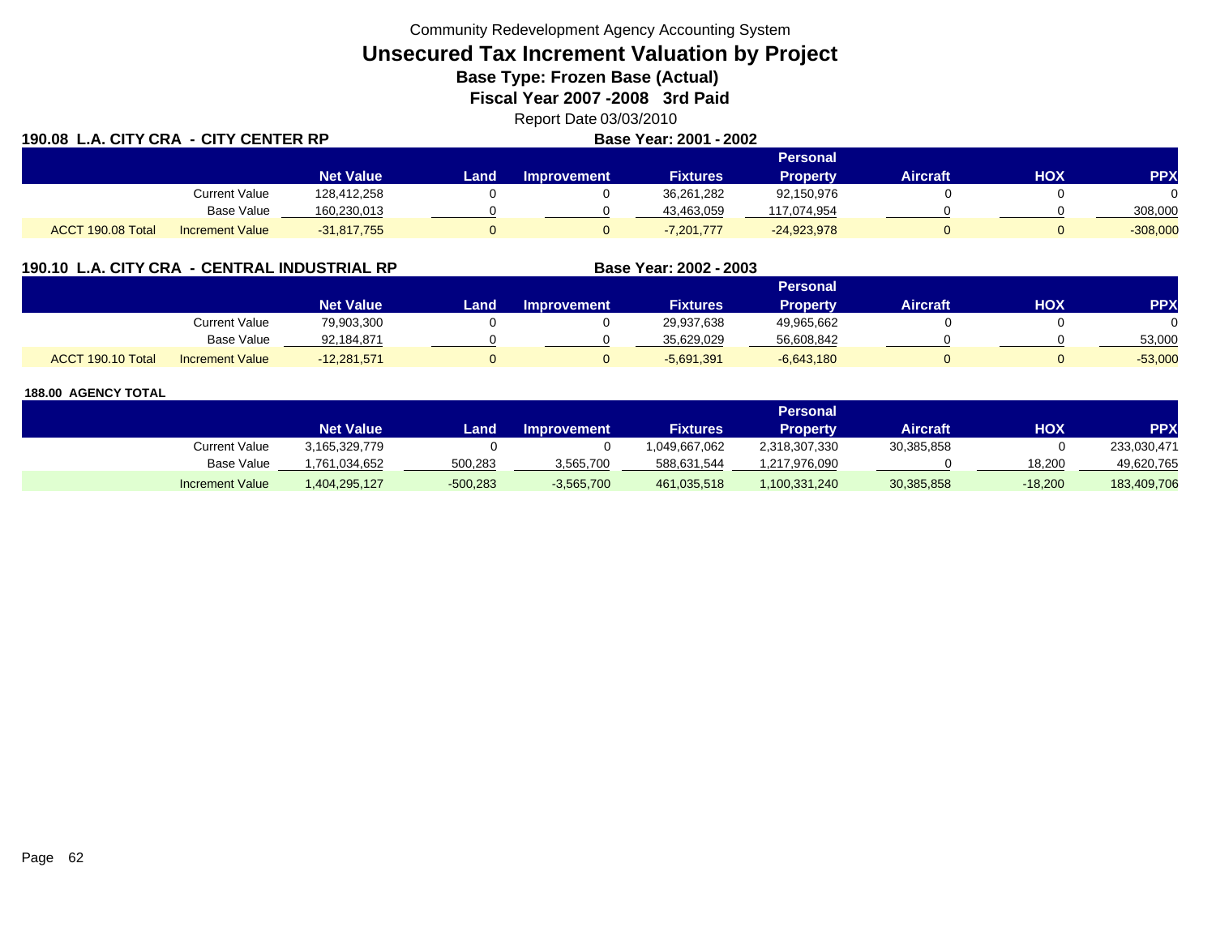Community Redevelopment Agency Accounting System

# Unsecured Tax Increment Valuation by Project

## Base Type: Frozen Base (Actual)

## Fiscal Year 2007 -2008 3rd Paid

Report Date 03/03/2010

**190.08 L.A. CITY CRA - CITY CENTER RP** — **Base Year: 2001 - 2002**

| | | Net Value | Land | Improvement | Fixtures | Personal Property | Aircraft | HOX | PPX |
|---|---|---|---|---|---|---|---|---|---|
| | Current Value | 128,412,258 | 0 | 0 | 36,261,282 | 92,150,976 | 0 | 0 | 0 |
| | Base Value | 160,230,013 | 0 | 0 | 43,463,059 | 117,074,954 | 0 | 0 | 308,000 |
| ACCT 190.08 Total | Increment Value | -31,817,755 | 0 | 0 | -7,201,777 | -24,923,978 | 0 | 0 | -308,000 |

**190.10 L.A. CITY CRA - CENTRAL INDUSTRIAL RP** — **Base Year: 2002 - 2003**

| | | Net Value | Land | Improvement | Fixtures | Personal Property | Aircraft | HOX | PPX |
|---|---|---|---|---|---|---|---|---|---|
| | Current Value | 79,903,300 | 0 | 0 | 29,937,638 | 49,965,662 | 0 | 0 | 0 |
| | Base Value | 92,184,871 | 0 | 0 | 35,629,029 | 56,608,842 | 0 | 0 | 53,000 |
| ACCT 190.10 Total | Increment Value | -12,281,571 | 0 | 0 | -5,691,391 | -6,643,180 | 0 | 0 | -53,000 |

**188.00 AGENCY TOTAL**

| | Net Value | Land | Improvement | Fixtures | Personal Property | Aircraft | HOX | PPX |
|---|---|---|---|---|---|---|---|---|
| Current Value | 3,165,329,779 | 0 | 0 | 1,049,667,062 | 2,318,307,330 | 30,385,858 | 0 | 233,030,471 |
| Base Value | 1,761,034,652 | 500,283 | 3,565,700 | 588,631,544 | 1,217,976,090 | 0 | 18,200 | 49,620,765 |
| Increment Value | 1,404,295,127 | -500,283 | -3,565,700 | 461,035,518 | 1,100,331,240 | 30,385,858 | -18,200 | 183,409,706 |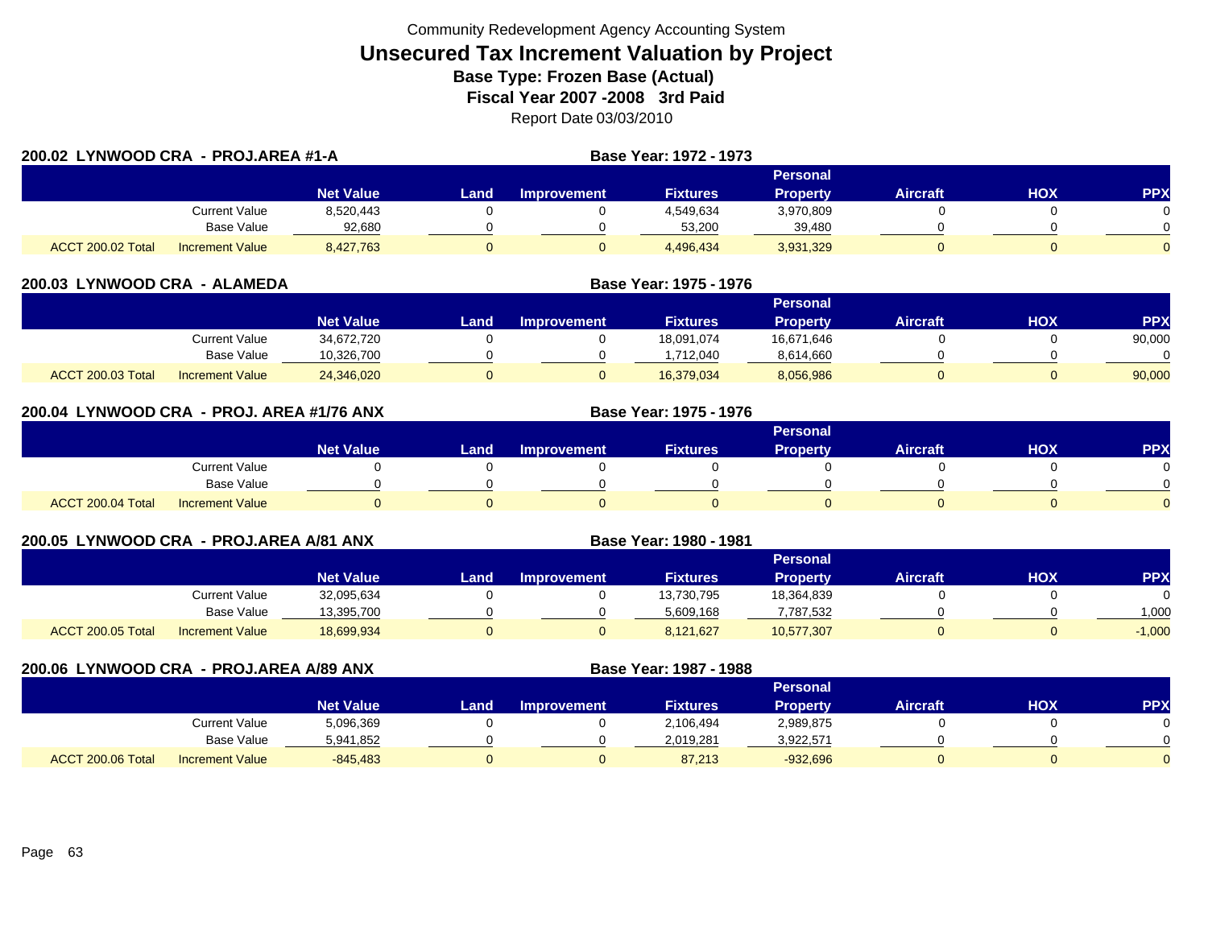Community Redevelopment Agency Accounting System

# Unsecured Tax Increment Valuation by Project

**Base Type: Frozen Base (Actual)**

**Fiscal Year 2007 -2008 3rd Paid**

Report Date 03/03/2010

## 200.02 LYNWOOD CRA - PROJ.AREA #1-A

**Base Year: 1972 - 1973**

| | | Net Value | Land | Improvement | Fixtures | Personal Property | Aircraft | HOX | PPX |
|---|---|---|---|---|---|---|---|---|---|
| | Current Value | 8,520,443 | 0 | 0 | 4,549,634 | 3,970,809 | 0 | 0 | 0 |
| | Base Value | 92,680 | 0 | 0 | 53,200 | 39,480 | 0 | 0 | 0 |
| ACCT 200.02 Total | Increment Value | 8,427,763 | 0 | 0 | 4,496,434 | 3,931,329 | 0 | 0 | 0 |

## 200.03 LYNWOOD CRA - ALAMEDA

**Base Year: 1975 - 1976**

| | | Net Value | Land | Improvement | Fixtures | Personal Property | Aircraft | HOX | PPX |
|---|---|---|---|---|---|---|---|---|---|
| | Current Value | 34,672,720 | 0 | 0 | 18,091,074 | 16,671,646 | 0 | 0 | 90,000 |
| | Base Value | 10,326,700 | 0 | 0 | 1,712,040 | 8,614,660 | 0 | 0 | 0 |
| ACCT 200.03 Total | Increment Value | 24,346,020 | 0 | 0 | 16,379,034 | 8,056,986 | 0 | 0 | 90,000 |

## 200.04 LYNWOOD CRA - PROJ. AREA #1/76 ANX

**Base Year: 1975 - 1976**

| | | Net Value | Land | Improvement | Fixtures | Personal Property | Aircraft | HOX | PPX |
|---|---|---|---|---|---|---|---|---|---|
| | Current Value | 0 | 0 | 0 | 0 | 0 | 0 | 0 | 0 |
| | Base Value | 0 | 0 | 0 | 0 | 0 | 0 | 0 | 0 |
| ACCT 200.04 Total | Increment Value | 0 | 0 | 0 | 0 | 0 | 0 | 0 | 0 |

## 200.05 LYNWOOD CRA - PROJ.AREA A/81 ANX

**Base Year: 1980 - 1981**

| | | Net Value | Land | Improvement | Fixtures | Personal Property | Aircraft | HOX | PPX |
|---|---|---|---|---|---|---|---|---|---|
| | Current Value | 32,095,634 | 0 | 0 | 13,730,795 | 18,364,839 | 0 | 0 | 0 |
| | Base Value | 13,395,700 | 0 | 0 | 5,609,168 | 7,787,532 | 0 | 0 | 1,000 |
| ACCT 200.05 Total | Increment Value | 18,699,934 | 0 | 0 | 8,121,627 | 10,577,307 | 0 | 0 | -1,000 |

## 200.06 LYNWOOD CRA - PROJ.AREA A/89 ANX

**Base Year: 1987 - 1988**

| | | Net Value | Land | Improvement | Fixtures | Personal Property | Aircraft | HOX | PPX |
|---|---|---|---|---|---|---|---|---|---|
| | Current Value | 5,096,369 | 0 | 0 | 2,106,494 | 2,989,875 | 0 | 0 | 0 |
| | Base Value | 5,941,852 | 0 | 0 | 2,019,281 | 3,922,571 | 0 | 0 | 0 |
| ACCT 200.06 Total | Increment Value | -845,483 | 0 | 0 | 87,213 | -932,696 | 0 | 0 | 0 |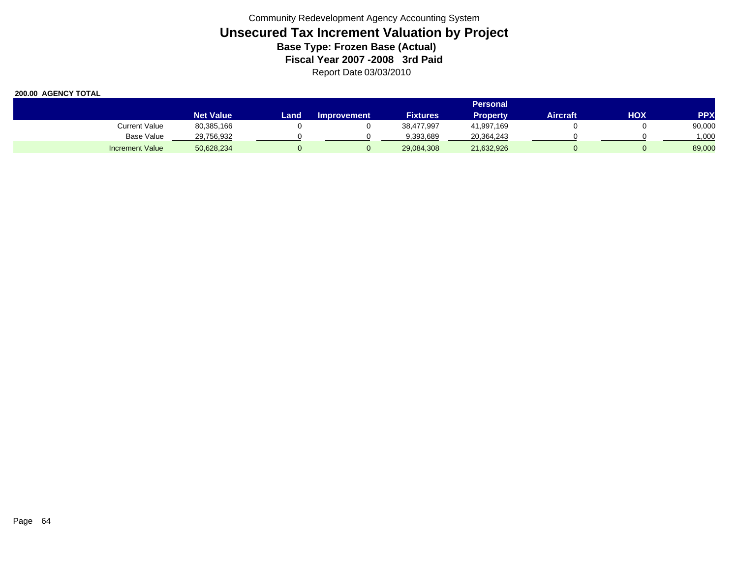Community Redevelopment Agency Accounting System

# Unsecured Tax Increment Valuation by Project

**Base Type: Frozen Base (Actual)**

**Fiscal Year 2007 -2008 3rd Paid**

Report Date 03/03/2010

**200.00 AGENCY TOTAL**

| | Net Value | Land | Improvement | Fixtures | Personal Property | Aircraft | HOX | PPX |
|---|---|---|---|---|---|---|---|---|
| Current Value | 80,385,166 | 0 | 0 | 38,477,997 | 41,997,169 | 0 | 0 | 90,000 |
| Base Value | 29,756,932 | 0 | 0 | 9,393,689 | 20,364,243 | 0 | 0 | 1,000 |
| Increment Value | 50,628,234 | 0 | 0 | 29,084,308 | 21,632,926 | 0 | 0 | 89,000 |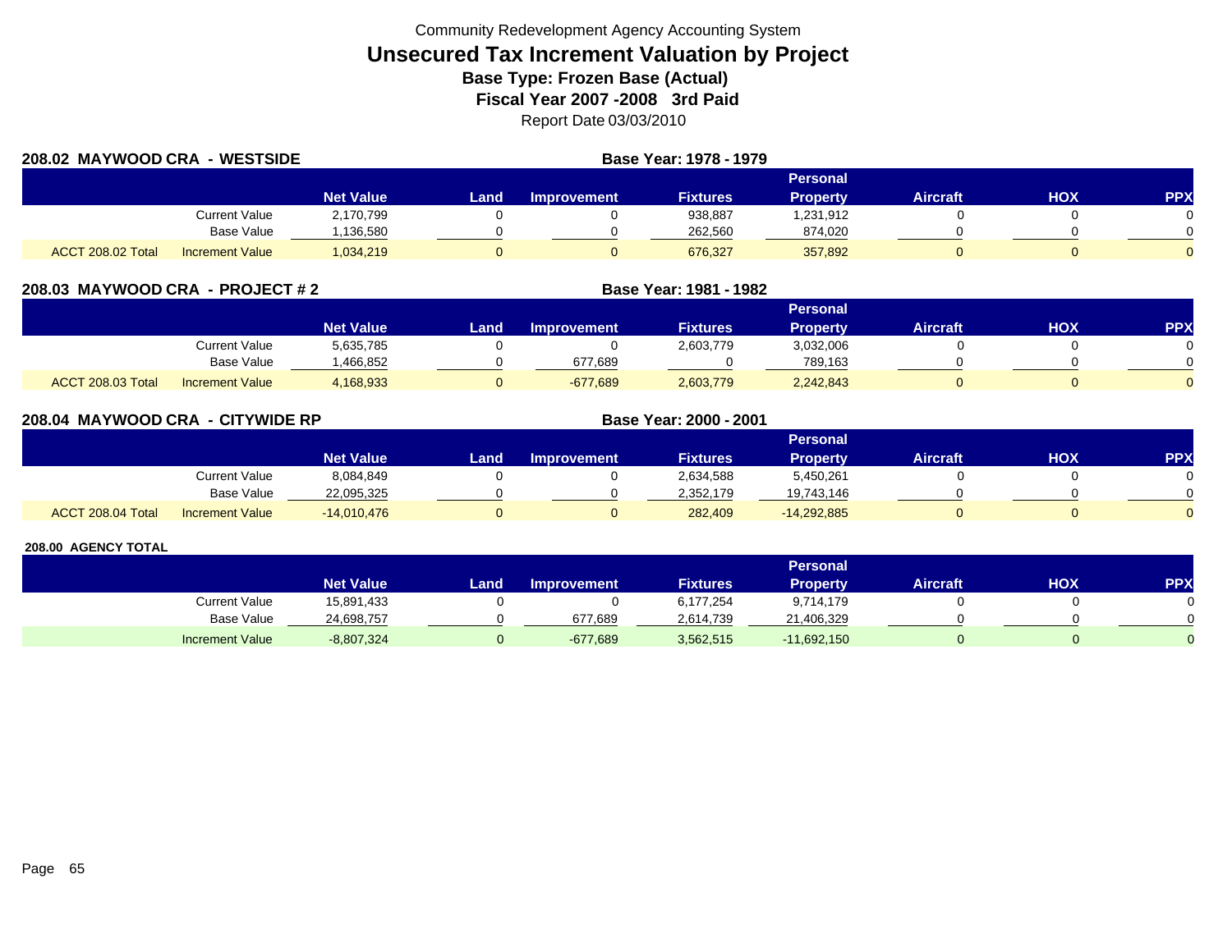Community Redevelopment Agency Accounting System

# Unsecured Tax Increment Valuation by Project

**Base Type: Frozen Base (Actual)**

**Fiscal Year 2007 -2008 3rd Paid**

Report Date 03/03/2010

## 208.02 MAYWOOD CRA - WESTSIDE

**Base Year: 1978 - 1979**

| | | Net Value | Land | Improvement | Fixtures | Personal Property | Aircraft | HOX | PPX |
|---|---|---|---|---|---|---|---|---|---|
| | Current Value | 2,170,799 | 0 | 0 | 938,887 | 1,231,912 | 0 | 0 | 0 |
| | Base Value | 1,136,580 | 0 | 0 | 262,560 | 874,020 | 0 | 0 | 0 |
| ACCT 208.02 Total | Increment Value | 1,034,219 | 0 | 0 | 676,327 | 357,892 | 0 | 0 | 0 |

## 208.03 MAYWOOD CRA - PROJECT # 2

**Base Year: 1981 - 1982**

| | | Net Value | Land | Improvement | Fixtures | Personal Property | Aircraft | HOX | PPX |
|---|---|---|---|---|---|---|---|---|---|
| | Current Value | 5,635,785 | 0 | 0 | 2,603,779 | 3,032,006 | 0 | 0 | 0 |
| | Base Value | 1,466,852 | 0 | 677,689 | 0 | 789,163 | 0 | 0 | 0 |
| ACCT 208.03 Total | Increment Value | 4,168,933 | 0 | -677,689 | 2,603,779 | 2,242,843 | 0 | 0 | 0 |

## 208.04 MAYWOOD CRA - CITYWIDE RP

**Base Year: 2000 - 2001**

| | | Net Value | Land | Improvement | Fixtures | Personal Property | Aircraft | HOX | PPX |
|---|---|---|---|---|---|---|---|---|---|
| | Current Value | 8,084,849 | 0 | 0 | 2,634,588 | 5,450,261 | 0 | 0 | 0 |
| | Base Value | 22,095,325 | 0 | 0 | 2,352,179 | 19,743,146 | 0 | 0 | 0 |
| ACCT 208.04 Total | Increment Value | -14,010,476 | 0 | 0 | 282,409 | -14,292,885 | 0 | 0 | 0 |

### 208.00 AGENCY TOTAL

| | Net Value | Land | Improvement | Fixtures | Personal Property | Aircraft | HOX | PPX |
|---|---|---|---|---|---|---|---|---|
| Current Value | 15,891,433 | 0 | 0 | 6,177,254 | 9,714,179 | 0 | 0 | 0 |
| Base Value | 24,698,757 | 0 | 677,689 | 2,614,739 | 21,406,329 | 0 | 0 | 0 |
| Increment Value | -8,807,324 | 0 | -677,689 | 3,562,515 | -11,692,150 | 0 | 0 | 0 |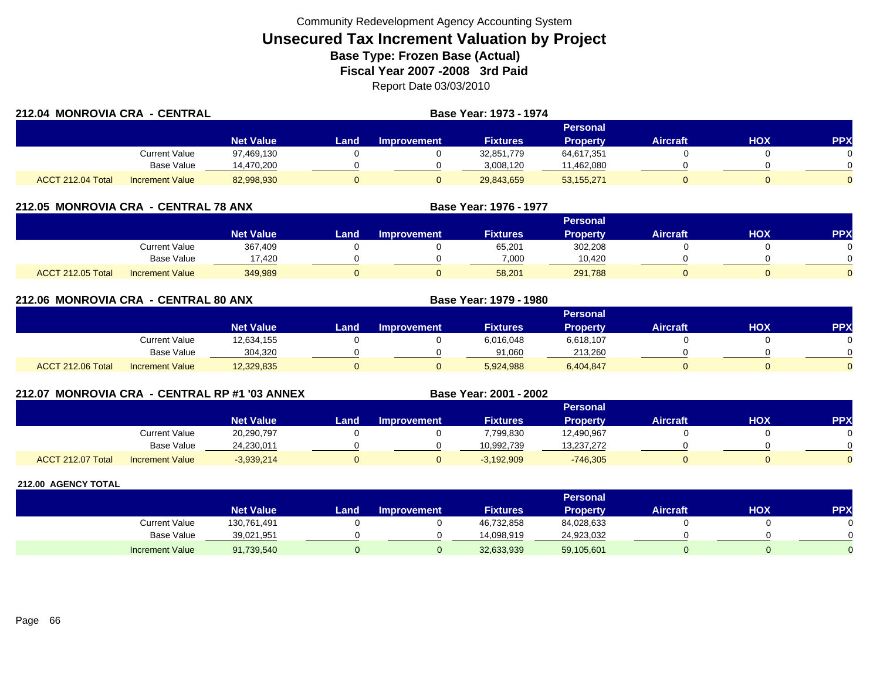Community Redevelopment Agency Accounting System

# Unsecured Tax Increment Valuation by Project

**Base Type: Frozen Base (Actual)**

**Fiscal Year 2007 -2008 3rd Paid**

Report Date 03/03/2010

## 212.04 MONROVIA CRA - CENTRAL

**Base Year: 1973 - 1974**

| | | Net Value | Land | Improvement | Fixtures | Personal Property | Aircraft | HOX | PPX |
|---|---|---|---|---|---|---|---|---|---|
| | Current Value | 97,469,130 | 0 | 0 | 32,851,779 | 64,617,351 | 0 | 0 | 0 |
| | Base Value | 14,470,200 | 0 | 0 | 3,008,120 | 11,462,080 | 0 | 0 | 0 |
| ACCT 212.04 Total | Increment Value | 82,998,930 | 0 | 0 | 29,843,659 | 53,155,271 | 0 | 0 | 0 |

## 212.05 MONROVIA CRA - CENTRAL 78 ANX

**Base Year: 1976 - 1977**

| | | Net Value | Land | Improvement | Fixtures | Personal Property | Aircraft | HOX | PPX |
|---|---|---|---|---|---|---|---|---|---|
| | Current Value | 367,409 | 0 | 0 | 65,201 | 302,208 | 0 | 0 | 0 |
| | Base Value | 17,420 | 0 | 0 | 7,000 | 10,420 | 0 | 0 | 0 |
| ACCT 212.05 Total | Increment Value | 349,989 | 0 | 0 | 58,201 | 291,788 | 0 | 0 | 0 |

## 212.06 MONROVIA CRA - CENTRAL 80 ANX

**Base Year: 1979 - 1980**

| | | Net Value | Land | Improvement | Fixtures | Personal Property | Aircraft | HOX | PPX |
|---|---|---|---|---|---|---|---|---|---|
| | Current Value | 12,634,155 | 0 | 0 | 6,016,048 | 6,618,107 | 0 | 0 | 0 |
| | Base Value | 304,320 | 0 | 0 | 91,060 | 213,260 | 0 | 0 | 0 |
| ACCT 212.06 Total | Increment Value | 12,329,835 | 0 | 0 | 5,924,988 | 6,404,847 | 0 | 0 | 0 |

## 212.07 MONROVIA CRA - CENTRAL RP #1 '03 ANNEX

**Base Year: 2001 - 2002**

| | | Net Value | Land | Improvement | Fixtures | Personal Property | Aircraft | HOX | PPX |
|---|---|---|---|---|---|---|---|---|---|
| | Current Value | 20,290,797 | 0 | 0 | 7,799,830 | 12,490,967 | 0 | 0 | 0 |
| | Base Value | 24,230,011 | 0 | 0 | 10,992,739 | 13,237,272 | 0 | 0 | 0 |
| ACCT 212.07 Total | Increment Value | -3,939,214 | 0 | 0 | -3,192,909 | -746,305 | 0 | 0 | 0 |

## 212.00 AGENCY TOTAL

| | | Net Value | Land | Improvement | Fixtures | Personal Property | Aircraft | HOX | PPX |
|---|---|---|---|---|---|---|---|---|---|
| | Current Value | 130,761,491 | 0 | 0 | 46,732,858 | 84,028,633 | 0 | 0 | 0 |
| | Base Value | 39,021,951 | 0 | 0 | 14,098,919 | 24,923,032 | 0 | 0 | 0 |
| | Increment Value | 91,739,540 | 0 | 0 | 32,633,939 | 59,105,601 | 0 | 0 | 0 |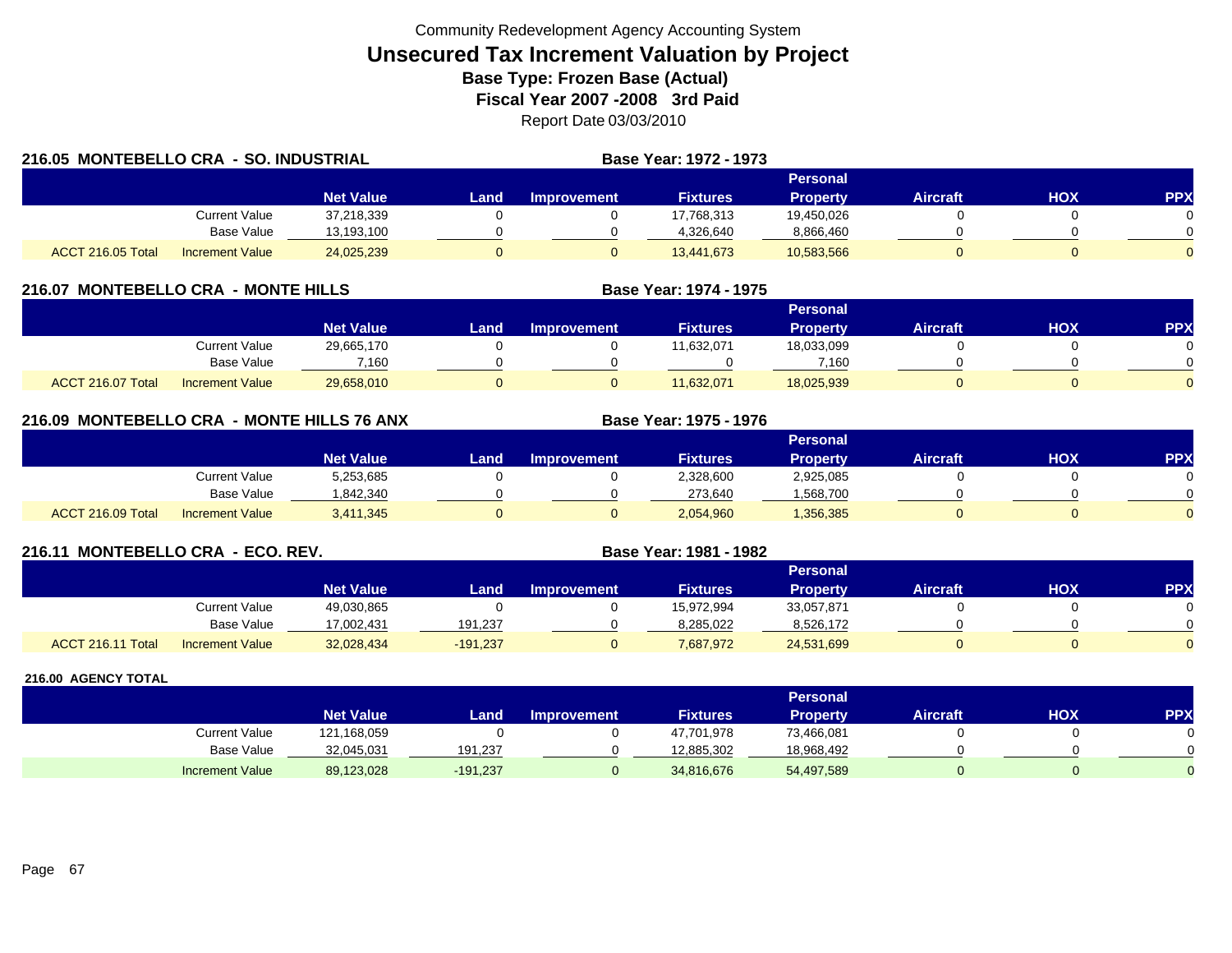Community Redevelopment Agency Accounting System

# Unsecured Tax Increment Valuation by Project

**Base Type: Frozen Base (Actual)**

**Fiscal Year 2007 -2008 3rd Paid**

Report Date 03/03/2010

## 216.05 MONTEBELLO CRA - SO. INDUSTRIAL

**Base Year: 1972 - 1973**

| | | Net Value | Land | Improvement | Fixtures | Personal Property | Aircraft | HOX | PPX |
|---|---|---|---|---|---|---|---|---|---|
| | Current Value | 37,218,339 | 0 | 0 | 17,768,313 | 19,450,026 | 0 | 0 | 0 |
| | Base Value | 13,193,100 | 0 | 0 | 4,326,640 | 8,866,460 | 0 | 0 | 0 |
| ACCT 216.05 Total | Increment Value | 24,025,239 | 0 | 0 | 13,441,673 | 10,583,566 | 0 | 0 | 0 |

## 216.07 MONTEBELLO CRA - MONTE HILLS

**Base Year: 1974 - 1975**

| | | Net Value | Land | Improvement | Fixtures | Personal Property | Aircraft | HOX | PPX |
|---|---|---|---|---|---|---|---|---|---|
| | Current Value | 29,665,170 | 0 | 0 | 11,632,071 | 18,033,099 | 0 | 0 | 0 |
| | Base Value | 7,160 | 0 | 0 | 0 | 7,160 | 0 | 0 | 0 |
| ACCT 216.07 Total | Increment Value | 29,658,010 | 0 | 0 | 11,632,071 | 18,025,939 | 0 | 0 | 0 |

## 216.09 MONTEBELLO CRA - MONTE HILLS 76 ANX

**Base Year: 1975 - 1976**

| | | Net Value | Land | Improvement | Fixtures | Personal Property | Aircraft | HOX | PPX |
|---|---|---|---|---|---|---|---|---|---|
| | Current Value | 5,253,685 | 0 | 0 | 2,328,600 | 2,925,085 | 0 | 0 | 0 |
| | Base Value | 1,842,340 | 0 | 0 | 273,640 | 1,568,700 | 0 | 0 | 0 |
| ACCT 216.09 Total | Increment Value | 3,411,345 | 0 | 0 | 2,054,960 | 1,356,385 | 0 | 0 | 0 |

## 216.11 MONTEBELLO CRA - ECO. REV.

**Base Year: 1981 - 1982**

| | | Net Value | Land | Improvement | Fixtures | Personal Property | Aircraft | HOX | PPX |
|---|---|---|---|---|---|---|---|---|---|
| | Current Value | 49,030,865 | 0 | 0 | 15,972,994 | 33,057,871 | 0 | 0 | 0 |
| | Base Value | 17,002,431 | 191,237 | 0 | 8,285,022 | 8,526,172 | 0 | 0 | 0 |
| ACCT 216.11 Total | Increment Value | 32,028,434 | -191,237 | 0 | 7,687,972 | 24,531,699 | 0 | 0 | 0 |

## 216.00 AGENCY TOTAL

| | | Net Value | Land | Improvement | Fixtures | Personal Property | Aircraft | HOX | PPX |
|---|---|---|---|---|---|---|---|---|---|
| | Current Value | 121,168,059 | 0 | 0 | 47,701,978 | 73,466,081 | 0 | 0 | 0 |
| | Base Value | 32,045,031 | 191,237 | 0 | 12,885,302 | 18,968,492 | 0 | 0 | 0 |
| | Increment Value | 89,123,028 | -191,237 | 0 | 34,816,676 | 54,497,589 | 0 | 0 | 0 |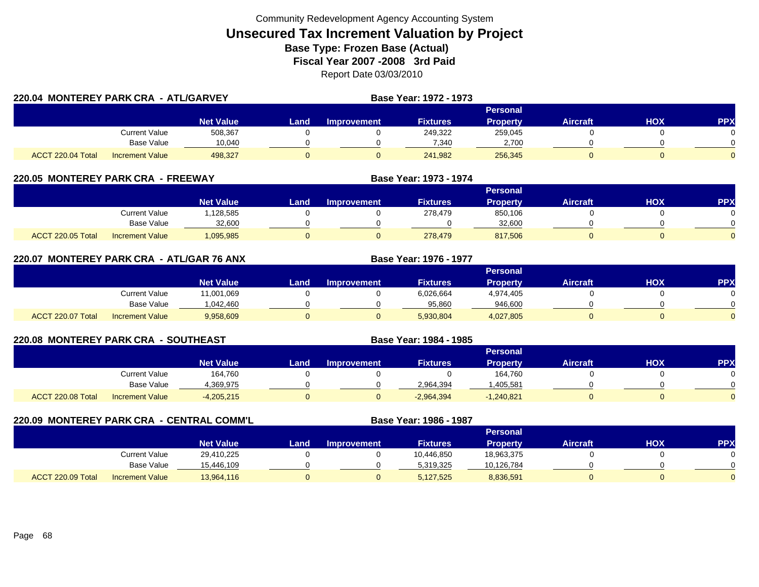Community Redevelopment Agency Accounting System

# Unsecured Tax Increment Valuation by Project

**Base Type: Frozen Base (Actual)**

**Fiscal Year 2007 -2008 3rd Paid**

Report Date 03/03/2010

## 220.04 MONTEREY PARK CRA - ATL/GARVEY

**Base Year: 1972 - 1973**

| | | Net Value | Land | Improvement | Fixtures | Personal Property | Aircraft | HOX | PPX |
|---|---|---|---|---|---|---|---|---|---|
| | Current Value | 508,367 | 0 | 0 | 249,322 | 259,045 | 0 | 0 | 0 |
| | Base Value | 10,040 | 0 | 0 | 7,340 | 2,700 | 0 | 0 | 0 |
| ACCT 220.04 Total | Increment Value | 498,327 | 0 | 0 | 241,982 | 256,345 | 0 | 0 | 0 |

## 220.05 MONTEREY PARK CRA - FREEWAY

**Base Year: 1973 - 1974**

| | | Net Value | Land | Improvement | Fixtures | Personal Property | Aircraft | HOX | PPX |
|---|---|---|---|---|---|---|---|---|---|
| | Current Value | 1,128,585 | 0 | 0 | 278,479 | 850,106 | 0 | 0 | 0 |
| | Base Value | 32,600 | 0 | 0 | 0 | 32,600 | 0 | 0 | 0 |
| ACCT 220.05 Total | Increment Value | 1,095,985 | 0 | 0 | 278,479 | 817,506 | 0 | 0 | 0 |

## 220.07 MONTEREY PARK CRA - ATL/GAR 76 ANX

**Base Year: 1976 - 1977**

| | | Net Value | Land | Improvement | Fixtures | Personal Property | Aircraft | HOX | PPX |
|---|---|---|---|---|---|---|---|---|---|
| | Current Value | 11,001,069 | 0 | 0 | 6,026,664 | 4,974,405 | 0 | 0 | 0 |
| | Base Value | 1,042,460 | 0 | 0 | 95,860 | 946,600 | 0 | 0 | 0 |
| ACCT 220.07 Total | Increment Value | 9,958,609 | 0 | 0 | 5,930,804 | 4,027,805 | 0 | 0 | 0 |

## 220.08 MONTEREY PARK CRA - SOUTHEAST

**Base Year: 1984 - 1985**

| | | Net Value | Land | Improvement | Fixtures | Personal Property | Aircraft | HOX | PPX |
|---|---|---|---|---|---|---|---|---|---|
| | Current Value | 164,760 | 0 | 0 | 0 | 164,760 | 0 | 0 | 0 |
| | Base Value | 4,369,975 | 0 | 0 | 2,964,394 | 1,405,581 | 0 | 0 | 0 |
| ACCT 220.08 Total | Increment Value | -4,205,215 | 0 | 0 | -2,964,394 | -1,240,821 | 0 | 0 | 0 |

## 220.09 MONTEREY PARK CRA - CENTRAL COMM'L

**Base Year: 1986 - 1987**

| | | Net Value | Land | Improvement | Fixtures | Personal Property | Aircraft | HOX | PPX |
|---|---|---|---|---|---|---|---|---|---|
| | Current Value | 29,410,225 | 0 | 0 | 10,446,850 | 18,963,375 | 0 | 0 | 0 |
| | Base Value | 15,446,109 | 0 | 0 | 5,319,325 | 10,126,784 | 0 | 0 | 0 |
| ACCT 220.09 Total | Increment Value | 13,964,116 | 0 | 0 | 5,127,525 | 8,836,591 | 0 | 0 | 0 |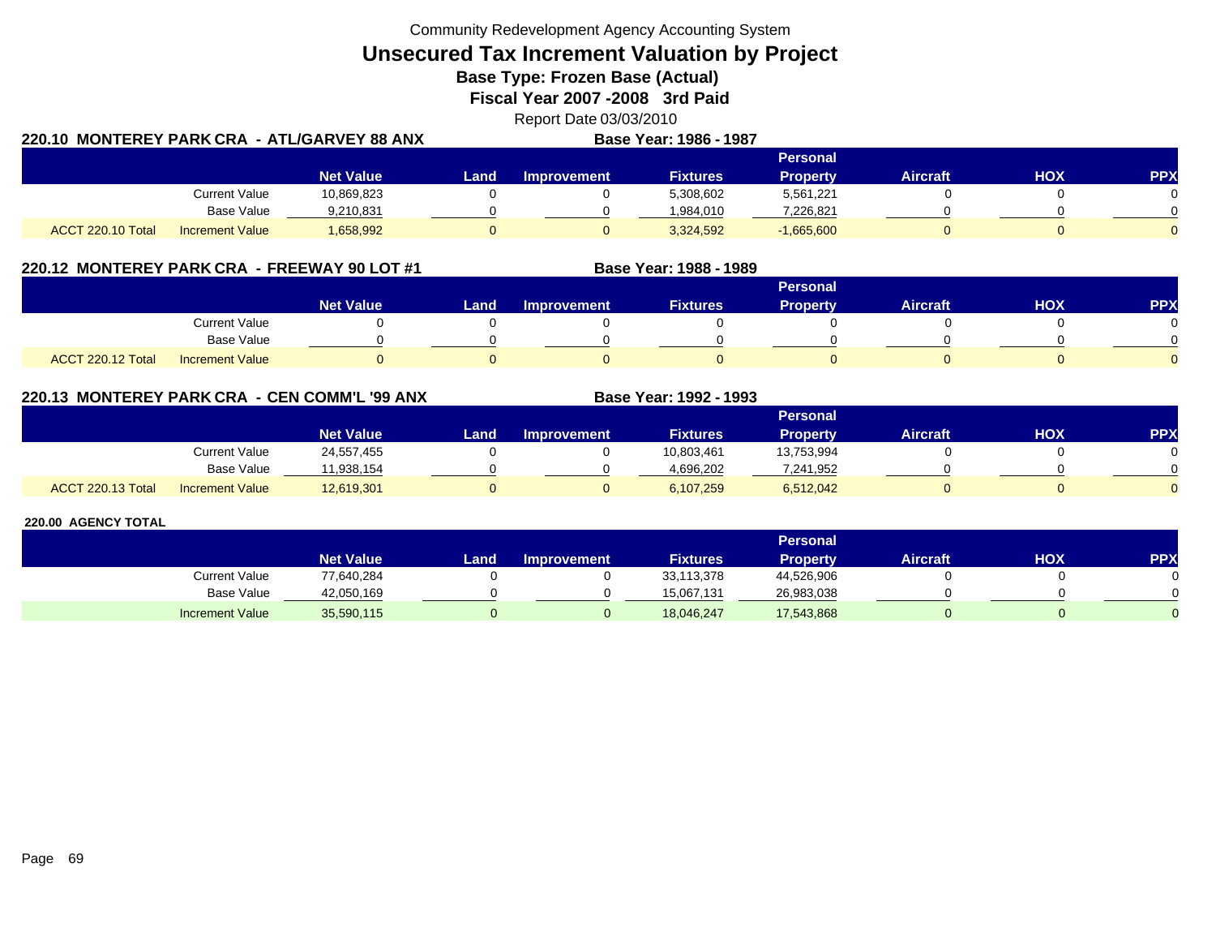Community Redevelopment Agency Accounting System

# Unsecured Tax Increment Valuation by Project

## Base Type: Frozen Base (Actual)

## Fiscal Year 2007 -2008 3rd Paid

Report Date 03/03/2010

### 220.10 MONTEREY PARK CRA - ATL/GARVEY 88 ANX

**Base Year: 1986 - 1987**

| | | Net Value | Land | Improvement | Fixtures | Personal Property | Aircraft | HOX | PPX |
|---|---|---|---|---|---|---|---|---|---|
| | Current Value | 10,869,823 | 0 | 0 | 5,308,602 | 5,561,221 | 0 | 0 | 0 |
| | Base Value | 9,210,831 | 0 | 0 | 1,984,010 | 7,226,821 | 0 | 0 | 0 |
| ACCT 220.10 Total | Increment Value | 1,658,992 | 0 | 0 | 3,324,592 | -1,665,600 | 0 | 0 | 0 |

### 220.12 MONTEREY PARK CRA - FREEWAY 90 LOT #1

**Base Year: 1988 - 1989**

| | | Net Value | Land | Improvement | Fixtures | Personal Property | Aircraft | HOX | PPX |
|---|---|---|---|---|---|---|---|---|---|
| | Current Value | 0 | 0 | 0 | 0 | 0 | 0 | 0 | 0 |
| | Base Value | 0 | 0 | 0 | 0 | 0 | 0 | 0 | 0 |
| ACCT 220.12 Total | Increment Value | 0 | 0 | 0 | 0 | 0 | 0 | 0 | 0 |

### 220.13 MONTEREY PARK CRA - CEN COMM'L '99 ANX

**Base Year: 1992 - 1993**

| | | Net Value | Land | Improvement | Fixtures | Personal Property | Aircraft | HOX | PPX |
|---|---|---|---|---|---|---|---|---|---|
| | Current Value | 24,557,455 | 0 | 0 | 10,803,461 | 13,753,994 | 0 | 0 | 0 |
| | Base Value | 11,938,154 | 0 | 0 | 4,696,202 | 7,241,952 | 0 | 0 | 0 |
| ACCT 220.13 Total | Increment Value | 12,619,301 | 0 | 0 | 6,107,259 | 6,512,042 | 0 | 0 | 0 |

### 220.00 AGENCY TOTAL

| | | Net Value | Land | Improvement | Fixtures | Personal Property | Aircraft | HOX | PPX |
|---|---|---|---|---|---|---|---|---|---|
| | Current Value | 77,640,284 | 0 | 0 | 33,113,378 | 44,526,906 | 0 | 0 | 0 |
| | Base Value | 42,050,169 | 0 | 0 | 15,067,131 | 26,983,038 | 0 | 0 | 0 |
| | Increment Value | 35,590,115 | 0 | 0 | 18,046,247 | 17,543,868 | 0 | 0 | 0 |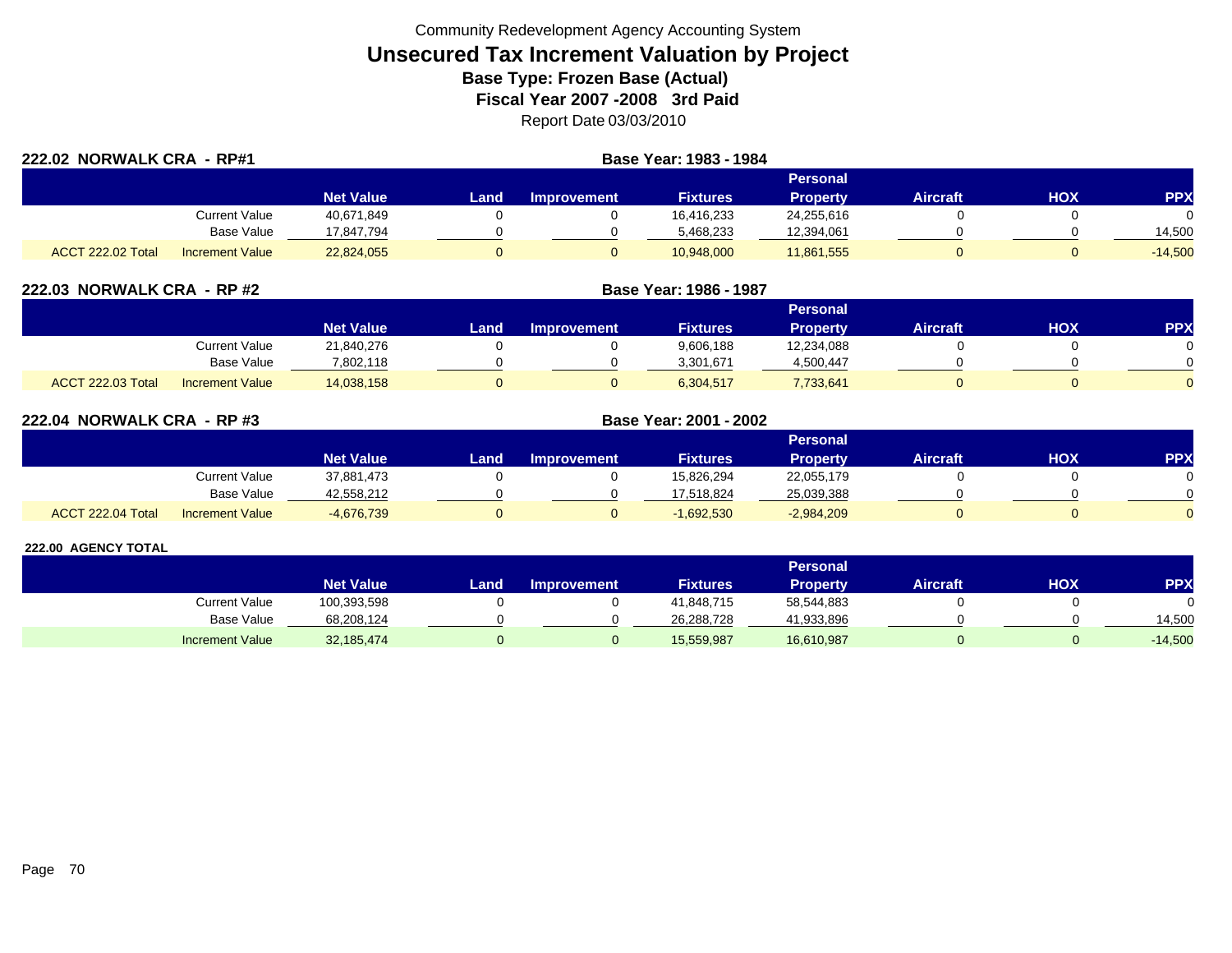Community Redevelopment Agency Accounting System

# Unsecured Tax Increment Valuation by Project

**Base Type: Frozen Base (Actual)**

**Fiscal Year 2007 -2008 3rd Paid**

Report Date 03/03/2010

## 222.02 NORWALK CRA - RP#1

**Base Year: 1983 - 1984**

| | | Net Value | Land | Improvement | Fixtures | Personal Property | Aircraft | HOX | PPX |
|---|---|---|---|---|---|---|---|---|---|
| | Current Value | 40,671,849 | 0 | 0 | 16,416,233 | 24,255,616 | 0 | 0 | 0 |
| | Base Value | 17,847,794 | 0 | 0 | 5,468,233 | 12,394,061 | 0 | 0 | 14,500 |
| ACCT 222.02 Total | Increment Value | 22,824,055 | 0 | 0 | 10,948,000 | 11,861,555 | 0 | 0 | -14,500 |

## 222.03 NORWALK CRA - RP #2

**Base Year: 1986 - 1987**

| | | Net Value | Land | Improvement | Fixtures | Personal Property | Aircraft | HOX | PPX |
|---|---|---|---|---|---|---|---|---|---|
| | Current Value | 21,840,276 | 0 | 0 | 9,606,188 | 12,234,088 | 0 | 0 | 0 |
| | Base Value | 7,802,118 | 0 | 0 | 3,301,671 | 4,500,447 | 0 | 0 | 0 |
| ACCT 222.03 Total | Increment Value | 14,038,158 | 0 | 0 | 6,304,517 | 7,733,641 | 0 | 0 | 0 |

## 222.04 NORWALK CRA - RP #3

**Base Year: 2001 - 2002**

| | | Net Value | Land | Improvement | Fixtures | Personal Property | Aircraft | HOX | PPX |
|---|---|---|---|---|---|---|---|---|---|
| | Current Value | 37,881,473 | 0 | 0 | 15,826,294 | 22,055,179 | 0 | 0 | 0 |
| | Base Value | 42,558,212 | 0 | 0 | 17,518,824 | 25,039,388 | 0 | 0 | 0 |
| ACCT 222.04 Total | Increment Value | -4,676,739 | 0 | 0 | -1,692,530 | -2,984,209 | 0 | 0 | 0 |

## 222.00 AGENCY TOTAL

| | Net Value | Land | Improvement | Fixtures | Personal Property | Aircraft | HOX | PPX |
|---|---|---|---|---|---|---|---|---|
| Current Value | 100,393,598 | 0 | 0 | 41,848,715 | 58,544,883 | 0 | 0 | 0 |
| Base Value | 68,208,124 | 0 | 0 | 26,288,728 | 41,933,896 | 0 | 0 | 14,500 |
| Increment Value | 32,185,474 | 0 | 0 | 15,559,987 | 16,610,987 | 0 | 0 | -14,500 |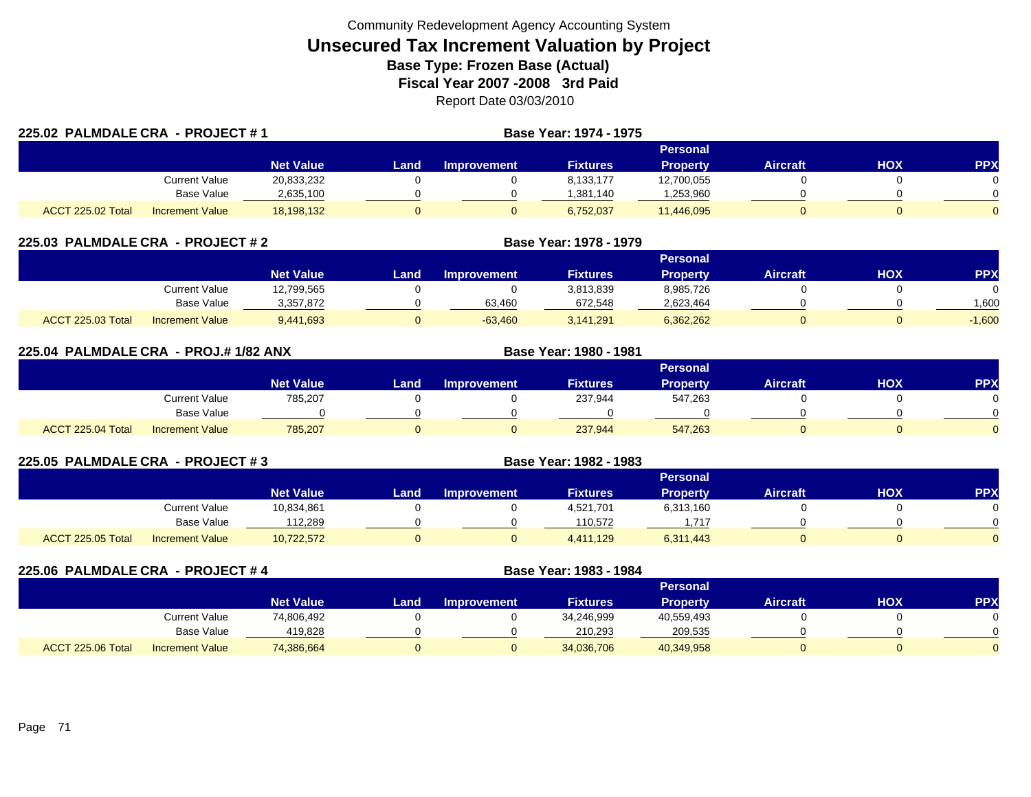Community Redevelopment Agency Accounting System

# Unsecured Tax Increment Valuation by Project

**Base Type: Frozen Base (Actual)**

**Fiscal Year 2007 -2008 3rd Paid**

Report Date 03/03/2010

## 225.02 PALMDALE CRA - PROJECT # 1

**Base Year: 1974 - 1975**

| | | Net Value | Land | Improvement | Fixtures | Personal Property | Aircraft | HOX | PPX |
|---|---|---|---|---|---|---|---|---|---|
| | Current Value | 20,833,232 | 0 | 0 | 8,133,177 | 12,700,055 | 0 | 0 | 0 |
| | Base Value | 2,635,100 | 0 | 0 | 1,381,140 | 1,253,960 | 0 | 0 | 0 |
| ACCT 225.02 Total | Increment Value | 18,198,132 | 0 | 0 | 6,752,037 | 11,446,095 | 0 | 0 | 0 |

## 225.03 PALMDALE CRA - PROJECT # 2

**Base Year: 1978 - 1979**

| | | Net Value | Land | Improvement | Fixtures | Personal Property | Aircraft | HOX | PPX |
|---|---|---|---|---|---|---|---|---|---|
| | Current Value | 12,799,565 | 0 | 0 | 3,813,839 | 8,985,726 | 0 | 0 | 0 |
| | Base Value | 3,357,872 | 0 | 63,460 | 672,548 | 2,623,464 | 0 | 0 | 1,600 |
| ACCT 225.03 Total | Increment Value | 9,441,693 | 0 | -63,460 | 3,141,291 | 6,362,262 | 0 | 0 | -1,600 |

## 225.04 PALMDALE CRA - PROJ.# 1/82 ANX

**Base Year: 1980 - 1981**

| | | Net Value | Land | Improvement | Fixtures | Personal Property | Aircraft | HOX | PPX |
|---|---|---|---|---|---|---|---|---|---|
| | Current Value | 785,207 | 0 | 0 | 237,944 | 547,263 | 0 | 0 | 0 |
| | Base Value | 0 | 0 | 0 | 0 | 0 | 0 | 0 | 0 |
| ACCT 225.04 Total | Increment Value | 785,207 | 0 | 0 | 237,944 | 547,263 | 0 | 0 | 0 |

## 225.05 PALMDALE CRA - PROJECT # 3

**Base Year: 1982 - 1983**

| | | Net Value | Land | Improvement | Fixtures | Personal Property | Aircraft | HOX | PPX |
|---|---|---|---|---|---|---|---|---|---|
| | Current Value | 10,834,861 | 0 | 0 | 4,521,701 | 6,313,160 | 0 | 0 | 0 |
| | Base Value | 112,289 | 0 | 0 | 110,572 | 1,717 | 0 | 0 | 0 |
| ACCT 225.05 Total | Increment Value | 10,722,572 | 0 | 0 | 4,411,129 | 6,311,443 | 0 | 0 | 0 |

## 225.06 PALMDALE CRA - PROJECT # 4

**Base Year: 1983 - 1984**

| | | Net Value | Land | Improvement | Fixtures | Personal Property | Aircraft | HOX | PPX |
|---|---|---|---|---|---|---|---|---|---|
| | Current Value | 74,806,492 | 0 | 0 | 34,246,999 | 40,559,493 | 0 | 0 | 0 |
| | Base Value | 419,828 | 0 | 0 | 210,293 | 209,535 | 0 | 0 | 0 |
| ACCT 225.06 Total | Increment Value | 74,386,664 | 0 | 0 | 34,036,706 | 40,349,958 | 0 | 0 | 0 |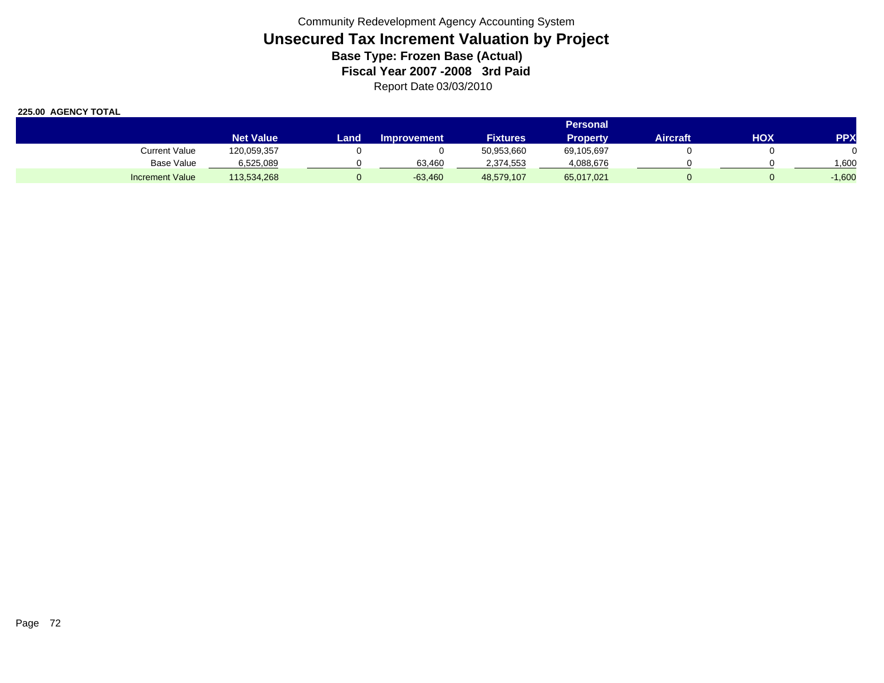Community Redevelopment Agency Accounting System

# Unsecured Tax Increment Valuation by Project

**Base Type: Frozen Base (Actual)**

**Fiscal Year 2007 -2008 3rd Paid**

Report Date 03/03/2010

**225.00 AGENCY TOTAL**

| | Net Value | Land | Improvement | Fixtures | Personal Property | Aircraft | HOX | PPX |
|---|---|---|---|---|---|---|---|---|
| Current Value | 120,059,357 | 0 | 0 | 50,953,660 | 69,105,697 | 0 | 0 | 0 |
| Base Value | 6,525,089 | 0 | 63,460 | 2,374,553 | 4,088,676 | 0 | 0 | 1,600 |
| Increment Value | 113,534,268 | 0 | -63,460 | 48,579,107 | 65,017,021 | 0 | 0 | -1,600 |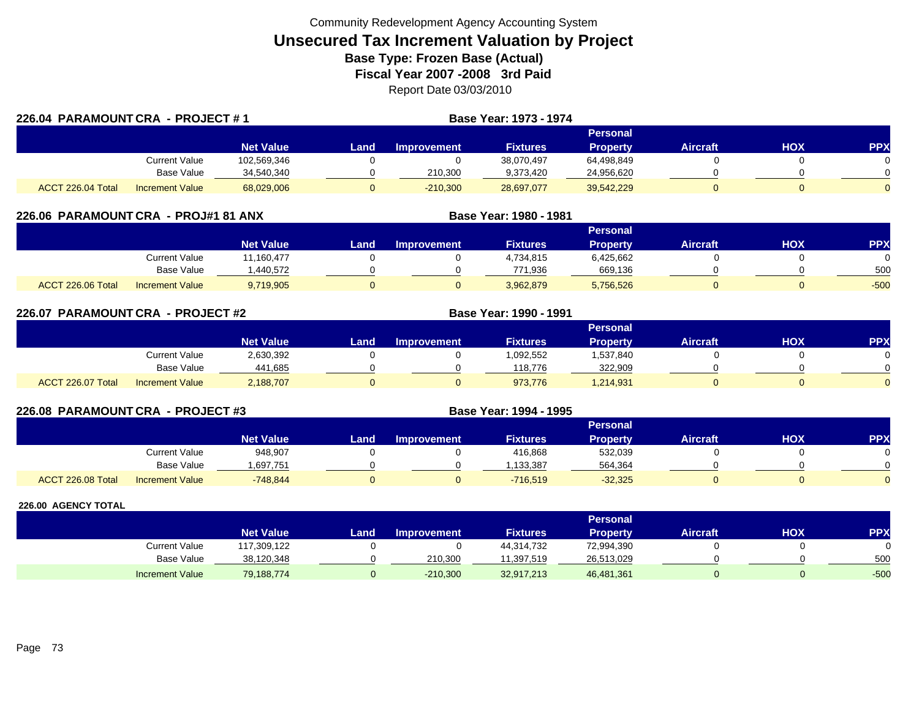Community Redevelopment Agency Accounting System

# Unsecured Tax Increment Valuation by Project

**Base Type: Frozen Base (Actual)**

**Fiscal Year 2007 -2008 3rd Paid**

Report Date 03/03/2010

## 226.04 PARAMOUNT CRA - PROJECT # 1

**Base Year: 1973 - 1974**

| | | Net Value | Land | Improvement | Fixtures | Personal Property | Aircraft | HOX | PPX |
|---|---|---|---|---|---|---|---|---|---|
| | Current Value | 102,569,346 | 0 | 0 | 38,070,497 | 64,498,849 | 0 | 0 | 0 |
| | Base Value | 34,540,340 | 0 | 210,300 | 9,373,420 | 24,956,620 | 0 | 0 | 0 |
| ACCT 226.04 Total | Increment Value | 68,029,006 | 0 | -210,300 | 28,697,077 | 39,542,229 | 0 | 0 | 0 |

## 226.06 PARAMOUNT CRA - PROJ#1 81 ANX

**Base Year: 1980 - 1981**

| | | Net Value | Land | Improvement | Fixtures | Personal Property | Aircraft | HOX | PPX |
|---|---|---|---|---|---|---|---|---|---|
| | Current Value | 11,160,477 | 0 | 0 | 4,734,815 | 6,425,662 | 0 | 0 | 0 |
| | Base Value | 1,440,572 | 0 | 0 | 771,936 | 669,136 | 0 | 0 | 500 |
| ACCT 226.06 Total | Increment Value | 9,719,905 | 0 | 0 | 3,962,879 | 5,756,526 | 0 | 0 | -500 |

## 226.07 PARAMOUNT CRA - PROJECT #2

**Base Year: 1990 - 1991**

| | | Net Value | Land | Improvement | Fixtures | Personal Property | Aircraft | HOX | PPX |
|---|---|---|---|---|---|---|---|---|---|
| | Current Value | 2,630,392 | 0 | 0 | 1,092,552 | 1,537,840 | 0 | 0 | 0 |
| | Base Value | 441,685 | 0 | 0 | 118,776 | 322,909 | 0 | 0 | 0 |
| ACCT 226.07 Total | Increment Value | 2,188,707 | 0 | 0 | 973,776 | 1,214,931 | 0 | 0 | 0 |

## 226.08 PARAMOUNT CRA - PROJECT #3

**Base Year: 1994 - 1995**

| | | Net Value | Land | Improvement | Fixtures | Personal Property | Aircraft | HOX | PPX |
|---|---|---|---|---|---|---|---|---|---|
| | Current Value | 948,907 | 0 | 0 | 416,868 | 532,039 | 0 | 0 | 0 |
| | Base Value | 1,697,751 | 0 | 0 | 1,133,387 | 564,364 | 0 | 0 | 0 |
| ACCT 226.08 Total | Increment Value | -748,844 | 0 | 0 | -716,519 | -32,325 | 0 | 0 | 0 |

## 226.00 AGENCY TOTAL

| | | Net Value | Land | Improvement | Fixtures | Personal Property | Aircraft | HOX | PPX |
|---|---|---|---|---|---|---|---|---|---|
| | Current Value | 117,309,122 | 0 | 0 | 44,314,732 | 72,994,390 | 0 | 0 | 0 |
| | Base Value | 38,120,348 | 0 | 210,300 | 11,397,519 | 26,513,029 | 0 | 0 | 500 |
| | Increment Value | 79,188,774 | 0 | -210,300 | 32,917,213 | 46,481,361 | 0 | 0 | -500 |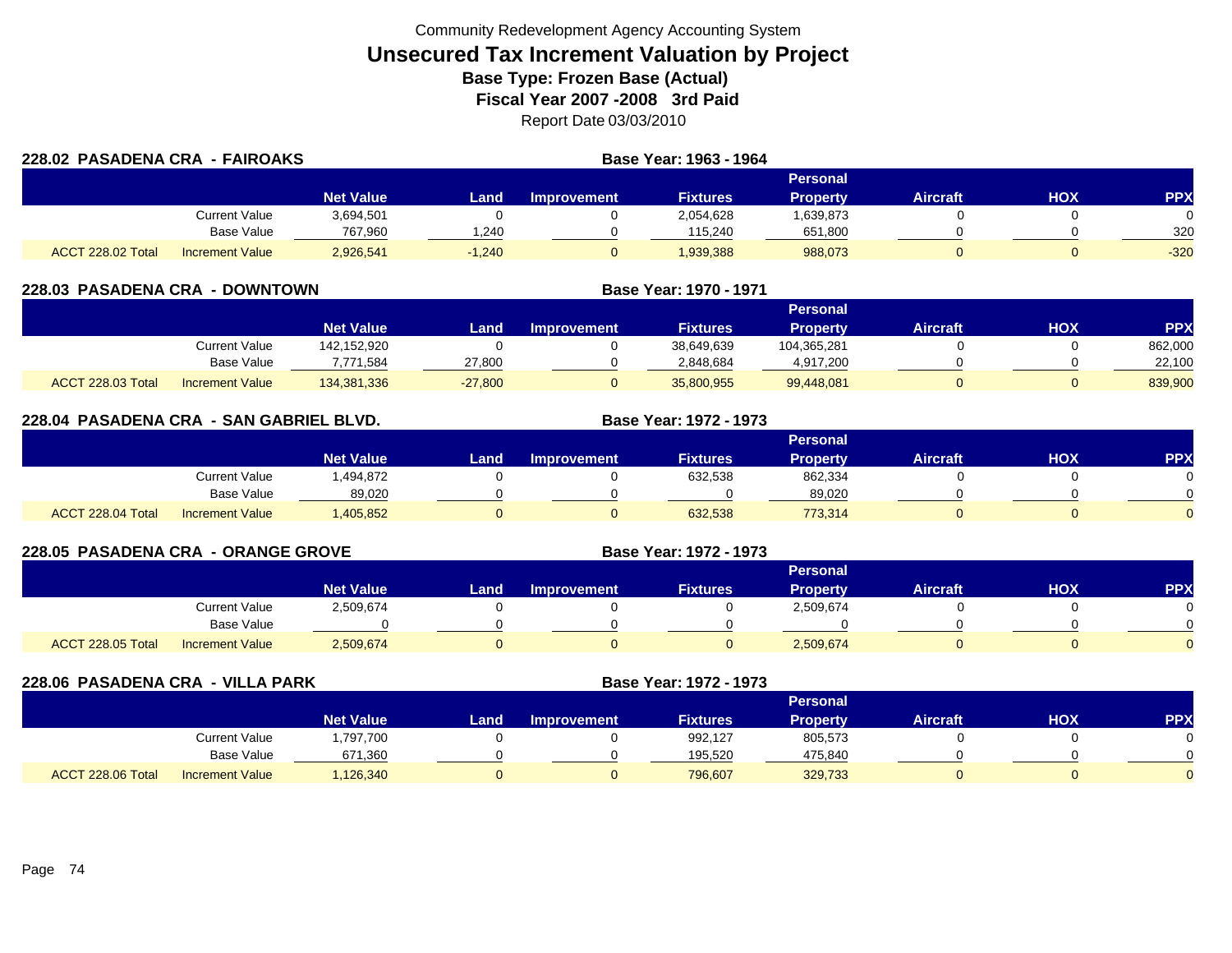Community Redevelopment Agency Accounting System

# Unsecured Tax Increment Valuation by Project

## Base Type: Frozen Base (Actual)

## Fiscal Year 2007 -2008 3rd Paid

Report Date 03/03/2010

### 228.02 PASADENA CRA - FAIROAKS

**Base Year: 1963 - 1964**

| | | Net Value | Land | Improvement | Fixtures | Personal Property | Aircraft | HOX | PPX |
|---|---|---|---|---|---|---|---|---|---|
| | Current Value | 3,694,501 | 0 | 0 | 2,054,628 | 1,639,873 | 0 | 0 | 0 |
| | Base Value | 767,960 | 1,240 | 0 | 115,240 | 651,800 | 0 | 0 | 320 |
| ACCT 228.02 Total | Increment Value | 2,926,541 | -1,240 | 0 | 1,939,388 | 988,073 | 0 | 0 | -320 |

### 228.03 PASADENA CRA - DOWNTOWN

**Base Year: 1970 - 1971**

| | | Net Value | Land | Improvement | Fixtures | Personal Property | Aircraft | HOX | PPX |
|---|---|---|---|---|---|---|---|---|---|
| | Current Value | 142,152,920 | 0 | 0 | 38,649,639 | 104,365,281 | 0 | 0 | 862,000 |
| | Base Value | 7,771,584 | 27,800 | 0 | 2,848,684 | 4,917,200 | 0 | 0 | 22,100 |
| ACCT 228.03 Total | Increment Value | 134,381,336 | -27,800 | 0 | 35,800,955 | 99,448,081 | 0 | 0 | 839,900 |

### 228.04 PASADENA CRA - SAN GABRIEL BLVD.

**Base Year: 1972 - 1973**

| | | Net Value | Land | Improvement | Fixtures | Personal Property | Aircraft | HOX | PPX |
|---|---|---|---|---|---|---|---|---|---|
| | Current Value | 1,494,872 | 0 | 0 | 632,538 | 862,334 | 0 | 0 | 0 |
| | Base Value | 89,020 | 0 | 0 | 0 | 89,020 | 0 | 0 | 0 |
| ACCT 228.04 Total | Increment Value | 1,405,852 | 0 | 0 | 632,538 | 773,314 | 0 | 0 | 0 |

### 228.05 PASADENA CRA - ORANGE GROVE

**Base Year: 1972 - 1973**

| | | Net Value | Land | Improvement | Fixtures | Personal Property | Aircraft | HOX | PPX |
|---|---|---|---|---|---|---|---|---|---|
| | Current Value | 2,509,674 | 0 | 0 | 0 | 2,509,674 | 0 | 0 | 0 |
| | Base Value | 0 | 0 | 0 | 0 | 0 | 0 | 0 | 0 |
| ACCT 228.05 Total | Increment Value | 2,509,674 | 0 | 0 | 0 | 2,509,674 | 0 | 0 | 0 |

### 228.06 PASADENA CRA - VILLA PARK

**Base Year: 1972 - 1973**

| | | Net Value | Land | Improvement | Fixtures | Personal Property | Aircraft | HOX | PPX |
|---|---|---|---|---|---|---|---|---|---|
| | Current Value | 1,797,700 | 0 | 0 | 992,127 | 805,573 | 0 | 0 | 0 |
| | Base Value | 671,360 | 0 | 0 | 195,520 | 475,840 | 0 | 0 | 0 |
| ACCT 228.06 Total | Increment Value | 1,126,340 | 0 | 0 | 796,607 | 329,733 | 0 | 0 | 0 |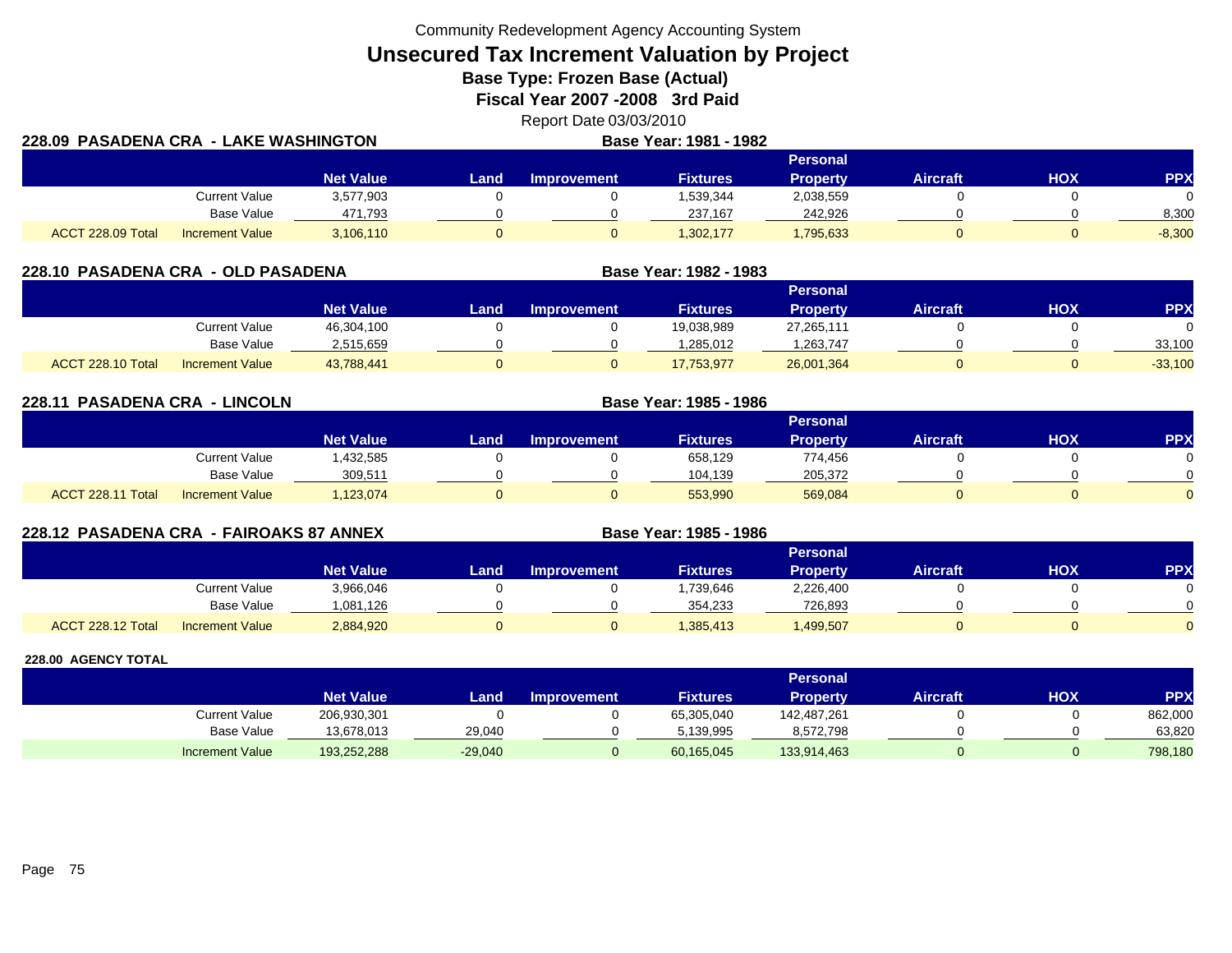Community Redevelopment Agency Accounting System

# Unsecured Tax Increment Valuation by Project

**Base Type: Frozen Base (Actual)**

**Fiscal Year 2007 -2008 3rd Paid**

Report Date 03/03/2010

## 228.09 PASADENA CRA - LAKE WASHINGTON

**Base Year: 1981 - 1982**

| | | Net Value | Land | Improvement | Fixtures | Personal Property | Aircraft | HOX | PPX |
|---|---|---|---|---|---|---|---|---|---|
| | Current Value | 3,577,903 | 0 | 0 | 1,539,344 | 2,038,559 | 0 | 0 | 0 |
| | Base Value | 471,793 | 0 | 0 | 237,167 | 242,926 | 0 | 0 | 8,300 |
| ACCT 228.09 Total | Increment Value | 3,106,110 | 0 | 0 | 1,302,177 | 1,795,633 | 0 | 0 | -8,300 |

## 228.10 PASADENA CRA - OLD PASADENA

**Base Year: 1982 - 1983**

| | | Net Value | Land | Improvement | Fixtures | Personal Property | Aircraft | HOX | PPX |
|---|---|---|---|---|---|---|---|---|---|
| | Current Value | 46,304,100 | 0 | 0 | 19,038,989 | 27,265,111 | 0 | 0 | 0 |
| | Base Value | 2,515,659 | 0 | 0 | 1,285,012 | 1,263,747 | 0 | 0 | 33,100 |
| ACCT 228.10 Total | Increment Value | 43,788,441 | 0 | 0 | 17,753,977 | 26,001,364 | 0 | 0 | -33,100 |

## 228.11 PASADENA CRA - LINCOLN

**Base Year: 1985 - 1986**

| | | Net Value | Land | Improvement | Fixtures | Personal Property | Aircraft | HOX | PPX |
|---|---|---|---|---|---|---|---|---|---|
| | Current Value | 1,432,585 | 0 | 0 | 658,129 | 774,456 | 0 | 0 | 0 |
| | Base Value | 309,511 | 0 | 0 | 104,139 | 205,372 | 0 | 0 | 0 |
| ACCT 228.11 Total | Increment Value | 1,123,074 | 0 | 0 | 553,990 | 569,084 | 0 | 0 | 0 |

## 228.12 PASADENA CRA - FAIROAKS 87 ANNEX

**Base Year: 1985 - 1986**

| | | Net Value | Land | Improvement | Fixtures | Personal Property | Aircraft | HOX | PPX |
|---|---|---|---|---|---|---|---|---|---|
| | Current Value | 3,966,046 | 0 | 0 | 1,739,646 | 2,226,400 | 0 | 0 | 0 |
| | Base Value | 1,081,126 | 0 | 0 | 354,233 | 726,893 | 0 | 0 | 0 |
| ACCT 228.12 Total | Increment Value | 2,884,920 | 0 | 0 | 1,385,413 | 1,499,507 | 0 | 0 | 0 |

## 228.00 AGENCY TOTAL

| | | Net Value | Land | Improvement | Fixtures | Personal Property | Aircraft | HOX | PPX |
|---|---|---|---|---|---|---|---|---|---|
| | Current Value | 206,930,301 | 0 | 0 | 65,305,040 | 142,487,261 | 0 | 0 | 862,000 |
| | Base Value | 13,678,013 | 29,040 | 0 | 5,139,995 | 8,572,798 | 0 | 0 | 63,820 |
| | Increment Value | 193,252,288 | -29,040 | 0 | 60,165,045 | 133,914,463 | 0 | 0 | 798,180 |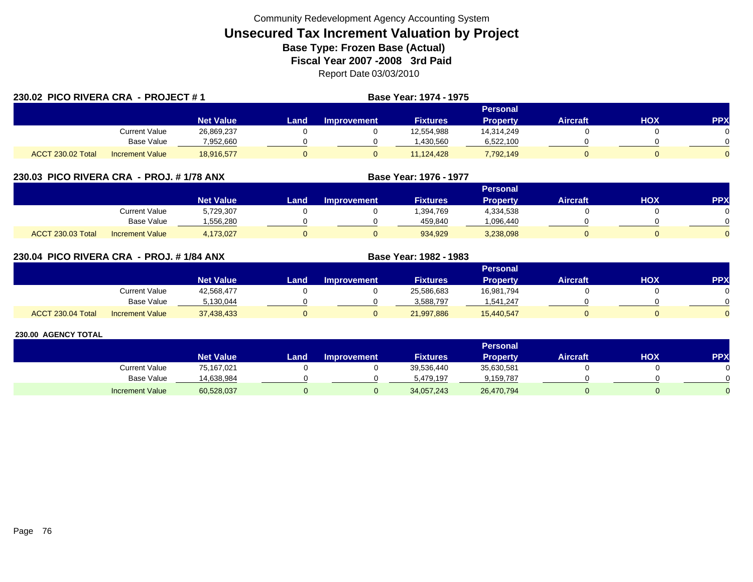Community Redevelopment Agency Accounting System

# Unsecured Tax Increment Valuation by Project

**Base Type: Frozen Base (Actual)**

**Fiscal Year 2007 -2008 3rd Paid**

Report Date 03/03/2010

## 230.02 PICO RIVERA CRA - PROJECT # 1

**Base Year: 1974 - 1975**

| | | Net Value | Land | Improvement | Fixtures | Personal Property | Aircraft | HOX | PPX |
|---|---|---|---|---|---|---|---|---|---|
| | Current Value | 26,869,237 | 0 | 0 | 12,554,988 | 14,314,249 | 0 | 0 | 0 |
| | Base Value | 7,952,660 | 0 | 0 | 1,430,560 | 6,522,100 | 0 | 0 | 0 |
| ACCT 230.02 Total | Increment Value | 18,916,577 | 0 | 0 | 11,124,428 | 7,792,149 | 0 | 0 | 0 |

## 230.03 PICO RIVERA CRA - PROJ. # 1/78 ANX

**Base Year: 1976 - 1977**

| | | Net Value | Land | Improvement | Fixtures | Personal Property | Aircraft | HOX | PPX |
|---|---|---|---|---|---|---|---|---|---|
| | Current Value | 5,729,307 | 0 | 0 | 1,394,769 | 4,334,538 | 0 | 0 | 0 |
| | Base Value | 1,556,280 | 0 | 0 | 459,840 | 1,096,440 | 0 | 0 | 0 |
| ACCT 230.03 Total | Increment Value | 4,173,027 | 0 | 0 | 934,929 | 3,238,098 | 0 | 0 | 0 |

## 230.04 PICO RIVERA CRA - PROJ. # 1/84 ANX

**Base Year: 1982 - 1983**

| | | Net Value | Land | Improvement | Fixtures | Personal Property | Aircraft | HOX | PPX |
|---|---|---|---|---|---|---|---|---|---|
| | Current Value | 42,568,477 | 0 | 0 | 25,586,683 | 16,981,794 | 0 | 0 | 0 |
| | Base Value | 5,130,044 | 0 | 0 | 3,588,797 | 1,541,247 | 0 | 0 | 0 |
| ACCT 230.04 Total | Increment Value | 37,438,433 | 0 | 0 | 21,997,886 | 15,440,547 | 0 | 0 | 0 |

## 230.00 AGENCY TOTAL

| | Net Value | Land | Improvement | Fixtures | Personal Property | Aircraft | HOX | PPX |
|---|---|---|---|---|---|---|---|---|
| Current Value | 75,167,021 | 0 | 0 | 39,536,440 | 35,630,581 | 0 | 0 | 0 |
| Base Value | 14,638,984 | 0 | 0 | 5,479,197 | 9,159,787 | 0 | 0 | 0 |
| Increment Value | 60,528,037 | 0 | 0 | 34,057,243 | 26,470,794 | 0 | 0 | 0 |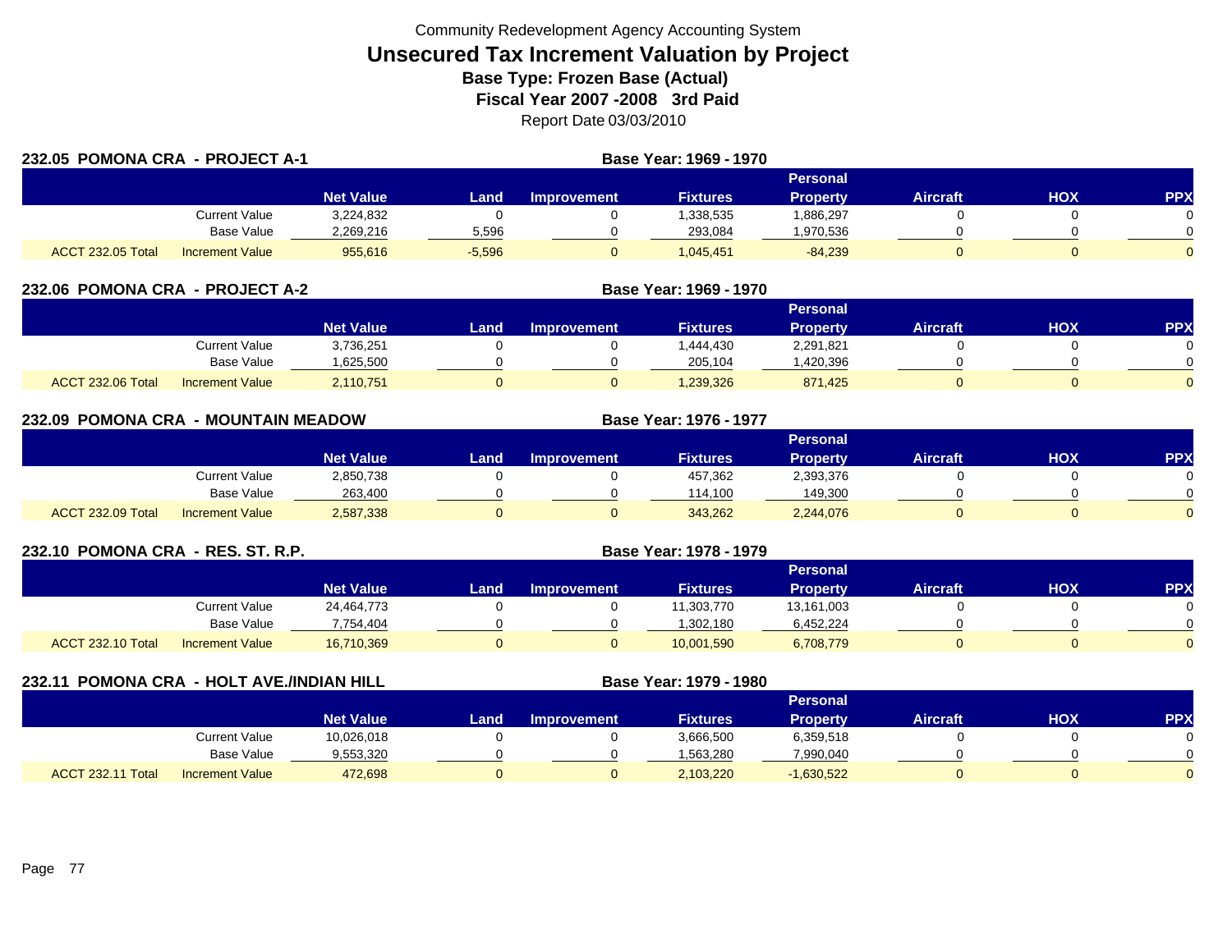Community Redevelopment Agency Accounting System

# Unsecured Tax Increment Valuation by Project

**Base Type: Frozen Base (Actual)**

**Fiscal Year 2007 -2008 3rd Paid**

Report Date 03/03/2010

## 232.05 POMONA CRA - PROJECT A-1

**Base Year: 1969 - 1970**

| | | Net Value | Land | Improvement | Fixtures | Personal Property | Aircraft | HOX | PPX |
|---|---|---|---|---|---|---|---|---|---|
| | Current Value | 3,224,832 | 0 | 0 | 1,338,535 | 1,886,297 | 0 | 0 | 0 |
| | Base Value | 2,269,216 | 5,596 | 0 | 293,084 | 1,970,536 | 0 | 0 | 0 |
| ACCT 232.05 Total | Increment Value | 955,616 | -5,596 | 0 | 1,045,451 | -84,239 | 0 | 0 | 0 |

## 232.06 POMONA CRA - PROJECT A-2

**Base Year: 1969 - 1970**

| | | Net Value | Land | Improvement | Fixtures | Personal Property | Aircraft | HOX | PPX |
|---|---|---|---|---|---|---|---|---|---|
| | Current Value | 3,736,251 | 0 | 0 | 1,444,430 | 2,291,821 | 0 | 0 | 0 |
| | Base Value | 1,625,500 | 0 | 0 | 205,104 | 1,420,396 | 0 | 0 | 0 |
| ACCT 232.06 Total | Increment Value | 2,110,751 | 0 | 0 | 1,239,326 | 871,425 | 0 | 0 | 0 |

## 232.09 POMONA CRA - MOUNTAIN MEADOW

**Base Year: 1976 - 1977**

| | | Net Value | Land | Improvement | Fixtures | Personal Property | Aircraft | HOX | PPX |
|---|---|---|---|---|---|---|---|---|---|
| | Current Value | 2,850,738 | 0 | 0 | 457,362 | 2,393,376 | 0 | 0 | 0 |
| | Base Value | 263,400 | 0 | 0 | 114,100 | 149,300 | 0 | 0 | 0 |
| ACCT 232.09 Total | Increment Value | 2,587,338 | 0 | 0 | 343,262 | 2,244,076 | 0 | 0 | 0 |

## 232.10 POMONA CRA - RES. ST. R.P.

**Base Year: 1978 - 1979**

| | | Net Value | Land | Improvement | Fixtures | Personal Property | Aircraft | HOX | PPX |
|---|---|---|---|---|---|---|---|---|---|
| | Current Value | 24,464,773 | 0 | 0 | 11,303,770 | 13,161,003 | 0 | 0 | 0 |
| | Base Value | 7,754,404 | 0 | 0 | 1,302,180 | 6,452,224 | 0 | 0 | 0 |
| ACCT 232.10 Total | Increment Value | 16,710,369 | 0 | 0 | 10,001,590 | 6,708,779 | 0 | 0 | 0 |

## 232.11 POMONA CRA - HOLT AVE./INDIAN HILL

**Base Year: 1979 - 1980**

| | | Net Value | Land | Improvement | Fixtures | Personal Property | Aircraft | HOX | PPX |
|---|---|---|---|---|---|---|---|---|---|
| | Current Value | 10,026,018 | 0 | 0 | 3,666,500 | 6,359,518 | 0 | 0 | 0 |
| | Base Value | 9,553,320 | 0 | 0 | 1,563,280 | 7,990,040 | 0 | 0 | 0 |
| ACCT 232.11 Total | Increment Value | 472,698 | 0 | 0 | 2,103,220 | -1,630,522 | 0 | 0 | 0 |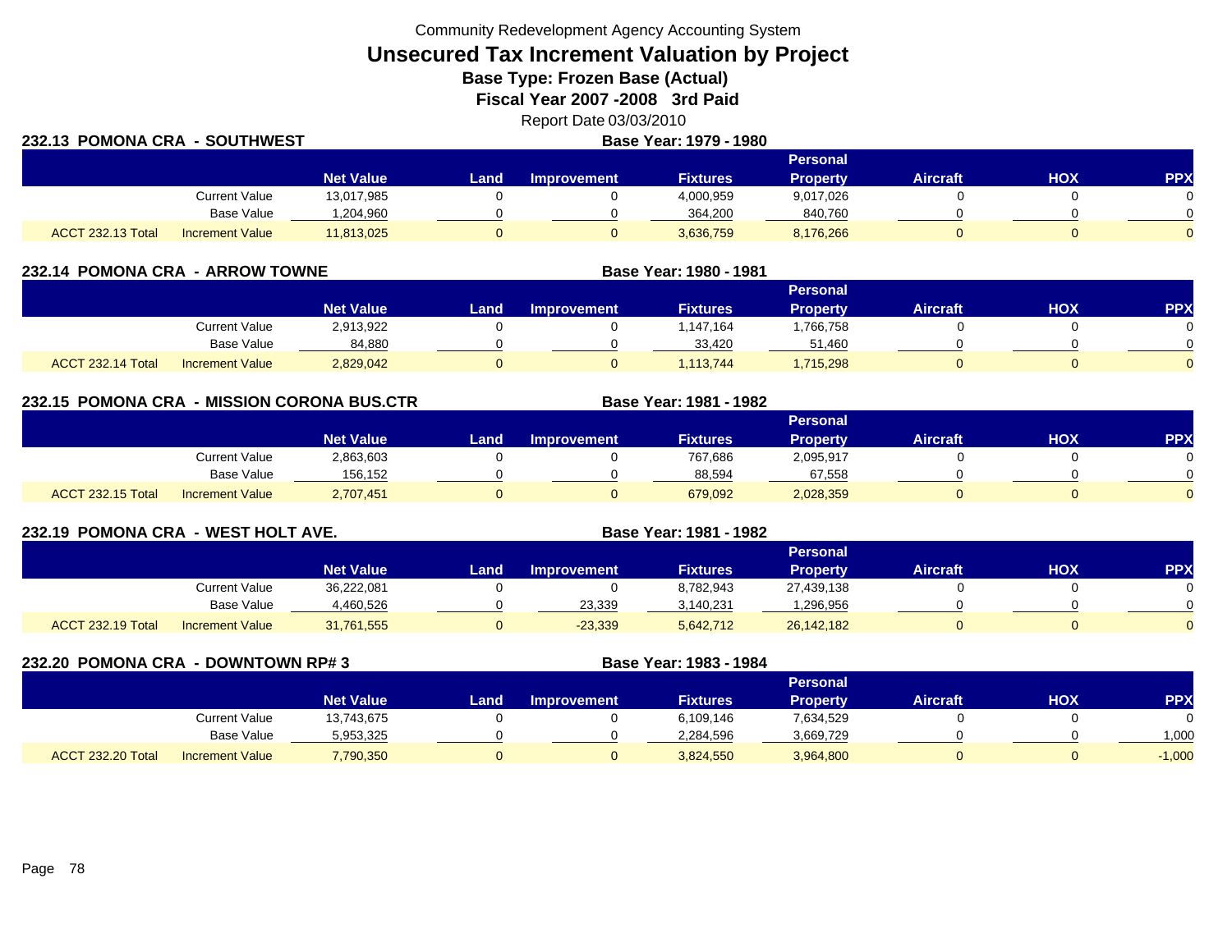Community Redevelopment Agency Accounting System

# Unsecured Tax Increment Valuation by Project

## Base Type: Frozen Base (Actual)

## Fiscal Year 2007 -2008 3rd Paid

Report Date 03/03/2010

### 232.13 POMONA CRA - SOUTHWEST

**Base Year: 1979 - 1980**

| | | Net Value | Land | Improvement | Fixtures | Personal Property | Aircraft | HOX | PPX |
|---|---|---|---|---|---|---|---|---|---|
| | Current Value | 13,017,985 | 0 | 0 | 4,000,959 | 9,017,026 | 0 | 0 | 0 |
| | Base Value | 1,204,960 | 0 | 0 | 364,200 | 840,760 | 0 | 0 | 0 |
| ACCT 232.13 Total | Increment Value | 11,813,025 | 0 | 0 | 3,636,759 | 8,176,266 | 0 | 0 | 0 |

### 232.14 POMONA CRA - ARROW TOWNE

**Base Year: 1980 - 1981**

| | | Net Value | Land | Improvement | Fixtures | Personal Property | Aircraft | HOX | PPX |
|---|---|---|---|---|---|---|---|---|---|
| | Current Value | 2,913,922 | 0 | 0 | 1,147,164 | 1,766,758 | 0 | 0 | 0 |
| | Base Value | 84,880 | 0 | 0 | 33,420 | 51,460 | 0 | 0 | 0 |
| ACCT 232.14 Total | Increment Value | 2,829,042 | 0 | 0 | 1,113,744 | 1,715,298 | 0 | 0 | 0 |

### 232.15 POMONA CRA - MISSION CORONA BUS.CTR

**Base Year: 1981 - 1982**

| | | Net Value | Land | Improvement | Fixtures | Personal Property | Aircraft | HOX | PPX |
|---|---|---|---|---|---|---|---|---|---|
| | Current Value | 2,863,603 | 0 | 0 | 767,686 | 2,095,917 | 0 | 0 | 0 |
| | Base Value | 156,152 | 0 | 0 | 88,594 | 67,558 | 0 | 0 | 0 |
| ACCT 232.15 Total | Increment Value | 2,707,451 | 0 | 0 | 679,092 | 2,028,359 | 0 | 0 | 0 |

### 232.19 POMONA CRA - WEST HOLT AVE.

**Base Year: 1981 - 1982**

| | | Net Value | Land | Improvement | Fixtures | Personal Property | Aircraft | HOX | PPX |
|---|---|---|---|---|---|---|---|---|---|
| | Current Value | 36,222,081 | 0 | 0 | 8,782,943 | 27,439,138 | 0 | 0 | 0 |
| | Base Value | 4,460,526 | 0 | 23,339 | 3,140,231 | 1,296,956 | 0 | 0 | 0 |
| ACCT 232.19 Total | Increment Value | 31,761,555 | 0 | -23,339 | 5,642,712 | 26,142,182 | 0 | 0 | 0 |

### 232.20 POMONA CRA - DOWNTOWN RP# 3

**Base Year: 1983 - 1984**

| | | Net Value | Land | Improvement | Fixtures | Personal Property | Aircraft | HOX | PPX |
|---|---|---|---|---|---|---|---|---|---|
| | Current Value | 13,743,675 | 0 | 0 | 6,109,146 | 7,634,529 | 0 | 0 | 0 |
| | Base Value | 5,953,325 | 0 | 0 | 2,284,596 | 3,669,729 | 0 | 0 | 1,000 |
| ACCT 232.20 Total | Increment Value | 7,790,350 | 0 | 0 | 3,824,550 | 3,964,800 | 0 | 0 | -1,000 |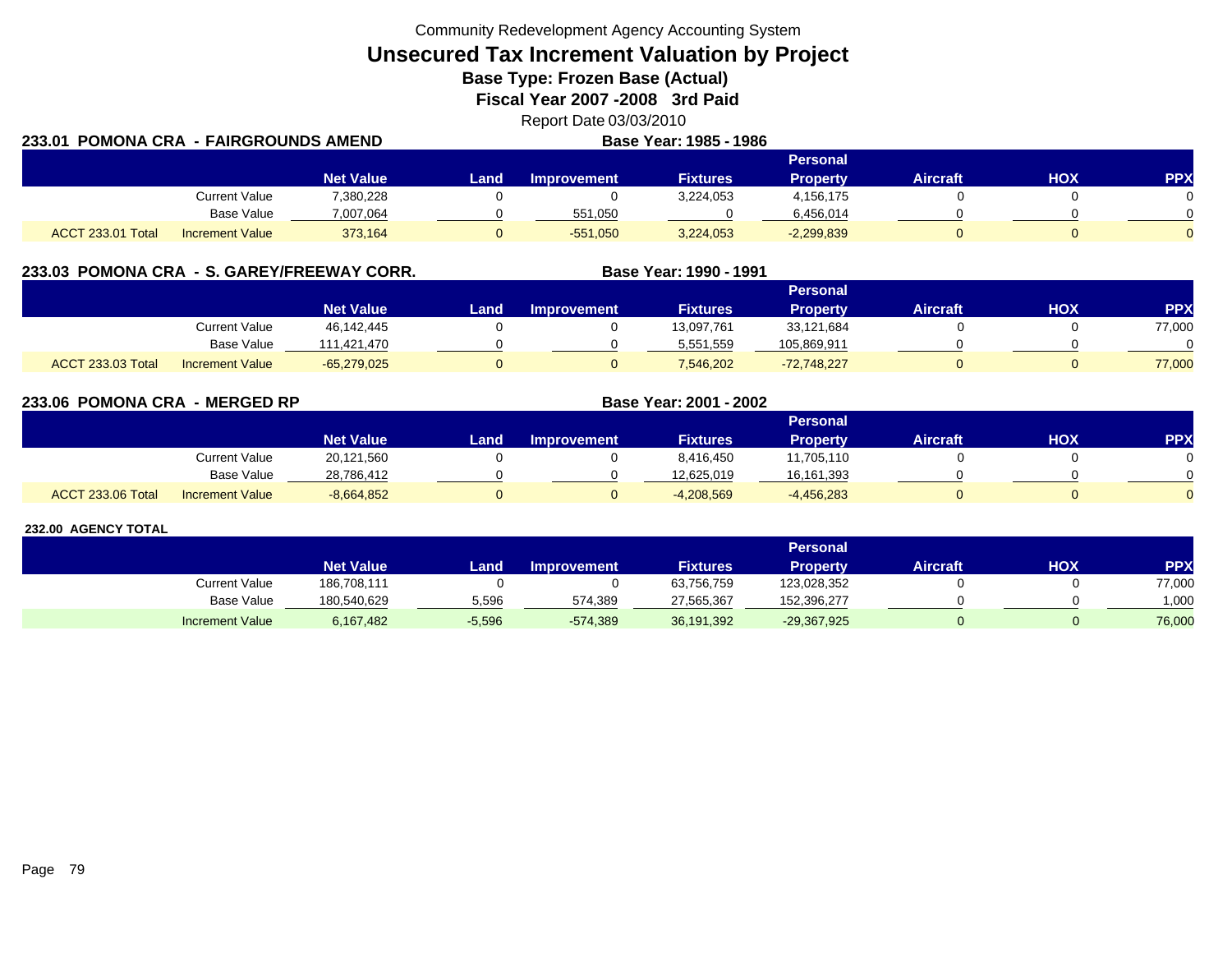Community Redevelopment Agency Accounting System

# Unsecured Tax Increment Valuation by Project

## Base Type: Frozen Base (Actual)

## Fiscal Year 2007 -2008 3rd Paid

Report Date 03/03/2010

### 233.01 POMONA CRA - FAIRGROUNDS AMEND

**Base Year: 1985 - 1986**

| | | Net Value | Land | Improvement | Fixtures | Personal Property | Aircraft | HOX | PPX |
|---|---|---|---|---|---|---|---|---|---|
| | Current Value | 7,380,228 | 0 | 0 | 3,224,053 | 4,156,175 | 0 | 0 | 0 |
| | Base Value | 7,007,064 | 0 | 551,050 | 0 | 6,456,014 | 0 | 0 | 0 |
| ACCT 233.01 Total | Increment Value | 373,164 | 0 | -551,050 | 3,224,053 | -2,299,839 | 0 | 0 | 0 |

### 233.03 POMONA CRA - S. GAREY/FREEWAY CORR.

**Base Year: 1990 - 1991**

| | | Net Value | Land | Improvement | Fixtures | Personal Property | Aircraft | HOX | PPX |
|---|---|---|---|---|---|---|---|---|---|
| | Current Value | 46,142,445 | 0 | 0 | 13,097,761 | 33,121,684 | 0 | 0 | 77,000 |
| | Base Value | 111,421,470 | 0 | 0 | 5,551,559 | 105,869,911 | 0 | 0 | 0 |
| ACCT 233.03 Total | Increment Value | -65,279,025 | 0 | 0 | 7,546,202 | -72,748,227 | 0 | 0 | 77,000 |

### 233.06 POMONA CRA - MERGED RP

**Base Year: 2001 - 2002**

| | | Net Value | Land | Improvement | Fixtures | Personal Property | Aircraft | HOX | PPX |
|---|---|---|---|---|---|---|---|---|---|
| | Current Value | 20,121,560 | 0 | 0 | 8,416,450 | 11,705,110 | 0 | 0 | 0 |
| | Base Value | 28,786,412 | 0 | 0 | 12,625,019 | 16,161,393 | 0 | 0 | 0 |
| ACCT 233.06 Total | Increment Value | -8,664,852 | 0 | 0 | -4,208,569 | -4,456,283 | 0 | 0 | 0 |

### 232.00 AGENCY TOTAL

| | Net Value | Land | Improvement | Fixtures | Personal Property | Aircraft | HOX | PPX |
|---|---|---|---|---|---|---|---|---|
| Current Value | 186,708,111 | 0 | 0 | 63,756,759 | 123,028,352 | 0 | 0 | 77,000 |
| Base Value | 180,540,629 | 5,596 | 574,389 | 27,565,367 | 152,396,277 | 0 | 0 | 1,000 |
| Increment Value | 6,167,482 | -5,596 | -574,389 | 36,191,392 | -29,367,925 | 0 | 0 | 76,000 |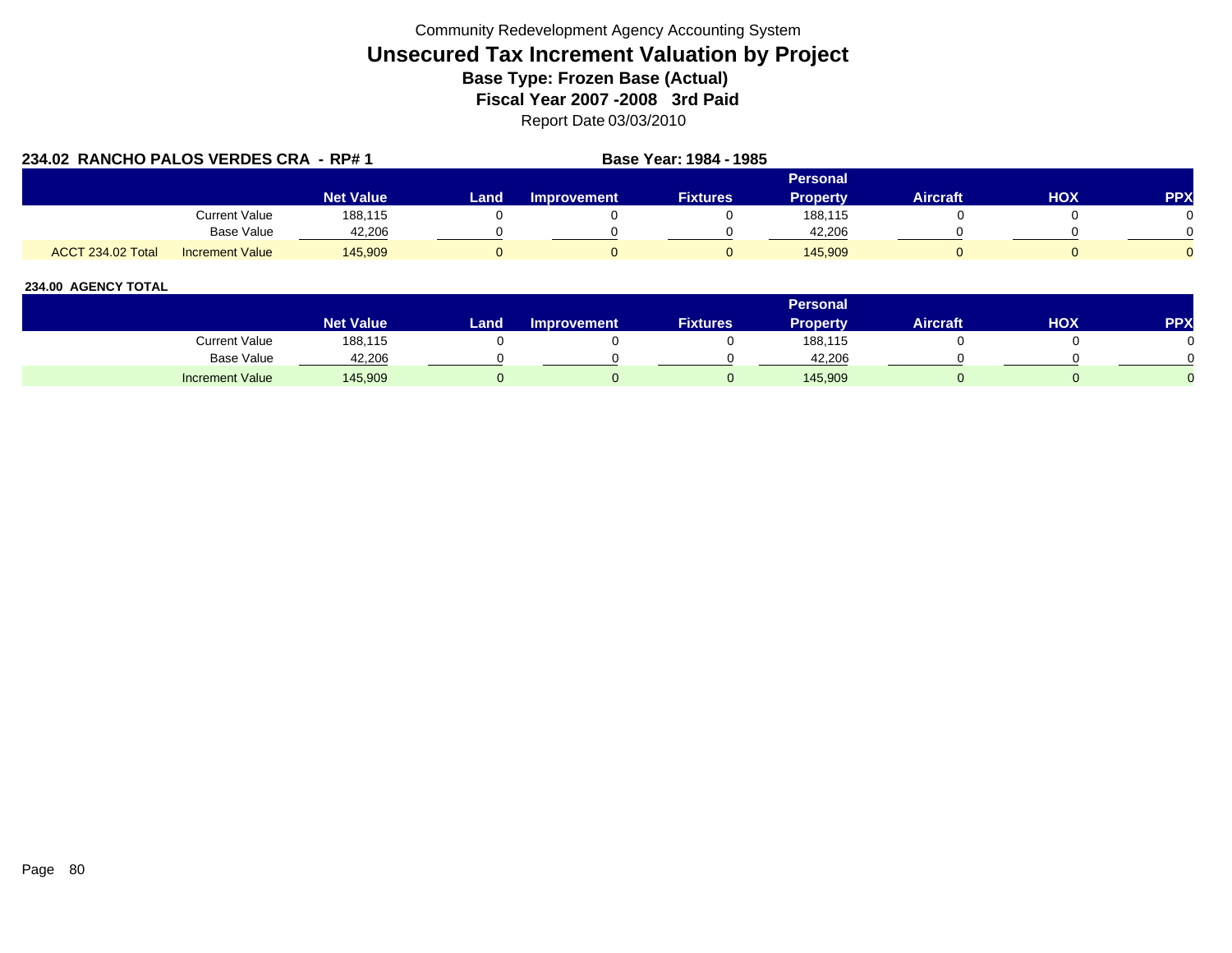Community Redevelopment Agency Accounting System

# Unsecured Tax Increment Valuation by Project

### Base Type: Frozen Base (Actual)

### Fiscal Year 2007 -2008 3rd Paid

Report Date 03/03/2010

**234.02 RANCHO PALOS VERDES CRA - RP# 1** **Base Year: 1984 - 1985**

| | | Net Value | Land | Improvement | Fixtures | Personal Property | Aircraft | HOX | PPX |
|---|---|---|---|---|---|---|---|---|---|
| | Current Value | 188,115 | 0 | 0 | 0 | 188,115 | 0 | 0 | 0 |
| | Base Value | 42,206 | 0 | 0 | 0 | 42,206 | 0 | 0 | 0 |
| ACCT 234.02 Total | Increment Value | 145,909 | 0 | 0 | 0 | 145,909 | 0 | 0 | 0 |

**234.00 AGENCY TOTAL**

| | Net Value | Land | Improvement | Fixtures | Personal Property | Aircraft | HOX | PPX |
|---|---|---|---|---|---|---|---|---|
| Current Value | 188,115 | 0 | 0 | 0 | 188,115 | 0 | 0 | 0 |
| Base Value | 42,206 | 0 | 0 | 0 | 42,206 | 0 | 0 | 0 |
| Increment Value | 145,909 | 0 | 0 | 0 | 145,909 | 0 | 0 | 0 |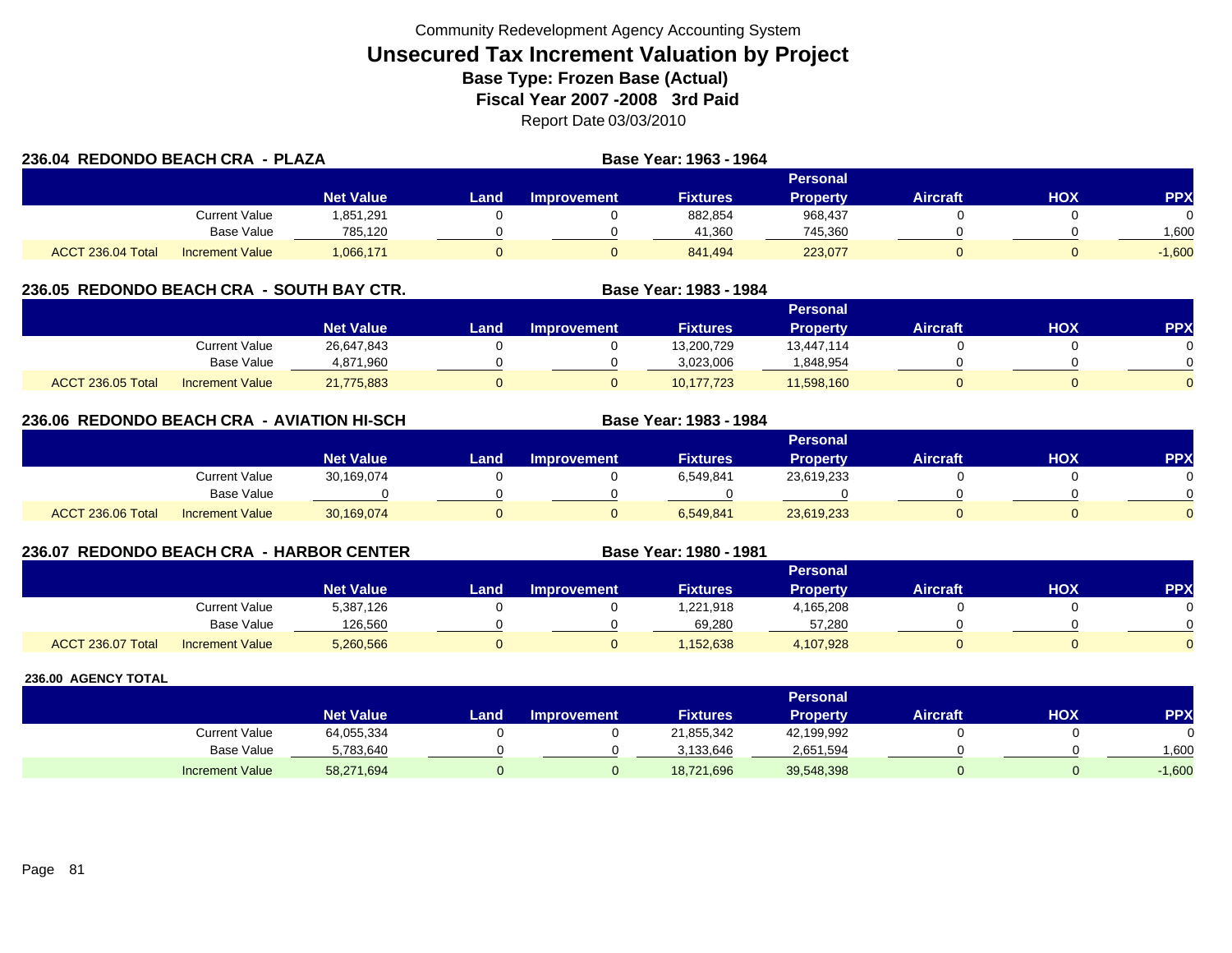Community Redevelopment Agency Accounting System

# Unsecured Tax Increment Valuation by Project

**Base Type: Frozen Base (Actual)**

**Fiscal Year 2007 -2008 3rd Paid**

Report Date 03/03/2010

## 236.04 REDONDO BEACH CRA - PLAZA

**Base Year: 1963 - 1964**

| | | Net Value | Land | Improvement | Fixtures | Personal Property | Aircraft | HOX | PPX |
|---|---|---|---|---|---|---|---|---|---|
| | Current Value | 1,851,291 | 0 | 0 | 882,854 | 968,437 | 0 | 0 | 0 |
| | Base Value | 785,120 | 0 | 0 | 41,360 | 745,360 | 0 | 0 | 1,600 |
| ACCT 236.04 Total | Increment Value | 1,066,171 | 0 | 0 | 841,494 | 223,077 | 0 | 0 | -1,600 |

## 236.05 REDONDO BEACH CRA - SOUTH BAY CTR.

**Base Year: 1983 - 1984**

| | | Net Value | Land | Improvement | Fixtures | Personal Property | Aircraft | HOX | PPX |
|---|---|---|---|---|---|---|---|---|---|
| | Current Value | 26,647,843 | 0 | 0 | 13,200,729 | 13,447,114 | 0 | 0 | 0 |
| | Base Value | 4,871,960 | 0 | 0 | 3,023,006 | 1,848,954 | 0 | 0 | 0 |
| ACCT 236.05 Total | Increment Value | 21,775,883 | 0 | 0 | 10,177,723 | 11,598,160 | 0 | 0 | 0 |

## 236.06 REDONDO BEACH CRA - AVIATION HI-SCH

**Base Year: 1983 - 1984**

| | | Net Value | Land | Improvement | Fixtures | Personal Property | Aircraft | HOX | PPX |
|---|---|---|---|---|---|---|---|---|---|
| | Current Value | 30,169,074 | 0 | 0 | 6,549,841 | 23,619,233 | 0 | 0 | 0 |
| | Base Value | 0 | 0 | 0 | 0 | 0 | 0 | 0 | 0 |
| ACCT 236.06 Total | Increment Value | 30,169,074 | 0 | 0 | 6,549,841 | 23,619,233 | 0 | 0 | 0 |

## 236.07 REDONDO BEACH CRA - HARBOR CENTER

**Base Year: 1980 - 1981**

| | | Net Value | Land | Improvement | Fixtures | Personal Property | Aircraft | HOX | PPX |
|---|---|---|---|---|---|---|---|---|---|
| | Current Value | 5,387,126 | 0 | 0 | 1,221,918 | 4,165,208 | 0 | 0 | 0 |
| | Base Value | 126,560 | 0 | 0 | 69,280 | 57,280 | 0 | 0 | 0 |
| ACCT 236.07 Total | Increment Value | 5,260,566 | 0 | 0 | 1,152,638 | 4,107,928 | 0 | 0 | 0 |

## 236.00 AGENCY TOTAL

| | | Net Value | Land | Improvement | Fixtures | Personal Property | Aircraft | HOX | PPX |
|---|---|---|---|---|---|---|---|---|---|
| | Current Value | 64,055,334 | 0 | 0 | 21,855,342 | 42,199,992 | 0 | 0 | 0 |
| | Base Value | 5,783,640 | 0 | 0 | 3,133,646 | 2,651,594 | 0 | 0 | 1,600 |
| | Increment Value | 58,271,694 | 0 | 0 | 18,721,696 | 39,548,398 | 0 | 0 | -1,600 |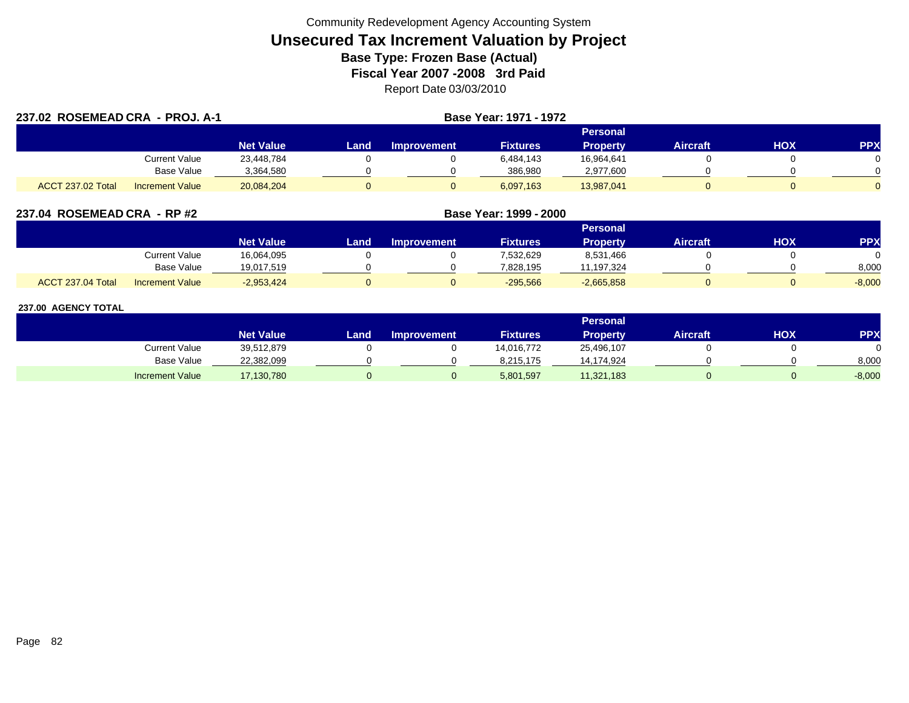Community Redevelopment Agency Accounting System

# Unsecured Tax Increment Valuation by Project

### Base Type: Frozen Base (Actual)

### Fiscal Year 2007 -2008 3rd Paid

Report Date 03/03/2010

**237.02 ROSEMEAD CRA - PROJ. A-1** — **Base Year: 1971 - 1972**

| | | Net Value | Land | Improvement | Fixtures | Personal Property | Aircraft | HOX | PPX |
|---|---|---|---|---|---|---|---|---|---|
| | Current Value | 23,448,784 | 0 | 0 | 6,484,143 | 16,964,641 | 0 | 0 | 0 |
| | Base Value | 3,364,580 | 0 | 0 | 386,980 | 2,977,600 | 0 | 0 | 0 |
| ACCT 237.02 Total | Increment Value | 20,084,204 | 0 | 0 | 6,097,163 | 13,987,041 | 0 | 0 | 0 |

**237.04 ROSEMEAD CRA - RP #2** — **Base Year: 1999 - 2000**

| | | Net Value | Land | Improvement | Fixtures | Personal Property | Aircraft | HOX | PPX |
|---|---|---|---|---|---|---|---|---|---|
| | Current Value | 16,064,095 | 0 | 0 | 7,532,629 | 8,531,466 | 0 | 0 | 0 |
| | Base Value | 19,017,519 | 0 | 0 | 7,828,195 | 11,197,324 | 0 | 0 | 8,000 |
| ACCT 237.04 Total | Increment Value | -2,953,424 | 0 | 0 | -295,566 | -2,665,858 | 0 | 0 | -8,000 |

**237.00 AGENCY TOTAL**

| | | Net Value | Land | Improvement | Fixtures | Personal Property | Aircraft | HOX | PPX |
|---|---|---|---|---|---|---|---|---|---|
| | Current Value | 39,512,879 | 0 | 0 | 14,016,772 | 25,496,107 | 0 | 0 | 0 |
| | Base Value | 22,382,099 | 0 | 0 | 8,215,175 | 14,174,924 | 0 | 0 | 8,000 |
| | Increment Value | 17,130,780 | 0 | 0 | 5,801,597 | 11,321,183 | 0 | 0 | -8,000 |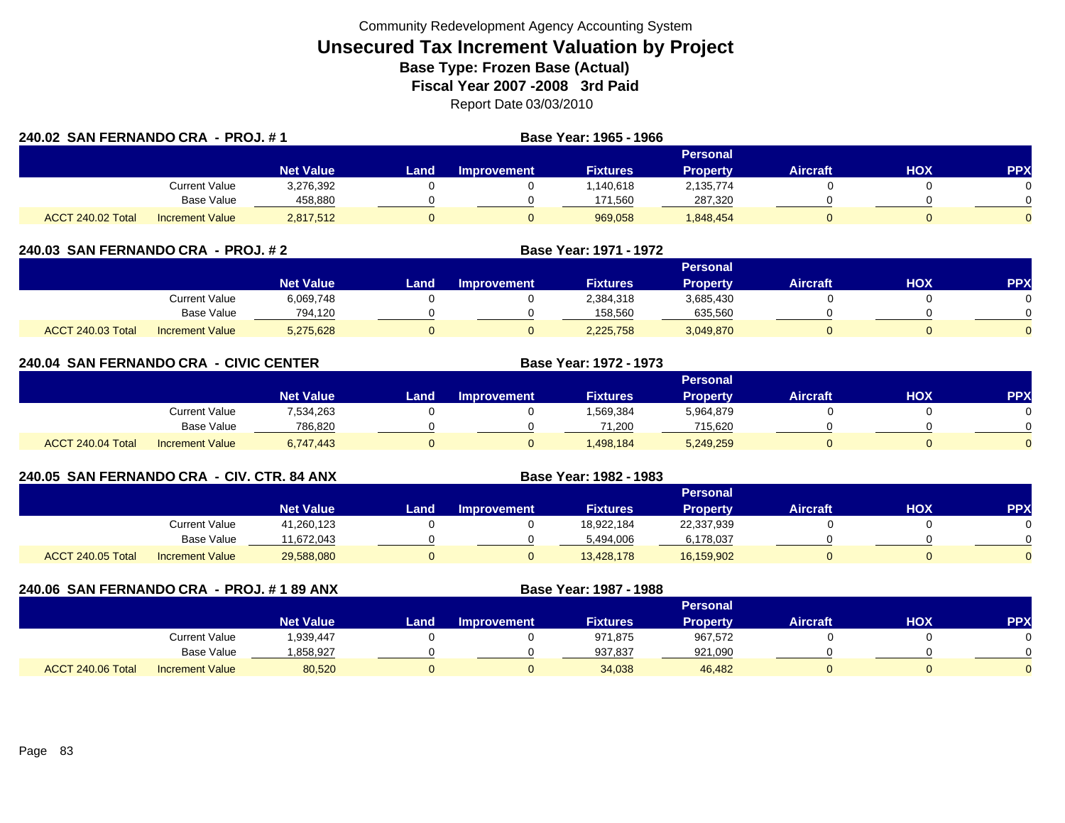Community Redevelopment Agency Accounting System

# Unsecured Tax Increment Valuation by Project

**Base Type: Frozen Base (Actual)**

**Fiscal Year 2007 -2008 3rd Paid**

Report Date 03/03/2010

## 240.02 SAN FERNANDO CRA - PROJ. # 1

**Base Year: 1965 - 1966**

| | | Net Value | Land | Improvement | Fixtures | Personal Property | Aircraft | HOX | PPX |
|---|---|---|---|---|---|---|---|---|---|
| | Current Value | 3,276,392 | 0 | 0 | 1,140,618 | 2,135,774 | 0 | 0 | 0 |
| | Base Value | 458,880 | 0 | 0 | 171,560 | 287,320 | 0 | 0 | 0 |
| ACCT 240.02 Total | Increment Value | 2,817,512 | 0 | 0 | 969,058 | 1,848,454 | 0 | 0 | 0 |

## 240.03 SAN FERNANDO CRA - PROJ. # 2

**Base Year: 1971 - 1972**

| | | Net Value | Land | Improvement | Fixtures | Personal Property | Aircraft | HOX | PPX |
|---|---|---|---|---|---|---|---|---|---|
| | Current Value | 6,069,748 | 0 | 0 | 2,384,318 | 3,685,430 | 0 | 0 | 0 |
| | Base Value | 794,120 | 0 | 0 | 158,560 | 635,560 | 0 | 0 | 0 |
| ACCT 240.03 Total | Increment Value | 5,275,628 | 0 | 0 | 2,225,758 | 3,049,870 | 0 | 0 | 0 |

## 240.04 SAN FERNANDO CRA - CIVIC CENTER

**Base Year: 1972 - 1973**

| | | Net Value | Land | Improvement | Fixtures | Personal Property | Aircraft | HOX | PPX |
|---|---|---|---|---|---|---|---|---|---|
| | Current Value | 7,534,263 | 0 | 0 | 1,569,384 | 5,964,879 | 0 | 0 | 0 |
| | Base Value | 786,820 | 0 | 0 | 71,200 | 715,620 | 0 | 0 | 0 |
| ACCT 240.04 Total | Increment Value | 6,747,443 | 0 | 0 | 1,498,184 | 5,249,259 | 0 | 0 | 0 |

## 240.05 SAN FERNANDO CRA - CIV. CTR. 84 ANX

**Base Year: 1982 - 1983**

| | | Net Value | Land | Improvement | Fixtures | Personal Property | Aircraft | HOX | PPX |
|---|---|---|---|---|---|---|---|---|---|
| | Current Value | 41,260,123 | 0 | 0 | 18,922,184 | 22,337,939 | 0 | 0 | 0 |
| | Base Value | 11,672,043 | 0 | 0 | 5,494,006 | 6,178,037 | 0 | 0 | 0 |
| ACCT 240.05 Total | Increment Value | 29,588,080 | 0 | 0 | 13,428,178 | 16,159,902 | 0 | 0 | 0 |

## 240.06 SAN FERNANDO CRA - PROJ. # 1 89 ANX

**Base Year: 1987 - 1988**

| | | Net Value | Land | Improvement | Fixtures | Personal Property | Aircraft | HOX | PPX |
|---|---|---|---|---|---|---|---|---|---|
| | Current Value | 1,939,447 | 0 | 0 | 971,875 | 967,572 | 0 | 0 | 0 |
| | Base Value | 1,858,927 | 0 | 0 | 937,837 | 921,090 | 0 | 0 | 0 |
| ACCT 240.06 Total | Increment Value | 80,520 | 0 | 0 | 34,038 | 46,482 | 0 | 0 | 0 |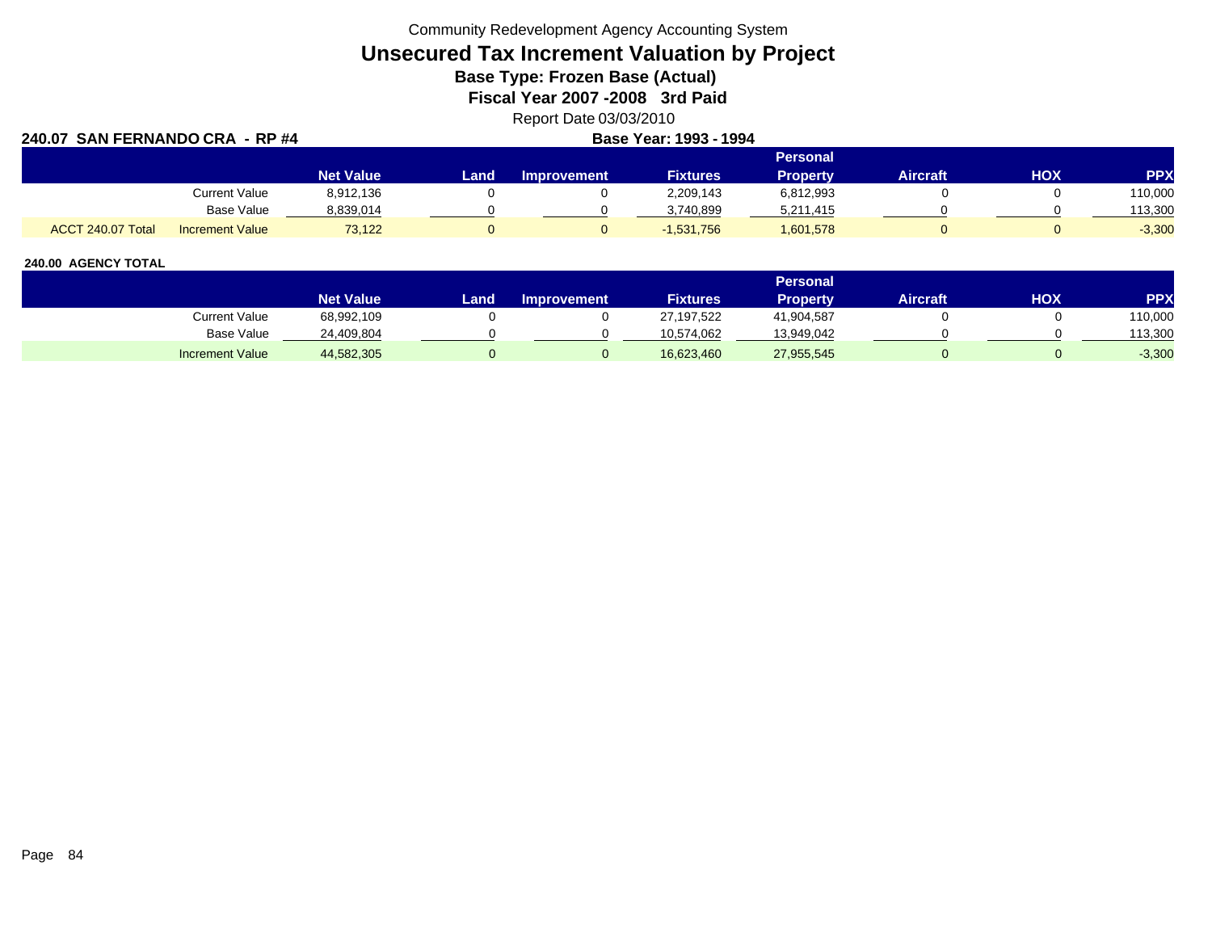Community Redevelopment Agency Accounting System

# Unsecured Tax Increment Valuation by Project

### Base Type: Frozen Base (Actual)

### Fiscal Year 2007 -2008 3rd Paid

Report Date 03/03/2010

**240.07 SAN FERNANDO CRA - RP #4** **Base Year: 1993 - 1994**

| | | Net Value | Land | Improvement | Fixtures | Personal Property | Aircraft | HOX | PPX |
|---|---|---|---|---|---|---|---|---|---|
| | Current Value | 8,912,136 | 0 | 0 | 2,209,143 | 6,812,993 | 0 | 0 | 110,000 |
| | Base Value | 8,839,014 | 0 | 0 | 3,740,899 | 5,211,415 | 0 | 0 | 113,300 |
| ACCT 240.07 Total | Increment Value | 73,122 | 0 | 0 | -1,531,756 | 1,601,578 | 0 | 0 | -3,300 |

**240.00 AGENCY TOTAL**

| | Net Value | Land | Improvement | Fixtures | Personal Property | Aircraft | HOX | PPX |
|---|---|---|---|---|---|---|---|---|
| Current Value | 68,992,109 | 0 | 0 | 27,197,522 | 41,904,587 | 0 | 0 | 110,000 |
| Base Value | 24,409,804 | 0 | 0 | 10,574,062 | 13,949,042 | 0 | 0 | 113,300 |
| Increment Value | 44,582,305 | 0 | 0 | 16,623,460 | 27,955,545 | 0 | 0 | -3,300 |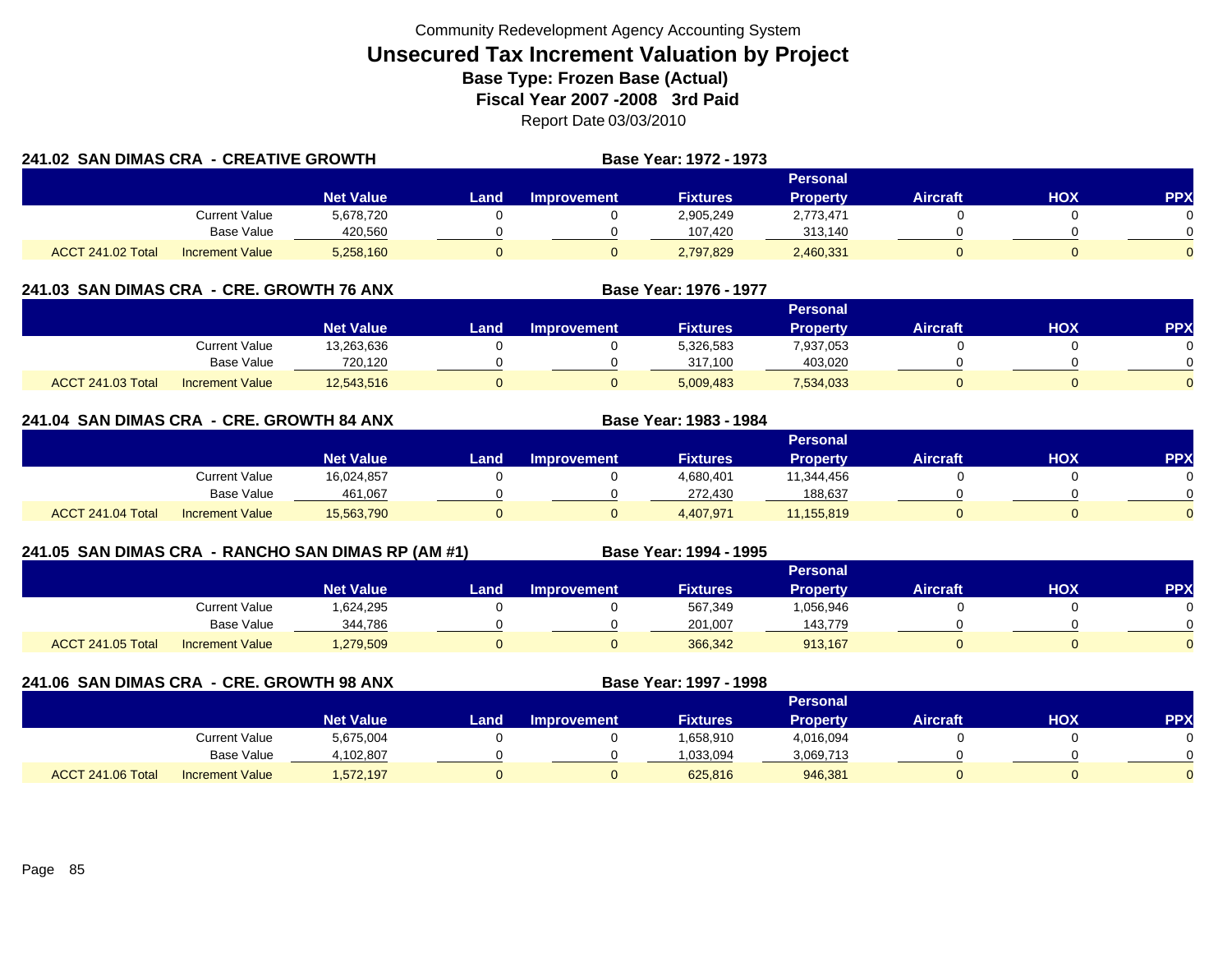Community Redevelopment Agency Accounting System

# Unsecured Tax Increment Valuation by Project

**Base Type: Frozen Base (Actual)**

**Fiscal Year 2007 -2008 3rd Paid**

Report Date 03/03/2010

### 241.02 SAN DIMAS CRA - CREATIVE GROWTH

**Base Year: 1972 - 1973**

| | | Net Value | Land | Improvement | Fixtures | Personal Property | Aircraft | HOX | PPX |
|---|---|---|---|---|---|---|---|---|---|
| | Current Value | 5,678,720 | 0 | 0 | 2,905,249 | 2,773,471 | 0 | 0 | 0 |
| | Base Value | 420,560 | 0 | 0 | 107,420 | 313,140 | 0 | 0 | 0 |
| ACCT 241.02 Total | Increment Value | 5,258,160 | 0 | 0 | 2,797,829 | 2,460,331 | 0 | 0 | 0 |

### 241.03 SAN DIMAS CRA - CRE. GROWTH 76 ANX

**Base Year: 1976 - 1977**

| | | Net Value | Land | Improvement | Fixtures | Personal Property | Aircraft | HOX | PPX |
|---|---|---|---|---|---|---|---|---|---|
| | Current Value | 13,263,636 | 0 | 0 | 5,326,583 | 7,937,053 | 0 | 0 | 0 |
| | Base Value | 720,120 | 0 | 0 | 317,100 | 403,020 | 0 | 0 | 0 |
| ACCT 241.03 Total | Increment Value | 12,543,516 | 0 | 0 | 5,009,483 | 7,534,033 | 0 | 0 | 0 |

### 241.04 SAN DIMAS CRA - CRE. GROWTH 84 ANX

**Base Year: 1983 - 1984**

| | | Net Value | Land | Improvement | Fixtures | Personal Property | Aircraft | HOX | PPX |
|---|---|---|---|---|---|---|---|---|---|
| | Current Value | 16,024,857 | 0 | 0 | 4,680,401 | 11,344,456 | 0 | 0 | 0 |
| | Base Value | 461,067 | 0 | 0 | 272,430 | 188,637 | 0 | 0 | 0 |
| ACCT 241.04 Total | Increment Value | 15,563,790 | 0 | 0 | 4,407,971 | 11,155,819 | 0 | 0 | 0 |

### 241.05 SAN DIMAS CRA - RANCHO SAN DIMAS RP (AM #1)

**Base Year: 1994 - 1995**

| | | Net Value | Land | Improvement | Fixtures | Personal Property | Aircraft | HOX | PPX |
|---|---|---|---|---|---|---|---|---|---|
| | Current Value | 1,624,295 | 0 | 0 | 567,349 | 1,056,946 | 0 | 0 | 0 |
| | Base Value | 344,786 | 0 | 0 | 201,007 | 143,779 | 0 | 0 | 0 |
| ACCT 241.05 Total | Increment Value | 1,279,509 | 0 | 0 | 366,342 | 913,167 | 0 | 0 | 0 |

### 241.06 SAN DIMAS CRA - CRE. GROWTH 98 ANX

**Base Year: 1997 - 1998**

| | | Net Value | Land | Improvement | Fixtures | Personal Property | Aircraft | HOX | PPX |
|---|---|---|---|---|---|---|---|---|---|
| | Current Value | 5,675,004 | 0 | 0 | 1,658,910 | 4,016,094 | 0 | 0 | 0 |
| | Base Value | 4,102,807 | 0 | 0 | 1,033,094 | 3,069,713 | 0 | 0 | 0 |
| ACCT 241.06 Total | Increment Value | 1,572,197 | 0 | 0 | 625,816 | 946,381 | 0 | 0 | 0 |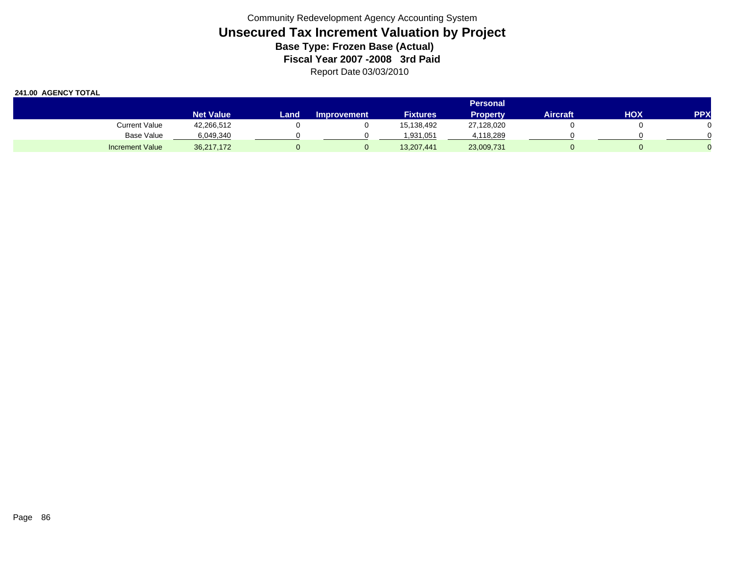Community Redevelopment Agency Accounting System

# Unsecured Tax Increment Valuation by Project

### Base Type: Frozen Base (Actual)

### Fiscal Year 2007 -2008 3rd Paid

Report Date 03/03/2010

**241.00 AGENCY TOTAL**

| | Net Value | Land | Improvement | Fixtures | Personal Property | Aircraft | HOX | PPX |
|---|---|---|---|---|---|---|---|---|
| Current Value | 42,266,512 | 0 | 0 | 15,138,492 | 27,128,020 | 0 | 0 | 0 |
| Base Value | 6,049,340 | 0 | 0 | 1,931,051 | 4,118,289 | 0 | 0 | 0 |
| Increment Value | 36,217,172 | 0 | 0 | 13,207,441 | 23,009,731 | 0 | 0 | 0 |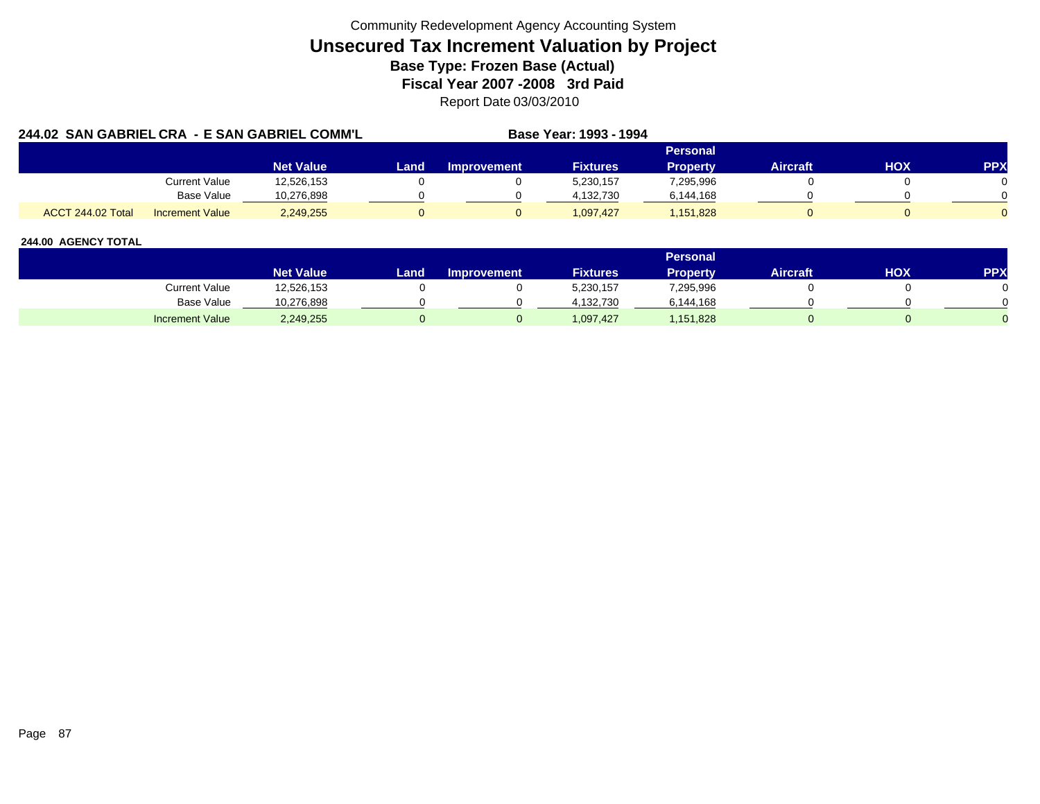Community Redevelopment Agency Accounting System

# Unsecured Tax Increment Valuation by Project

**Base Type: Frozen Base (Actual)**

**Fiscal Year 2007 -2008 3rd Paid**

Report Date 03/03/2010

**244.02 SAN GABRIEL CRA - E SAN GABRIEL COMM'L** **Base Year: 1993 - 1994**

| | | Net Value | Land | Improvement | Fixtures | Personal Property | Aircraft | HOX | PPX |
|---|---|---|---|---|---|---|---|---|---|
| | Current Value | 12,526,153 | 0 | 0 | 5,230,157 | 7,295,996 | 0 | 0 | 0 |
| | Base Value | 10,276,898 | 0 | 0 | 4,132,730 | 6,144,168 | 0 | 0 | 0 |
| ACCT 244.02 Total | Increment Value | 2,249,255 | 0 | 0 | 1,097,427 | 1,151,828 | 0 | 0 | 0 |

**244.00 AGENCY TOTAL**

| | Net Value | Land | Improvement | Fixtures | Personal Property | Aircraft | HOX | PPX |
|---|---|---|---|---|---|---|---|---|
| Current Value | 12,526,153 | 0 | 0 | 5,230,157 | 7,295,996 | 0 | 0 | 0 |
| Base Value | 10,276,898 | 0 | 0 | 4,132,730 | 6,144,168 | 0 | 0 | 0 |
| Increment Value | 2,249,255 | 0 | 0 | 1,097,427 | 1,151,828 | 0 | 0 | 0 |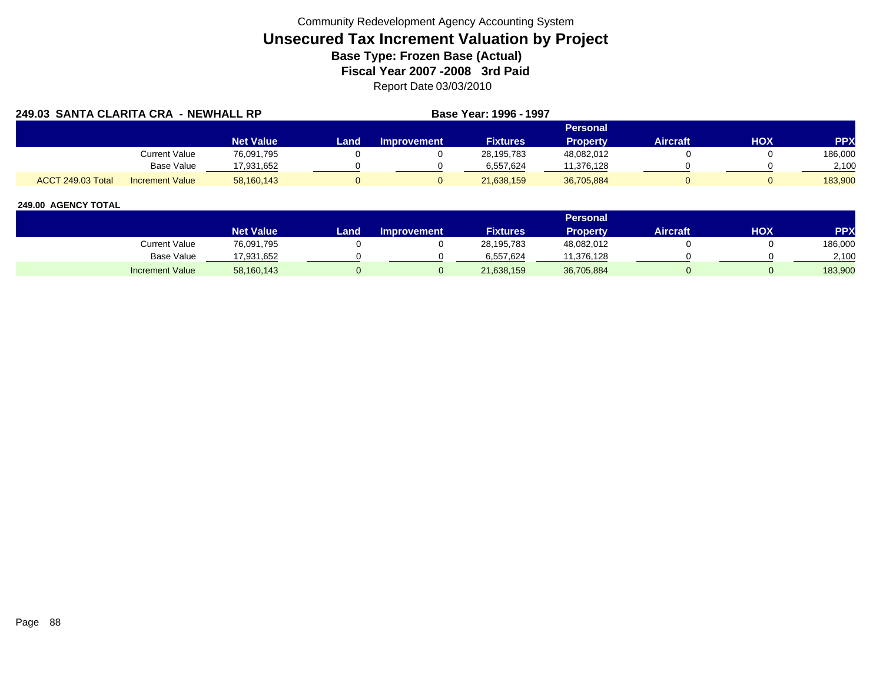Community Redevelopment Agency Accounting System

# Unsecured Tax Increment Valuation by Project

## Base Type: Frozen Base (Actual)

## Fiscal Year 2007 -2008 3rd Paid

Report Date 03/03/2010

**249.03 SANTA CLARITA CRA - NEWHALL RP** **Base Year: 1996 - 1997**

| | | Net Value | Land | Improvement | Fixtures | Personal Property | Aircraft | HOX | PPX |
|---|---|---|---|---|---|---|---|---|---|
| | Current Value | 76,091,795 | 0 | 0 | 28,195,783 | 48,082,012 | 0 | 0 | 186,000 |
| | Base Value | 17,931,652 | 0 | 0 | 6,557,624 | 11,376,128 | 0 | 0 | 2,100 |
| ACCT 249.03 Total | Increment Value | 58,160,143 | 0 | 0 | 21,638,159 | 36,705,884 | 0 | 0 | 183,900 |

**249.00 AGENCY TOTAL**

| | Net Value | Land | Improvement | Fixtures | Personal Property | Aircraft | HOX | PPX |
|---|---|---|---|---|---|---|---|---|
| Current Value | 76,091,795 | 0 | 0 | 28,195,783 | 48,082,012 | 0 | 0 | 186,000 |
| Base Value | 17,931,652 | 0 | 0 | 6,557,624 | 11,376,128 | 0 | 0 | 2,100 |
| Increment Value | 58,160,143 | 0 | 0 | 21,638,159 | 36,705,884 | 0 | 0 | 183,900 |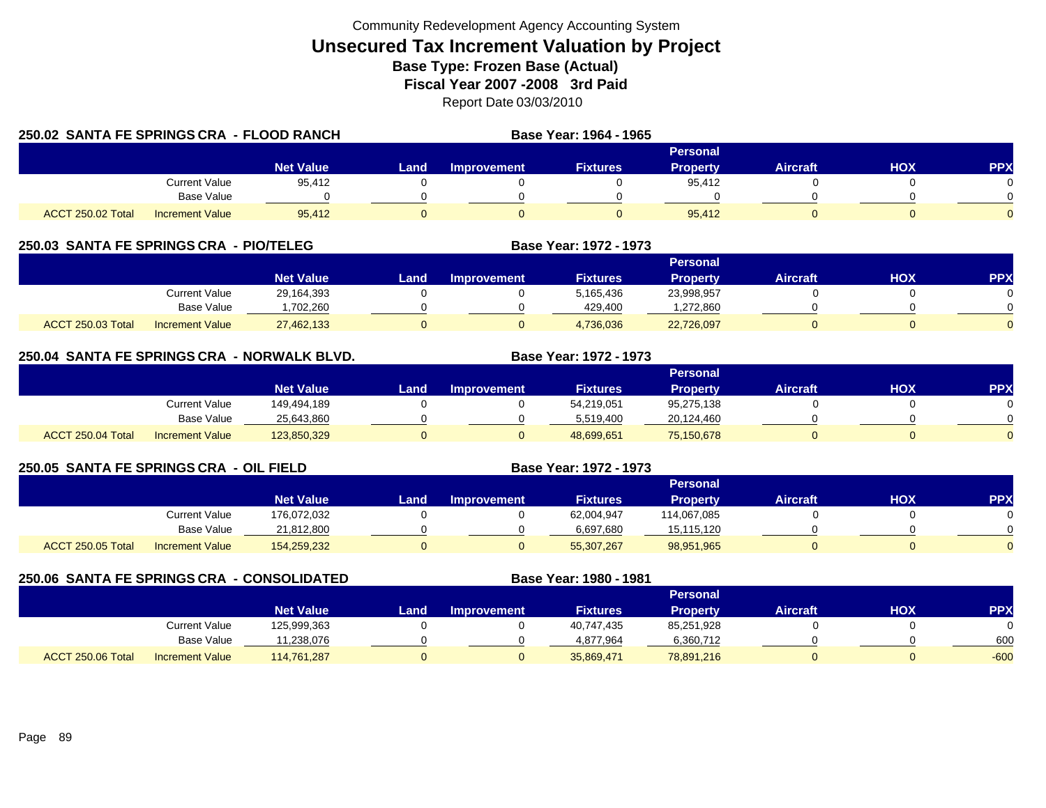Community Redevelopment Agency Accounting System

# Unsecured Tax Increment Valuation by Project

**Base Type: Frozen Base (Actual)**

**Fiscal Year 2007 -2008 3rd Paid**

Report Date 03/03/2010

## 250.02 SANTA FE SPRINGS CRA - FLOOD RANCH

**Base Year: 1964 - 1965**

| | | Net Value | Land | Improvement | Fixtures | Personal Property | Aircraft | HOX | PPX |
|---|---|---|---|---|---|---|---|---|---|
| | Current Value | 95,412 | 0 | 0 | 0 | 95,412 | 0 | 0 | 0 |
| | Base Value | 0 | 0 | 0 | 0 | 0 | 0 | 0 | 0 |
| ACCT 250.02 Total | Increment Value | 95,412 | 0 | 0 | 0 | 95,412 | 0 | 0 | 0 |

## 250.03 SANTA FE SPRINGS CRA - PIO/TELEG

**Base Year: 1972 - 1973**

| | | Net Value | Land | Improvement | Fixtures | Personal Property | Aircraft | HOX | PPX |
|---|---|---|---|---|---|---|---|---|---|
| | Current Value | 29,164,393 | 0 | 0 | 5,165,436 | 23,998,957 | 0 | 0 | 0 |
| | Base Value | 1,702,260 | 0 | 0 | 429,400 | 1,272,860 | 0 | 0 | 0 |
| ACCT 250.03 Total | Increment Value | 27,462,133 | 0 | 0 | 4,736,036 | 22,726,097 | 0 | 0 | 0 |

## 250.04 SANTA FE SPRINGS CRA - NORWALK BLVD.

**Base Year: 1972 - 1973**

| | | Net Value | Land | Improvement | Fixtures | Personal Property | Aircraft | HOX | PPX |
|---|---|---|---|---|---|---|---|---|---|
| | Current Value | 149,494,189 | 0 | 0 | 54,219,051 | 95,275,138 | 0 | 0 | 0 |
| | Base Value | 25,643,860 | 0 | 0 | 5,519,400 | 20,124,460 | 0 | 0 | 0 |
| ACCT 250.04 Total | Increment Value | 123,850,329 | 0 | 0 | 48,699,651 | 75,150,678 | 0 | 0 | 0 |

## 250.05 SANTA FE SPRINGS CRA - OIL FIELD

**Base Year: 1972 - 1973**

| | | Net Value | Land | Improvement | Fixtures | Personal Property | Aircraft | HOX | PPX |
|---|---|---|---|---|---|---|---|---|---|
| | Current Value | 176,072,032 | 0 | 0 | 62,004,947 | 114,067,085 | 0 | 0 | 0 |
| | Base Value | 21,812,800 | 0 | 0 | 6,697,680 | 15,115,120 | 0 | 0 | 0 |
| ACCT 250.05 Total | Increment Value | 154,259,232 | 0 | 0 | 55,307,267 | 98,951,965 | 0 | 0 | 0 |

## 250.06 SANTA FE SPRINGS CRA - CONSOLIDATED

**Base Year: 1980 - 1981**

| | | Net Value | Land | Improvement | Fixtures | Personal Property | Aircraft | HOX | PPX |
|---|---|---|---|---|---|---|---|---|---|
| | Current Value | 125,999,363 | 0 | 0 | 40,747,435 | 85,251,928 | 0 | 0 | 0 |
| | Base Value | 11,238,076 | 0 | 0 | 4,877,964 | 6,360,712 | 0 | 0 | 600 |
| ACCT 250.06 Total | Increment Value | 114,761,287 | 0 | 0 | 35,869,471 | 78,891,216 | 0 | 0 | -600 |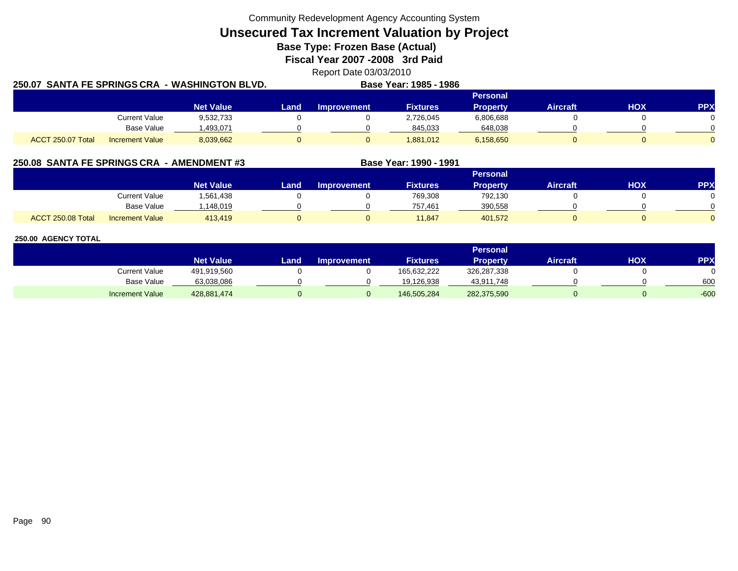Community Redevelopment Agency Accounting System

# Unsecured Tax Increment Valuation by Project

**Base Type: Frozen Base (Actual)**

**Fiscal Year 2007 -2008 3rd Paid**

Report Date 03/03/2010

## 250.07 SANTA FE SPRINGS CRA - WASHINGTON BLVD.

**Base Year: 1985 - 1986**

| | | Net Value | Land | Improvement | Fixtures | Personal Property | Aircraft | HOX | PPX |
|---|---|---|---|---|---|---|---|---|---|
| | Current Value | 9,532,733 | 0 | 0 | 2,726,045 | 6,806,688 | 0 | 0 | 0 |
| | Base Value | 1,493,071 | 0 | 0 | 845,033 | 648,038 | 0 | 0 | 0 |
| ACCT 250.07 Total | Increment Value | 8,039,662 | 0 | 0 | 1,881,012 | 6,158,650 | 0 | 0 | 0 |

## 250.08 SANTA FE SPRINGS CRA - AMENDMENT #3

**Base Year: 1990 - 1991**

| | | Net Value | Land | Improvement | Fixtures | Personal Property | Aircraft | HOX | PPX |
|---|---|---|---|---|---|---|---|---|---|
| | Current Value | 1,561,438 | 0 | 0 | 769,308 | 792,130 | 0 | 0 | 0 |
| | Base Value | 1,148,019 | 0 | 0 | 757,461 | 390,558 | 0 | 0 | 0 |
| ACCT 250.08 Total | Increment Value | 413,419 | 0 | 0 | 11,847 | 401,572 | 0 | 0 | 0 |

## 250.00 AGENCY TOTAL

| | Net Value | Land | Improvement | Fixtures | Personal Property | Aircraft | HOX | PPX |
|---|---|---|---|---|---|---|---|---|
| Current Value | 491,919,560 | 0 | 0 | 165,632,222 | 326,287,338 | 0 | 0 | 0 |
| Base Value | 63,038,086 | 0 | 0 | 19,126,938 | 43,911,748 | 0 | 0 | 600 |
| Increment Value | 428,881,474 | 0 | 0 | 146,505,284 | 282,375,590 | 0 | 0 | -600 |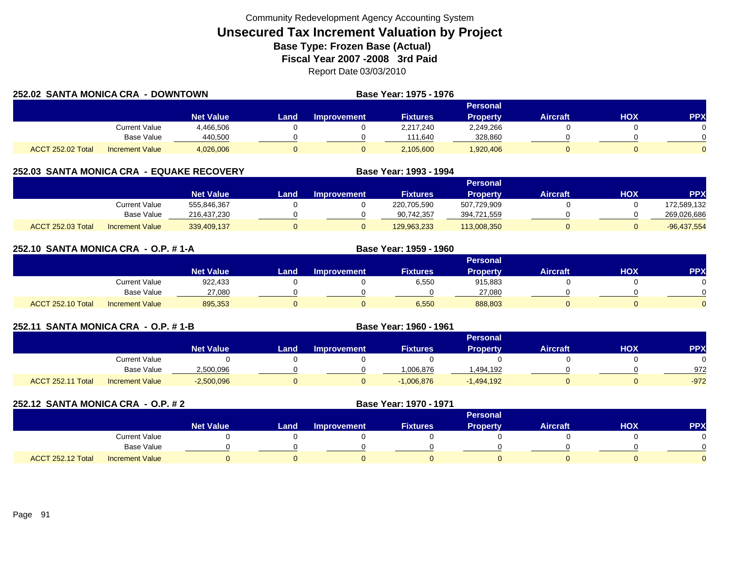Community Redevelopment Agency Accounting System

# Unsecured Tax Increment Valuation by Project

## Base Type: Frozen Base (Actual)

## Fiscal Year 2007 -2008 3rd Paid

Report Date 03/03/2010

### 252.02 SANTA MONICA CRA - DOWNTOWN

**Base Year: 1975 - 1976**

| | | Net Value | Land | Improvement | Fixtures | Personal Property | Aircraft | HOX | PPX |
|---|---|---|---|---|---|---|---|---|---|
| | Current Value | 4,466,506 | 0 | 0 | 2,217,240 | 2,249,266 | 0 | 0 | 0 |
| | Base Value | 440,500 | 0 | 0 | 111,640 | 328,860 | 0 | 0 | 0 |
| ACCT 252.02 Total | Increment Value | 4,026,006 | 0 | 0 | 2,105,600 | 1,920,406 | 0 | 0 | 0 |

### 252.03 SANTA MONICA CRA - EQUAKE RECOVERY

**Base Year: 1993 - 1994**

| | | Net Value | Land | Improvement | Fixtures | Personal Property | Aircraft | HOX | PPX |
|---|---|---|---|---|---|---|---|---|---|
| | Current Value | 555,846,367 | 0 | 0 | 220,705,590 | 507,729,909 | 0 | 0 | 172,589,132 |
| | Base Value | 216,437,230 | 0 | 0 | 90,742,357 | 394,721,559 | 0 | 0 | 269,026,686 |
| ACCT 252.03 Total | Increment Value | 339,409,137 | 0 | 0 | 129,963,233 | 113,008,350 | 0 | 0 | -96,437,554 |

### 252.10 SANTA MONICA CRA - O.P. # 1-A

**Base Year: 1959 - 1960**

| | | Net Value | Land | Improvement | Fixtures | Personal Property | Aircraft | HOX | PPX |
|---|---|---|---|---|---|---|---|---|---|
| | Current Value | 922,433 | 0 | 0 | 6,550 | 915,883 | 0 | 0 | 0 |
| | Base Value | 27,080 | 0 | 0 | 0 | 27,080 | 0 | 0 | 0 |
| ACCT 252.10 Total | Increment Value | 895,353 | 0 | 0 | 6,550 | 888,803 | 0 | 0 | 0 |

### 252.11 SANTA MONICA CRA - O.P. # 1-B

**Base Year: 1960 - 1961**

| | | Net Value | Land | Improvement | Fixtures | Personal Property | Aircraft | HOX | PPX |
|---|---|---|---|---|---|---|---|---|---|
| | Current Value | 0 | 0 | 0 | 0 | 0 | 0 | 0 | 0 |
| | Base Value | 2,500,096 | 0 | 0 | 1,006,876 | 1,494,192 | 0 | 0 | 972 |
| ACCT 252.11 Total | Increment Value | -2,500,096 | 0 | 0 | -1,006,876 | -1,494,192 | 0 | 0 | -972 |

### 252.12 SANTA MONICA CRA - O.P. # 2

**Base Year: 1970 - 1971**

| | | Net Value | Land | Improvement | Fixtures | Personal Property | Aircraft | HOX | PPX |
|---|---|---|---|---|---|---|---|---|---|
| | Current Value | 0 | 0 | 0 | 0 | 0 | 0 | 0 | 0 |
| | Base Value | 0 | 0 | 0 | 0 | 0 | 0 | 0 | 0 |
| ACCT 252.12 Total | Increment Value | 0 | 0 | 0 | 0 | 0 | 0 | 0 | 0 |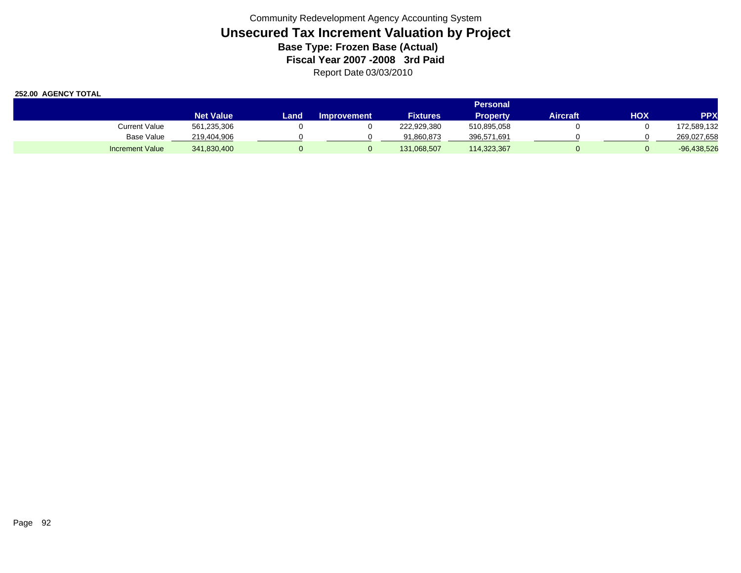Community Redevelopment Agency Accounting System

# Unsecured Tax Increment Valuation by Project

**Base Type: Frozen Base (Actual)**

**Fiscal Year 2007 -2008 3rd Paid**

Report Date 03/03/2010

**252.00 AGENCY TOTAL**

| | Net Value | Land | Improvement | Fixtures | Personal Property | Aircraft | HOX | PPX |
|---|---|---|---|---|---|---|---|---|
| Current Value | 561,235,306 | 0 | 0 | 222,929,380 | 510,895,058 | 0 | 0 | 172,589,132 |
| Base Value | 219,404,906 | 0 | 0 | 91,860,873 | 396,571,691 | 0 | 0 | 269,027,658 |
| Increment Value | 341,830,400 | 0 | 0 | 131,068,507 | 114,323,367 | 0 | 0 | -96,438,526 |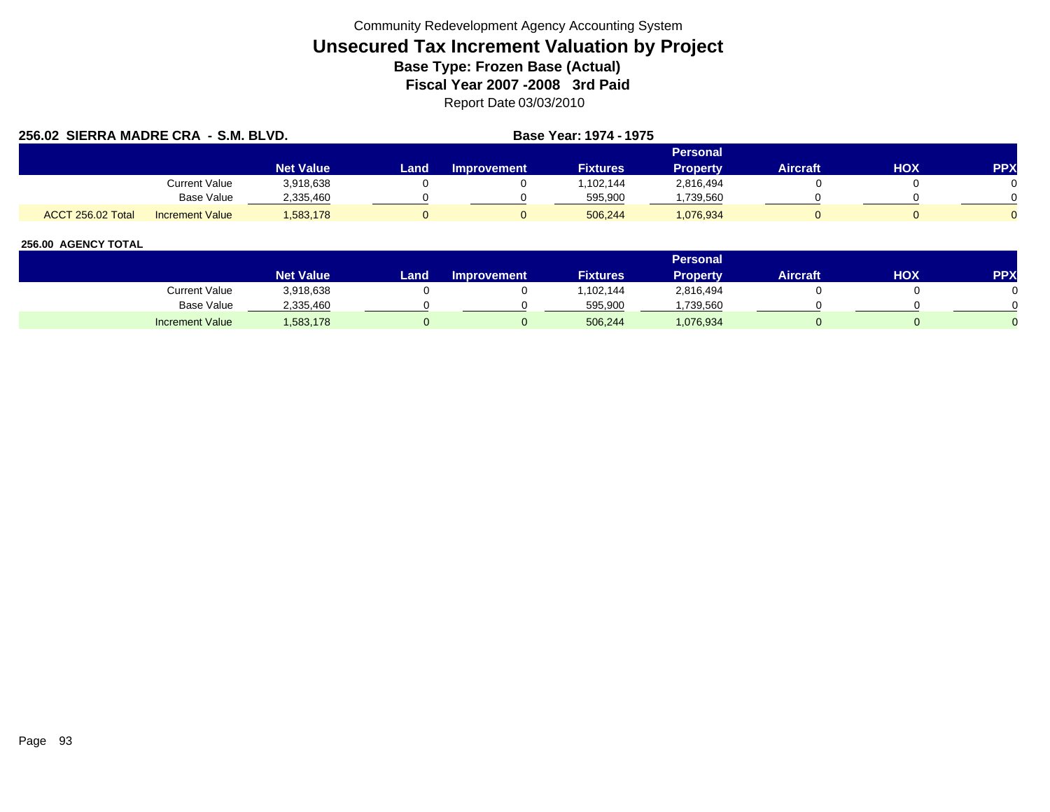Community Redevelopment Agency Accounting System

# Unsecured Tax Increment Valuation by Project

### Base Type: Frozen Base (Actual)

### Fiscal Year 2007 -2008 3rd Paid

Report Date 03/03/2010

**256.02 SIERRA MADRE CRA - S.M. BLVD.** **Base Year: 1974 - 1975**

| | | Net Value | Land | Improvement | Fixtures | Personal Property | Aircraft | HOX | PPX |
|---|---|---|---|---|---|---|---|---|---|
| | Current Value | 3,918,638 | 0 | 0 | 1,102,144 | 2,816,494 | 0 | 0 | 0 |
| | Base Value | 2,335,460 | 0 | 0 | 595,900 | 1,739,560 | 0 | 0 | 0 |
| ACCT 256.02 Total | Increment Value | 1,583,178 | 0 | 0 | 506,244 | 1,076,934 | 0 | 0 | 0 |

**256.00 AGENCY TOTAL**

| | Net Value | Land | Improvement | Fixtures | Personal Property | Aircraft | HOX | PPX |
|---|---|---|---|---|---|---|---|---|
| Current Value | 3,918,638 | 0 | 0 | 1,102,144 | 2,816,494 | 0 | 0 | 0 |
| Base Value | 2,335,460 | 0 | 0 | 595,900 | 1,739,560 | 0 | 0 | 0 |
| Increment Value | 1,583,178 | 0 | 0 | 506,244 | 1,076,934 | 0 | 0 | 0 |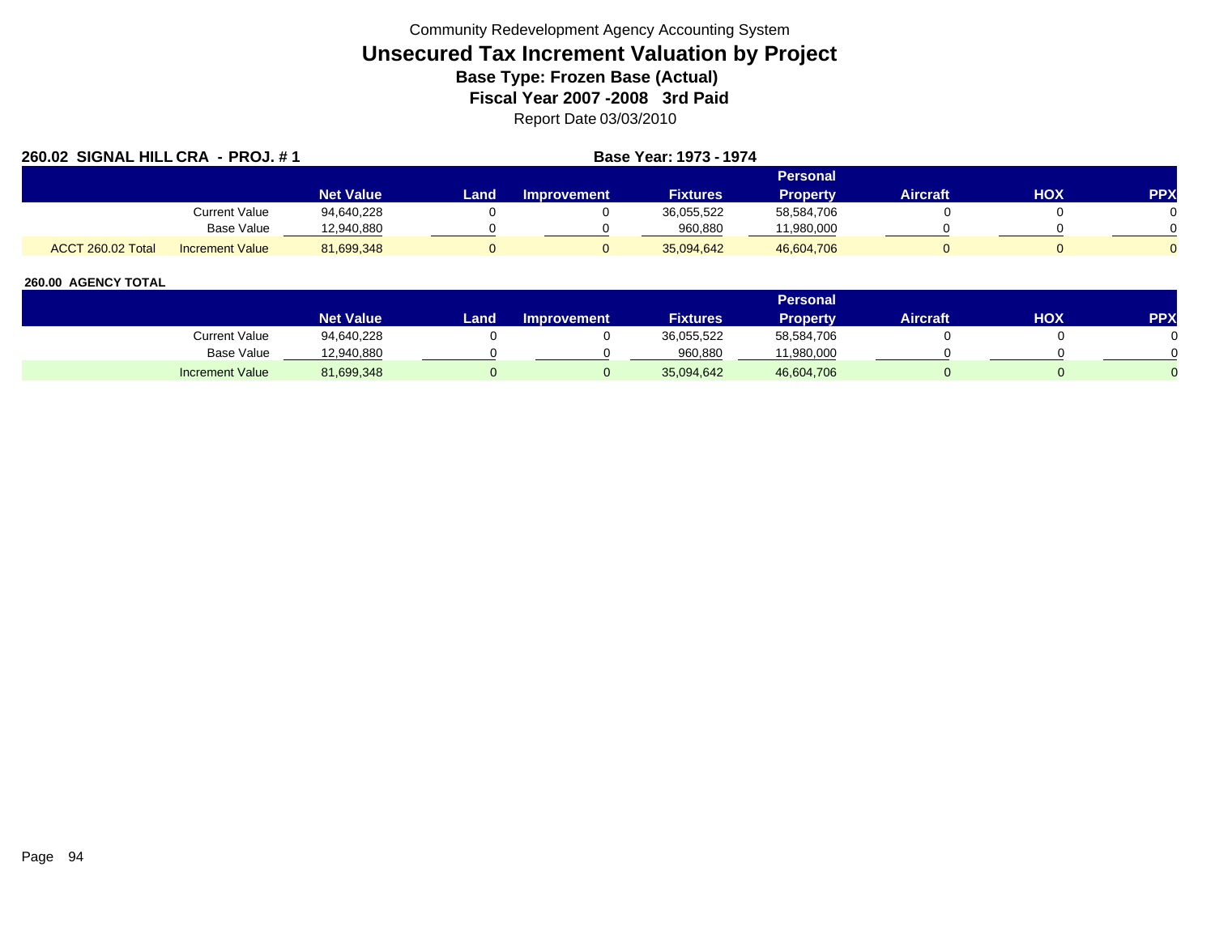Community Redevelopment Agency Accounting System

# Unsecured Tax Increment Valuation by Project

**Base Type: Frozen Base (Actual)**

**Fiscal Year 2007 -2008 3rd Paid**

Report Date 03/03/2010

**260.02 SIGNAL HILL CRA - PROJ. # 1** **Base Year: 1973 - 1974**

| | | Net Value | Land | Improvement | Fixtures | Personal Property | Aircraft | HOX | PPX |
|---|---|---|---|---|---|---|---|---|---|
| | Current Value | 94,640,228 | 0 | 0 | 36,055,522 | 58,584,706 | 0 | 0 | 0 |
| | Base Value | 12,940,880 | 0 | 0 | 960,880 | 11,980,000 | 0 | 0 | 0 |
| ACCT 260.02 Total | Increment Value | 81,699,348 | 0 | 0 | 35,094,642 | 46,604,706 | 0 | 0 | 0 |

**260.00 AGENCY TOTAL**

| | Net Value | Land | Improvement | Fixtures | Personal Property | Aircraft | HOX | PPX |
|---|---|---|---|---|---|---|---|---|
| Current Value | 94,640,228 | 0 | 0 | 36,055,522 | 58,584,706 | 0 | 0 | 0 |
| Base Value | 12,940,880 | 0 | 0 | 960,880 | 11,980,000 | 0 | 0 | 0 |
| Increment Value | 81,699,348 | 0 | 0 | 35,094,642 | 46,604,706 | 0 | 0 | 0 |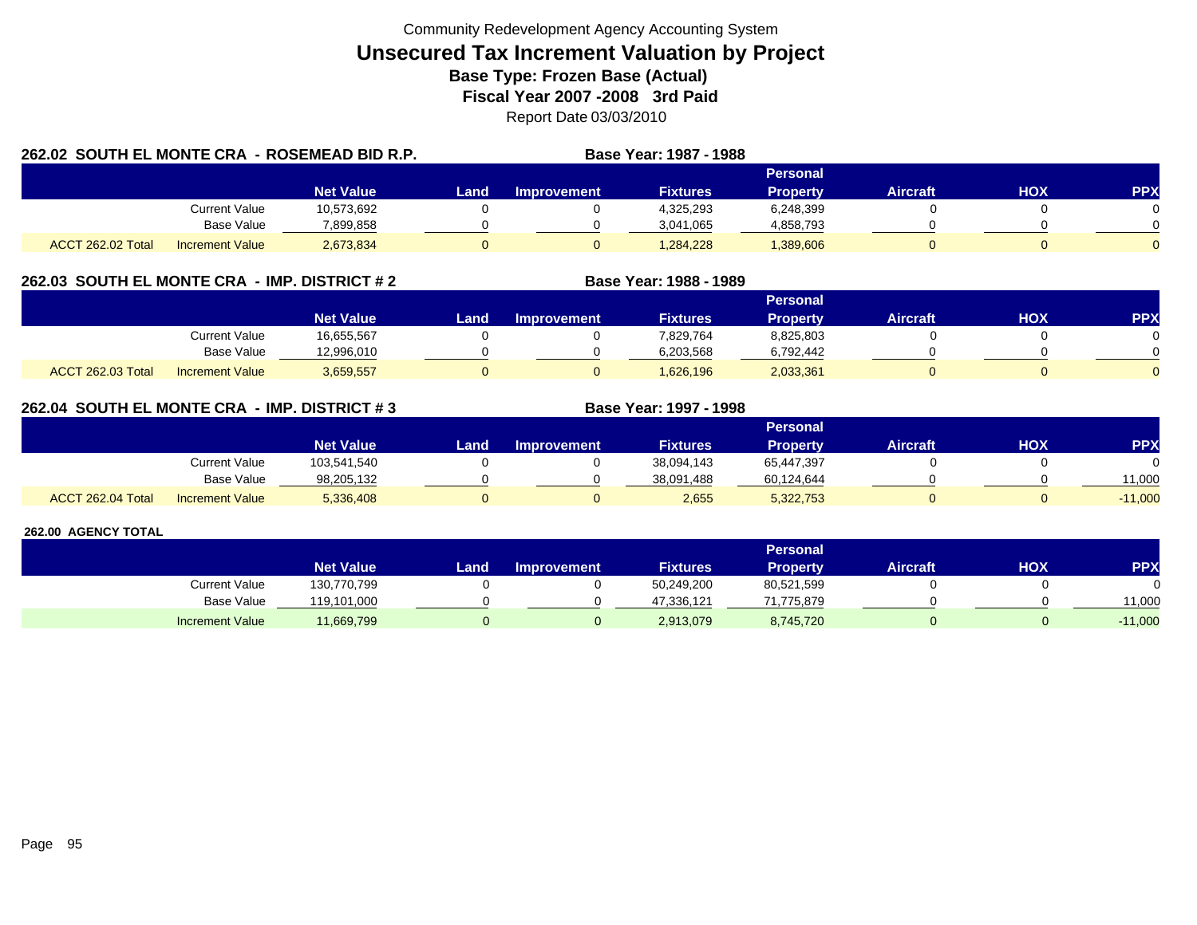Community Redevelopment Agency Accounting System

# Unsecured Tax Increment Valuation by Project

## Base Type: Frozen Base (Actual)

## Fiscal Year 2007 -2008 3rd Paid

Report Date 03/03/2010

### 262.02 SOUTH EL MONTE CRA - ROSEMEAD BID R.P.

**Base Year: 1987 - 1988**

| | | Net Value | Land | Improvement | Fixtures | Personal Property | Aircraft | HOX | PPX |
|---|---|---|---|---|---|---|---|---|---|
| | Current Value | 10,573,692 | 0 | 0 | 4,325,293 | 6,248,399 | 0 | 0 | 0 |
| | Base Value | 7,899,858 | 0 | 0 | 3,041,065 | 4,858,793 | 0 | 0 | 0 |
| ACCT 262.02 Total | Increment Value | 2,673,834 | 0 | 0 | 1,284,228 | 1,389,606 | 0 | 0 | 0 |

### 262.03 SOUTH EL MONTE CRA - IMP. DISTRICT # 2

**Base Year: 1988 - 1989**

| | | Net Value | Land | Improvement | Fixtures | Personal Property | Aircraft | HOX | PPX |
|---|---|---|---|---|---|---|---|---|---|
| | Current Value | 16,655,567 | 0 | 0 | 7,829,764 | 8,825,803 | 0 | 0 | 0 |
| | Base Value | 12,996,010 | 0 | 0 | 6,203,568 | 6,792,442 | 0 | 0 | 0 |
| ACCT 262.03 Total | Increment Value | 3,659,557 | 0 | 0 | 1,626,196 | 2,033,361 | 0 | 0 | 0 |

### 262.04 SOUTH EL MONTE CRA - IMP. DISTRICT # 3

**Base Year: 1997 - 1998**

| | | Net Value | Land | Improvement | Fixtures | Personal Property | Aircraft | HOX | PPX |
|---|---|---|---|---|---|---|---|---|---|
| | Current Value | 103,541,540 | 0 | 0 | 38,094,143 | 65,447,397 | 0 | 0 | 0 |
| | Base Value | 98,205,132 | 0 | 0 | 38,091,488 | 60,124,644 | 0 | 0 | 11,000 |
| ACCT 262.04 Total | Increment Value | 5,336,408 | 0 | 0 | 2,655 | 5,322,753 | 0 | 0 | -11,000 |

### 262.00 AGENCY TOTAL

| | | Net Value | Land | Improvement | Fixtures | Personal Property | Aircraft | HOX | PPX |
|---|---|---|---|---|---|---|---|---|---|
| | Current Value | 130,770,799 | 0 | 0 | 50,249,200 | 80,521,599 | 0 | 0 | 0 |
| | Base Value | 119,101,000 | 0 | 0 | 47,336,121 | 71,775,879 | 0 | 0 | 11,000 |
| | Increment Value | 11,669,799 | 0 | 0 | 2,913,079 | 8,745,720 | 0 | 0 | -11,000 |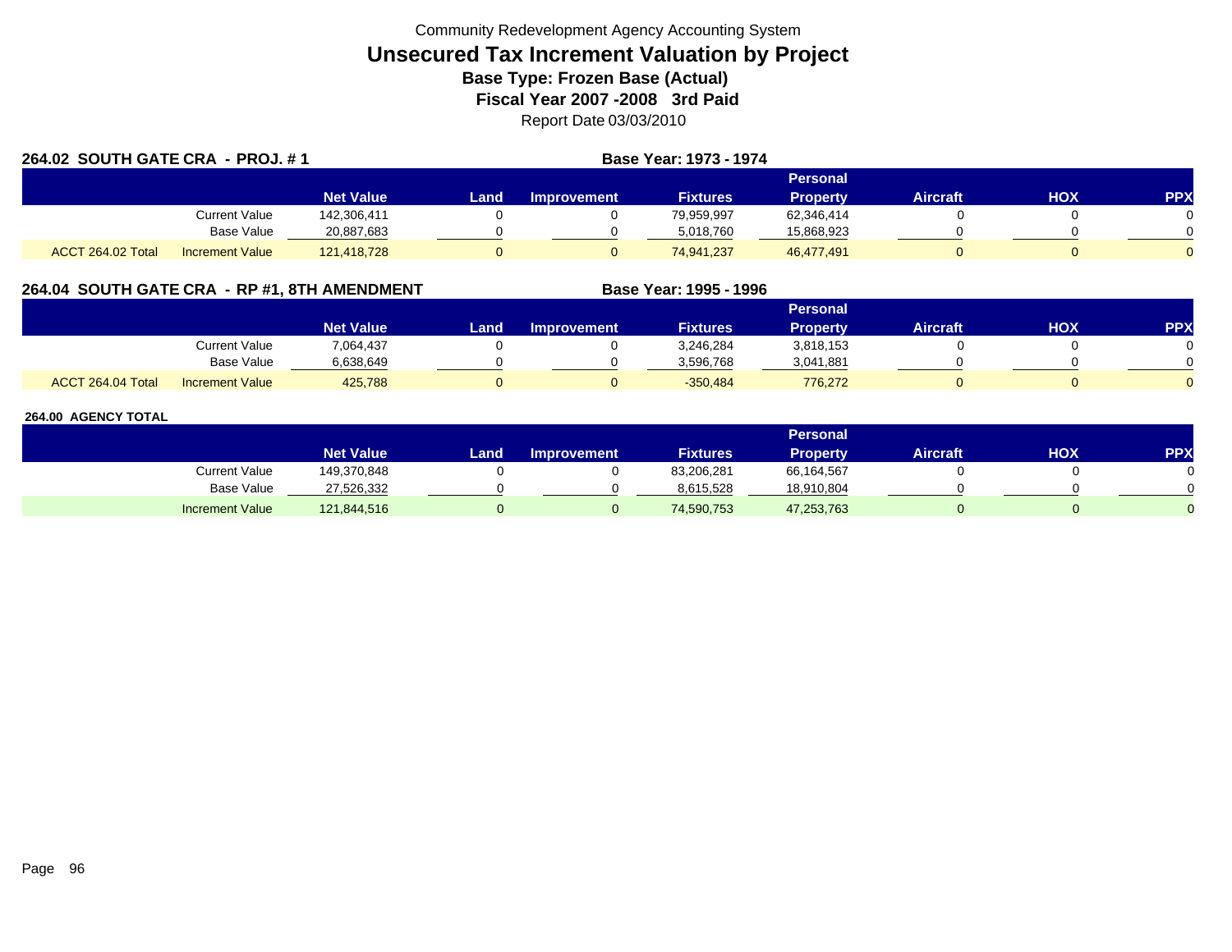Community Redevelopment Agency Accounting System

# Unsecured Tax Increment Valuation by Project

**Base Type: Frozen Base (Actual)**

**Fiscal Year 2007 -2008 3rd Paid**

Report Date 03/03/2010

## 264.02 SOUTH GATE CRA - PROJ. # 1

**Base Year: 1973 - 1974**

| | | Net Value | Land | Improvement | Fixtures | Personal Property | Aircraft | HOX | PPX |
|---|---|---|---|---|---|---|---|---|---|
| | Current Value | 142,306,411 | 0 | 0 | 79,959,997 | 62,346,414 | 0 | 0 | 0 |
| | Base Value | 20,887,683 | 0 | 0 | 5,018,760 | 15,868,923 | 0 | 0 | 0 |
| ACCT 264.02 Total | Increment Value | 121,418,728 | 0 | 0 | 74,941,237 | 46,477,491 | 0 | 0 | 0 |

## 264.04 SOUTH GATE CRA - RP #1, 8TH AMENDMENT

**Base Year: 1995 - 1996**

| | | Net Value | Land | Improvement | Fixtures | Personal Property | Aircraft | HOX | PPX |
|---|---|---|---|---|---|---|---|---|---|
| | Current Value | 7,064,437 | 0 | 0 | 3,246,284 | 3,818,153 | 0 | 0 | 0 |
| | Base Value | 6,638,649 | 0 | 0 | 3,596,768 | 3,041,881 | 0 | 0 | 0 |
| ACCT 264.04 Total | Increment Value | 425,788 | 0 | 0 | -350,484 | 776,272 | 0 | 0 | 0 |

## 264.00 AGENCY TOTAL

| | | Net Value | Land | Improvement | Fixtures | Personal Property | Aircraft | HOX | PPX |
|---|---|---|---|---|---|---|---|---|---|
| | Current Value | 149,370,848 | 0 | 0 | 83,206,281 | 66,164,567 | 0 | 0 | 0 |
| | Base Value | 27,526,332 | 0 | 0 | 8,615,528 | 18,910,804 | 0 | 0 | 0 |
| | Increment Value | 121,844,516 | 0 | 0 | 74,590,753 | 47,253,763 | 0 | 0 | 0 |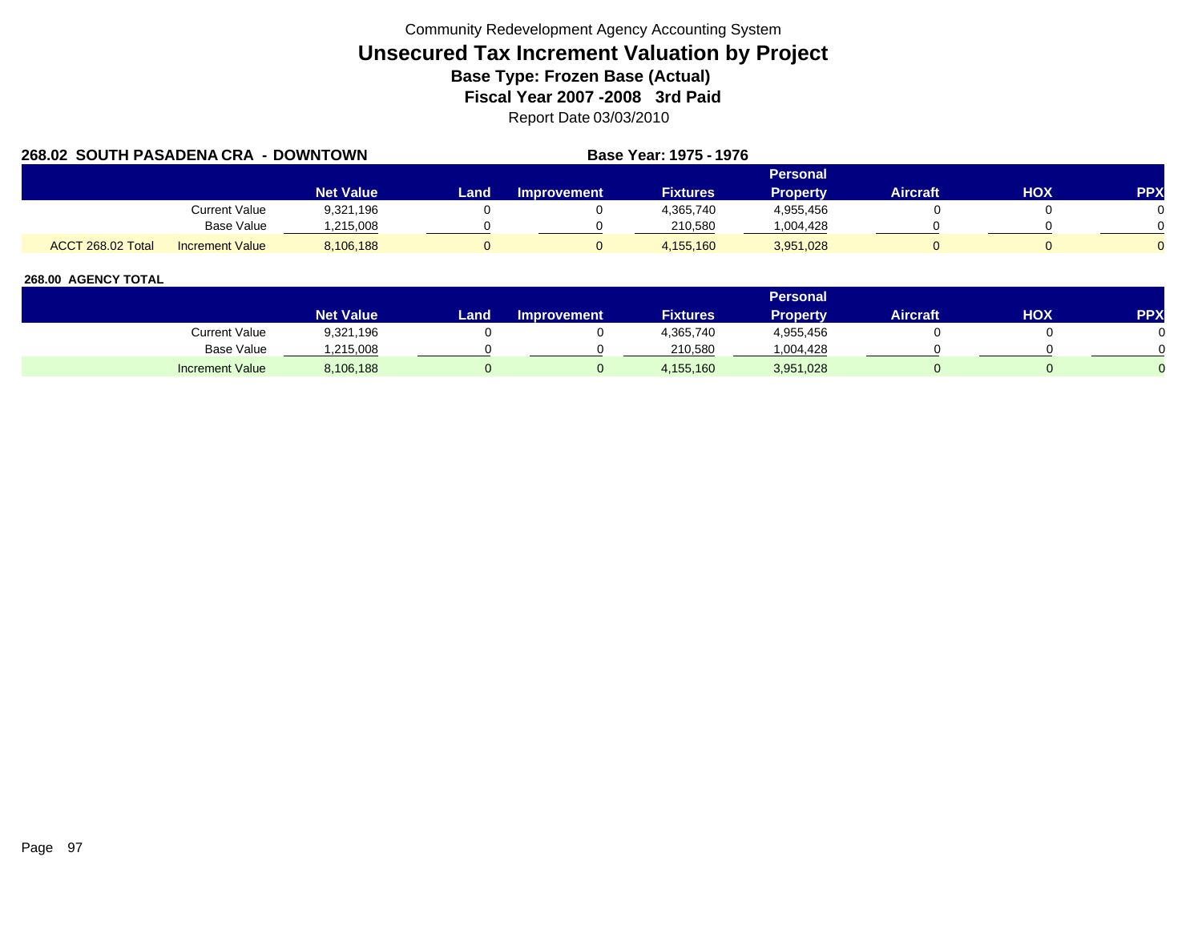Community Redevelopment Agency Accounting System

# Unsecured Tax Increment Valuation by Project

## Base Type: Frozen Base (Actual)

## Fiscal Year 2007 -2008 3rd Paid

Report Date 03/03/2010

### 268.02 SOUTH PASADENA CRA - DOWNTOWN

**Base Year: 1975 - 1976**

| | | Net Value | Land | Improvement | Fixtures | Personal Property | Aircraft | HOX | PPX |
|---|---|---|---|---|---|---|---|---|---|
| | Current Value | 9,321,196 | 0 | 0 | 4,365,740 | 4,955,456 | 0 | 0 | 0 |
| | Base Value | 1,215,008 | 0 | 0 | 210,580 | 1,004,428 | 0 | 0 | 0 |
| ACCT 268.02 Total | Increment Value | 8,106,188 | 0 | 0 | 4,155,160 | 3,951,028 | 0 | 0 | 0 |

### 268.00 AGENCY TOTAL

| | Net Value | Land | Improvement | Fixtures | Personal Property | Aircraft | HOX | PPX |
|---|---|---|---|---|---|---|---|---|
| Current Value | 9,321,196 | 0 | 0 | 4,365,740 | 4,955,456 | 0 | 0 | 0 |
| Base Value | 1,215,008 | 0 | 0 | 210,580 | 1,004,428 | 0 | 0 | 0 |
| Increment Value | 8,106,188 | 0 | 0 | 4,155,160 | 3,951,028 | 0 | 0 | 0 |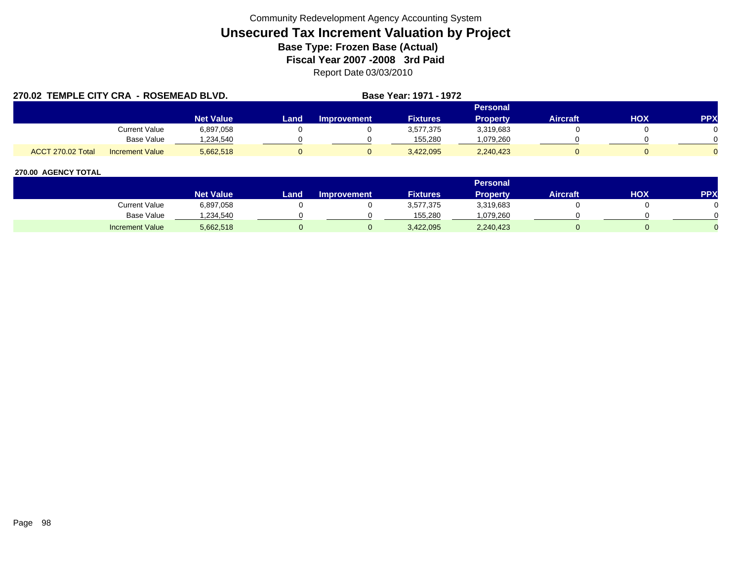Community Redevelopment Agency Accounting System

# Unsecured Tax Increment Valuation by Project

## Base Type: Frozen Base (Actual)

## Fiscal Year 2007 -2008 3rd Paid

Report Date 03/03/2010

### 270.02 TEMPLE CITY CRA - ROSEMEAD BLVD.

**Base Year: 1971 - 1972**

| | | Net Value | Land | Improvement | Fixtures | Personal Property | Aircraft | HOX | PPX |
|---|---|---|---|---|---|---|---|---|---|
| | Current Value | 6,897,058 | 0 | 0 | 3,577,375 | 3,319,683 | 0 | 0 | 0 |
| | Base Value | 1,234,540 | 0 | 0 | 155,280 | 1,079,260 | 0 | 0 | 0 |
| ACCT 270.02 Total | Increment Value | 5,662,518 | 0 | 0 | 3,422,095 | 2,240,423 | 0 | 0 | 0 |

### 270.00 AGENCY TOTAL

| | Net Value | Land | Improvement | Fixtures | Personal Property | Aircraft | HOX | PPX |
|---|---|---|---|---|---|---|---|---|
| Current Value | 6,897,058 | 0 | 0 | 3,577,375 | 3,319,683 | 0 | 0 | 0 |
| Base Value | 1,234,540 | 0 | 0 | 155,280 | 1,079,260 | 0 | 0 | 0 |
| Increment Value | 5,662,518 | 0 | 0 | 3,422,095 | 2,240,423 | 0 | 0 | 0 |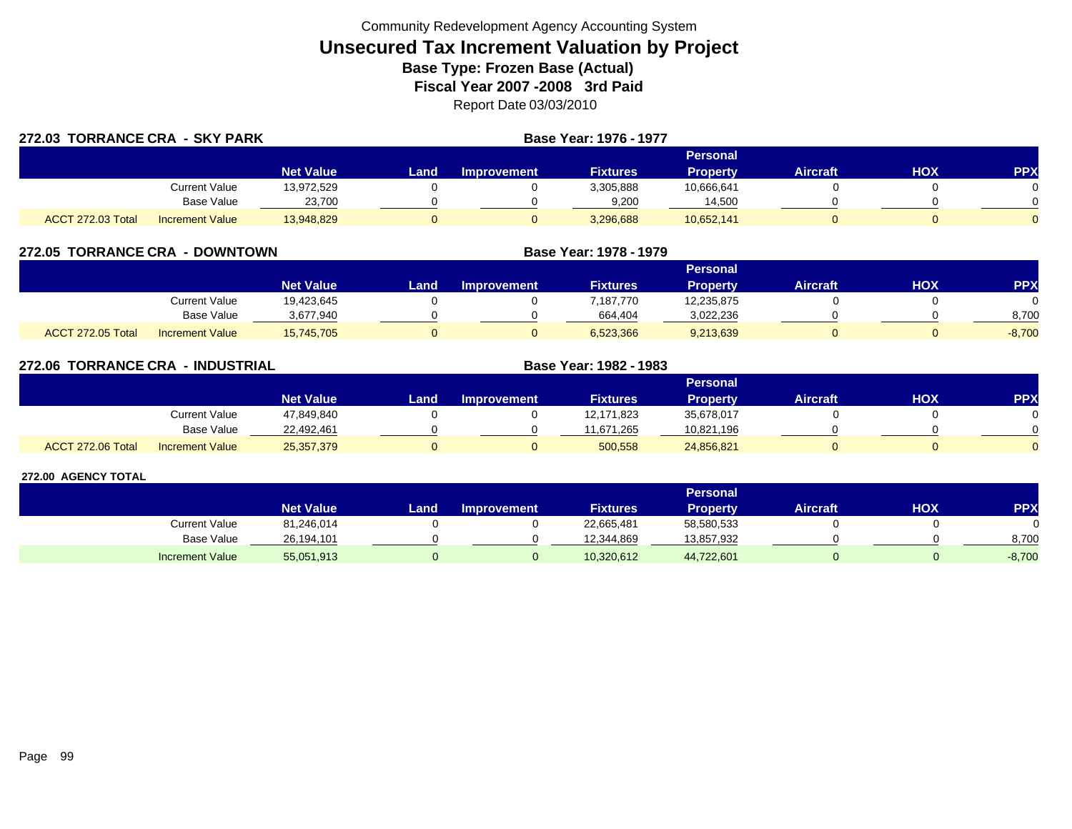Community Redevelopment Agency Accounting System

# Unsecured Tax Increment Valuation by Project

**Base Type: Frozen Base (Actual)**

**Fiscal Year 2007 -2008 3rd Paid**

Report Date 03/03/2010

## 272.03 TORRANCE CRA - SKY PARK

**Base Year: 1976 - 1977**

| | | Net Value | Land | Improvement | Fixtures | Personal Property | Aircraft | HOX | PPX |
|---|---|---|---|---|---|---|---|---|---|
| | Current Value | 13,972,529 | 0 | 0 | 3,305,888 | 10,666,641 | 0 | 0 | 0 |
| | Base Value | 23,700 | 0 | 0 | 9,200 | 14,500 | 0 | 0 | 0 |
| ACCT 272.03 Total | Increment Value | 13,948,829 | 0 | 0 | 3,296,688 | 10,652,141 | 0 | 0 | 0 |

## 272.05 TORRANCE CRA - DOWNTOWN

**Base Year: 1978 - 1979**

| | | Net Value | Land | Improvement | Fixtures | Personal Property | Aircraft | HOX | PPX |
|---|---|---|---|---|---|---|---|---|---|
| | Current Value | 19,423,645 | 0 | 0 | 7,187,770 | 12,235,875 | 0 | 0 | 0 |
| | Base Value | 3,677,940 | 0 | 0 | 664,404 | 3,022,236 | 0 | 0 | 8,700 |
| ACCT 272.05 Total | Increment Value | 15,745,705 | 0 | 0 | 6,523,366 | 9,213,639 | 0 | 0 | -8,700 |

## 272.06 TORRANCE CRA - INDUSTRIAL

**Base Year: 1982 - 1983**

| | | Net Value | Land | Improvement | Fixtures | Personal Property | Aircraft | HOX | PPX |
|---|---|---|---|---|---|---|---|---|---|
| | Current Value | 47,849,840 | 0 | 0 | 12,171,823 | 35,678,017 | 0 | 0 | 0 |
| | Base Value | 22,492,461 | 0 | 0 | 11,671,265 | 10,821,196 | 0 | 0 | 0 |
| ACCT 272.06 Total | Increment Value | 25,357,379 | 0 | 0 | 500,558 | 24,856,821 | 0 | 0 | 0 |

## 272.00 AGENCY TOTAL

| | | Net Value | Land | Improvement | Fixtures | Personal Property | Aircraft | HOX | PPX |
|---|---|---|---|---|---|---|---|---|---|
| | Current Value | 81,246,014 | 0 | 0 | 22,665,481 | 58,580,533 | 0 | 0 | 0 |
| | Base Value | 26,194,101 | 0 | 0 | 12,344,869 | 13,857,932 | 0 | 0 | 8,700 |
| | Increment Value | 55,051,913 | 0 | 0 | 10,320,612 | 44,722,601 | 0 | 0 | -8,700 |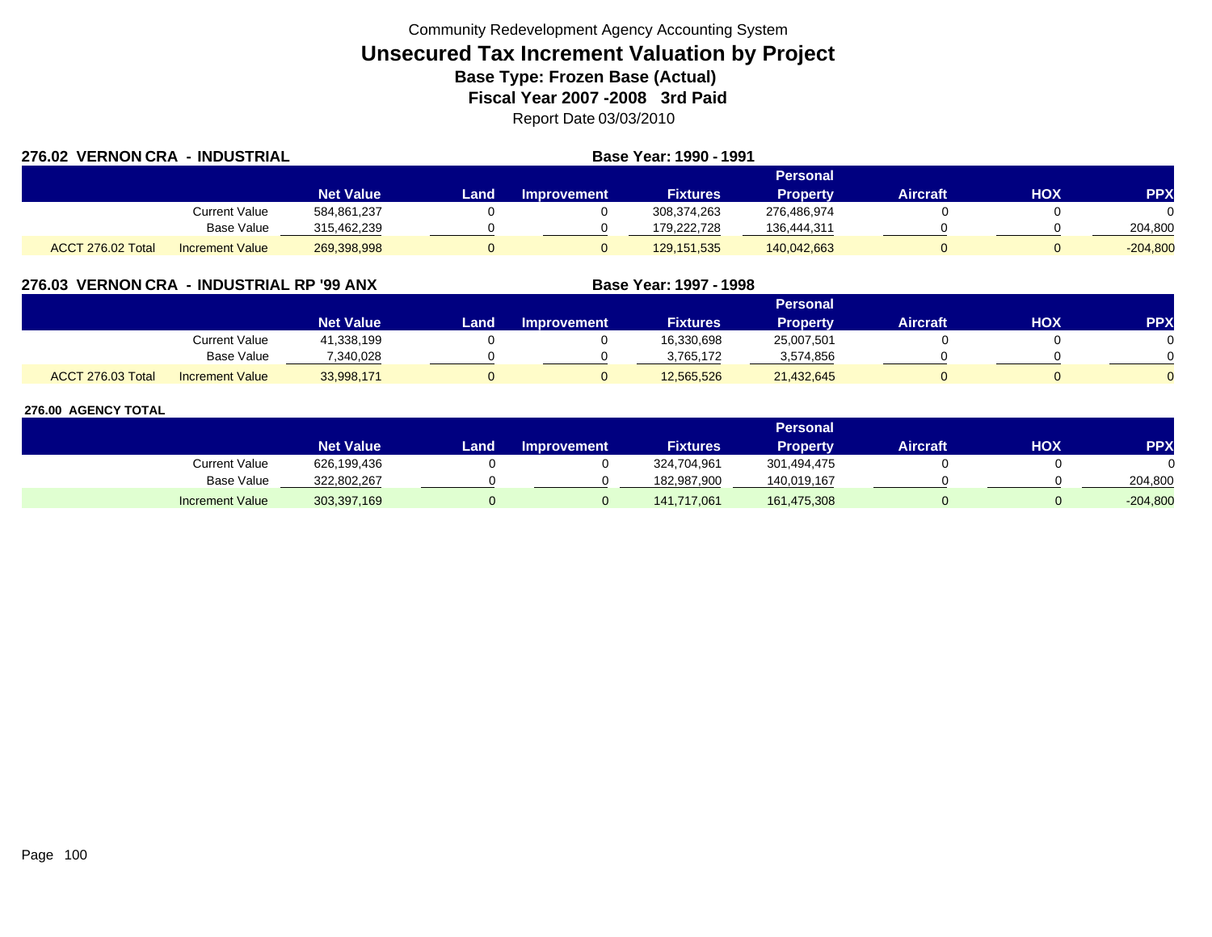Community Redevelopment Agency Accounting System

# Unsecured Tax Increment Valuation by Project

**Base Type: Frozen Base (Actual)**

**Fiscal Year 2007 -2008 3rd Paid**

Report Date 03/03/2010

## 276.02 VERNON CRA - INDUSTRIAL

**Base Year: 1990 - 1991**

| | | Net Value | Land | Improvement | Fixtures | Personal Property | Aircraft | HOX | PPX |
|---|---|---|---|---|---|---|---|---|---|
| | Current Value | 584,861,237 | 0 | 0 | 308,374,263 | 276,486,974 | 0 | 0 | 0 |
| | Base Value | 315,462,239 | 0 | 0 | 179,222,728 | 136,444,311 | 0 | 0 | 204,800 |
| ACCT 276.02 Total | Increment Value | 269,398,998 | 0 | 0 | 129,151,535 | 140,042,663 | 0 | 0 | -204,800 |

## 276.03 VERNON CRA - INDUSTRIAL RP '99 ANX

**Base Year: 1997 - 1998**

| | | Net Value | Land | Improvement | Fixtures | Personal Property | Aircraft | HOX | PPX |
|---|---|---|---|---|---|---|---|---|---|
| | Current Value | 41,338,199 | 0 | 0 | 16,330,698 | 25,007,501 | 0 | 0 | 0 |
| | Base Value | 7,340,028 | 0 | 0 | 3,765,172 | 3,574,856 | 0 | 0 | 0 |
| ACCT 276.03 Total | Increment Value | 33,998,171 | 0 | 0 | 12,565,526 | 21,432,645 | 0 | 0 | 0 |

## 276.00 AGENCY TOTAL

| | Net Value | Land | Improvement | Fixtures | Personal Property | Aircraft | HOX | PPX |
|---|---|---|---|---|---|---|---|---|
| Current Value | 626,199,436 | 0 | 0 | 324,704,961 | 301,494,475 | 0 | 0 | 0 |
| Base Value | 322,802,267 | 0 | 0 | 182,987,900 | 140,019,167 | 0 | 0 | 204,800 |
| Increment Value | 303,397,169 | 0 | 0 | 141,717,061 | 161,475,308 | 0 | 0 | -204,800 |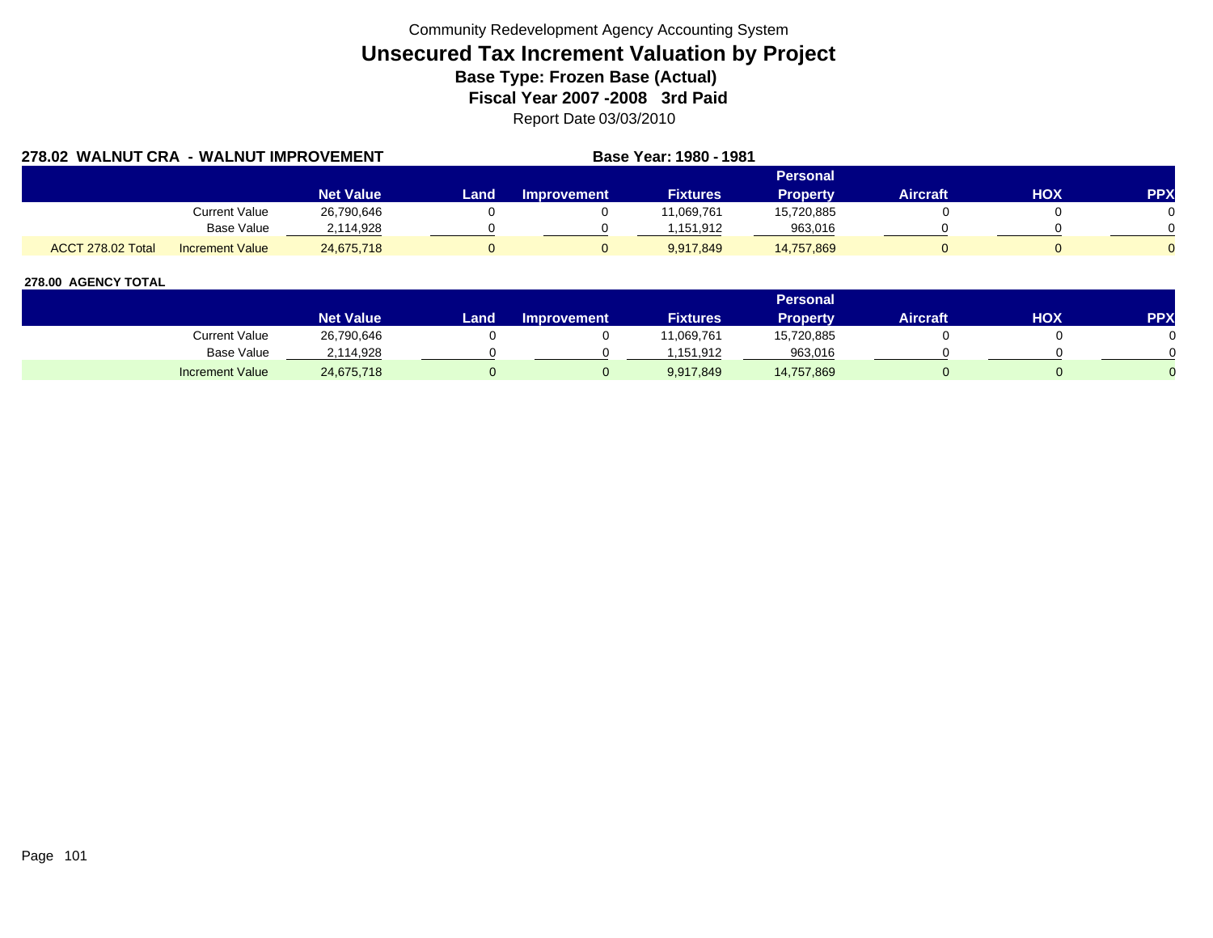Community Redevelopment Agency Accounting System

# Unsecured Tax Increment Valuation by Project

## Base Type: Frozen Base (Actual)

## Fiscal Year 2007 -2008 3rd Paid

Report Date 03/03/2010

### 278.02 WALNUT CRA - WALNUT IMPROVEMENT

**Base Year: 1980 - 1981**

| | | Net Value | Land | Improvement | Fixtures | Personal Property | Aircraft | HOX | PPX |
|---|---|---|---|---|---|---|---|---|---|
| | Current Value | 26,790,646 | 0 | 0 | 11,069,761 | 15,720,885 | 0 | 0 | 0 |
| | Base Value | 2,114,928 | 0 | 0 | 1,151,912 | 963,016 | 0 | 0 | 0 |
| ACCT 278.02 Total | Increment Value | 24,675,718 | 0 | 0 | 9,917,849 | 14,757,869 | 0 | 0 | 0 |

### 278.00 AGENCY TOTAL

| | Net Value | Land | Improvement | Fixtures | Personal Property | Aircraft | HOX | PPX |
|---|---|---|---|---|---|---|---|---|
| Current Value | 26,790,646 | 0 | 0 | 11,069,761 | 15,720,885 | 0 | 0 | 0 |
| Base Value | 2,114,928 | 0 | 0 | 1,151,912 | 963,016 | 0 | 0 | 0 |
| Increment Value | 24,675,718 | 0 | 0 | 9,917,849 | 14,757,869 | 0 | 0 | 0 |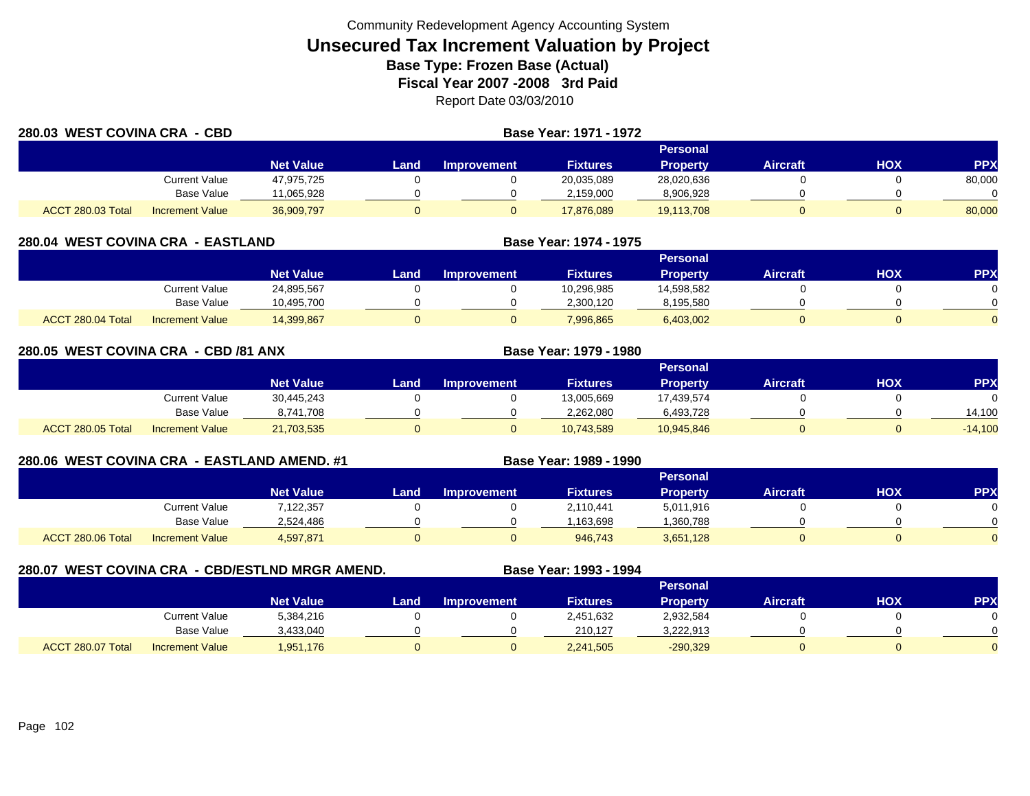Community Redevelopment Agency Accounting System

# Unsecured Tax Increment Valuation by Project

**Base Type: Frozen Base (Actual)**

**Fiscal Year 2007 -2008 3rd Paid**

Report Date 03/03/2010

## 280.03 WEST COVINA CRA - CBD

**Base Year: 1971 - 1972**

| | | Net Value | Land | Improvement | Fixtures | Personal Property | Aircraft | HOX | PPX |
|---|---|---|---|---|---|---|---|---|---|
| | Current Value | 47,975,725 | 0 | 0 | 20,035,089 | 28,020,636 | 0 | 0 | 80,000 |
| | Base Value | 11,065,928 | 0 | 0 | 2,159,000 | 8,906,928 | 0 | 0 | 0 |
| ACCT 280.03 Total | Increment Value | 36,909,797 | 0 | 0 | 17,876,089 | 19,113,708 | 0 | 0 | 80,000 |

## 280.04 WEST COVINA CRA - EASTLAND

**Base Year: 1974 - 1975**

| | | Net Value | Land | Improvement | Fixtures | Personal Property | Aircraft | HOX | PPX |
|---|---|---|---|---|---|---|---|---|---|
| | Current Value | 24,895,567 | 0 | 0 | 10,296,985 | 14,598,582 | 0 | 0 | 0 |
| | Base Value | 10,495,700 | 0 | 0 | 2,300,120 | 8,195,580 | 0 | 0 | 0 |
| ACCT 280.04 Total | Increment Value | 14,399,867 | 0 | 0 | 7,996,865 | 6,403,002 | 0 | 0 | 0 |

## 280.05 WEST COVINA CRA - CBD /81 ANX

**Base Year: 1979 - 1980**

| | | Net Value | Land | Improvement | Fixtures | Personal Property | Aircraft | HOX | PPX |
|---|---|---|---|---|---|---|---|---|---|
| | Current Value | 30,445,243 | 0 | 0 | 13,005,669 | 17,439,574 | 0 | 0 | 0 |
| | Base Value | 8,741,708 | 0 | 0 | 2,262,080 | 6,493,728 | 0 | 0 | 14,100 |
| ACCT 280.05 Total | Increment Value | 21,703,535 | 0 | 0 | 10,743,589 | 10,945,846 | 0 | 0 | -14,100 |

## 280.06 WEST COVINA CRA - EASTLAND AMEND. #1

**Base Year: 1989 - 1990**

| | | Net Value | Land | Improvement | Fixtures | Personal Property | Aircraft | HOX | PPX |
|---|---|---|---|---|---|---|---|---|---|
| | Current Value | 7,122,357 | 0 | 0 | 2,110,441 | 5,011,916 | 0 | 0 | 0 |
| | Base Value | 2,524,486 | 0 | 0 | 1,163,698 | 1,360,788 | 0 | 0 | 0 |
| ACCT 280.06 Total | Increment Value | 4,597,871 | 0 | 0 | 946,743 | 3,651,128 | 0 | 0 | 0 |

## 280.07 WEST COVINA CRA - CBD/ESTLND MRGR AMEND.

**Base Year: 1993 - 1994**

| | | Net Value | Land | Improvement | Fixtures | Personal Property | Aircraft | HOX | PPX |
|---|---|---|---|---|---|---|---|---|---|
| | Current Value | 5,384,216 | 0 | 0 | 2,451,632 | 2,932,584 | 0 | 0 | 0 |
| | Base Value | 3,433,040 | 0 | 0 | 210,127 | 3,222,913 | 0 | 0 | 0 |
| ACCT 280.07 Total | Increment Value | 1,951,176 | 0 | 0 | 2,241,505 | -290,329 | 0 | 0 | 0 |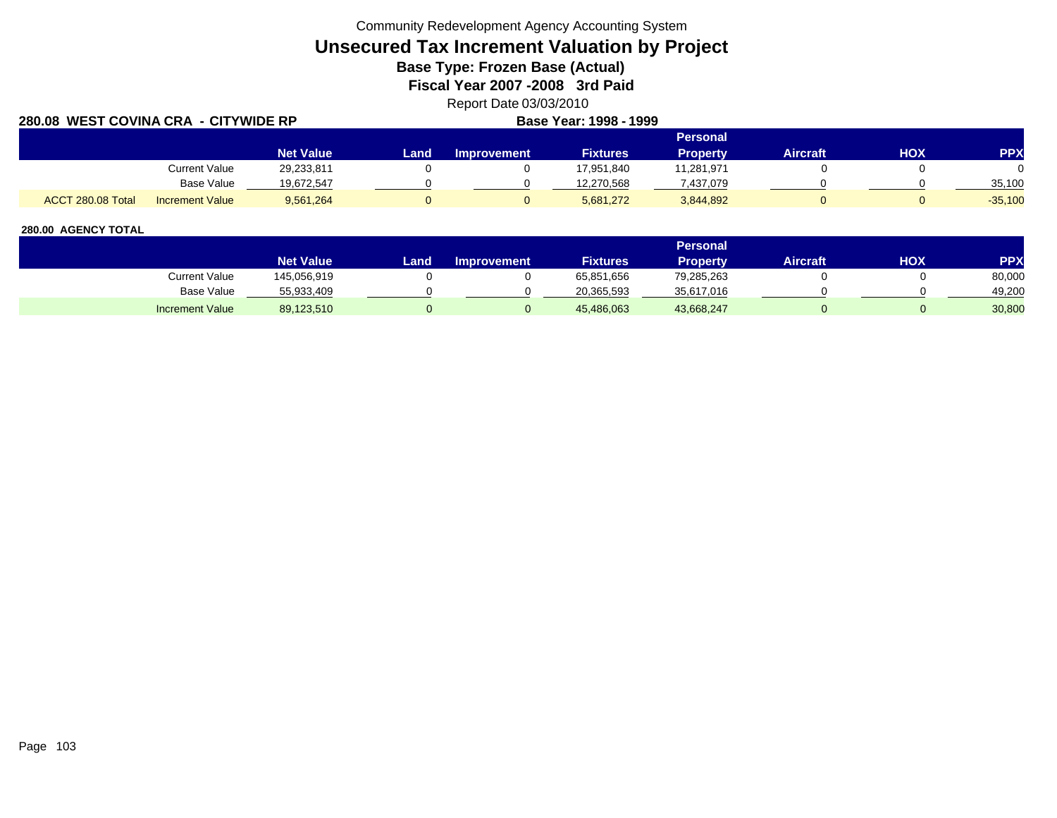Community Redevelopment Agency Accounting System

# Unsecured Tax Increment Valuation by Project

**Base Type: Frozen Base (Actual)**

**Fiscal Year 2007 -2008 3rd Paid**

Report Date 03/03/2010

**280.08 WEST COVINA CRA - CITYWIDE RP** **Base Year: 1998 - 1999**

| | | Net Value | Land | Improvement | Fixtures | Personal Property | Aircraft | HOX | PPX |
|---|---|---|---|---|---|---|---|---|---|
| | Current Value | 29,233,811 | 0 | 0 | 17,951,840 | 11,281,971 | 0 | 0 | 0 |
| | Base Value | 19,672,547 | 0 | 0 | 12,270,568 | 7,437,079 | 0 | 0 | 35,100 |
| ACCT 280.08 Total | Increment Value | 9,561,264 | 0 | 0 | 5,681,272 | 3,844,892 | 0 | 0 | -35,100 |

**280.00 AGENCY TOTAL**

| | Net Value | Land | Improvement | Fixtures | Personal Property | Aircraft | HOX | PPX |
|---|---|---|---|---|---|---|---|---|
| Current Value | 145,056,919 | 0 | 0 | 65,851,656 | 79,285,263 | 0 | 0 | 80,000 |
| Base Value | 55,933,409 | 0 | 0 | 20,365,593 | 35,617,016 | 0 | 0 | 49,200 |
| Increment Value | 89,123,510 | 0 | 0 | 45,486,063 | 43,668,247 | 0 | 0 | 30,800 |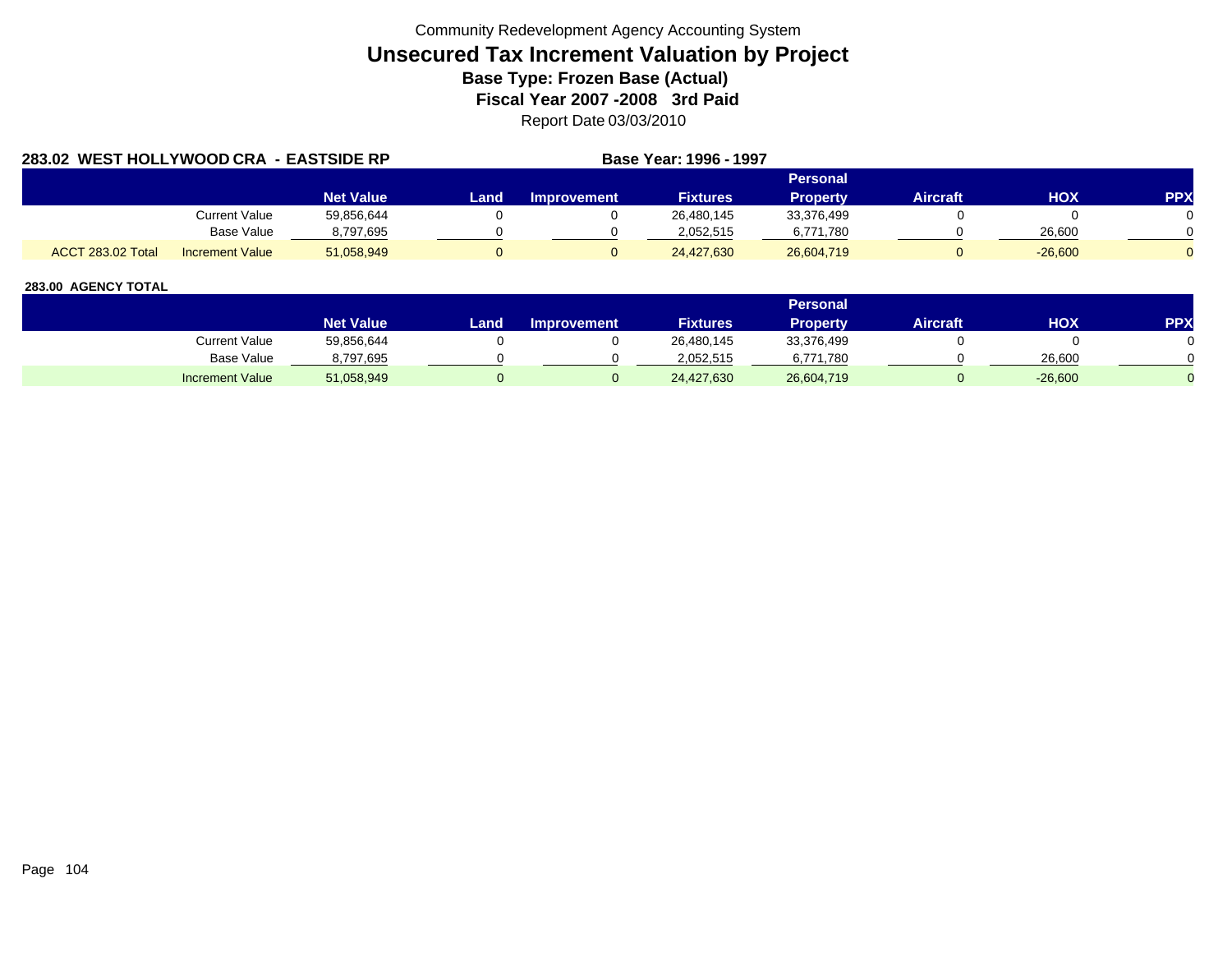Community Redevelopment Agency Accounting System

# Unsecured Tax Increment Valuation by Project

**Base Type: Frozen Base (Actual)**

**Fiscal Year 2007 -2008 3rd Paid**

Report Date 03/03/2010

**283.02 WEST HOLLYWOOD CRA - EASTSIDE RP** **Base Year: 1996 - 1997**

| | | Net Value | Land | Improvement | Fixtures | Personal Property | Aircraft | HOX | PPX |
|---|---|---|---|---|---|---|---|---|---|
| | Current Value | 59,856,644 | 0 | 0 | 26,480,145 | 33,376,499 | 0 | 0 | 0 |
| | Base Value | 8,797,695 | 0 | 0 | 2,052,515 | 6,771,780 | 0 | 26,600 | 0 |
| ACCT 283.02 Total | Increment Value | 51,058,949 | 0 | 0 | 24,427,630 | 26,604,719 | 0 | -26,600 | 0 |

**283.00 AGENCY TOTAL**

| | Net Value | Land | Improvement | Fixtures | Personal Property | Aircraft | HOX | PPX |
|---|---|---|---|---|---|---|---|---|
| Current Value | 59,856,644 | 0 | 0 | 26,480,145 | 33,376,499 | 0 | 0 | 0 |
| Base Value | 8,797,695 | 0 | 0 | 2,052,515 | 6,771,780 | 0 | 26,600 | 0 |
| Increment Value | 51,058,949 | 0 | 0 | 24,427,630 | 26,604,719 | 0 | -26,600 | 0 |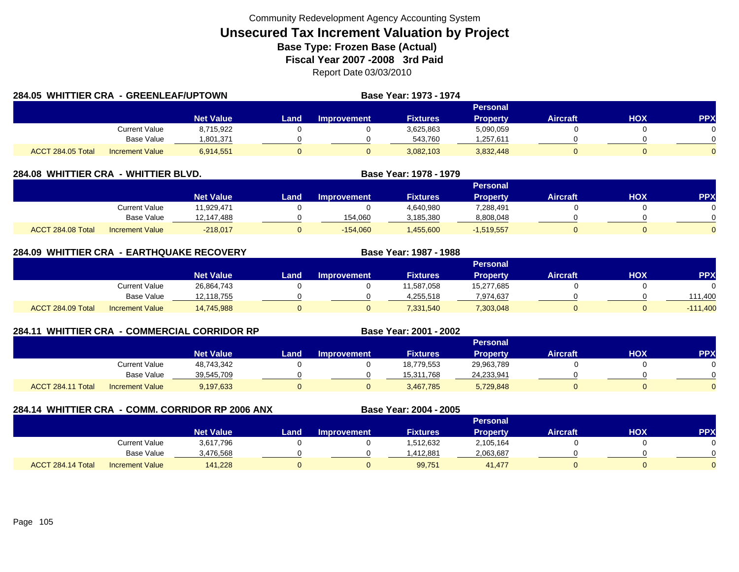Community Redevelopment Agency Accounting System

# Unsecured Tax Increment Valuation by Project

**Base Type: Frozen Base (Actual)**

**Fiscal Year 2007 -2008 3rd Paid**

Report Date 03/03/2010

## 284.05 WHITTIER CRA - GREENLEAF/UPTOWN

**Base Year: 1973 - 1974**

| | | Net Value | Land | Improvement | Fixtures | Personal Property | Aircraft | HOX | PPX |
|---|---|---|---|---|---|---|---|---|---|
| | Current Value | 8,715,922 | 0 | 0 | 3,625,863 | 5,090,059 | 0 | 0 | 0 |
| | Base Value | 1,801,371 | 0 | 0 | 543,760 | 1,257,611 | 0 | 0 | 0 |
| ACCT 284.05 Total | Increment Value | 6,914,551 | 0 | 0 | 3,082,103 | 3,832,448 | 0 | 0 | 0 |

## 284.08 WHITTIER CRA - WHITTIER BLVD.

**Base Year: 1978 - 1979**

| | | Net Value | Land | Improvement | Fixtures | Personal Property | Aircraft | HOX | PPX |
|---|---|---|---|---|---|---|---|---|---|
| | Current Value | 11,929,471 | 0 | 0 | 4,640,980 | 7,288,491 | 0 | 0 | 0 |
| | Base Value | 12,147,488 | 0 | 154,060 | 3,185,380 | 8,808,048 | 0 | 0 | 0 |
| ACCT 284.08 Total | Increment Value | -218,017 | 0 | -154,060 | 1,455,600 | -1,519,557 | 0 | 0 | 0 |

## 284.09 WHITTIER CRA - EARTHQUAKE RECOVERY

**Base Year: 1987 - 1988**

| | | Net Value | Land | Improvement | Fixtures | Personal Property | Aircraft | HOX | PPX |
|---|---|---|---|---|---|---|---|---|---|
| | Current Value | 26,864,743 | 0 | 0 | 11,587,058 | 15,277,685 | 0 | 0 | 0 |
| | Base Value | 12,118,755 | 0 | 0 | 4,255,518 | 7,974,637 | 0 | 0 | 111,400 |
| ACCT 284.09 Total | Increment Value | 14,745,988 | 0 | 0 | 7,331,540 | 7,303,048 | 0 | 0 | -111,400 |

## 284.11 WHITTIER CRA - COMMERCIAL CORRIDOR RP

**Base Year: 2001 - 2002**

| | | Net Value | Land | Improvement | Fixtures | Personal Property | Aircraft | HOX | PPX |
|---|---|---|---|---|---|---|---|---|---|
| | Current Value | 48,743,342 | 0 | 0 | 18,779,553 | 29,963,789 | 0 | 0 | 0 |
| | Base Value | 39,545,709 | 0 | 0 | 15,311,768 | 24,233,941 | 0 | 0 | 0 |
| ACCT 284.11 Total | Increment Value | 9,197,633 | 0 | 0 | 3,467,785 | 5,729,848 | 0 | 0 | 0 |

## 284.14 WHITTIER CRA - COMM. CORRIDOR RP 2006 ANX

**Base Year: 2004 - 2005**

| | | Net Value | Land | Improvement | Fixtures | Personal Property | Aircraft | HOX | PPX |
|---|---|---|---|---|---|---|---|---|---|
| | Current Value | 3,617,796 | 0 | 0 | 1,512,632 | 2,105,164 | 0 | 0 | 0 |
| | Base Value | 3,476,568 | 0 | 0 | 1,412,881 | 2,063,687 | 0 | 0 | 0 |
| ACCT 284.14 Total | Increment Value | 141,228 | 0 | 0 | 99,751 | 41,477 | 0 | 0 | 0 |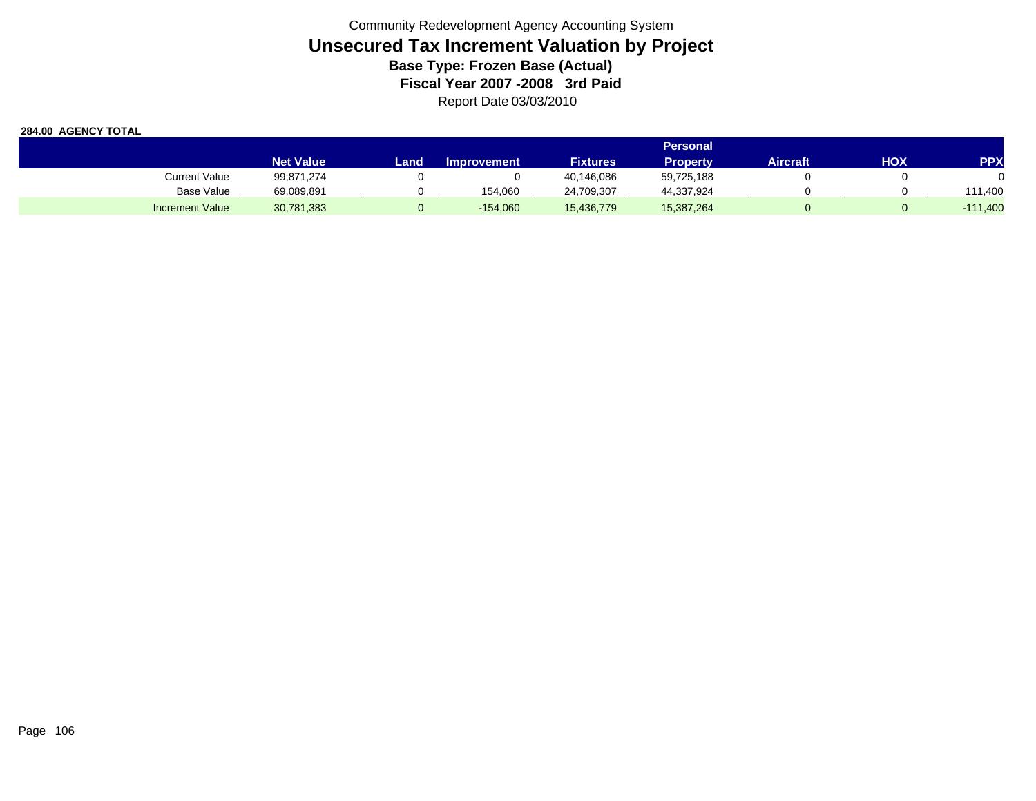Community Redevelopment Agency Accounting System

# Unsecured Tax Increment Valuation by Project

### Base Type: Frozen Base (Actual)

### Fiscal Year 2007 -2008 3rd Paid

Report Date 03/03/2010

**284.00 AGENCY TOTAL**

| | Net Value | Land | Improvement | Fixtures | Personal Property | Aircraft | HOX | PPX |
|---|---|---|---|---|---|---|---|---|
| Current Value | 99,871,274 | 0 | 0 | 40,146,086 | 59,725,188 | 0 | 0 | 0 |
| Base Value | 69,089,891 | 0 | 154,060 | 24,709,307 | 44,337,924 | 0 | 0 | 111,400 |
| Increment Value | 30,781,383 | 0 | -154,060 | 15,436,779 | 15,387,264 | 0 | 0 | -111,400 |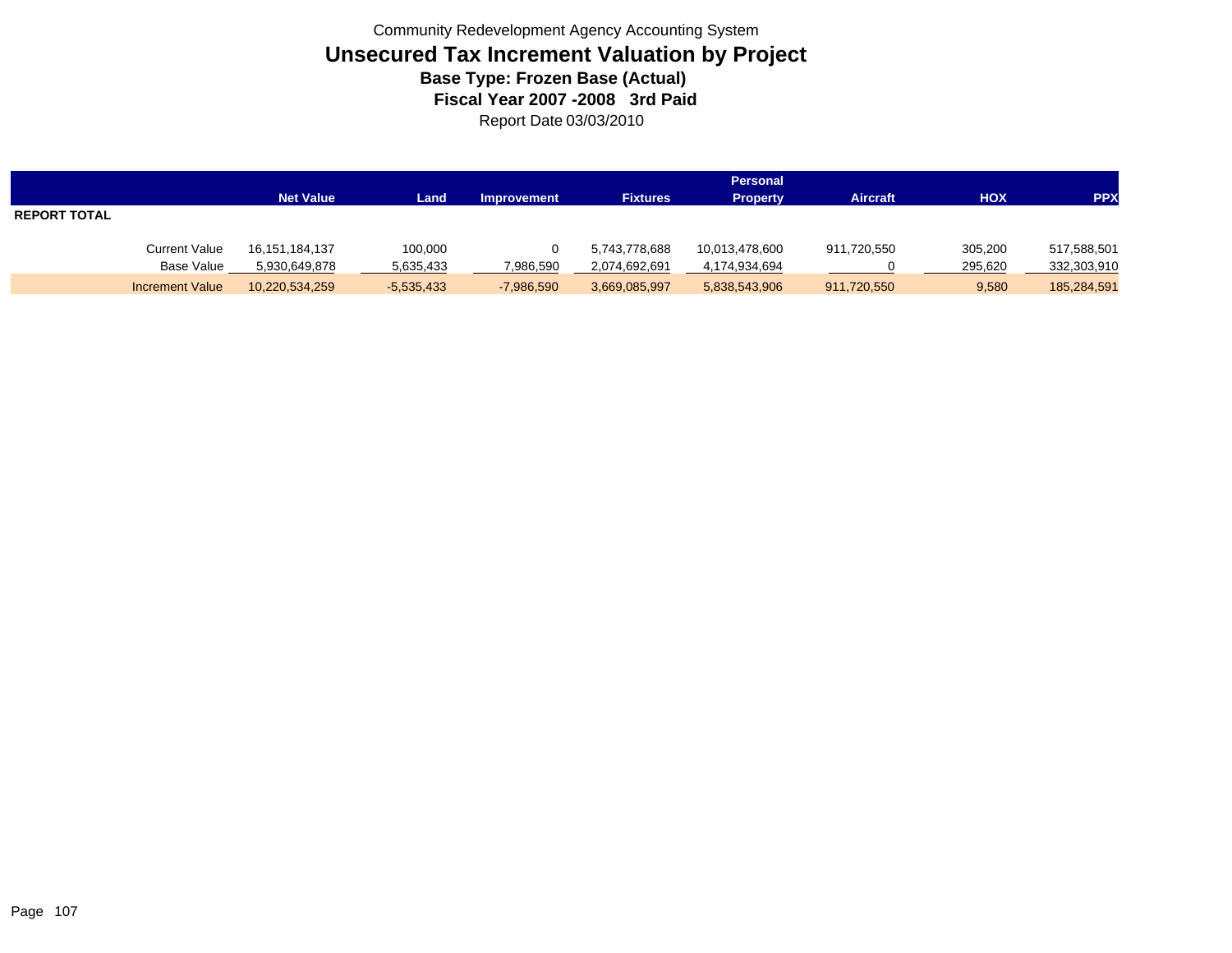Community Redevelopment Agency Accounting System

# Unsecured Tax Increment Valuation by Project

**Base Type: Frozen Base (Actual)**

**Fiscal Year 2007 -2008 3rd Paid**

Report Date 03/03/2010

| | Net Value | Land | Improvement | Fixtures | Personal Property | Aircraft | HOX | PPX |
|---|---|---|---|---|---|---|---|---|
| **REPORT TOTAL** | | | | | | | | |
| Current Value | 16,151,184,137 | 100,000 | 0 | 5,743,778,688 | 10,013,478,600 | 911,720,550 | 305,200 | 517,588,501 |
| Base Value | 5,930,649,878 | 5,635,433 | 7,986,590 | 2,074,692,691 | 4,174,934,694 | 0 | 295,620 | 332,303,910 |
| Increment Value | 10,220,534,259 | -5,535,433 | -7,986,590 | 3,669,085,997 | 5,838,543,906 | 911,720,550 | 9,580 | 185,284,591 |